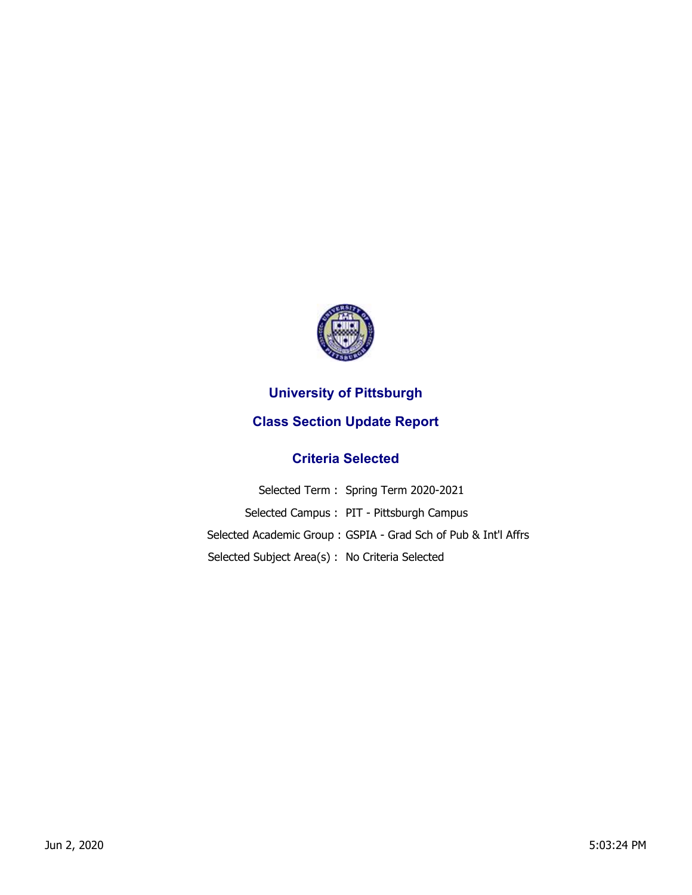# University of Pittsburgh

## Class Section Update Report

### Criteria Selected

| | |
|---|---|
| Selected Term : | Spring Term 2020-2021 |
| Selected Campus : | PIT - Pittsburgh Campus |
| Selected Academic Group : | GSPIA - Grad Sch of Pub & Int'l Affrs |
| Selected Subject Area(s) : | No Criteria Selected |

Jun 2, 2020 5:03:24 PM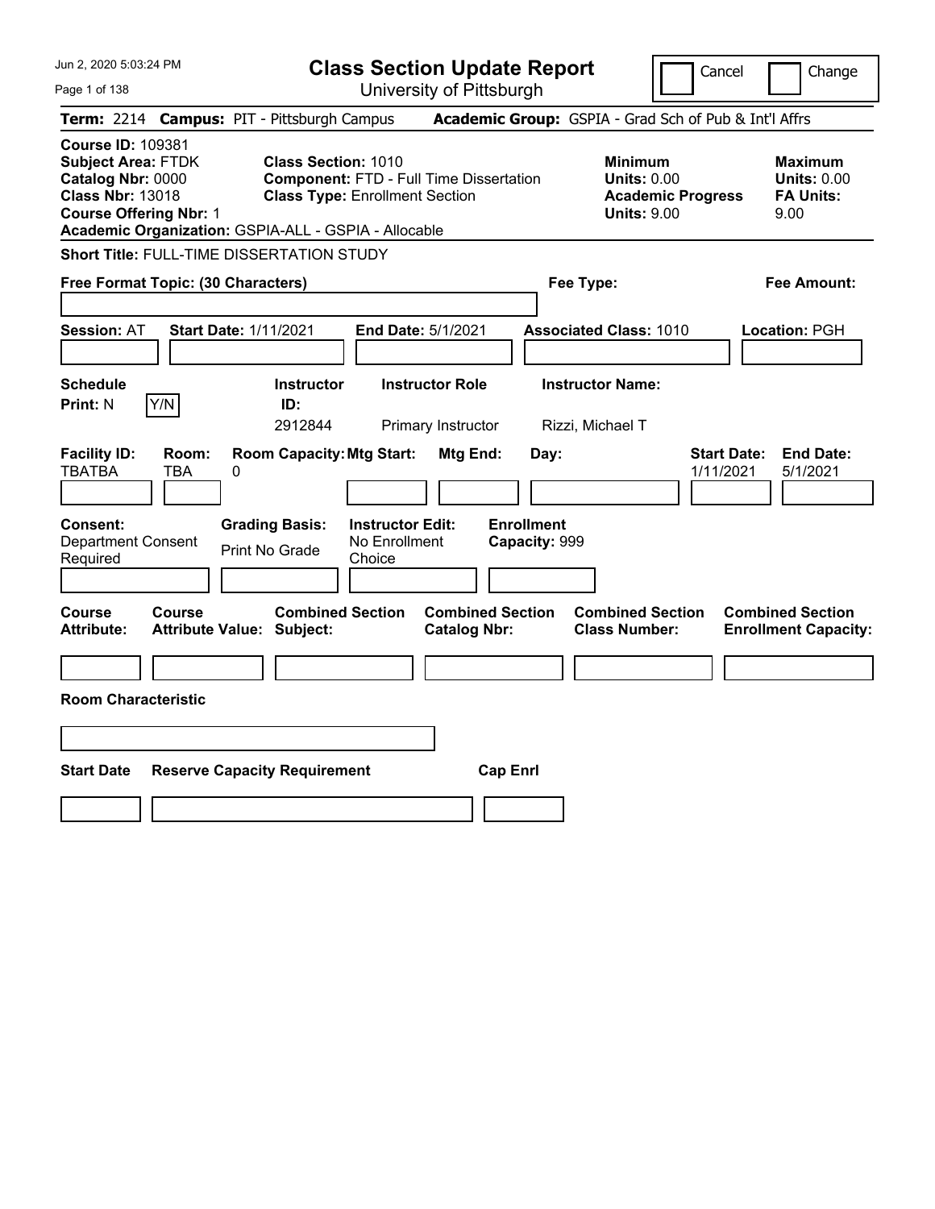Jun 2, 2020 5:03:24 PM

# Class Section Update Report

University of Pittsburgh

Cancel | Change

**Term:** 2214 **Campus:** PIT - Pittsburgh Campus **Academic Group:** GSPIA - Grad Sch of Pub & Int'l Affrs

**Course ID:** 109381
**Subject Area:** FTDK
**Catalog Nbr:** 0000
**Class Nbr:** 13018
**Course Offering Nbr:** 1
**Academic Organization:** GSPIA-ALL - GSPIA - Allocable

**Class Section:** 1010
**Component:** FTD - Full Time Dissertation
**Class Type:** Enrollment Section

**Minimum Units:** 0.00
**Academic Progress Units:** 9.00

**Maximum Units:** 0.00
**FA Units:** 9.00

**Short Title:** FULL-TIME DISSERTATION STUDY

**Free Format Topic: (30 Characters)** | **Fee Type:** | **Fee Amount:**

**Session:** AT **Start Date:** 1/11/2021 **End Date:** 5/1/2021 **Associated Class:** 1010 **Location:** PGH

| Schedule Print: | Instructor ID: | Instructor Role | Instructor Name: |
|---|---|---|---|
| N (Y/N) | 2912844 | Primary Instructor | Rizzi, Michael T |

| Facility ID: | Room: | Room Capacity: | Mtg Start: | Mtg End: | Day: | Start Date: | End Date: |
|---|---|---|---|---|---|---|---|
| TBATBA | TBA | 0 | | | | 1/11/2021 | 5/1/2021 |

| Consent: | Grading Basis: | Instructor Edit: | Enrollment Capacity: |
|---|---|---|---|
| Department Consent Required | Print No Grade | No Enrollment Choice | 999 |

| Course Attribute: | Course Attribute Value: | Combined Section Subject: | Combined Section Catalog Nbr: | Combined Section Class Number: | Combined Section Enrollment Capacity: |
|---|---|---|---|---|---|
| | | | | | |

**Room Characteristic**

| Start Date | Reserve Capacity Requirement | Cap Enrl |
|---|---|---|
| | | |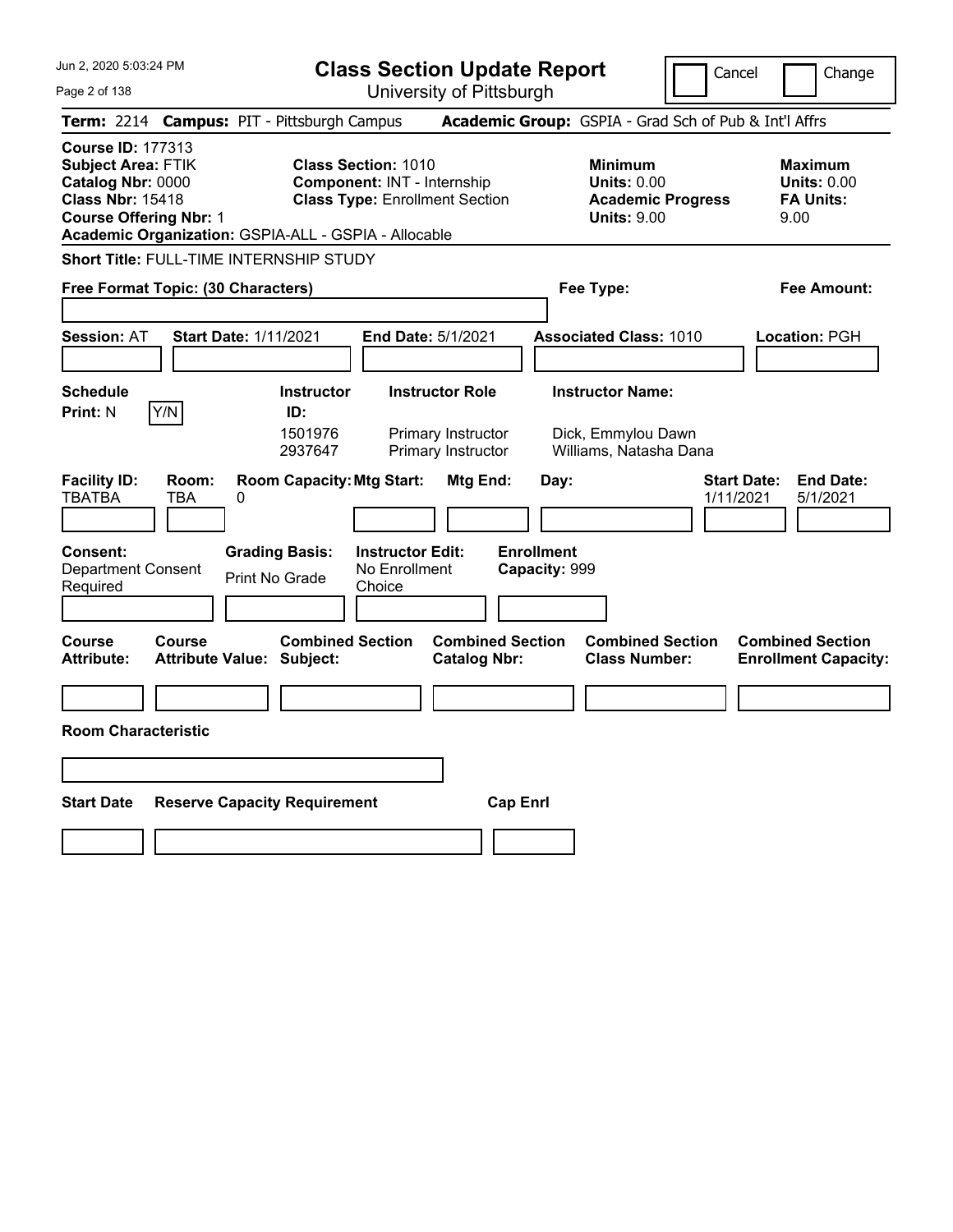# Class Section Update Report

University of Pittsburgh

Cancel | Change

**Term:** 2214 **Campus:** PIT - Pittsburgh Campus **Academic Group:** GSPIA - Grad Sch of Pub & Int'l Affrs

**Course ID:** 177313
**Subject Area:** FTIK
**Catalog Nbr:** 0000
**Class Nbr:** 15418
**Course Offering Nbr:** 1
**Academic Organization:** GSPIA-ALL - GSPIA - Allocable

**Class Section:** 1010
**Component:** INT - Internship
**Class Type:** Enrollment Section

**Minimum Units:** 0.00
**Academic Progress Units:** 9.00

**Maximum Units:** 0.00
**FA Units:** 9.00

**Short Title:** FULL-TIME INTERNSHIP STUDY

**Free Format Topic: (30 Characters)**

**Fee Type:**

**Fee Amount:**

**Session:** AT **Start Date:** 1/11/2021 **End Date:** 5/1/2021 **Associated Class:** 1010 **Location:** PGH

**Schedule Print:** N Y/N

| Instructor ID | Instructor Role | Instructor Name |
|---|---|---|
| 1501976 | Primary Instructor | Dick, Emmylou Dawn |
| 2937647 | Primary Instructor | Williams, Natasha Dana |

| Facility ID | Room | Room Capacity | Mtg Start | Mtg End | Day | Start Date | End Date |
|---|---|---|---|---|---|---|---|
| TBATBA | TBA | 0 | | | | 1/11/2021 | 5/1/2021 |

**Consent:** Department Consent Required
**Grading Basis:** Print No Grade
**Instructor Edit:** No Enrollment Choice
**Enrollment Capacity:** 999

| Course Attribute | Course Attribute Value | Combined Section Subject | Combined Section Catalog Nbr | Combined Section Class Number | Combined Section Enrollment Capacity |
|---|---|---|---|---|---|
| | | | | | |

**Room Characteristic**

| Start Date | Reserve Capacity Requirement | Cap Enrl |
|---|---|---|
| | | |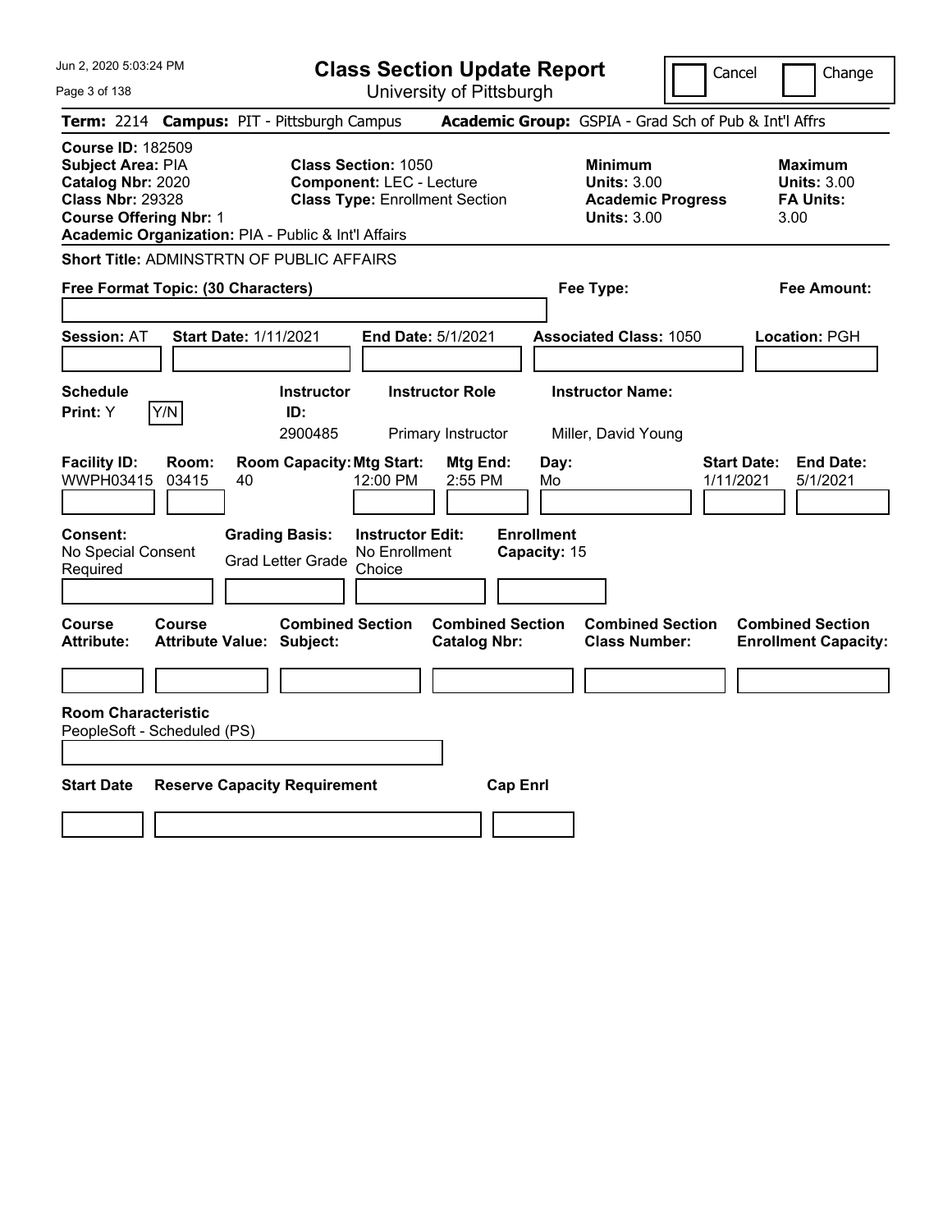# Class Section Update Report

University of Pittsburgh

Cancel Change

**Term:** 2214 **Campus:** PIT - Pittsburgh Campus **Academic Group:** GSPIA - Grad Sch of Pub & Int'l Affrs

**Course ID:** 182509
**Subject Area:** PIA
**Catalog Nbr:** 2020
**Class Nbr:** 29328
**Course Offering Nbr:** 1
**Academic Organization:** PIA - Public & Int'l Affairs

**Class Section:** 1050
**Component:** LEC - Lecture
**Class Type:** Enrollment Section

**Minimum Units:** 3.00
**Academic Progress Units:** 3.00

**Maximum Units:** 3.00
**FA Units:** 3.00

**Short Title:** ADMINSTRTN OF PUBLIC AFFAIRS

**Free Format Topic: (30 Characters)**

**Fee Type:**

**Fee Amount:**

**Session:** AT **Start Date:** 1/11/2021 **End Date:** 5/1/2021 **Associated Class:** 1050 **Location:** PGH

| Schedule Print | Instructor ID | Instructor Role | Instructor Name |
|---|---|---|---|
| Y | 2900485 | Primary Instructor | Miller, David Young |

| Facility ID | Room | Room Capacity | Mtg Start | Mtg End | Day | Start Date | End Date |
|---|---|---|---|---|---|---|---|
| WWPH03415 | 03415 | 40 | 12:00 PM | 2:55 PM | Mo | 1/11/2021 | 5/1/2021 |

**Consent:** No Special Consent Required
**Grading Basis:** Grad Letter Grade
**Instructor Edit:** No Enrollment Choice
**Enrollment Capacity:** 15

| Course Attribute | Course Attribute Value | Combined Section Subject | Combined Section Catalog Nbr | Combined Section Class Number | Combined Section Enrollment Capacity |
|---|---|---|---|---|---|
| | | | | | |

**Room Characteristic**
PeopleSoft - Scheduled (PS)

| Start Date | Reserve Capacity Requirement | Cap Enrl |
|---|---|---|
| | | |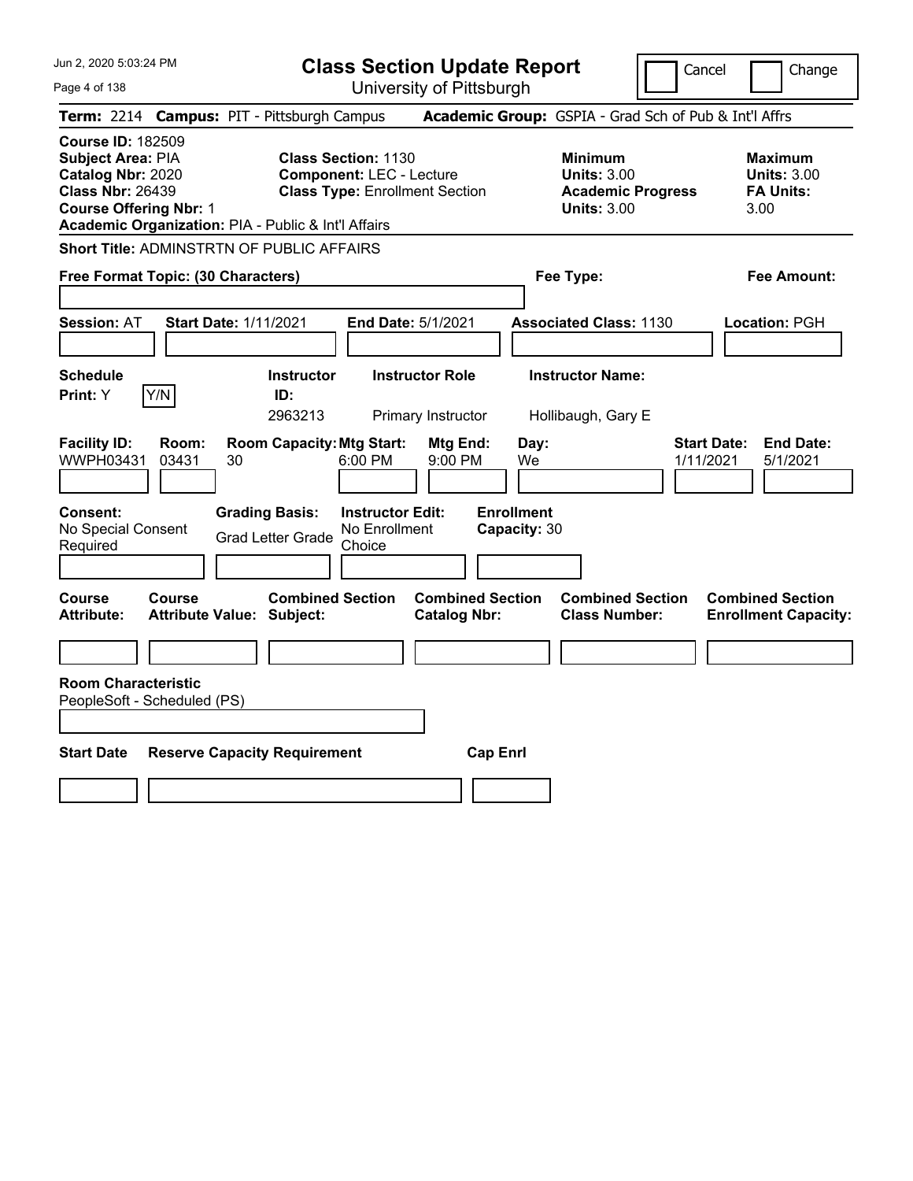# Class Section Update Report

University of Pittsburgh

Cancel | Change

**Term:** 2214 **Campus:** PIT - Pittsburgh Campus **Academic Group:** GSPIA - Grad Sch of Pub & Int'l Affrs

**Course ID:** 182509
**Subject Area:** PIA
**Catalog Nbr:** 2020
**Class Nbr:** 26439
**Course Offering Nbr:** 1
**Academic Organization:** PIA - Public & Int'l Affairs

**Class Section:** 1130
**Component:** LEC - Lecture
**Class Type:** Enrollment Section

**Minimum**
**Units:** 3.00
**Academic Progress**
**Units:** 3.00

**Maximum**
**Units:** 3.00
**FA Units:** 3.00

**Short Title:** ADMINSTRTN OF PUBLIC AFFAIRS

**Free Format Topic: (30 Characters)**

**Fee Type:**

**Fee Amount:**

**Session:** AT **Start Date:** 1/11/2021 **End Date:** 5/1/2021 **Associated Class:** 1130 **Location:** PGH

**Schedule Print:** Y Y/N

| Instructor ID | Instructor Role | Instructor Name |
|---|---|---|
| 2963213 | Primary Instructor | Hollibaugh, Gary E |

| Facility ID | Room | Room Capacity | Mtg Start | Mtg End | Day | Start Date | End Date |
|---|---|---|---|---|---|---|---|
| WWPH03431 | 03431 | 30 | 6:00 PM | 9:00 PM | We | 1/11/2021 | 5/1/2021 |

**Consent:** No Special Consent Required
**Grading Basis:** Grad Letter Grade
**Instructor Edit:** No Enrollment Choice
**Enrollment Capacity:** 30

| Course Attribute | Course Attribute Value | Combined Section Subject | Combined Section Catalog Nbr | Combined Section Class Number | Combined Section Enrollment Capacity |
|---|---|---|---|---|---|
| | | | | | |

**Room Characteristic**
PeopleSoft - Scheduled (PS)

| Start Date | Reserve Capacity Requirement | Cap Enrl |
|---|---|---|
| | | |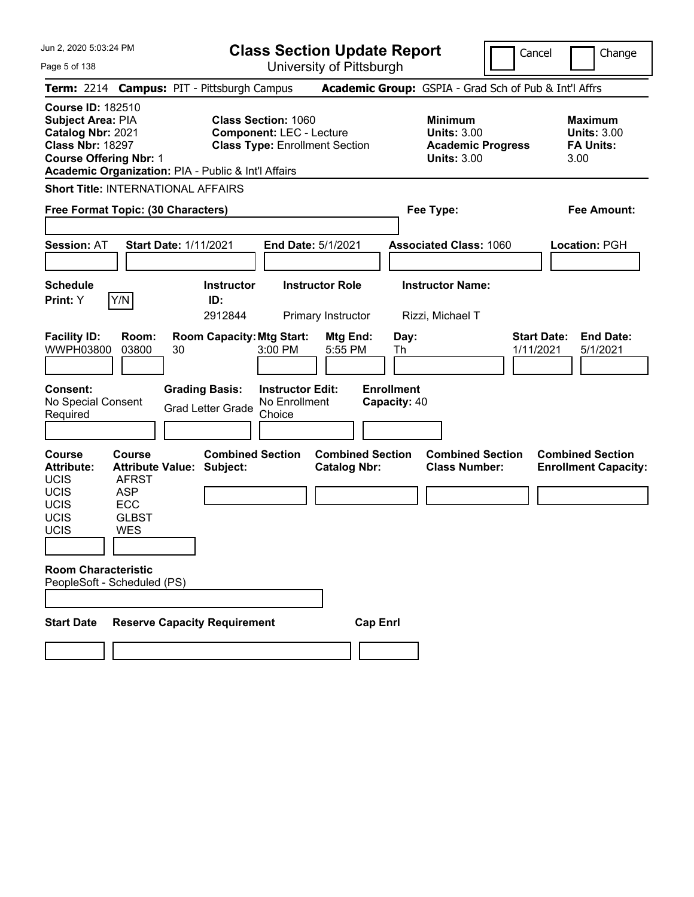# Class Section Update Report

University of Pittsburgh

Jun 2, 2020 5:03:24 PM

Cancel | Change

**Term:** 2214 **Campus:** PIT - Pittsburgh Campus **Academic Group:** GSPIA - Grad Sch of Pub & Int'l Affrs

**Course ID:** 182510
**Subject Area:** PIA
**Catalog Nbr:** 2021
**Class Nbr:** 18297
**Course Offering Nbr:** 1
**Academic Organization:** PIA - Public & Int'l Affairs

**Class Section:** 1060
**Component:** LEC - Lecture
**Class Type:** Enrollment Section

**Minimum Units:** 3.00
**Academic Progress Units:** 3.00

**Maximum Units:** 3.00
**FA Units:** 3.00

**Short Title:** INTERNATIONAL AFFAIRS

**Free Format Topic: (30 Characters)**

**Fee Type:**

**Fee Amount:**

**Session:** AT **Start Date:** 1/11/2021 **End Date:** 5/1/2021 **Associated Class:** 1060 **Location:** PGH

**Schedule Print:** Y Y/N

| Instructor ID | Instructor Role | Instructor Name |
|---|---|---|
| 2912844 | Primary Instructor | Rizzi, Michael T |

| Facility ID | Room | Room Capacity | Mtg Start | Mtg End | Day | Start Date | End Date |
|---|---|---|---|---|---|---|---|
| WWPH03800 | 03800 | 30 | 3:00 PM | 5:55 PM | Th | 1/11/2021 | 5/1/2021 |

**Consent:** No Special Consent Required
**Grading Basis:** Grad Letter Grade
**Instructor Edit:** No Enrollment Choice
**Enrollment Capacity:** 40

| Course Attribute | Course Attribute Value | Combined Section Subject | Combined Section Catalog Nbr | Combined Section Class Number | Combined Section Enrollment Capacity |
|---|---|---|---|---|---|
| UCIS | AFRST | | | | |
| UCIS | ASP | | | | |
| UCIS | ECC | | | | |
| UCIS | GLBST | | | | |
| UCIS | WES | | | | |

**Room Characteristic**
PeopleSoft - Scheduled (PS)

| Start Date | Reserve Capacity Requirement | Cap Enrl |
|---|---|---|
| | | |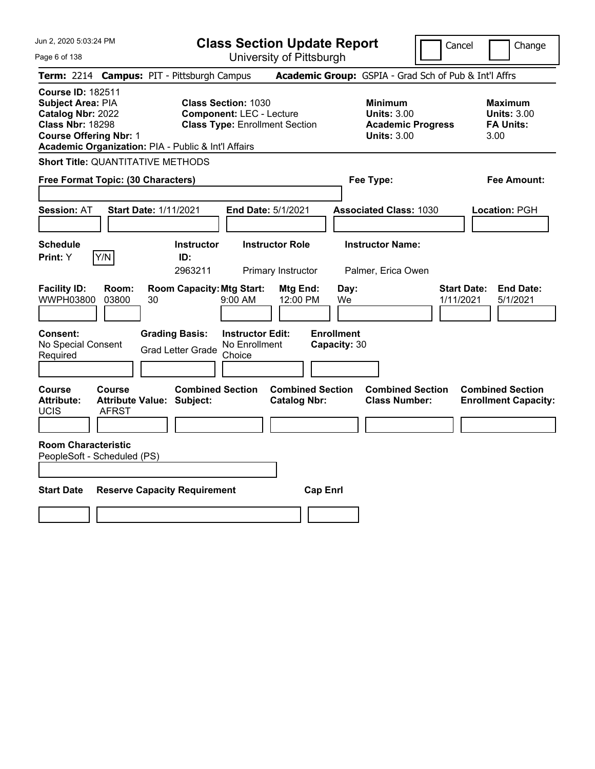# Class Section Update Report

University of Pittsburgh

Jun 2, 2020 5:03:24 PM

Cancel | Change

**Term:** 2214 **Campus:** PIT - Pittsburgh Campus **Academic Group:** GSPIA - Grad Sch of Pub & Int'l Affrs

**Course ID:** 182511
**Subject Area:** PIA
**Catalog Nbr:** 2022
**Class Nbr:** 18298
**Course Offering Nbr:** 1
**Academic Organization:** PIA - Public & Int'l Affairs

**Class Section:** 1030
**Component:** LEC - Lecture
**Class Type:** Enrollment Section

**Minimum Units:** 3.00
**Academic Progress Units:** 3.00

**Maximum Units:** 3.00
**FA Units:** 3.00

**Short Title:** QUANTITATIVE METHODS

**Free Format Topic: (30 Characters)**

**Fee Type:**

**Fee Amount:**

**Session:** AT **Start Date:** 1/11/2021 **End Date:** 5/1/2021 **Associated Class:** 1030 **Location:** PGH

| Schedule Print | | Instructor ID | Instructor Role | Instructor Name |
|---|---|---|---|---|
| Y | Y/N | 2963211 | Primary Instructor | Palmer, Erica Owen |

| Facility ID | Room | Room Capacity | Mtg Start | Mtg End | Day | Start Date | End Date |
|---|---|---|---|---|---|---|---|
| WWPH03800 | 03800 | 30 | 9:00 AM | 12:00 PM | We | 1/11/2021 | 5/1/2021 |

| Consent | Grading Basis | Instructor Edit | Enrollment Capacity |
|---|---|---|---|
| No Special Consent Required | Grad Letter Grade | No Enrollment Choice | 30 |

| Course Attribute | Course Attribute Value | Combined Section Subject | Combined Section Catalog Nbr | Combined Section Class Number | Combined Section Enrollment Capacity |
|---|---|---|---|---|---|
| UCIS | AFRST | | | | |

**Room Characteristic**
PeopleSoft - Scheduled (PS)

| Start Date | Reserve Capacity Requirement | Cap Enrl |
|---|---|---|
| | | |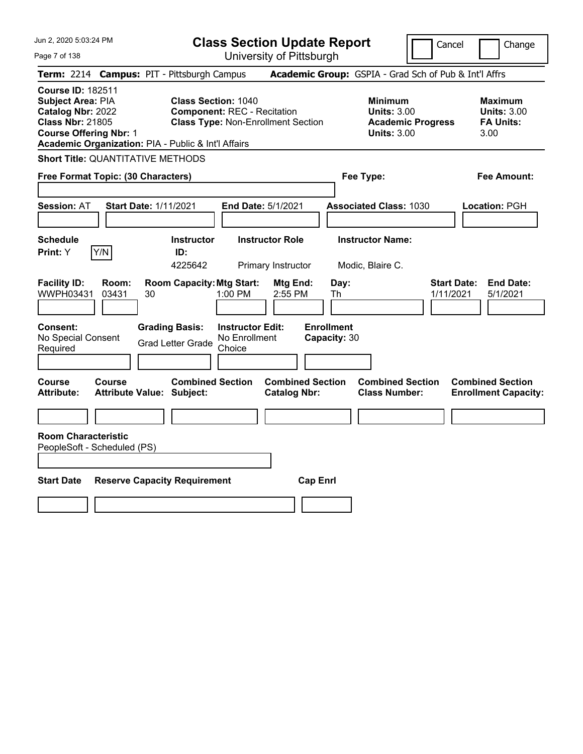# Class Section Update Report

University of Pittsburgh

Cancel | Change

**Term:** 2214 **Campus:** PIT - Pittsburgh Campus **Academic Group:** GSPIA - Grad Sch of Pub & Int'l Affrs

**Course ID:** 182511
**Subject Area:** PIA
**Catalog Nbr:** 2022
**Class Nbr:** 21805
**Course Offering Nbr:** 1
**Academic Organization:** PIA - Public & Int'l Affairs

**Class Section:** 1040
**Component:** REC - Recitation
**Class Type:** Non-Enrollment Section

| | Minimum | Maximum |
|---|---|---|
| Units | 3.00 | 3.00 |
| Academic Progress Units / FA Units | 3.00 | 3.00 |

**Short Title:** QUANTITATIVE METHODS

**Free Format Topic: (30 Characters)**

**Fee Type:**

**Fee Amount:**

**Session:** AT **Start Date:** 1/11/2021 **End Date:** 5/1/2021 **Associated Class:** 1030 **Location:** PGH

| Schedule Print | Instructor ID | Instructor Role | Instructor Name |
|---|---|---|---|
| Y | 4225642 | Primary Instructor | Modic, Blaire C. |

| Facility ID | Room | Room Capacity | Mtg Start | Mtg End | Day | Start Date | End Date |
|---|---|---|---|---|---|---|---|
| WWPH03431 | 03431 | 30 | 1:00 PM | 2:55 PM | Th | 1/11/2021 | 5/1/2021 |

| Consent | Grading Basis | Instructor Edit | Enrollment Capacity |
|---|---|---|---|
| No Special Consent Required | Grad Letter Grade | No Enrollment Choice | 30 |

| Course Attribute | Course Attribute Value | Combined Section Subject | Combined Section Catalog Nbr | Combined Section Class Number | Combined Section Enrollment Capacity |
|---|---|---|---|---|---|
| | | | | | |

**Room Characteristic**
PeopleSoft - Scheduled (PS)

| Start Date | Reserve Capacity Requirement | Cap Enrl |
|---|---|---|
| | | |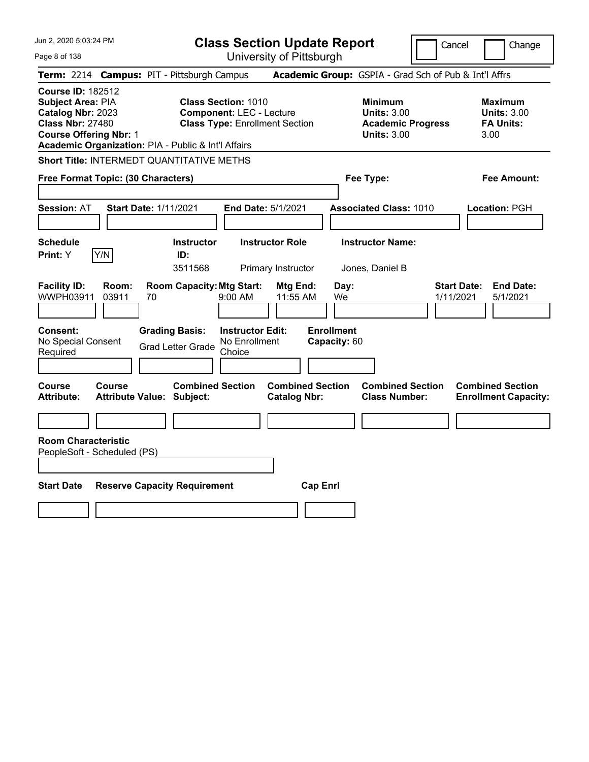# Class Section Update Report

University of Pittsburgh

Cancel ☐ Change ☐

**Term:** 2214 **Campus:** PIT - Pittsburgh Campus **Academic Group:** GSPIA - Grad Sch of Pub & Int'l Affrs

**Course ID:** 182512
**Subject Area:** PIA
**Catalog Nbr:** 2023
**Class Nbr:** 27480
**Course Offering Nbr:** 1
**Academic Organization:** PIA - Public & Int'l Affairs

**Class Section:** 1010
**Component:** LEC - Lecture
**Class Type:** Enrollment Section

**Minimum Units:** 3.00
**Academic Progress Units:** 3.00

**Maximum Units:** 3.00
**FA Units:** 3.00

**Short Title:** INTERMEDT QUANTITATIVE METHS

**Free Format Topic: (30 Characters)**

**Fee Type:**

**Fee Amount:**

**Session:** AT **Start Date:** 1/11/2021 **End Date:** 5/1/2021 **Associated Class:** 1010 **Location:** PGH

| Schedule Print: | Y/N | Instructor ID: | Instructor Role | Instructor Name: |
|---|---|---|---|---|
| Y | | 3511568 | Primary Instructor | Jones, Daniel B |

| Facility ID: | Room: | Room Capacity: | Mtg Start: | Mtg End: | Day: | Start Date: | End Date: |
|---|---|---|---|---|---|---|---|
| WWPH03911 | 03911 | 70 | 9:00 AM | 11:55 AM | We | 1/11/2021 | 5/1/2021 |

| Consent: | Grading Basis: | Instructor Edit: | Enrollment Capacity: |
|---|---|---|---|
| No Special Consent Required | Grad Letter Grade | No Enrollment Choice | 60 |

| Course Attribute: | Course Attribute Value: | Combined Section Subject: | Combined Section Catalog Nbr: | Combined Section Class Number: | Combined Section Enrollment Capacity: |
|---|---|---|---|---|---|
| | | | | | |

**Room Characteristic**
PeopleSoft - Scheduled (PS)

| Start Date | Reserve Capacity Requirement | Cap Enrl |
|---|---|---|
| | | |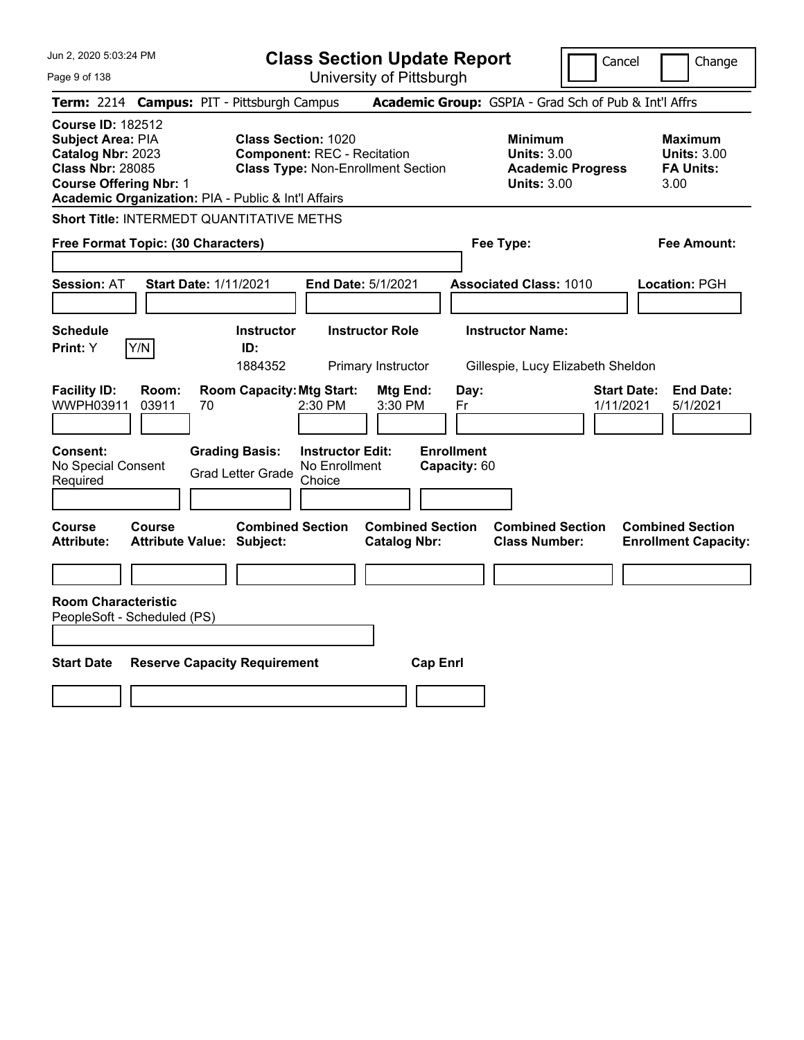Jun 2, 2020 5:03:24 PM

# Class Section Update Report

University of Pittsburgh

Cancel | Change

**Term:** 2214 **Campus:** PIT - Pittsburgh Campus **Academic Group:** GSPIA - Grad Sch of Pub & Int'l Affrs

**Course ID:** 182512
**Subject Area:** PIA
**Catalog Nbr:** 2023
**Class Nbr:** 28085
**Course Offering Nbr:** 1
**Academic Organization:** PIA - Public & Int'l Affairs

**Class Section:** 1020
**Component:** REC - Recitation
**Class Type:** Non-Enrollment Section

**Minimum**
**Units:** 3.00
**Academic Progress Units:** 3.00

**Maximum**
**Units:** 3.00
**FA Units:** 3.00

**Short Title:** INTERMEDT QUANTITATIVE METHS

**Free Format Topic: (30 Characters)**

**Fee Type:**

**Fee Amount:**

**Session:** AT **Start Date:** 1/11/2021 **End Date:** 5/1/2021 **Associated Class:** 1010 **Location:** PGH

| Schedule Print: | Instructor ID: | Instructor Role | Instructor Name: |
|---|---|---|---|
| Y [Y/N] | 1884352 | Primary Instructor | Gillespie, Lucy Elizabeth Sheldon |

| Facility ID: | Room: | Room Capacity: | Mtg Start: | Mtg End: | Day: | Start Date: | End Date: |
|---|---|---|---|---|---|---|---|
| WWPH03911 | 03911 | 70 | 2:30 PM | 3:30 PM | Fr | 1/11/2021 | 5/1/2021 |

| Consent: | Grading Basis: | Instructor Edit: | Enrollment Capacity: |
|---|---|---|---|
| No Special Consent Required | Grad Letter Grade | No Enrollment Choice | 60 |

| Course Attribute: | Course Attribute Value: | Combined Section Subject: | Combined Section Catalog Nbr: | Combined Section Class Number: | Combined Section Enrollment Capacity: |
|---|---|---|---|---|---|
| | | | | | |

**Room Characteristic**
PeopleSoft - Scheduled (PS)

| Start Date | Reserve Capacity Requirement | Cap Enrl |
|---|---|---|
| | | |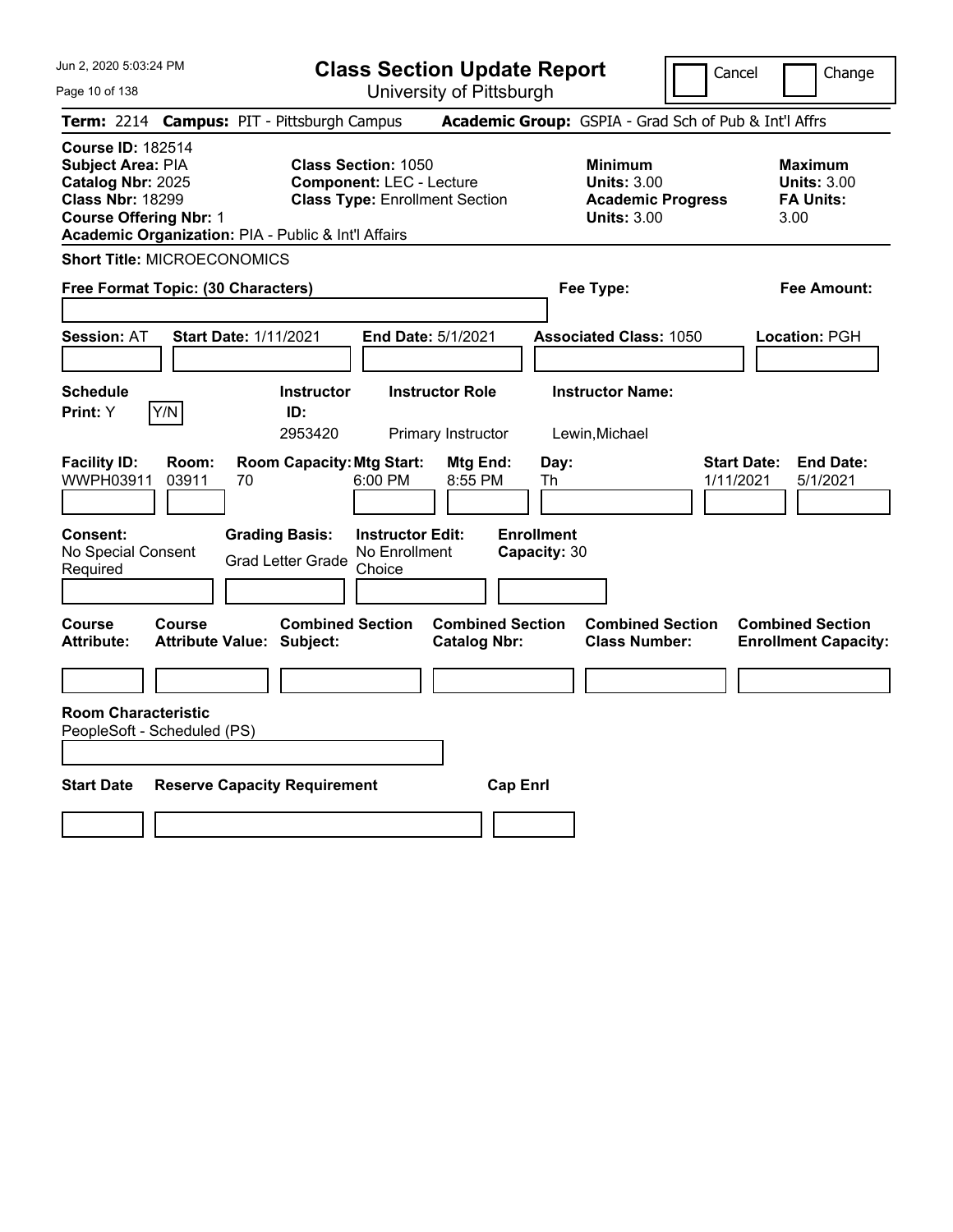# Class Section Update Report

University of Pittsburgh

Cancel | Change

**Term:** 2214 **Campus:** PIT - Pittsburgh Campus **Academic Group:** GSPIA - Grad Sch of Pub & Int'l Affrs

**Course ID:** 182514
**Subject Area:** PIA
**Catalog Nbr:** 2025
**Class Nbr:** 18299
**Course Offering Nbr:** 1
**Academic Organization:** PIA - Public & Int'l Affairs

**Class Section:** 1050
**Component:** LEC - Lecture
**Class Type:** Enrollment Section

**Minimum Units:** 3.00
**Academic Progress Units:** 3.00

**Maximum Units:** 3.00
**FA Units:** 3.00

**Short Title:** MICROECONOMICS

**Free Format Topic: (30 Characters)**

**Fee Type:**

**Fee Amount:**

**Session:** AT **Start Date:** 1/11/2021 **End Date:** 5/1/2021 **Associated Class:** 1050 **Location:** PGH

| Schedule Print | Instructor ID | Instructor Role | Instructor Name |
|---|---|---|---|
| Y | 2953420 | Primary Instructor | Lewin,Michael |

| Facility ID | Room | Room Capacity | Mtg Start | Mtg End | Day | Start Date | End Date |
|---|---|---|---|---|---|---|---|
| WWPH03911 | 03911 | 70 | 6:00 PM | 8:55 PM | Th | 1/11/2021 | 5/1/2021 |

| Consent | Grading Basis | Instructor Edit | Enrollment Capacity |
|---|---|---|---|
| No Special Consent Required | Grad Letter Grade | No Enrollment Choice | 30 |

| Course Attribute | Course Attribute Value | Combined Section Subject | Combined Section Catalog Nbr | Combined Section Class Number | Combined Section Enrollment Capacity |
|---|---|---|---|---|---|
| | | | | | |

**Room Characteristic**
PeopleSoft - Scheduled (PS)

| Start Date | Reserve Capacity Requirement | Cap Enrl |
|---|---|---|
| | | |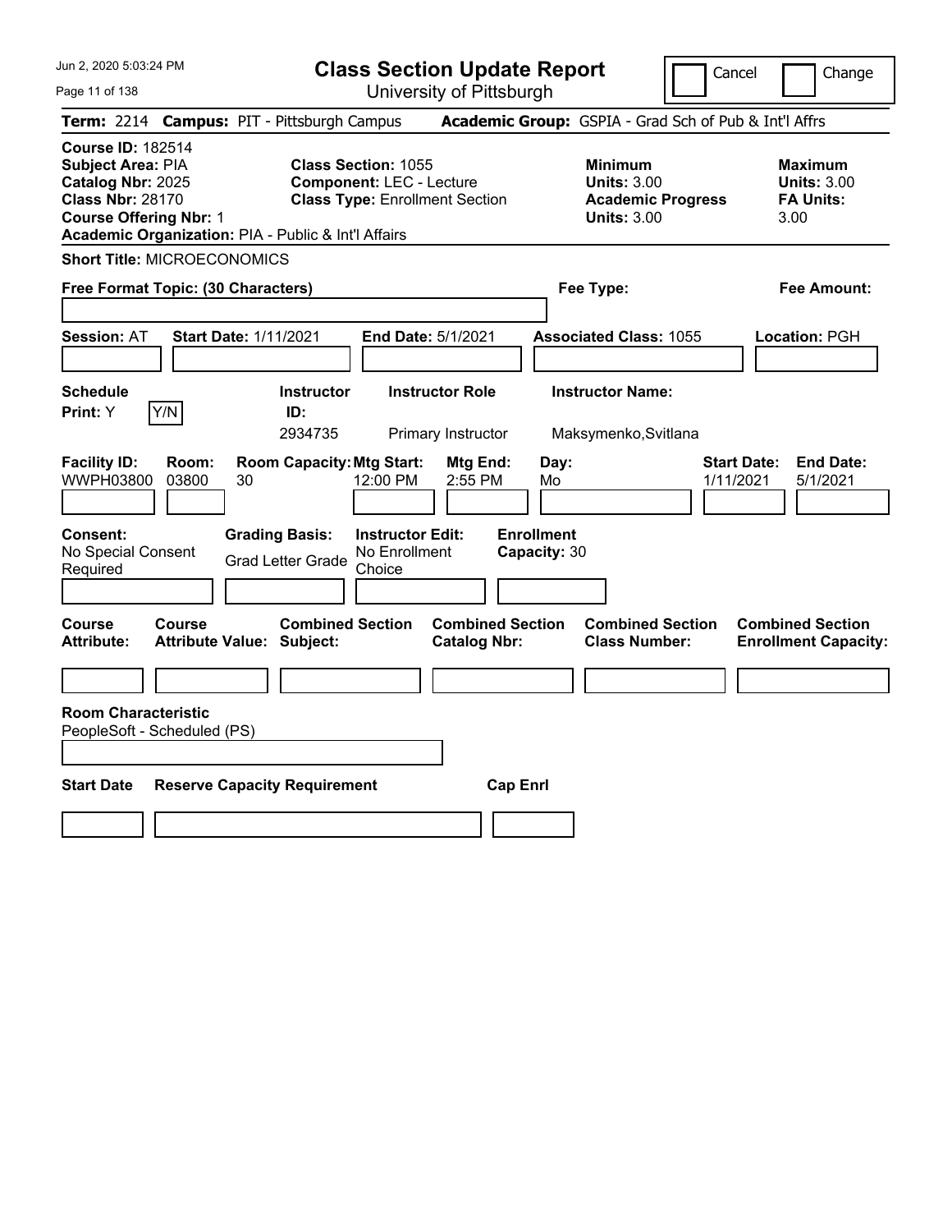# Class Section Update Report

University of Pittsburgh

Cancel | Change

**Term:** 2214 **Campus:** PIT - Pittsburgh Campus **Academic Group:** GSPIA - Grad Sch of Pub & Int'l Affrs

**Course ID:** 182514
**Subject Area:** PIA
**Catalog Nbr:** 2025
**Class Nbr:** 28170
**Course Offering Nbr:** 1
**Academic Organization:** PIA - Public & Int'l Affairs

**Class Section:** 1055
**Component:** LEC - Lecture
**Class Type:** Enrollment Section

**Minimum Units:** 3.00
**Academic Progress Units:** 3.00

**Maximum Units:** 3.00
**FA Units:** 3.00

**Short Title:** MICROECONOMICS

**Free Format Topic: (30 Characters)**

**Fee Type:**

**Fee Amount:**

**Session:** AT **Start Date:** 1/11/2021 **End Date:** 5/1/2021 **Associated Class:** 1055 **Location:** PGH

| Schedule Print | Instructor ID | Instructor Role | Instructor Name |
|---|---|---|---|
| Y | 2934735 | Primary Instructor | Maksymenko,Svitlana |

| Facility ID | Room | Room Capacity | Mtg Start | Mtg End | Day | Start Date | End Date |
|---|---|---|---|---|---|---|---|
| WWPH03800 | 03800 | 30 | 12:00 PM | 2:55 PM | Mo | 1/11/2021 | 5/1/2021 |

| Consent | Grading Basis | Instructor Edit | Enrollment Capacity |
|---|---|---|---|
| No Special Consent Required | Grad Letter Grade | No Enrollment Choice | 30 |

| Course Attribute | Course Attribute Value | Combined Section Subject | Combined Section Catalog Nbr | Combined Section Class Number | Combined Section Enrollment Capacity |
|---|---|---|---|---|---|
| | | | | | |

**Room Characteristic**
PeopleSoft - Scheduled (PS)

| Start Date | Reserve Capacity Requirement | Cap Enrl |
|---|---|---|
| | | |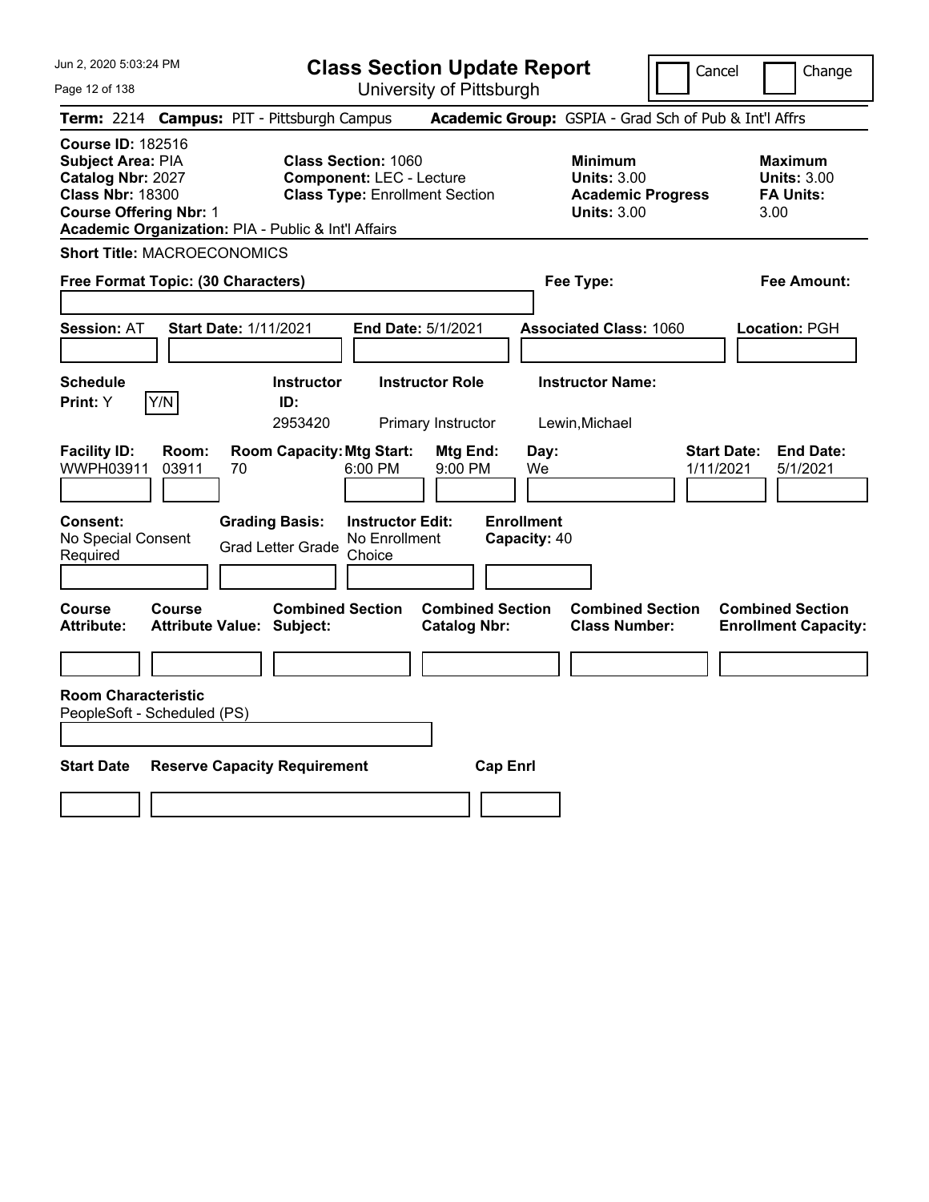# Class Section Update Report

University of Pittsburgh

Cancel | Change

**Term:** 2214 **Campus:** PIT - Pittsburgh Campus **Academic Group:** GSPIA - Grad Sch of Pub & Int'l Affrs

**Course ID:** 182516
**Subject Area:** PIA
**Catalog Nbr:** 2027
**Class Nbr:** 18300
**Course Offering Nbr:** 1
**Academic Organization:** PIA - Public & Int'l Affairs

**Class Section:** 1060
**Component:** LEC - Lecture
**Class Type:** Enrollment Section

**Minimum**
**Units:** 3.00
**Academic Progress Units:** 3.00

**Maximum**
**Units:** 3.00
**FA Units:** 3.00

**Short Title:** MACROECONOMICS

**Free Format Topic: (30 Characters)**

**Fee Type:**

**Fee Amount:**

**Session:** AT **Start Date:** 1/11/2021 **End Date:** 5/1/2021 **Associated Class:** 1060 **Location:** PGH

| Schedule Print: | Instructor ID: | Instructor Role | Instructor Name: |
|---|---|---|---|
| Y (Y/N) | 2953420 | Primary Instructor | Lewin,Michael |

| Facility ID: | Room: | Room Capacity: | Mtg Start: | Mtg End: | Day: | Start Date: | End Date: |
|---|---|---|---|---|---|---|---|
| WWPH03911 | 03911 | 70 | 6:00 PM | 9:00 PM | We | 1/11/2021 | 5/1/2021 |

| Consent: | Grading Basis: | Instructor Edit: | Enrollment Capacity: |
|---|---|---|---|
| No Special Consent Required | Grad Letter Grade | No Enrollment Choice | 40 |

| Course Attribute: | Course Attribute Value: | Combined Section Subject: | Combined Section Catalog Nbr: | Combined Section Class Number: | Combined Section Enrollment Capacity: |
|---|---|---|---|---|---|
| | | | | | |

**Room Characteristic**
PeopleSoft - Scheduled (PS)

| Start Date | Reserve Capacity Requirement | Cap Enrl |
|---|---|---|
| | | |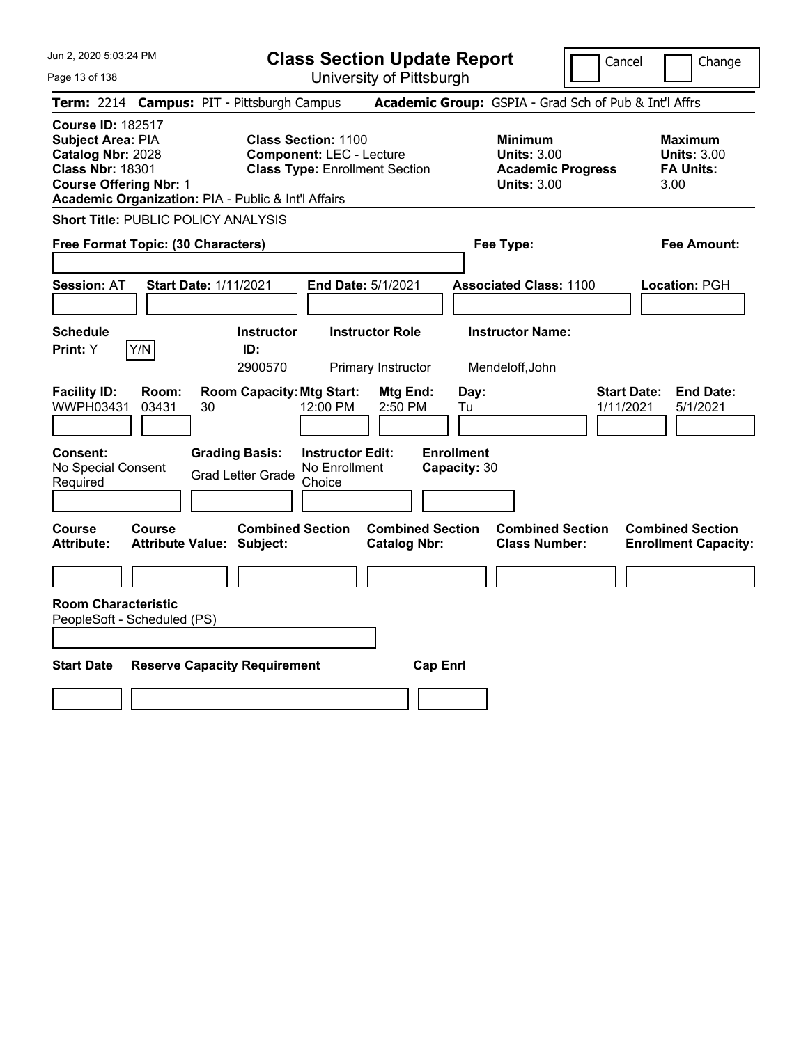# Class Section Update Report

University of Pittsburgh

Cancel | Change

**Term:** 2214 **Campus:** PIT - Pittsburgh Campus **Academic Group:** GSPIA - Grad Sch of Pub & Int'l Affrs

**Course ID:** 182517
**Subject Area:** PIA
**Catalog Nbr:** 2028
**Class Nbr:** 18301
**Course Offering Nbr:** 1
**Academic Organization:** PIA - Public & Int'l Affairs

**Class Section:** 1100
**Component:** LEC - Lecture
**Class Type:** Enrollment Section

**Minimum Units:** 3.00
**Academic Progress Units:** 3.00

**Maximum Units:** 3.00
**FA Units:** 3.00

**Short Title:** PUBLIC POLICY ANALYSIS

**Free Format Topic: (30 Characters)**

**Fee Type:**

**Fee Amount:**

**Session:** AT **Start Date:** 1/11/2021 **End Date:** 5/1/2021 **Associated Class:** 1100 **Location:** PGH

| Schedule Print | Y/N | Instructor ID | Instructor Role | Instructor Name |
|---|---|---|---|---|
| Y | | 2900570 | Primary Instructor | Mendeloff,John |

| Facility ID | Room | Room Capacity | Mtg Start | Mtg End | Day | Start Date | End Date |
|---|---|---|---|---|---|---|---|
| WWPH03431 | 03431 | 30 | 12:00 PM | 2:50 PM | Tu | 1/11/2021 | 5/1/2021 |

**Consent:** No Special Consent Required
**Grading Basis:** Grad Letter Grade
**Instructor Edit:** No Enrollment Choice
**Enrollment Capacity:** 30

| Course Attribute | Course Attribute Value | Combined Section Subject | Combined Section Catalog Nbr | Combined Section Class Number | Combined Section Enrollment Capacity |
|---|---|---|---|---|---|
| | | | | | |

**Room Characteristic**
PeopleSoft - Scheduled (PS)

| Start Date | Reserve Capacity Requirement | Cap Enrl |
|---|---|---|
| | | |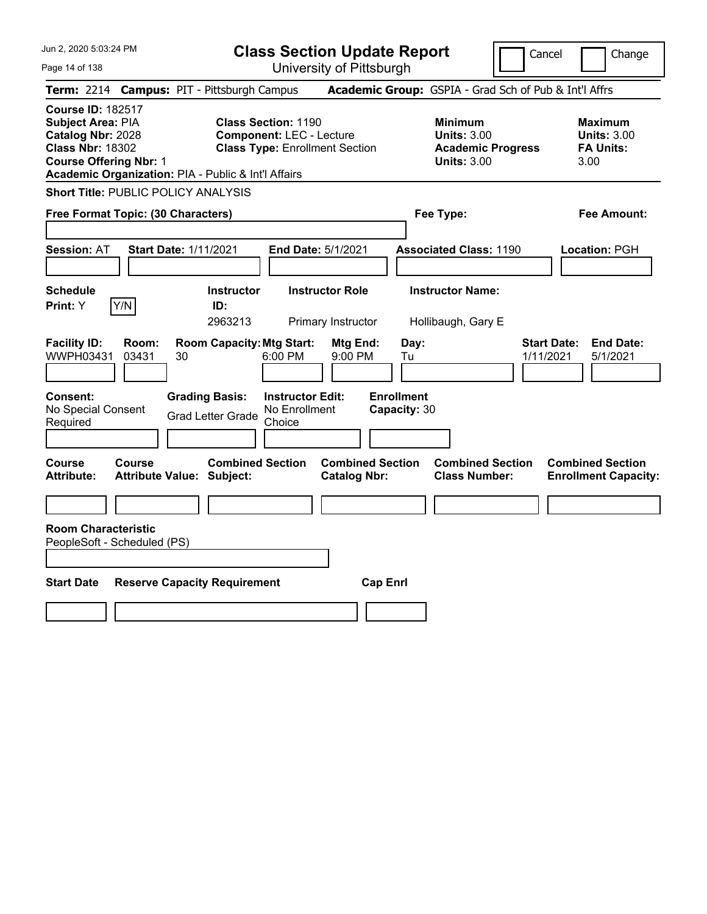# Class Section Update Report

University of Pittsburgh

Jun 2, 2020 5:03:24 PM

Cancel ☐ Change ☐

**Term:** 2214 **Campus:** PIT - Pittsburgh Campus **Academic Group:** GSPIA - Grad Sch of Pub & Int'l Affrs

**Course ID:** 182517
**Subject Area:** PIA
**Catalog Nbr:** 2028
**Class Nbr:** 18302
**Course Offering Nbr:** 1
**Academic Organization:** PIA - Public & Int'l Affairs

**Class Section:** 1190
**Component:** LEC - Lecture
**Class Type:** Enrollment Section

**Minimum Units:** 3.00
**Academic Progress Units:** 3.00

**Maximum Units:** 3.00
**FA Units:** 3.00

**Short Title:** PUBLIC POLICY ANALYSIS

**Free Format Topic: (30 Characters)**

**Fee Type:**

**Fee Amount:**

**Session:** AT **Start Date:** 1/11/2021 **End Date:** 5/1/2021 **Associated Class:** 1190 **Location:** PGH

| Schedule Print: | Instructor ID: | Instructor Role | Instructor Name: |
|---|---|---|---|
| Y (Y/N) | 2963213 | Primary Instructor | Hollibaugh, Gary E |

| Facility ID: | Room: | Room Capacity: | Mtg Start: | Mtg End: | Day: | Start Date: | End Date: |
|---|---|---|---|---|---|---|---|
| WWPH03431 | 03431 | 30 | 6:00 PM | 9:00 PM | Tu | 1/11/2021 | 5/1/2021 |

| Consent: | Grading Basis: | Instructor Edit: | Enrollment Capacity: |
|---|---|---|---|
| No Special Consent Required | Grad Letter Grade | No Enrollment Choice | 30 |

| Course Attribute: | Course Attribute Value: | Combined Section Subject: | Combined Section Catalog Nbr: | Combined Section Class Number: | Combined Section Enrollment Capacity: |
|---|---|---|---|---|---|
| | | | | | |

**Room Characteristic**
PeopleSoft - Scheduled (PS)

| Start Date | Reserve Capacity Requirement | Cap Enrl |
|---|---|---|
| | | |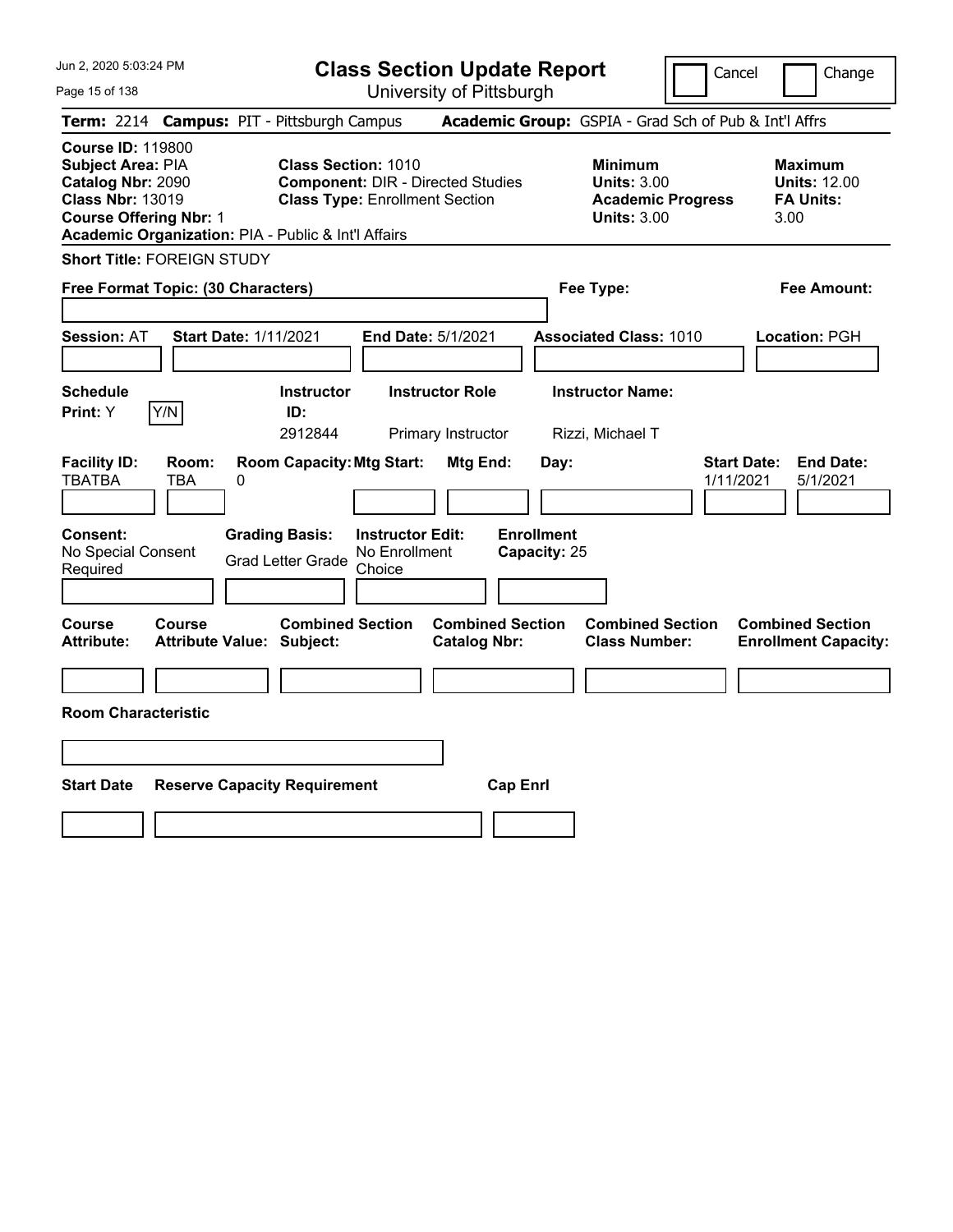# Class Section Update Report

University of Pittsburgh

Jun 2, 2020 5:03:24 PM

Cancel | Change

**Term:** 2214 **Campus:** PIT - Pittsburgh Campus **Academic Group:** GSPIA - Grad Sch of Pub & Int'l Affrs

**Course ID:** 119800
**Subject Area:** PIA
**Catalog Nbr:** 2090
**Class Nbr:** 13019
**Course Offering Nbr:** 1
**Academic Organization:** PIA - Public & Int'l Affairs

**Class Section:** 1010
**Component:** DIR - Directed Studies
**Class Type:** Enrollment Section

**Minimum**
**Units:** 3.00
**Academic Progress Units:** 3.00

**Maximum**
**Units:** 12.00
**FA Units:** 3.00

**Short Title:** FOREIGN STUDY

**Free Format Topic: (30 Characters)**

**Fee Type:**

**Fee Amount:**

**Session:** AT **Start Date:** 1/11/2021 **End Date:** 5/1/2021 **Associated Class:** 1010 **Location:** PGH

| Schedule Print | Instructor ID | Instructor Role | Instructor Name |
|---|---|---|---|
| Y (Y/N) | 2912844 | Primary Instructor | Rizzi, Michael T |

| Facility ID | Room | Room Capacity | Mtg Start | Mtg End | Day | Start Date | End Date |
|---|---|---|---|---|---|---|---|
| TBATBA | TBA | 0 | | | | 1/11/2021 | 5/1/2021 |

| Consent | Grading Basis | Instructor Edit | Enrollment Capacity |
|---|---|---|---|
| No Special Consent Required | Grad Letter Grade | No Enrollment Choice | 25 |

| Course Attribute | Course Attribute Value | Combined Section Subject | Combined Section Catalog Nbr | Combined Section Class Number | Combined Section Enrollment Capacity |
|---|---|---|---|---|---|
| | | | | | |

**Room Characteristic**

| Start Date | Reserve Capacity Requirement | Cap Enrl |
|---|---|---|
| | | |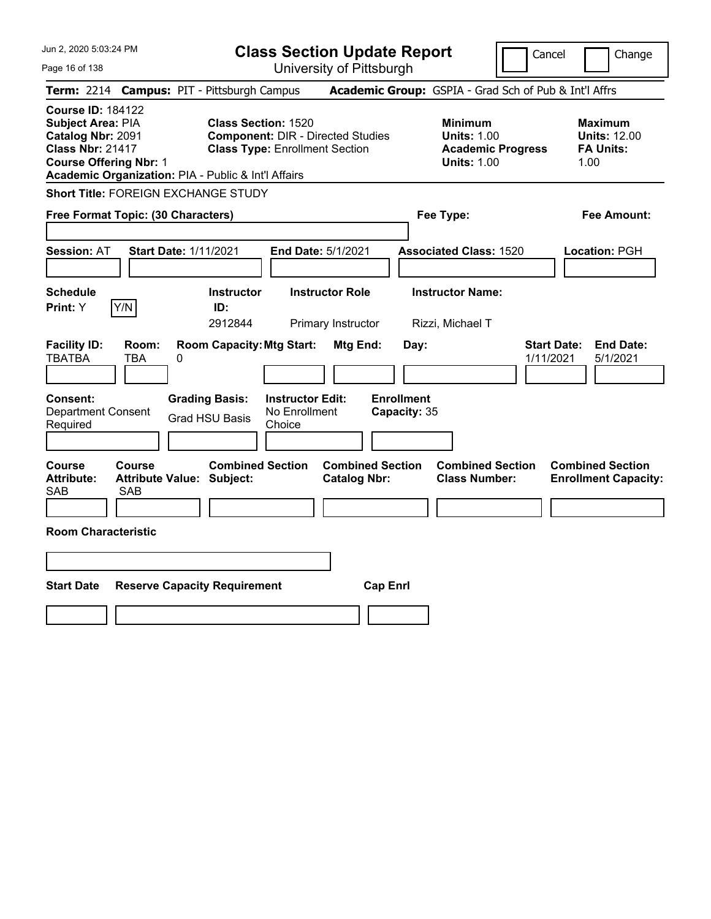# Class Section Update Report

University of Pittsburgh

Cancel | Change

**Term:** 2214 **Campus:** PIT - Pittsburgh Campus **Academic Group:** GSPIA - Grad Sch of Pub & Int'l Affrs

**Course ID:** 184122
**Subject Area:** PIA
**Catalog Nbr:** 2091
**Class Nbr:** 21417
**Course Offering Nbr:** 1
**Academic Organization:** PIA - Public & Int'l Affairs

**Class Section:** 1520
**Component:** DIR - Directed Studies
**Class Type:** Enrollment Section

**Minimum**
**Units:** 1.00
**Academic Progress Units:** 1.00

**Maximum**
**Units:** 12.00
**FA Units:** 1.00

**Short Title:** FOREIGN EXCHANGE STUDY

**Free Format Topic: (30 Characters)**

**Fee Type:**

**Fee Amount:**

**Session:** AT **Start Date:** 1/11/2021 **End Date:** 5/1/2021 **Associated Class:** 1520 **Location:** PGH

| Schedule Print | Instructor ID | Instructor Role | Instructor Name |
|---|---|---|---|
| Y | 2912844 | Primary Instructor | Rizzi, Michael T |

| Facility ID | Room | Room Capacity | Mtg Start | Mtg End | Day | Start Date | End Date |
|---|---|---|---|---|---|---|---|
| TBATBA | TBA | 0 | | | | 1/11/2021 | 5/1/2021 |

**Consent:** Department Consent Required
**Grading Basis:** Grad HSU Basis
**Instructor Edit:** No Enrollment Choice
**Enrollment Capacity:** 35

| Course Attribute | Course Attribute Value | Combined Section Subject | Combined Section Catalog Nbr | Combined Section Class Number | Combined Section Enrollment Capacity |
|---|---|---|---|---|---|
| SAB | SAB | | | | |

**Room Characteristic**

| Start Date | Reserve Capacity Requirement | Cap Enrl |
|---|---|---|
| | | |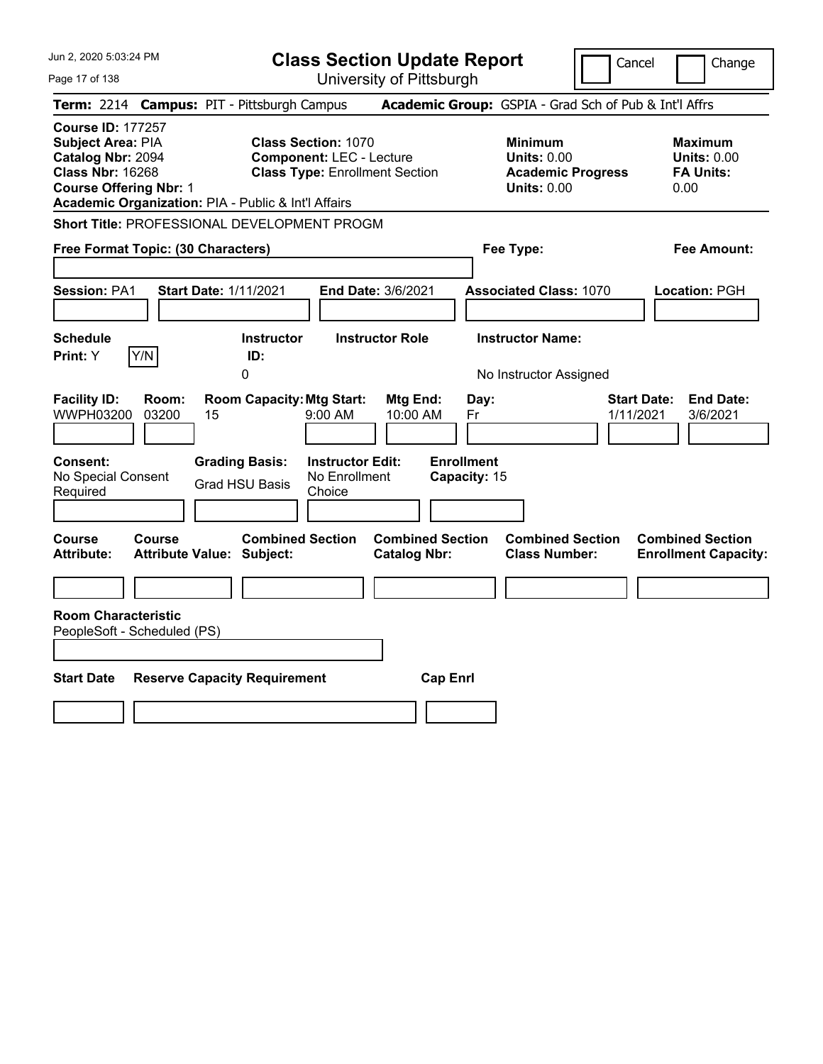# Class Section Update Report

University of Pittsburgh

Cancel Change

**Term:** 2214 **Campus:** PIT - Pittsburgh Campus **Academic Group:** GSPIA - Grad Sch of Pub & Int'l Affrs

**Course ID:** 177257
**Subject Area:** PIA
**Catalog Nbr:** 2094
**Class Nbr:** 16268
**Course Offering Nbr:** 1
**Academic Organization:** PIA - Public & Int'l Affairs

**Class Section:** 1070
**Component:** LEC - Lecture
**Class Type:** Enrollment Section

**Minimum**
**Units:** 0.00
**Academic Progress Units:** 0.00

**Maximum**
**Units:** 0.00
**FA Units:** 0.00

**Short Title:** PROFESSIONAL DEVELOPMENT PROGM

**Free Format Topic: (30 Characters)**

**Fee Type:**

**Fee Amount:**

**Session:** PA1 **Start Date:** 1/11/2021 **End Date:** 3/6/2021 **Associated Class:** 1070 **Location:** PGH

| Schedule Print: | Instructor ID: | Instructor Role | Instructor Name: |
|---|---|---|---|
| Y Y/N | 0 | | No Instructor Assigned |

| Facility ID: | Room: | Room Capacity: | Mtg Start: | Mtg End: | Day: | Start Date: | End Date: |
|---|---|---|---|---|---|---|---|
| WWPH03200 | 03200 | 15 | 9:00 AM | 10:00 AM | Fr | 1/11/2021 | 3/6/2021 |

| Consent: | Grading Basis: | Instructor Edit: | Enrollment Capacity: |
|---|---|---|---|
| No Special Consent Required | Grad HSU Basis | No Enrollment Choice | 15 |

| Course Attribute: | Course Attribute Value: | Combined Section Subject: | Combined Section Catalog Nbr: | Combined Section Class Number: | Combined Section Enrollment Capacity: |
|---|---|---|---|---|---|
| | | | | | |

**Room Characteristic**
PeopleSoft - Scheduled (PS)

| Start Date | Reserve Capacity Requirement | Cap Enrl |
|---|---|---|
| | | |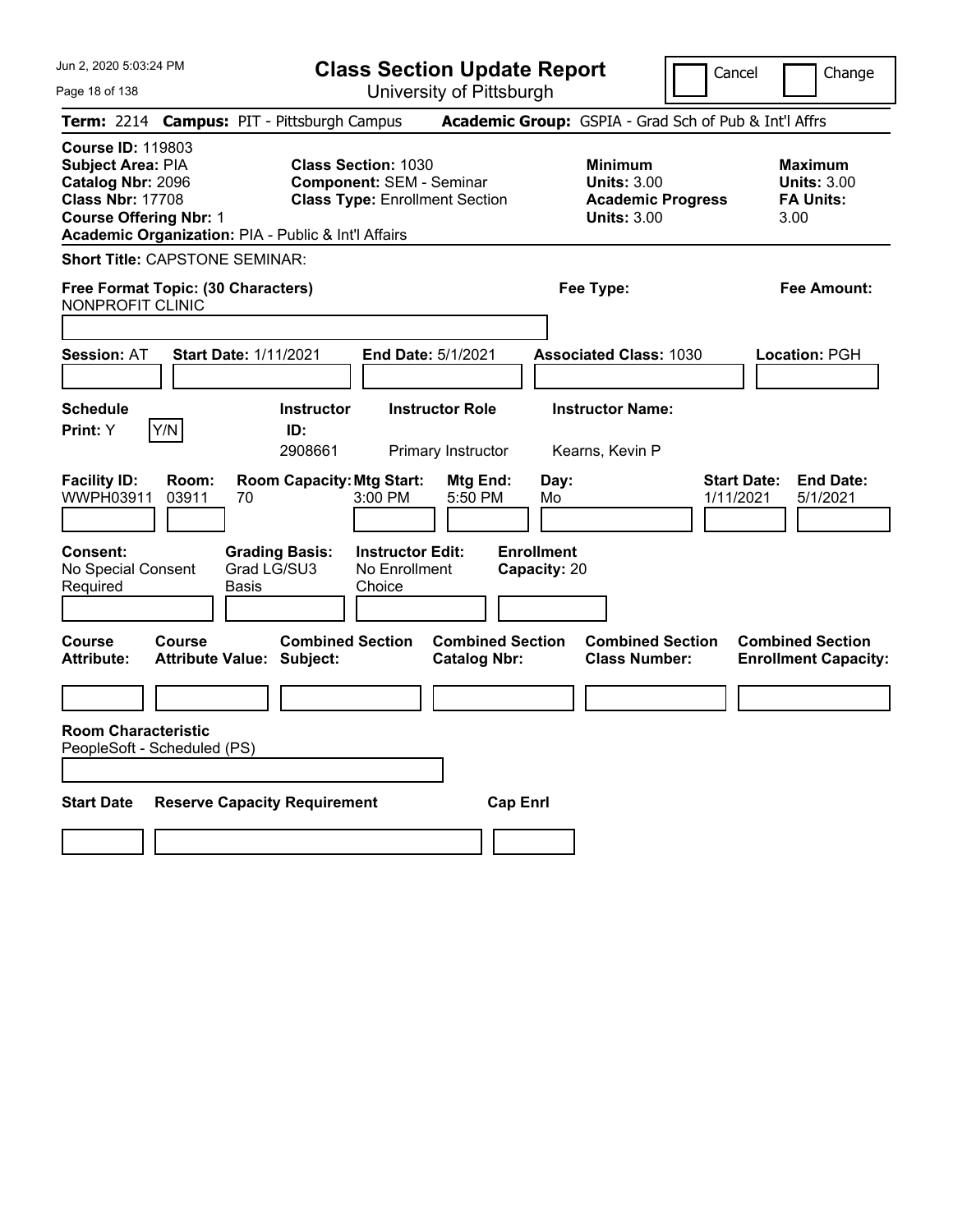# Class Section Update Report

University of Pittsburgh

Cancel | Change

**Term:** 2214 **Campus:** PIT - Pittsburgh Campus **Academic Group:** GSPIA - Grad Sch of Pub & Int'l Affrs

**Course ID:** 119803
**Subject Area:** PIA
**Catalog Nbr:** 2096
**Class Nbr:** 17708
**Course Offering Nbr:** 1
**Academic Organization:** PIA - Public & Int'l Affairs

**Class Section:** 1030
**Component:** SEM - Seminar
**Class Type:** Enrollment Section

**Minimum Units:** 3.00
**Academic Progress Units:** 3.00

**Maximum Units:** 3.00
**FA Units:** 3.00

**Short Title:** CAPSTONE SEMINAR:

**Free Format Topic: (30 Characters)** NONPROFIT CLINIC

**Fee Type:**

**Fee Amount:**

**Session:** AT **Start Date:** 1/11/2021 **End Date:** 5/1/2021 **Associated Class:** 1030 **Location:** PGH

| Schedule Print | | Instructor ID | Instructor Role | Instructor Name |
|---|---|---|---|---|
| Y | Y/N | 2908661 | Primary Instructor | Kearns, Kevin P |

| Facility ID | Room | Room Capacity | Mtg Start | Mtg End | Day | Start Date | End Date |
|---|---|---|---|---|---|---|---|
| WWPH03911 | 03911 | 70 | 3:00 PM | 5:50 PM | Mo | 1/11/2021 | 5/1/2021 |

| Consent | Grading Basis | Instructor Edit | Enrollment Capacity |
|---|---|---|---|
| No Special Consent Required | Grad LG/SU3 Basis | No Enrollment Choice | 20 |

| Course Attribute | Course Attribute Value | Combined Section Subject | Combined Section Catalog Nbr | Combined Section Class Number | Combined Section Enrollment Capacity |
|---|---|---|---|---|---|
| | | | | | |

**Room Characteristic**
PeopleSoft - Scheduled (PS)

| Start Date | Reserve Capacity Requirement | Cap Enrl |
|---|---|---|
| | | |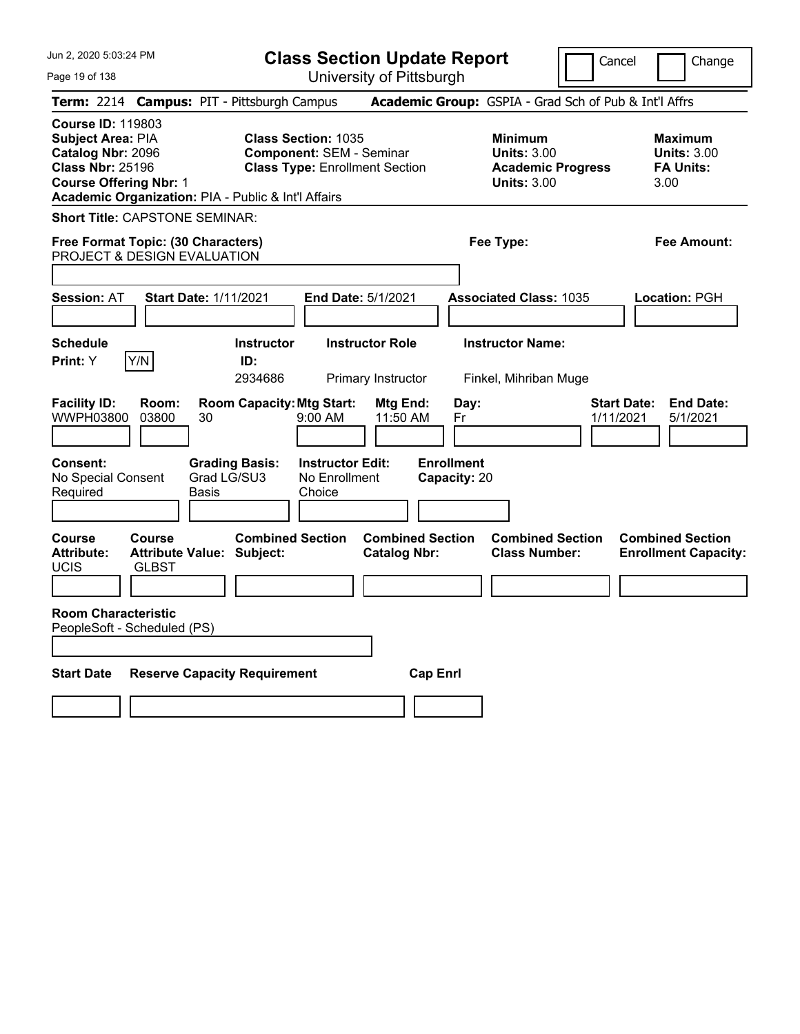# Class Section Update Report

University of Pittsburgh

Cancel | Change

**Term:** 2214 **Campus:** PIT - Pittsburgh Campus **Academic Group:** GSPIA - Grad Sch of Pub & Int'l Affrs

**Course ID:** 119803
**Subject Area:** PIA
**Catalog Nbr:** 2096
**Class Nbr:** 25196
**Course Offering Nbr:** 1
**Academic Organization:** PIA - Public & Int'l Affairs

**Class Section:** 1035
**Component:** SEM - Seminar
**Class Type:** Enrollment Section

**Minimum Units:** 3.00
**Academic Progress Units:** 3.00

**Maximum Units:** 3.00
**FA Units:** 3.00

**Short Title:** CAPSTONE SEMINAR:

**Free Format Topic: (30 Characters)**
PROJECT & DESIGN EVALUATION

**Fee Type:**

**Fee Amount:**

**Session:** AT **Start Date:** 1/11/2021 **End Date:** 5/1/2021 **Associated Class:** 1035 **Location:** PGH

| Schedule Print | Instructor ID | Instructor Role | Instructor Name |
|---|---|---|---|
| Y (Y/N) | 2934686 | Primary Instructor | Finkel, Mihriban Muge |

| Facility ID | Room | Room Capacity | Mtg Start | Mtg End | Day | Start Date | End Date |
|---|---|---|---|---|---|---|---|
| WWPH03800 | 03800 | 30 | 9:00 AM | 11:50 AM | Fr | 1/11/2021 | 5/1/2021 |

| Consent | Grading Basis | Instructor Edit | Enrollment Capacity |
|---|---|---|---|
| No Special Consent Required | Grad LG/SU3 Basis | No Enrollment Choice | 20 |

| Course Attribute | Course Attribute Value | Combined Section Subject | Combined Section Catalog Nbr | Combined Section Class Number | Combined Section Enrollment Capacity |
|---|---|---|---|---|---|
| UCIS | GLBST | | | | |

**Room Characteristic**
PeopleSoft - Scheduled (PS)

| Start Date | Reserve Capacity Requirement | Cap Enrl |
|---|---|---|
| | | |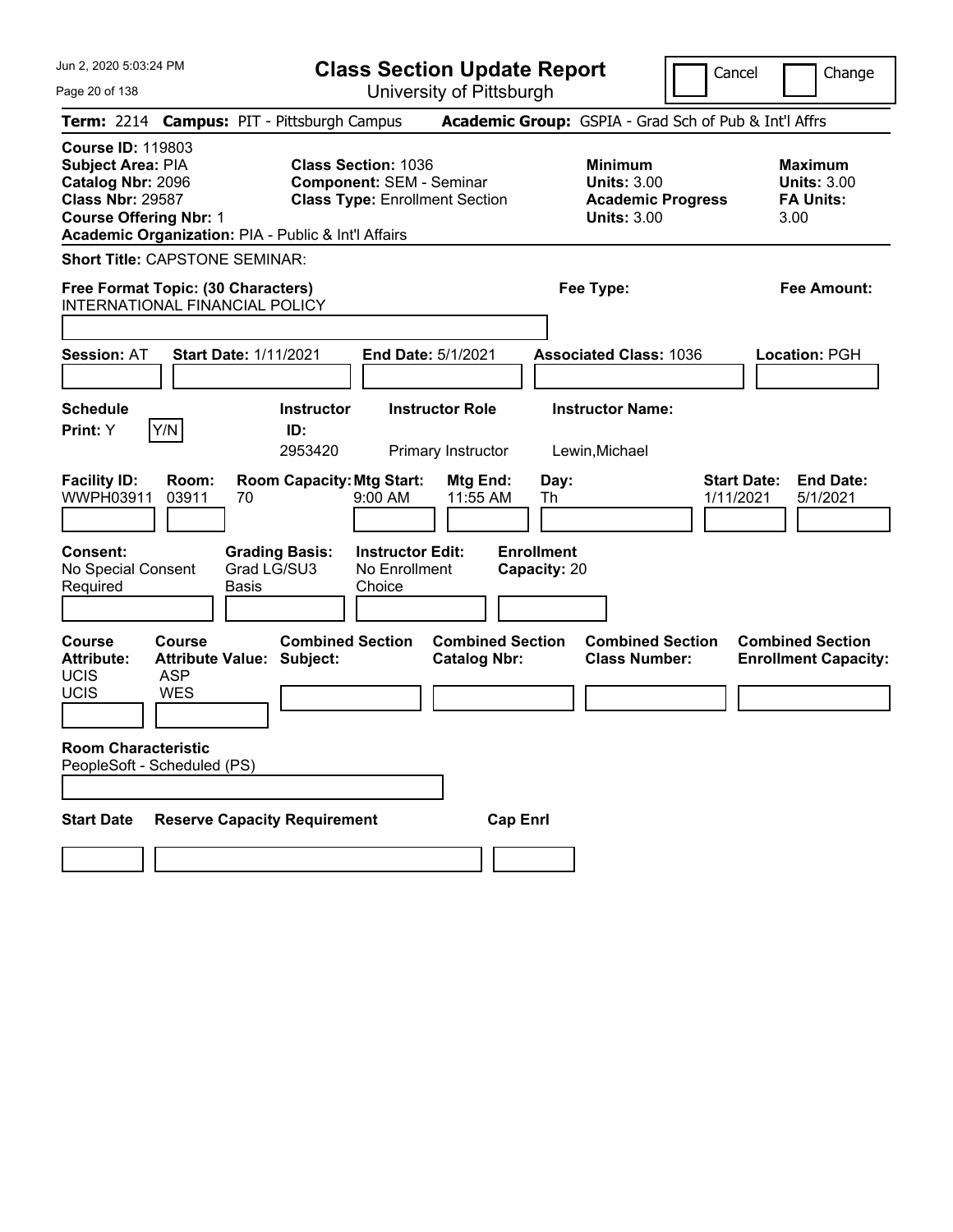# Class Section Update Report

University of Pittsburgh

Cancel Change

**Term:** 2214 **Campus:** PIT - Pittsburgh Campus **Academic Group:** GSPIA - Grad Sch of Pub & Int'l Affrs

**Course ID:** 119803
**Subject Area:** PIA
**Catalog Nbr:** 2096
**Class Nbr:** 29587
**Course Offering Nbr:** 1
**Academic Organization:** PIA - Public & Int'l Affairs

**Class Section:** 1036
**Component:** SEM - Seminar
**Class Type:** Enrollment Section

**Minimum Units:** 3.00
**Academic Progress Units:** 3.00

**Maximum Units:** 3.00
**FA Units:** 3.00

**Short Title:** CAPSTONE SEMINAR:

**Free Format Topic: (30 Characters)**
INTERNATIONAL FINANCIAL POLICY

**Fee Type:**

**Fee Amount:**

**Session:** AT **Start Date:** 1/11/2021 **End Date:** 5/1/2021 **Associated Class:** 1036 **Location:** PGH

| Schedule Print: | | Instructor ID: | Instructor Role | Instructor Name: |
|---|---|---|---|---|
| Y | Y/N | 2953420 | Primary Instructor | Lewin,Michael |

| Facility ID: | Room: | Room Capacity: | Mtg Start: | Mtg End: | Day: | Start Date: | End Date: |
|---|---|---|---|---|---|---|---|
| WWPH03911 | 03911 | 70 | 9:00 AM | 11:55 AM | Th | 1/11/2021 | 5/1/2021 |

**Consent:** No Special Consent Required
**Grading Basis:** Grad LG/SU3 Basis
**Instructor Edit:** No Enrollment Choice
**Enrollment Capacity:** 20

| Course Attribute: | Course Attribute Value: | Combined Section Subject: | Combined Section Catalog Nbr: | Combined Section Class Number: | Combined Section Enrollment Capacity: |
|---|---|---|---|---|---|
| UCIS | ASP | | | | |
| UCIS | WES | | | | |

**Room Characteristic**
PeopleSoft - Scheduled (PS)

| Start Date | Reserve Capacity Requirement | Cap Enrl |
|---|---|---|
| | | |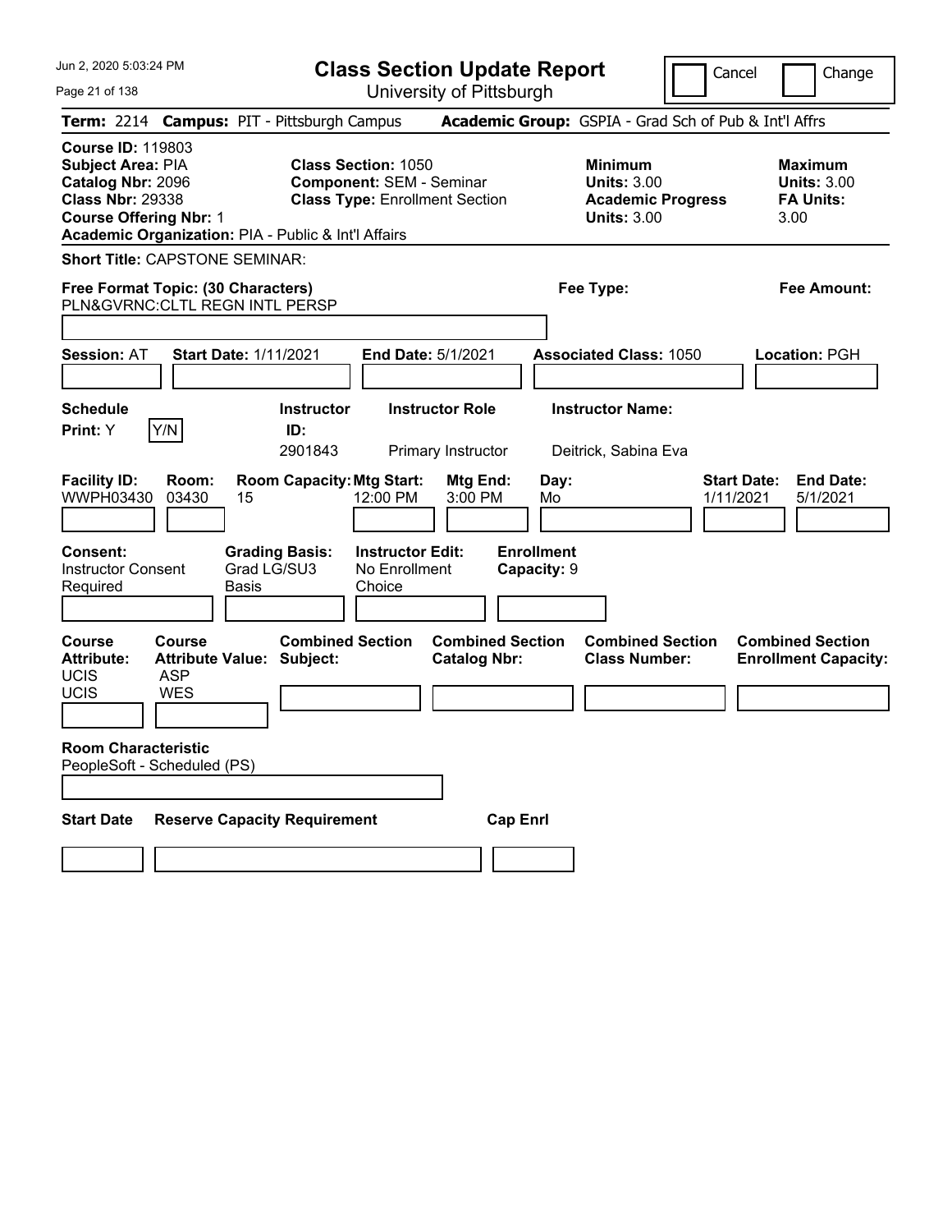# Class Section Update Report

University of Pittsburgh

Cancel | Change

**Term:** 2214 **Campus:** PIT - Pittsburgh Campus **Academic Group:** GSPIA - Grad Sch of Pub & Int'l Affrs

**Course ID:** 119803
**Subject Area:** PIA
**Catalog Nbr:** 2096
**Class Nbr:** 29338
**Course Offering Nbr:** 1
**Academic Organization:** PIA - Public & Int'l Affairs

**Class Section:** 1050
**Component:** SEM - Seminar
**Class Type:** Enrollment Section

**Minimum Units:** 3.00
**Academic Progress Units:** 3.00

**Maximum Units:** 3.00
**FA Units:** 3.00

**Short Title:** CAPSTONE SEMINAR:

**Free Format Topic: (30 Characters)**
PLN&GVRNC:CLTL REGN INTL PERSP

**Fee Type:**

**Fee Amount:**

**Session:** AT **Start Date:** 1/11/2021 **End Date:** 5/1/2021 **Associated Class:** 1050 **Location:** PGH

**Schedule Print:** Y Y/N

| Instructor ID | Instructor Role | Instructor Name |
|---|---|---|
| 2901843 | Primary Instructor | Deitrick, Sabina Eva |

| Facility ID | Room | Room Capacity | Mtg Start | Mtg End | Day | Start Date | End Date |
|---|---|---|---|---|---|---|---|
| WWPH03430 | 03430 | 15 | 12:00 PM | 3:00 PM | Mo | 1/11/2021 | 5/1/2021 |

**Consent:** Instructor Consent Required
**Grading Basis:** Grad LG/SU3 Basis
**Instructor Edit:** No Enrollment Choice
**Enrollment Capacity:** 9

| Course Attribute | Course Attribute Value | Combined Section Subject | Combined Section Catalog Nbr | Combined Section Class Number | Combined Section Enrollment Capacity |
|---|---|---|---|---|---|
| UCIS | ASP | | | | |
| UCIS | WES | | | | |

**Room Characteristic**
PeopleSoft - Scheduled (PS)

| Start Date | Reserve Capacity Requirement | Cap Enrl |
|---|---|---|
| | | |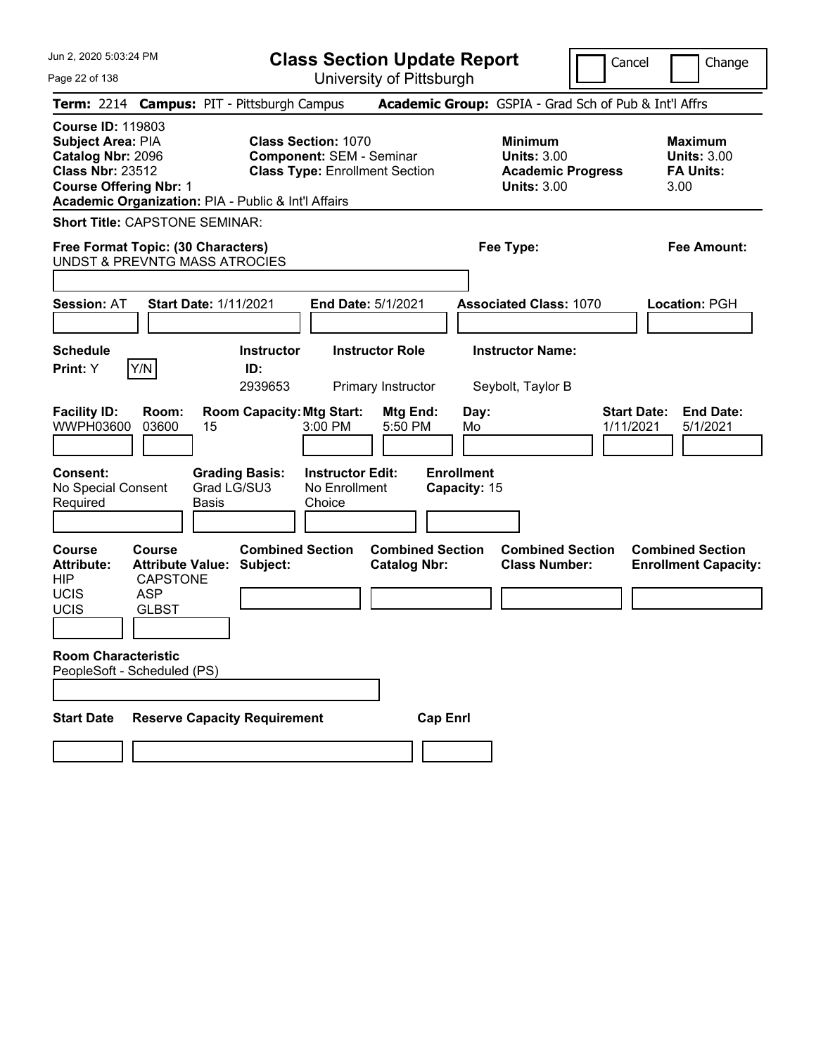# Class Section Update Report

University of Pittsburgh

Cancel | Change

**Term:** 2214 **Campus:** PIT - Pittsburgh Campus **Academic Group:** GSPIA - Grad Sch of Pub & Int'l Affrs

**Course ID:** 119803
**Subject Area:** PIA
**Catalog Nbr:** 2096
**Class Nbr:** 23512
**Course Offering Nbr:** 1
**Academic Organization:** PIA - Public & Int'l Affairs

**Class Section:** 1070
**Component:** SEM - Seminar
**Class Type:** Enrollment Section

**Minimum Units:** 3.00
**Academic Progress Units:** 3.00

**Maximum Units:** 3.00
**FA Units:** 3.00

**Short Title:** CAPSTONE SEMINAR:

**Free Format Topic: (30 Characters)**
UNDST & PREVNTG MASS ATROCIES

**Fee Type:**

**Fee Amount:**

**Session:** AT **Start Date:** 1/11/2021 **End Date:** 5/1/2021 **Associated Class:** 1070 **Location:** PGH

| Schedule Print | Instructor ID | Instructor Role | Instructor Name |
|---|---|---|---|
| Y (Y/N) | 2939653 | Primary Instructor | Seybolt, Taylor B |

| Facility ID | Room | Room Capacity | Mtg Start | Mtg End | Day | Start Date | End Date |
|---|---|---|---|---|---|---|---|
| WWPH03600 | 03600 | 15 | 3:00 PM | 5:50 PM | Mo | 1/11/2021 | 5/1/2021 |

**Consent:** No Special Consent Required
**Grading Basis:** Grad LG/SU3 Basis
**Instructor Edit:** No Enrollment Choice
**Enrollment Capacity:** 15

| Course Attribute | Course Attribute Value | Combined Section Subject | Combined Section Catalog Nbr | Combined Section Class Number | Combined Section Enrollment Capacity |
|---|---|---|---|---|---|
| HIP | CAPSTONE | | | | |
| UCIS | ASP | | | | |
| UCIS | GLBST | | | | |

**Room Characteristic**
PeopleSoft - Scheduled (PS)

| Start Date | Reserve Capacity Requirement | Cap Enrl |
|---|---|---|
| | | |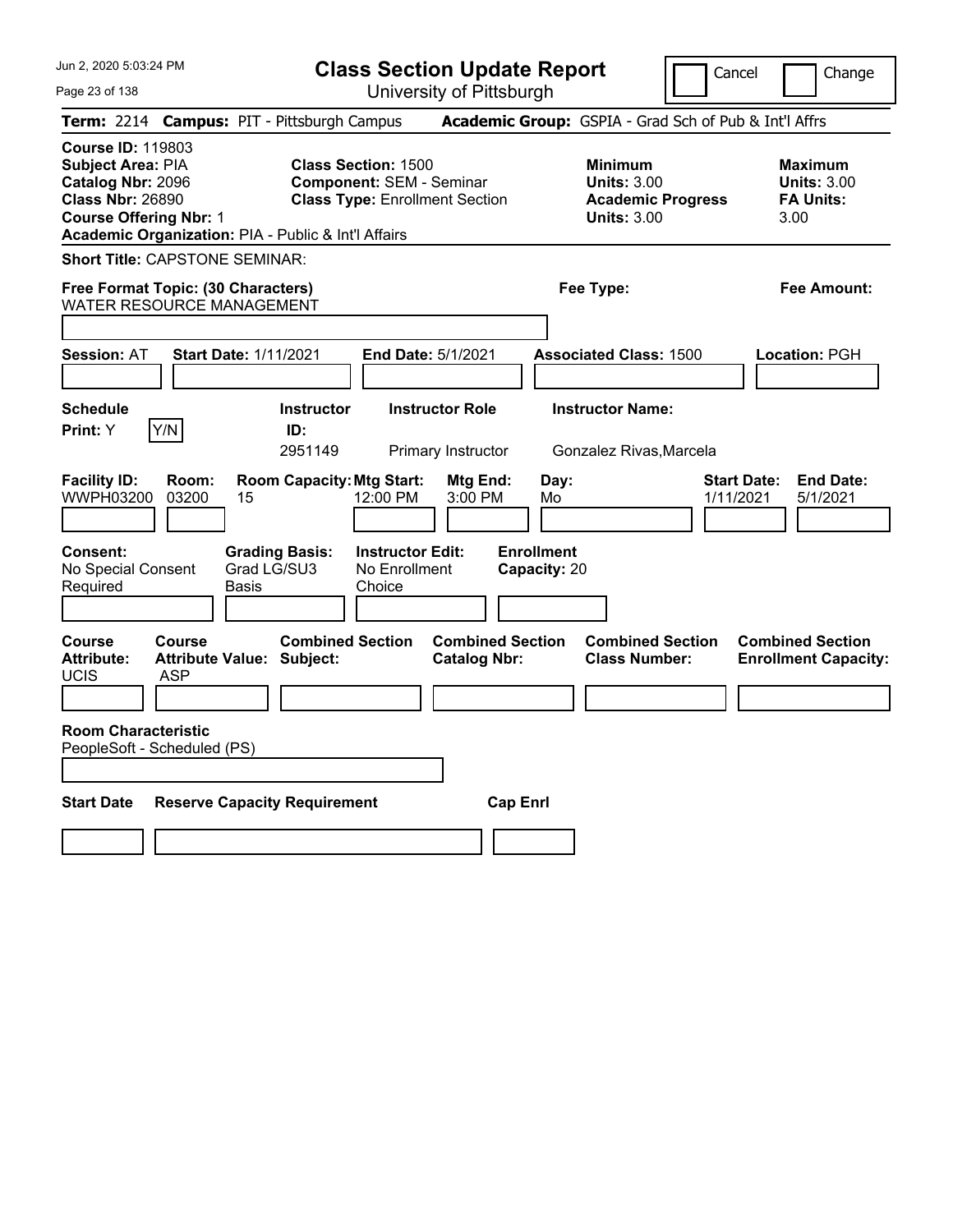# Class Section Update Report

University of Pittsburgh

Cancel ☐ Change ☐

**Term:** 2214 **Campus:** PIT - Pittsburgh Campus **Academic Group:** GSPIA - Grad Sch of Pub & Int'l Affrs

**Course ID:** 119803
**Subject Area:** PIA
**Catalog Nbr:** 2096
**Class Nbr:** 26890
**Course Offering Nbr:** 1
**Academic Organization:** PIA - Public & Int'l Affairs

**Class Section:** 1500
**Component:** SEM - Seminar
**Class Type:** Enrollment Section

**Minimum Units:** 3.00
**Academic Progress Units:** 3.00

**Maximum Units:** 3.00
**FA Units:** 3.00

**Short Title:** CAPSTONE SEMINAR:

**Free Format Topic: (30 Characters)**
WATER RESOURCE MANAGEMENT

**Fee Type:**

**Fee Amount:**

**Session:** AT **Start Date:** 1/11/2021 **End Date:** 5/1/2021 **Associated Class:** 1500 **Location:** PGH

**Schedule Print:** Y [Y/N]

| Instructor ID | Instructor Role | Instructor Name |
|---|---|---|
| 2951149 | Primary Instructor | Gonzalez Rivas,Marcela |

| Facility ID | Room | Room Capacity | Mtg Start | Mtg End | Day | Start Date | End Date |
|---|---|---|---|---|---|---|---|
| WWPH03200 | 03200 | 15 | 12:00 PM | 3:00 PM | Mo | 1/11/2021 | 5/1/2021 |

| Consent | Grading Basis | Instructor Edit | Enrollment Capacity |
|---|---|---|---|
| No Special Consent Required | Grad LG/SU3 Basis | No Enrollment Choice | 20 |

| Course Attribute | Course Attribute Value | Combined Section Subject | Combined Section Catalog Nbr | Combined Section Class Number | Combined Section Enrollment Capacity |
|---|---|---|---|---|---|
| UCIS | ASP | | | | |

**Room Characteristic**
PeopleSoft - Scheduled (PS)

| Start Date | Reserve Capacity Requirement | Cap Enrl |
|---|---|---|
| | | |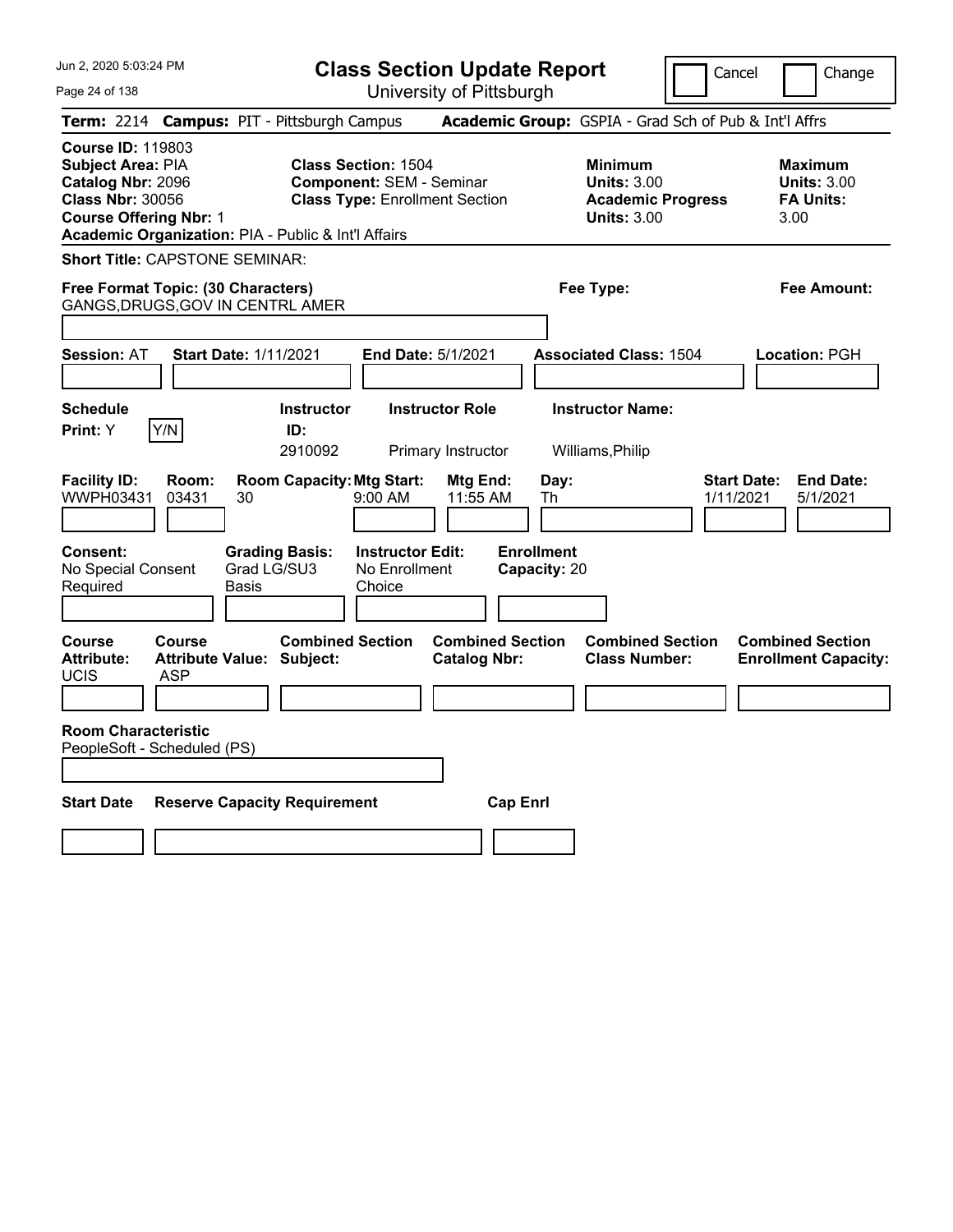# Class Section Update Report

University of Pittsburgh

Cancel | Change

**Term:** 2214 **Campus:** PIT - Pittsburgh Campus **Academic Group:** GSPIA - Grad Sch of Pub & Int'l Affrs

**Course ID:** 119803
**Subject Area:** PIA
**Catalog Nbr:** 2096
**Class Nbr:** 30056
**Course Offering Nbr:** 1
**Academic Organization:** PIA - Public & Int'l Affairs

**Class Section:** 1504
**Component:** SEM - Seminar
**Class Type:** Enrollment Section

**Minimum Units:** 3.00
**Academic Progress Units:** 3.00

**Maximum Units:** 3.00
**FA Units:** 3.00

**Short Title:** CAPSTONE SEMINAR:

**Free Format Topic: (30 Characters)**
GANGS,DRUGS,GOV IN CENTRL AMER

**Fee Type:**

**Fee Amount:**

**Session:** AT **Start Date:** 1/11/2021 **End Date:** 5/1/2021 **Associated Class:** 1504 **Location:** PGH

**Schedule Print:** Y Y/N

| Instructor ID | Instructor Role | Instructor Name |
|---|---|---|
| 2910092 | Primary Instructor | Williams,Philip |

| Facility ID: | Room: | Room Capacity: | Mtg Start: | Mtg End: | Day: | Start Date: | End Date: |
|---|---|---|---|---|---|---|---|
| WWPH03431 | 03431 | 30 | 9:00 AM | 11:55 AM | Th | 1/11/2021 | 5/1/2021 |

**Consent:** No Special Consent Required
**Grading Basis:** Grad LG/SU3 Basis
**Instructor Edit:** No Enrollment Choice
**Enrollment Capacity:** 20

| Course Attribute: | Course Attribute Value: | Combined Section Subject: | Combined Section Catalog Nbr: | Combined Section Class Number: | Combined Section Enrollment Capacity: |
|---|---|---|---|---|---|
| UCIS | ASP | | | | |

**Room Characteristic**
PeopleSoft - Scheduled (PS)

| Start Date | Reserve Capacity Requirement | Cap Enrl |
|---|---|---|
| | | |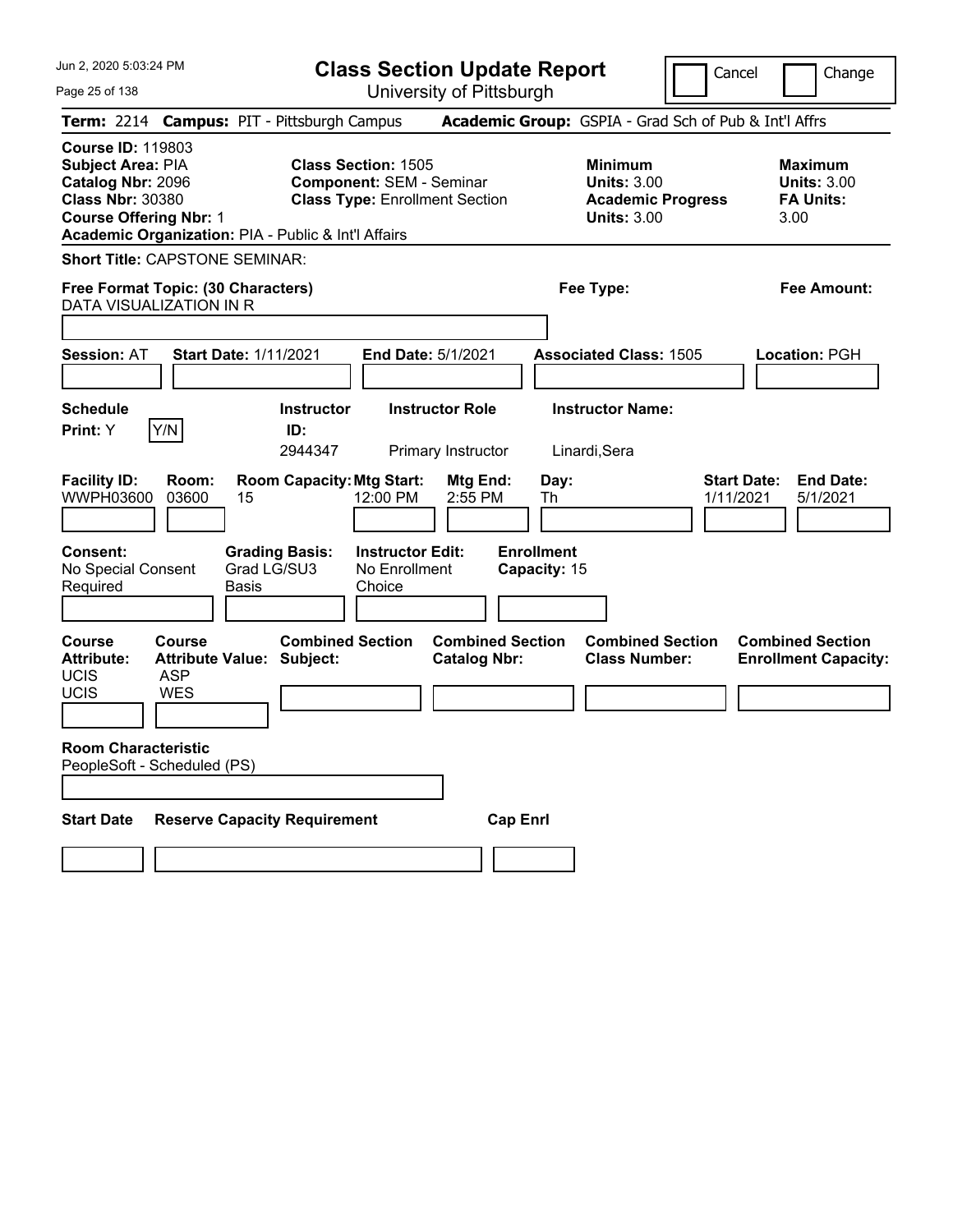# Class Section Update Report

University of Pittsburgh

Cancel | Change

**Term:** 2214 **Campus:** PIT - Pittsburgh Campus **Academic Group:** GSPIA - Grad Sch of Pub & Int'l Affrs

**Course ID:** 119803
**Subject Area:** PIA
**Catalog Nbr:** 2096
**Class Nbr:** 30380
**Course Offering Nbr:** 1
**Academic Organization:** PIA - Public & Int'l Affairs

**Class Section:** 1505
**Component:** SEM - Seminar
**Class Type:** Enrollment Section

**Minimum**
**Units:** 3.00
**Academic Progress Units:** 3.00

**Maximum**
**Units:** 3.00
**FA Units:** 3.00

**Short Title:** CAPSTONE SEMINAR:

**Free Format Topic: (30 Characters)**
DATA VISUALIZATION IN R

**Fee Type:**

**Fee Amount:**

**Session:** AT **Start Date:** 1/11/2021 **End Date:** 5/1/2021 **Associated Class:** 1505 **Location:** PGH

| Schedule Print: | | Instructor ID: | Instructor Role | Instructor Name: |
|---|---|---|---|---|
| Y | Y/N | 2944347 | Primary Instructor | Linardi,Sera |

| Facility ID: | Room: | Room Capacity: | Mtg Start: | Mtg End: | Day: | Start Date: | End Date: |
|---|---|---|---|---|---|---|---|
| WWPH03600 | 03600 | 15 | 12:00 PM | 2:55 PM | Th | 1/11/2021 | 5/1/2021 |

| Consent: | Grading Basis: | Instructor Edit: | Enrollment Capacity: |
|---|---|---|---|
| No Special Consent Required | Grad LG/SU3 Basis | No Enrollment Choice | 15 |

| Course Attribute: | Course Attribute Value: | Combined Section Subject: | Combined Section Catalog Nbr: | Combined Section Class Number: | Combined Section Enrollment Capacity: |
|---|---|---|---|---|---|
| UCIS | ASP | | | | |
| UCIS | WES | | | | |

**Room Characteristic**
PeopleSoft - Scheduled (PS)

| Start Date | Reserve Capacity Requirement | Cap Enrl |
|---|---|---|
| | | |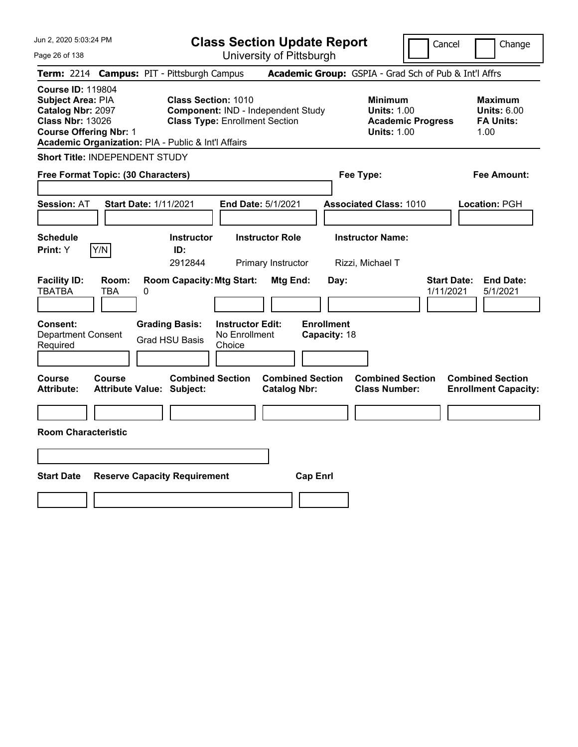# Class Section Update Report

University of Pittsburgh

Cancel | Change

**Term:** 2214 **Campus:** PIT - Pittsburgh Campus **Academic Group:** GSPIA - Grad Sch of Pub & Int'l Affrs

**Course ID:** 119804
**Subject Area:** PIA
**Catalog Nbr:** 2097
**Class Nbr:** 13026
**Course Offering Nbr:** 1
**Academic Organization:** PIA - Public & Int'l Affairs

**Class Section:** 1010
**Component:** IND - Independent Study
**Class Type:** Enrollment Section

**Minimum Units:** 1.00
**Academic Progress Units:** 1.00

**Maximum Units:** 6.00
**FA Units:** 1.00

**Short Title:** INDEPENDENT STUDY

**Free Format Topic: (30 Characters)**

**Fee Type:**

**Fee Amount:**

**Session:** AT **Start Date:** 1/11/2021 **End Date:** 5/1/2021 **Associated Class:** 1010 **Location:** PGH

| Schedule Print: | Instructor ID: | Instructor Role | Instructor Name: |
|---|---|---|---|
| Y [Y/N] | 2912844 | Primary Instructor | Rizzi, Michael T |

| Facility ID: | Room: | Room Capacity: | Mtg Start: | Mtg End: | Day: | Start Date: | End Date: |
|---|---|---|---|---|---|---|---|
| TBATBA | TBA | 0 | | | | 1/11/2021 | 5/1/2021 |

| Consent: | Grading Basis: | Instructor Edit: | Enrollment Capacity: |
|---|---|---|---|
| Department Consent Required | Grad HSU Basis | No Enrollment Choice | 18 |

| Course Attribute: | Course Attribute Value: | Combined Section Subject: | Combined Section Catalog Nbr: | Combined Section Class Number: | Combined Section Enrollment Capacity: |
|---|---|---|---|---|---|
| | | | | | |

**Room Characteristic**

| Start Date | Reserve Capacity Requirement | Cap Enrl |
|---|---|---|
| | | |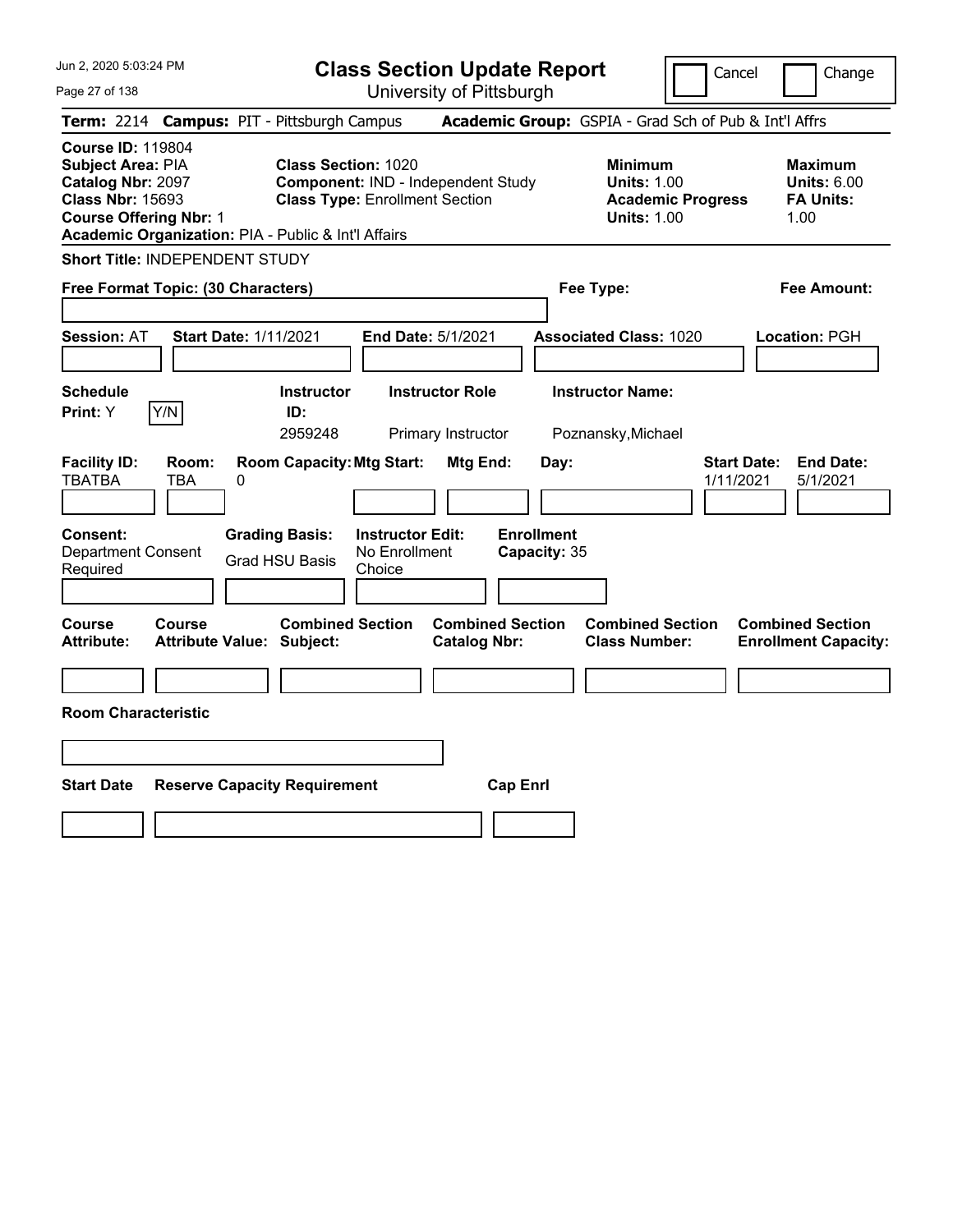# Class Section Update Report

University of Pittsburgh

Cancel | Change

**Term:** 2214 **Campus:** PIT - Pittsburgh Campus **Academic Group:** GSPIA - Grad Sch of Pub & Int'l Affrs

**Course ID:** 119804
**Subject Area:** PIA
**Catalog Nbr:** 2097
**Class Nbr:** 15693
**Course Offering Nbr:** 1
**Academic Organization:** PIA - Public & Int'l Affairs

**Class Section:** 1020
**Component:** IND - Independent Study
**Class Type:** Enrollment Section

**Minimum Units:** 1.00
**Academic Progress Units:** 1.00

**Maximum Units:** 6.00
**FA Units:** 1.00

**Short Title:** INDEPENDENT STUDY

**Free Format Topic: (30 Characters)**

**Fee Type:**

**Fee Amount:**

**Session:** AT **Start Date:** 1/11/2021 **End Date:** 5/1/2021 **Associated Class:** 1020 **Location:** PGH

| Schedule Print: | Instructor ID: | Instructor Role | Instructor Name: |
|---|---|---|---|
| Y (Y/N) | 2959248 | Primary Instructor | Poznansky,Michael |

| Facility ID: | Room: | Room Capacity: | Mtg Start: | Mtg End: | Day: | Start Date: | End Date: |
|---|---|---|---|---|---|---|---|
| TBATBA | TBA | 0 | | | | 1/11/2021 | 5/1/2021 |

| Consent: | Grading Basis: | Instructor Edit: | Enrollment Capacity: |
|---|---|---|---|
| Department Consent Required | Grad HSU Basis | No Enrollment Choice | 35 |

| Course Attribute: | Course Attribute Value: | Combined Section Subject: | Combined Section Catalog Nbr: | Combined Section Class Number: | Combined Section Enrollment Capacity: |
|---|---|---|---|---|---|
| | | | | | |

**Room Characteristic**

| Start Date | Reserve Capacity Requirement | Cap Enrl |
|---|---|---|
| | | |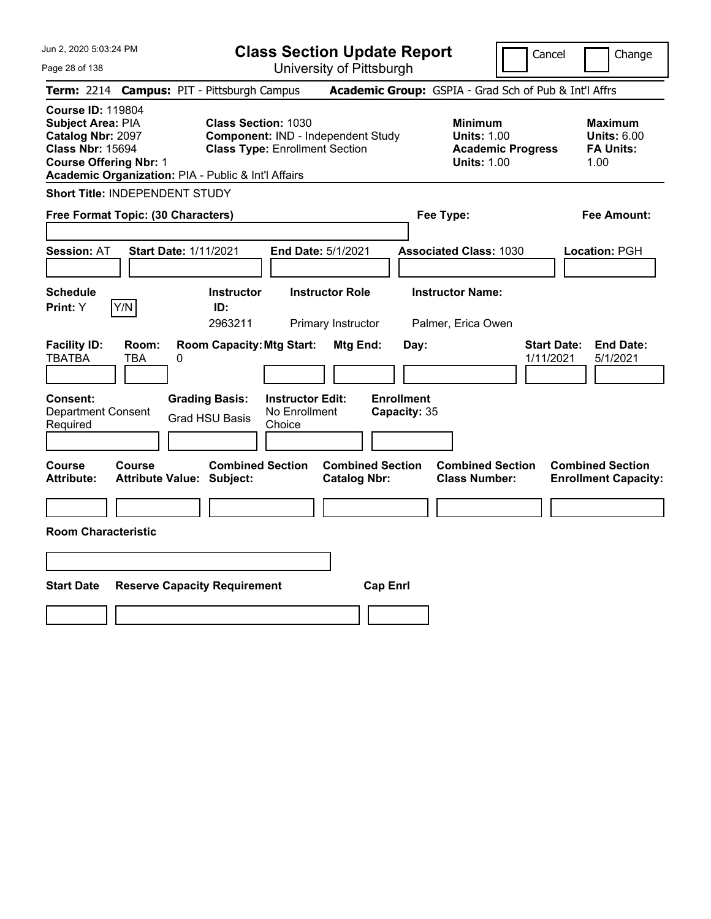# Class Section Update Report

University of Pittsburgh

Cancel | Change

**Term:** 2214 **Campus:** PIT - Pittsburgh Campus **Academic Group:** GSPIA - Grad Sch of Pub & Int'l Affrs

**Course ID:** 119804
**Subject Area:** PIA
**Catalog Nbr:** 2097
**Class Nbr:** 15694
**Course Offering Nbr:** 1
**Academic Organization:** PIA - Public & Int'l Affairs

**Class Section:** 1030
**Component:** IND - Independent Study
**Class Type:** Enrollment Section

**Minimum Units:** 1.00
**Academic Progress Units:** 1.00

**Maximum Units:** 6.00
**FA Units:** 1.00

**Short Title:** INDEPENDENT STUDY

**Free Format Topic: (30 Characters)**

**Fee Type:**

**Fee Amount:**

**Session:** AT **Start Date:** 1/11/2021 **End Date:** 5/1/2021 **Associated Class:** 1030 **Location:** PGH

| Schedule Print: | | Instructor ID: | Instructor Role | Instructor Name: |
|---|---|---|---|---|
| Y | Y/N | 2963211 | Primary Instructor | Palmer, Erica Owen |

| Facility ID: | Room: | Room Capacity: | Mtg Start: | Mtg End: | Day: | Start Date: | End Date: |
|---|---|---|---|---|---|---|---|
| TBATBA | TBA | 0 | | | | 1/11/2021 | 5/1/2021 |

| Consent: | Grading Basis: | Instructor Edit: | Enrollment Capacity: |
|---|---|---|---|
| Department Consent Required | Grad HSU Basis | No Enrollment Choice | 35 |

| Course Attribute: | Course Attribute Value: | Combined Section Subject: | Combined Section Catalog Nbr: | Combined Section Class Number: | Combined Section Enrollment Capacity: |
|---|---|---|---|---|---|
| | | | | | |

**Room Characteristic**

| Start Date | Reserve Capacity Requirement | Cap Enrl |
|---|---|---|
| | | |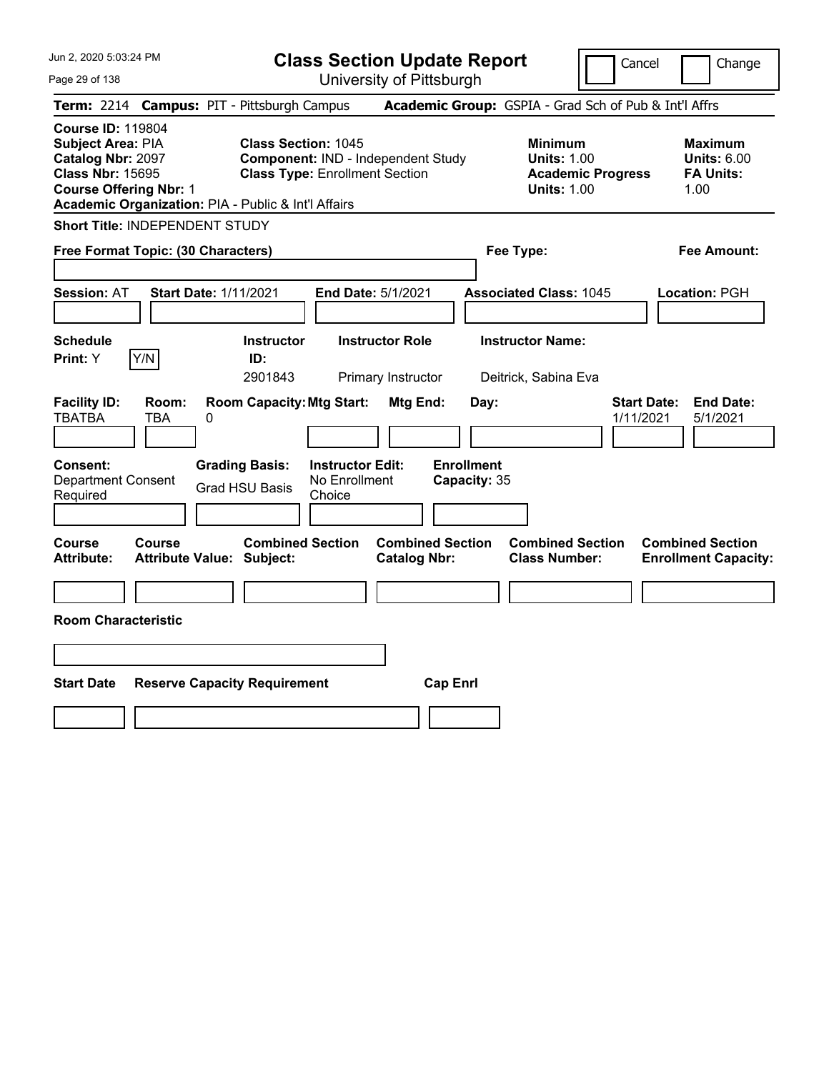# Class Section Update Report

University of Pittsburgh

Cancel | Change

**Term:** 2214 **Campus:** PIT - Pittsburgh Campus **Academic Group:** GSPIA - Grad Sch of Pub & Int'l Affrs

**Course ID:** 119804
**Subject Area:** PIA
**Catalog Nbr:** 2097
**Class Nbr:** 15695
**Course Offering Nbr:** 1
**Academic Organization:** PIA - Public & Int'l Affairs

**Class Section:** 1045
**Component:** IND - Independent Study
**Class Type:** Enrollment Section

**Minimum Units:** 1.00
**Academic Progress Units:** 1.00

**Maximum Units:** 6.00
**FA Units:** 1.00

**Short Title:** INDEPENDENT STUDY

**Free Format Topic: (30 Characters)**

**Fee Type:**

**Fee Amount:**

**Session:** AT **Start Date:** 1/11/2021 **End Date:** 5/1/2021 **Associated Class:** 1045 **Location:** PGH

| Schedule Print: | | Instructor ID: | Instructor Role | Instructor Name: |
|---|---|---|---|---|
| Y | Y/N | 2901843 | Primary Instructor | Deitrick, Sabina Eva |

| Facility ID: | Room: | Room Capacity: | Mtg Start: | Mtg End: | Day: | Start Date: | End Date: |
|---|---|---|---|---|---|---|---|
| TBATBA | TBA | 0 | | | | 1/11/2021 | 5/1/2021 |

| Consent: | Grading Basis: | Instructor Edit: | Enrollment Capacity: |
|---|---|---|---|
| Department Consent Required | Grad HSU Basis | No Enrollment Choice | 35 |

| Course Attribute: | Course Attribute Value: | Combined Section Subject: | Combined Section Catalog Nbr: | Combined Section Class Number: | Combined Section Enrollment Capacity: |
|---|---|---|---|---|---|
| | | | | | |

**Room Characteristic**

| Start Date | Reserve Capacity Requirement | Cap Enrl |
|---|---|---|
| | | |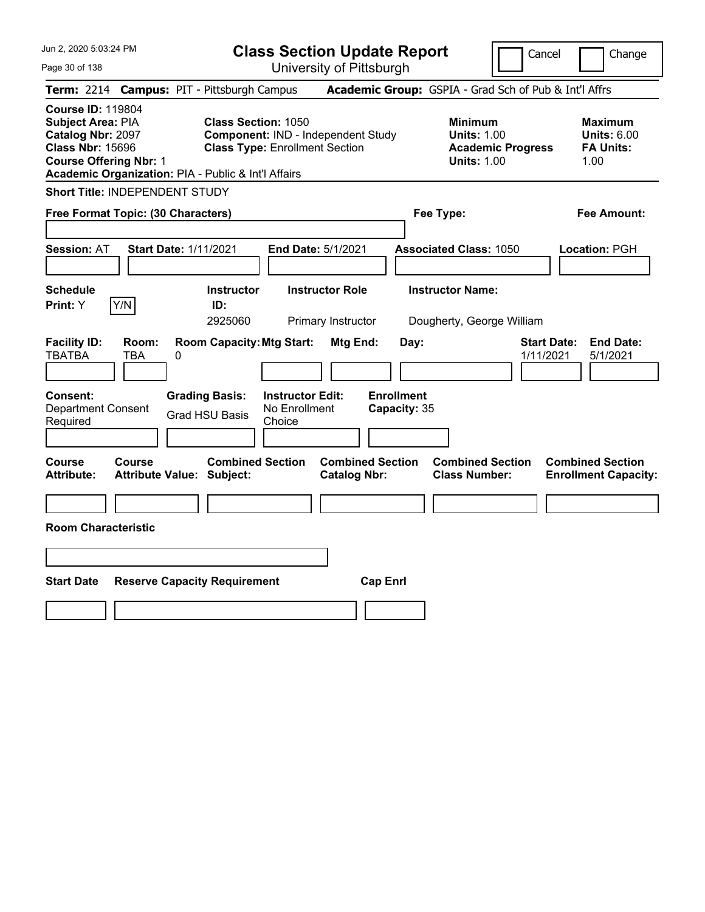# Class Section Update Report

University of Pittsburgh

Cancel | Change

**Term:** 2214 **Campus:** PIT - Pittsburgh Campus **Academic Group:** GSPIA - Grad Sch of Pub & Int'l Affrs

**Course ID:** 119804
**Subject Area:** PIA
**Catalog Nbr:** 2097
**Class Nbr:** 15696
**Course Offering Nbr:** 1
**Academic Organization:** PIA - Public & Int'l Affairs

**Class Section:** 1050
**Component:** IND - Independent Study
**Class Type:** Enrollment Section

**Minimum**
**Units:** 1.00
**Academic Progress Units:** 1.00

**Maximum**
**Units:** 6.00
**FA Units:** 1.00

**Short Title:** INDEPENDENT STUDY

**Free Format Topic: (30 Characters)**

**Fee Type:**

**Fee Amount:**

**Session:** AT **Start Date:** 1/11/2021 **End Date:** 5/1/2021 **Associated Class:** 1050 **Location:** PGH

| Schedule Print: | Instructor ID: | Instructor Role | Instructor Name: |
| --- | --- | --- | --- |
| Y | 2925060 | Primary Instructor | Dougherty, George William |

| Facility ID: | Room: | Room Capacity: | Mtg Start: | Mtg End: | Day: | Start Date: | End Date: |
| --- | --- | --- | --- | --- | --- | --- | --- |
| TBATBA | TBA | 0 | | | | 1/11/2021 | 5/1/2021 |

**Consent:** Department Consent Required
**Grading Basis:** Grad HSU Basis
**Instructor Edit:** No Enrollment Choice
**Enrollment Capacity:** 35

| Course Attribute: | Course Attribute Value: | Combined Section Subject: | Combined Section Catalog Nbr: | Combined Section Class Number: | Combined Section Enrollment Capacity: |
| --- | --- | --- | --- | --- | --- |
| | | | | | |

**Room Characteristic**

| Start Date | Reserve Capacity Requirement | Cap Enrl |
| --- | --- | --- |
| | | |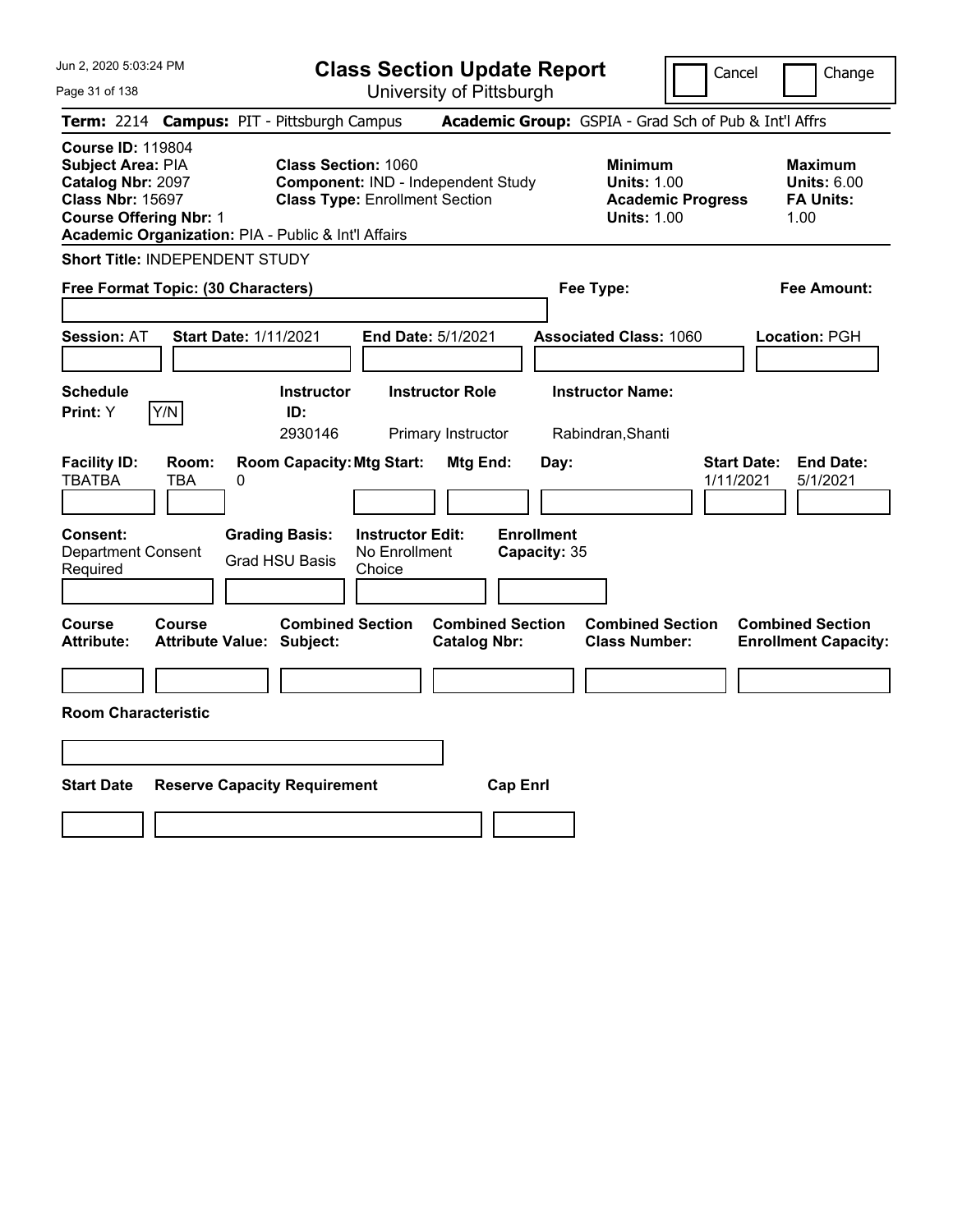# Class Section Update Report

University of Pittsburgh

Cancel | Change

**Term:** 2214 **Campus:** PIT - Pittsburgh Campus **Academic Group:** GSPIA - Grad Sch of Pub & Int'l Affrs

**Course ID:** 119804
**Subject Area:** PIA
**Catalog Nbr:** 2097
**Class Nbr:** 15697
**Course Offering Nbr:** 1
**Academic Organization:** PIA - Public & Int'l Affairs

**Class Section:** 1060
**Component:** IND - Independent Study
**Class Type:** Enrollment Section

**Minimum Units:** 1.00
**Academic Progress Units:** 1.00

**Maximum Units:** 6.00
**FA Units:** 1.00

**Short Title:** INDEPENDENT STUDY

**Free Format Topic: (30 Characters)**

**Fee Type:**

**Fee Amount:**

**Session:** AT **Start Date:** 1/11/2021 **End Date:** 5/1/2021 **Associated Class:** 1060 **Location:** PGH

| Schedule Print | | Instructor ID | Instructor Role | Instructor Name |
|---|---|---|---|---|
| Y | Y/N | 2930146 | Primary Instructor | Rabindran,Shanti |

| Facility ID | Room | Room Capacity | Mtg Start | Mtg End | Day | Start Date | End Date |
|---|---|---|---|---|---|---|---|
| TBATBA | TBA | 0 | | | | 1/11/2021 | 5/1/2021 |

**Consent:** Department Consent Required
**Grading Basis:** Grad HSU Basis
**Instructor Edit:** No Enrollment Choice
**Enrollment Capacity:** 35

| Course Attribute | Course Attribute Value | Combined Section Subject | Combined Section Catalog Nbr | Combined Section Class Number | Combined Section Enrollment Capacity |
|---|---|---|---|---|---|
| | | | | | |

**Room Characteristic**

| Start Date | Reserve Capacity Requirement | Cap Enrl |
|---|---|---|
| | | |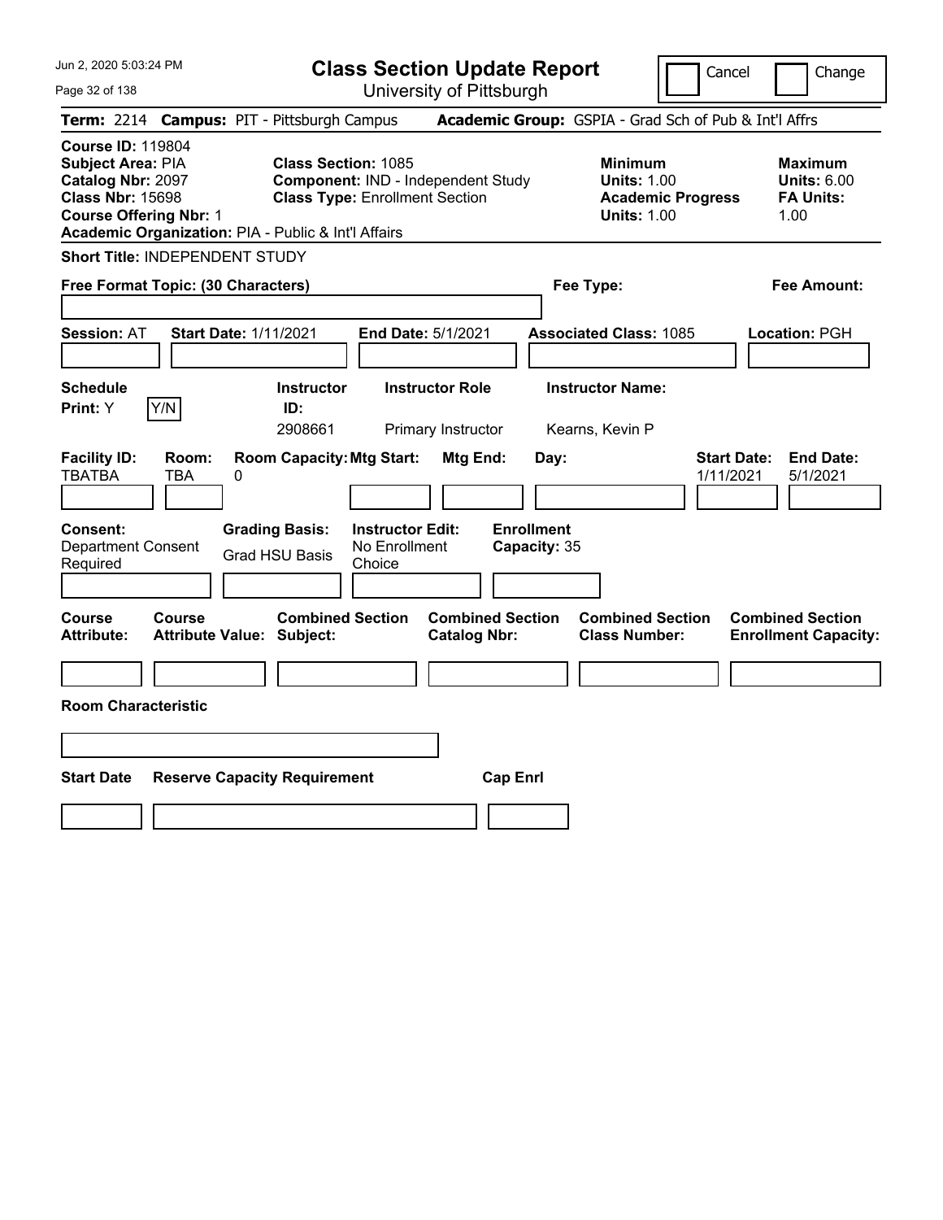# Class Section Update Report

University of Pittsburgh

Cancel | Change

**Term:** 2214 **Campus:** PIT - Pittsburgh Campus **Academic Group:** GSPIA - Grad Sch of Pub & Int'l Affrs

**Course ID:** 119804
**Subject Area:** PIA
**Catalog Nbr:** 2097
**Class Nbr:** 15698
**Course Offering Nbr:** 1
**Academic Organization:** PIA - Public & Int'l Affairs

**Class Section:** 1085
**Component:** IND - Independent Study
**Class Type:** Enrollment Section

**Minimum Units:** 1.00
**Academic Progress Units:** 1.00

**Maximum Units:** 6.00
**FA Units:** 1.00

**Short Title:** INDEPENDENT STUDY

**Free Format Topic: (30 Characters)**

**Fee Type:**

**Fee Amount:**

**Session:** AT **Start Date:** 1/11/2021 **End Date:** 5/1/2021 **Associated Class:** 1085 **Location:** PGH

| Schedule Print: | Instructor ID: | Instructor Role | Instructor Name: |
|---|---|---|---|
| Y | 2908661 | Primary Instructor | Kearns, Kevin P |

| Facility ID: | Room: | Room Capacity: | Mtg Start: | Mtg End: | Day: | Start Date: | End Date: |
|---|---|---|---|---|---|---|---|
| TBATBA | TBA | 0 | | | | 1/11/2021 | 5/1/2021 |

| Consent: | Grading Basis: | Instructor Edit: | Enrollment Capacity: |
|---|---|---|---|
| Department Consent Required | Grad HSU Basis | No Enrollment Choice | 35 |

| Course Attribute: | Course Attribute Value: | Combined Section Subject: | Combined Section Catalog Nbr: | Combined Section Class Number: | Combined Section Enrollment Capacity: |
|---|---|---|---|---|---|
| | | | | | |

**Room Characteristic**

| Start Date | Reserve Capacity Requirement | Cap Enrl |
|---|---|---|
| | | |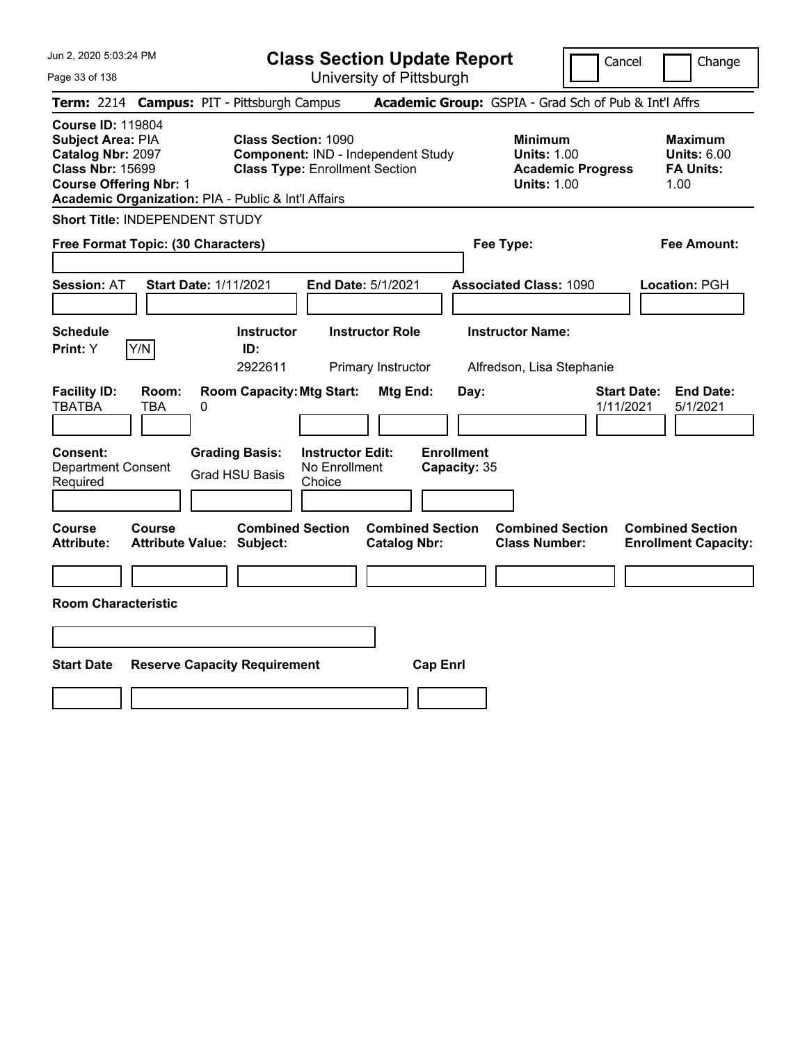# Class Section Update Report

University of Pittsburgh

Cancel | Change

**Term:** 2214 **Campus:** PIT - Pittsburgh Campus **Academic Group:** GSPIA - Grad Sch of Pub & Int'l Affrs

**Course ID:** 119804
**Subject Area:** PIA
**Catalog Nbr:** 2097
**Class Nbr:** 15699
**Course Offering Nbr:** 1
**Academic Organization:** PIA - Public & Int'l Affairs

**Class Section:** 1090
**Component:** IND - Independent Study
**Class Type:** Enrollment Section

**Minimum Units:** 1.00
**Academic Progress Units:** 1.00

**Maximum Units:** 6.00
**FA Units:** 1.00

**Short Title:** INDEPENDENT STUDY

**Free Format Topic: (30 Characters)**

**Fee Type:**

**Fee Amount:**

**Session:** AT **Start Date:** 1/11/2021 **End Date:** 5/1/2021 **Associated Class:** 1090 **Location:** PGH

| Schedule Print: | | Instructor ID: | Instructor Role | Instructor Name: |
|---|---|---|---|---|
| Y | Y/N | 2922611 | Primary Instructor | Alfredson, Lisa Stephanie |

| Facility ID: | Room: | Room Capacity: | Mtg Start: | Mtg End: | Day: | Start Date: | End Date: |
|---|---|---|---|---|---|---|---|
| TBATBA | TBA | 0 | | | | 1/11/2021 | 5/1/2021 |

| Consent: | Grading Basis: | Instructor Edit: | Enrollment Capacity: |
|---|---|---|---|
| Department Consent Required | Grad HSU Basis | No Enrollment Choice | 35 |

| Course Attribute: | Course Attribute Value: | Combined Section Subject: | Combined Section Catalog Nbr: | Combined Section Class Number: | Combined Section Enrollment Capacity: |
|---|---|---|---|---|---|
| | | | | | |

**Room Characteristic**

| Start Date | Reserve Capacity Requirement | Cap Enrl |
|---|---|---|
| | | |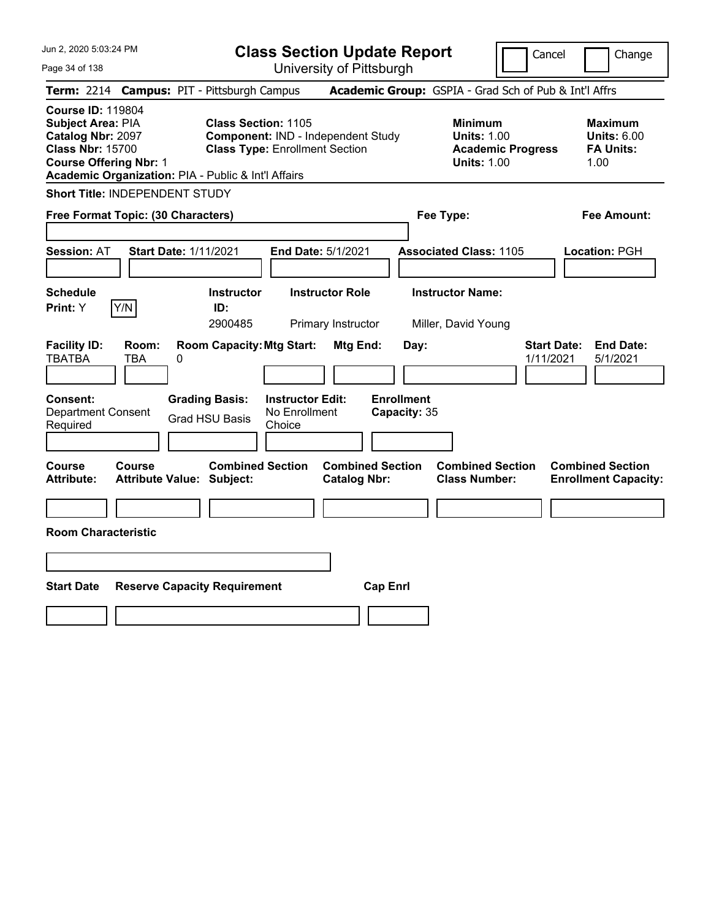# Class Section Update Report

University of Pittsburgh

Cancel | Change

**Term:** 2214 **Campus:** PIT - Pittsburgh Campus **Academic Group:** GSPIA - Grad Sch of Pub & Int'l Affrs

**Course ID:** 119804
**Subject Area:** PIA
**Catalog Nbr:** 2097
**Class Nbr:** 15700
**Course Offering Nbr:** 1
**Academic Organization:** PIA - Public & Int'l Affairs

**Class Section:** 1105
**Component:** IND - Independent Study
**Class Type:** Enrollment Section

**Minimum**
**Units:** 1.00
**Academic Progress Units:** 1.00

**Maximum**
**Units:** 6.00
**FA Units:** 1.00

**Short Title:** INDEPENDENT STUDY

**Free Format Topic: (30 Characters)**

**Fee Type:**

**Fee Amount:**

**Session:** AT **Start Date:** 1/11/2021 **End Date:** 5/1/2021 **Associated Class:** 1105 **Location:** PGH

| Schedule Print: | Instructor ID: | Instructor Role | Instructor Name: |
|---|---|---|---|
| Y (Y/N) | 2900485 | Primary Instructor | Miller, David Young |

| Facility ID: | Room: | Room Capacity: | Mtg Start: | Mtg End: | Day: | Start Date: | End Date: |
|---|---|---|---|---|---|---|---|
| TBATBA | TBA | 0 | | | | 1/11/2021 | 5/1/2021 |

| Consent: | Grading Basis: | Instructor Edit: | Enrollment Capacity: |
|---|---|---|---|
| Department Consent Required | Grad HSU Basis | No Enrollment Choice | 35 |

| Course Attribute: | Course Attribute Value: | Combined Section Subject: | Combined Section Catalog Nbr: | Combined Section Class Number: | Combined Section Enrollment Capacity: |
|---|---|---|---|---|---|
| | | | | | |

**Room Characteristic**

| Start Date | Reserve Capacity Requirement | Cap Enrl |
|---|---|---|
| | | |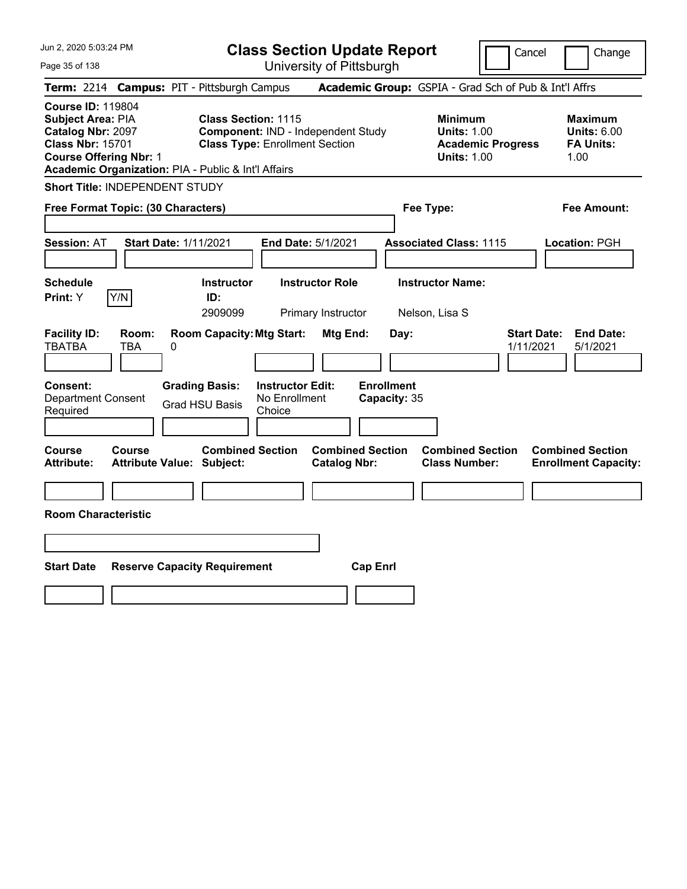# Class Section Update Report

University of Pittsburgh

Cancel | Change

**Term:** 2214 **Campus:** PIT - Pittsburgh Campus **Academic Group:** GSPIA - Grad Sch of Pub & Int'l Affrs

**Course ID:** 119804
**Subject Area:** PIA
**Catalog Nbr:** 2097
**Class Nbr:** 15701
**Course Offering Nbr:** 1
**Academic Organization:** PIA - Public & Int'l Affairs

**Class Section:** 1115
**Component:** IND - Independent Study
**Class Type:** Enrollment Section

**Minimum Units:** 1.00
**Academic Progress Units:** 1.00

**Maximum Units:** 6.00
**FA Units:** 1.00

**Short Title:** INDEPENDENT STUDY

**Free Format Topic: (30 Characters)**

**Fee Type:**

**Fee Amount:**

**Session:** AT **Start Date:** 1/11/2021 **End Date:** 5/1/2021 **Associated Class:** 1115 **Location:** PGH

| Schedule Print: | Instructor ID: | Instructor Role | Instructor Name: |
|---|---|---|---|
| Y (Y/N) | 2909099 | Primary Instructor | Nelson, Lisa S |

| Facility ID: | Room: | Room Capacity: | Mtg Start: | Mtg End: | Day: | Start Date: | End Date: |
|---|---|---|---|---|---|---|---|
| TBATBA | TBA | 0 | | | | 1/11/2021 | 5/1/2021 |

| Consent: | Grading Basis: | Instructor Edit: | Enrollment Capacity: |
|---|---|---|---|
| Department Consent Required | Grad HSU Basis | No Enrollment Choice | 35 |

| Course Attribute: | Course Attribute Value: | Combined Section Subject: | Combined Section Catalog Nbr: | Combined Section Class Number: | Combined Section Enrollment Capacity: |
|---|---|---|---|---|---|
| | | | | | |

**Room Characteristic**

| Start Date | Reserve Capacity Requirement | Cap Enrl |
|---|---|---|
| | | |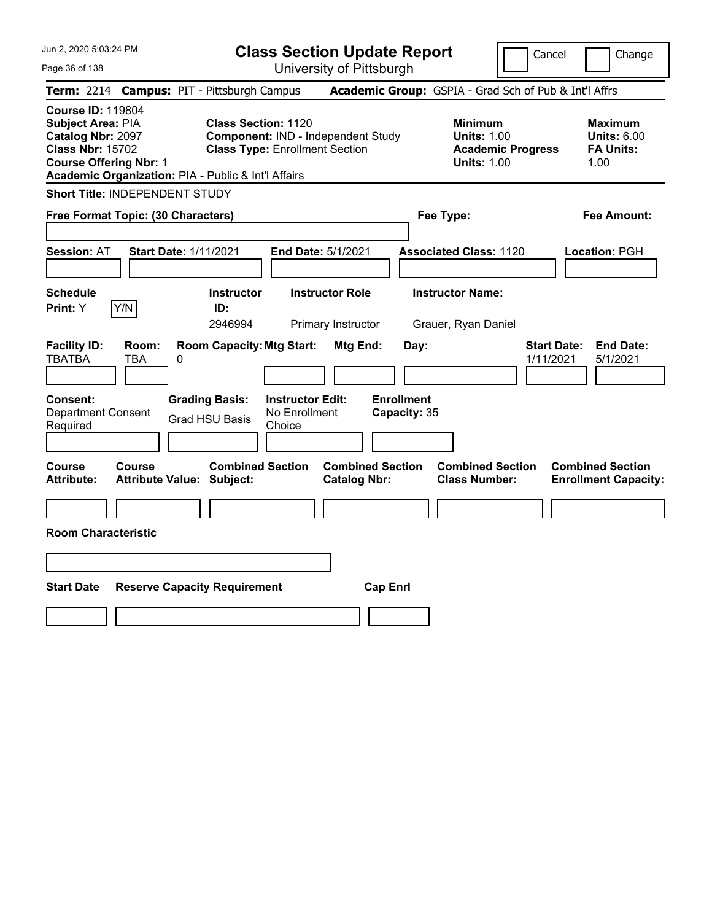# Class Section Update Report

University of Pittsburgh

Cancel | Change

**Term:** 2214 **Campus:** PIT - Pittsburgh Campus **Academic Group:** GSPIA - Grad Sch of Pub & Int'l Affrs

**Course ID:** 119804
**Subject Area:** PIA
**Catalog Nbr:** 2097
**Class Nbr:** 15702
**Course Offering Nbr:** 1
**Academic Organization:** PIA - Public & Int'l Affairs

**Class Section:** 1120
**Component:** IND - Independent Study
**Class Type:** Enrollment Section

**Minimum Units:** 1.00
**Academic Progress Units:** 1.00

**Maximum Units:** 6.00
**FA Units:** 1.00

**Short Title:** INDEPENDENT STUDY

**Free Format Topic: (30 Characters)**

**Fee Type:**

**Fee Amount:**

**Session:** AT **Start Date:** 1/11/2021 **End Date:** 5/1/2021 **Associated Class:** 1120 **Location:** PGH

| Schedule Print: | Instructor ID: | Instructor Role | Instructor Name: |
|---|---|---|---|
| Y (Y/N) | 2946994 | Primary Instructor | Grauer, Ryan Daniel |

| Facility ID: | Room: | Room Capacity: | Mtg Start: | Mtg End: | Day: | Start Date: | End Date: |
|---|---|---|---|---|---|---|---|
| TBATBA | TBA | 0 | | | | 1/11/2021 | 5/1/2021 |

**Consent:** Department Consent Required
**Grading Basis:** Grad HSU Basis
**Instructor Edit:** No Enrollment Choice
**Enrollment Capacity:** 35

| Course Attribute: | Course Attribute Value: | Combined Section Subject: | Combined Section Catalog Nbr: | Combined Section Class Number: | Combined Section Enrollment Capacity: |
|---|---|---|---|---|---|
| | | | | | |

**Room Characteristic**

| Start Date | Reserve Capacity Requirement | Cap Enrl |
|---|---|---|
| | | |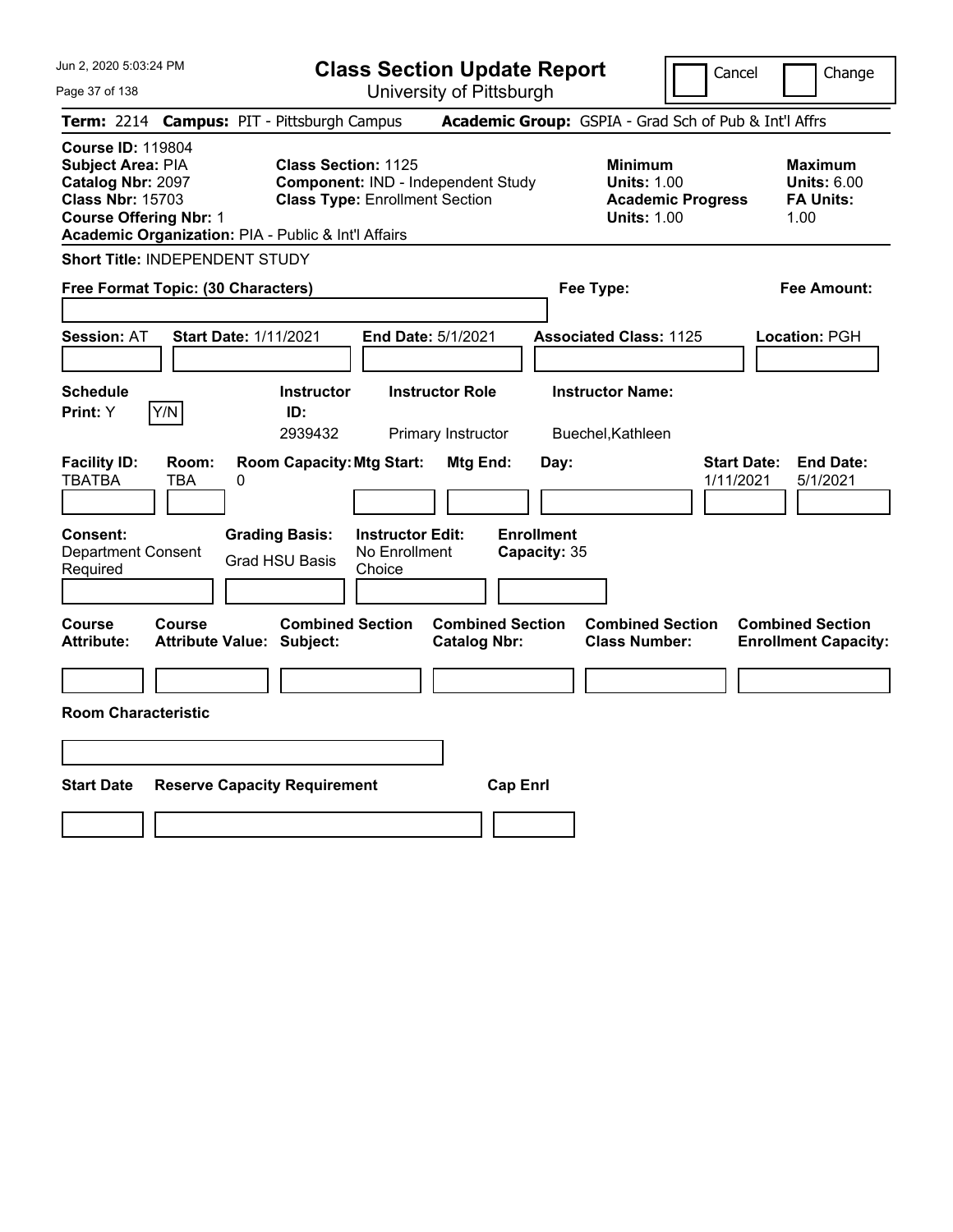# Class Section Update Report

University of Pittsburgh

Cancel | Change

**Term:** 2214 **Campus:** PIT - Pittsburgh Campus **Academic Group:** GSPIA - Grad Sch of Pub & Int'l Affrs

**Course ID:** 119804
**Subject Area:** PIA
**Catalog Nbr:** 2097
**Class Nbr:** 15703
**Course Offering Nbr:** 1
**Academic Organization:** PIA - Public & Int'l Affairs

**Class Section:** 1125
**Component:** IND - Independent Study
**Class Type:** Enrollment Section

**Minimum Units:** 1.00
**Academic Progress Units:** 1.00

**Maximum Units:** 6.00
**FA Units:** 1.00

**Short Title:** INDEPENDENT STUDY

**Free Format Topic: (30 Characters)**

**Fee Type:**

**Fee Amount:**

**Session:** AT **Start Date:** 1/11/2021 **End Date:** 5/1/2021 **Associated Class:** 1125 **Location:** PGH

| Schedule Print | Instructor ID | Instructor Role | Instructor Name |
|---|---|---|---|
| Y | 2939432 | Primary Instructor | Buechel,Kathleen |

| Facility ID | Room | Room Capacity | Mtg Start | Mtg End | Day | Start Date | End Date |
|---|---|---|---|---|---|---|---|
| TBATBA | TBA | 0 | | | | 1/11/2021 | 5/1/2021 |

**Consent:** Department Consent Required
**Grading Basis:** Grad HSU Basis
**Instructor Edit:** No Enrollment Choice
**Enrollment Capacity:** 35

| Course Attribute | Course Attribute Value | Combined Section Subject | Combined Section Catalog Nbr | Combined Section Class Number | Combined Section Enrollment Capacity |
|---|---|---|---|---|---|
| | | | | | |

**Room Characteristic**

| Start Date | Reserve Capacity Requirement | Cap Enrl |
|---|---|---|
| | | |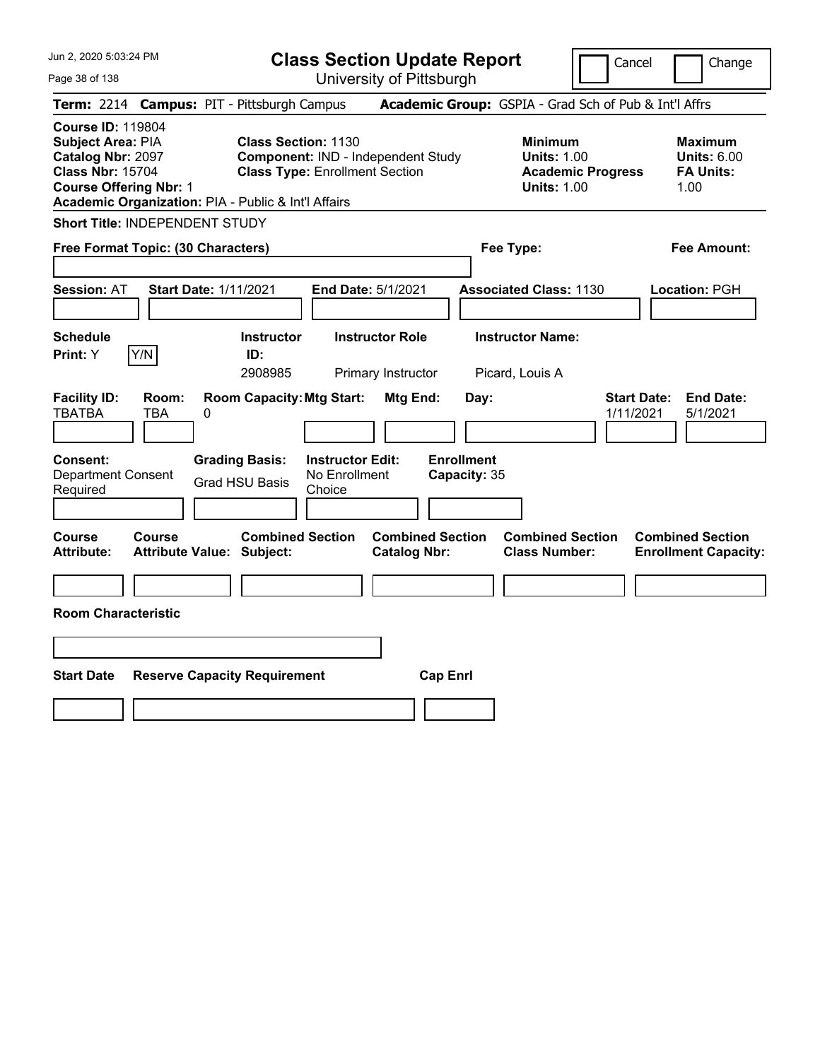# Class Section Update Report

University of Pittsburgh

Cancel | Change

**Term:** 2214 **Campus:** PIT - Pittsburgh Campus **Academic Group:** GSPIA - Grad Sch of Pub & Int'l Affrs

**Course ID:** 119804
**Subject Area:** PIA
**Catalog Nbr:** 2097
**Class Nbr:** 15704
**Course Offering Nbr:** 1
**Academic Organization:** PIA - Public & Int'l Affairs

**Class Section:** 1130
**Component:** IND - Independent Study
**Class Type:** Enrollment Section

**Minimum**
**Units:** 1.00
**Academic Progress Units:** 1.00

**Maximum**
**Units:** 6.00
**FA Units:** 1.00

**Short Title:** INDEPENDENT STUDY

**Free Format Topic: (30 Characters)**

**Fee Type:**

**Fee Amount:**

**Session:** AT **Start Date:** 1/11/2021 **End Date:** 5/1/2021 **Associated Class:** 1130 **Location:** PGH

| Schedule Print: | Y/N | Instructor ID: | Instructor Role | Instructor Name: |
|---|---|---|---|---|
| Y | | 2908985 | Primary Instructor | Picard, Louis A |

| Facility ID: | Room: | Room Capacity: | Mtg Start: | Mtg End: | Day: | Start Date: | End Date: |
|---|---|---|---|---|---|---|---|
| TBATBA | TBA | 0 | | | | 1/11/2021 | 5/1/2021 |

| Consent: | Grading Basis: | Instructor Edit: | Enrollment Capacity: |
|---|---|---|---|
| Department Consent Required | Grad HSU Basis | No Enrollment Choice | 35 |

| Course Attribute: | Course Attribute Value: | Combined Section Subject: | Combined Section Catalog Nbr: | Combined Section Class Number: | Combined Section Enrollment Capacity: |
|---|---|---|---|---|---|
| | | | | | |

**Room Characteristic**

| Start Date | Reserve Capacity Requirement | Cap Enrl |
|---|---|---|
| | | |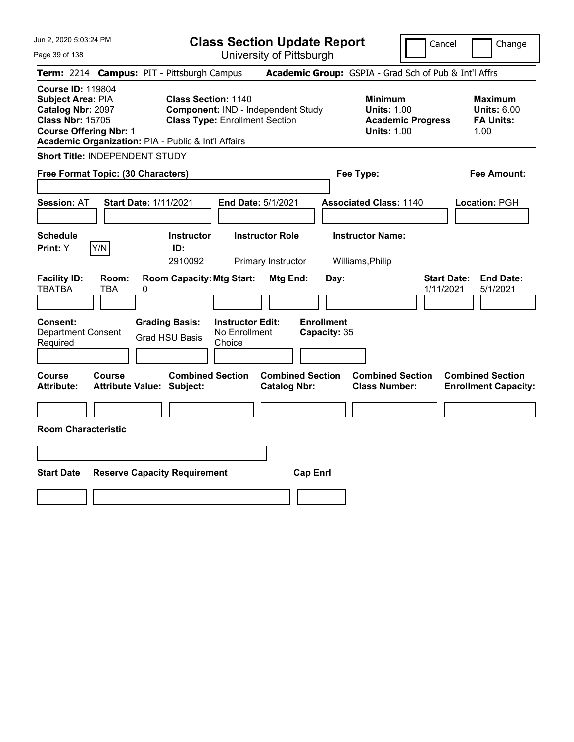# Class Section Update Report

University of Pittsburgh

Cancel | Change

**Term:** 2214 **Campus:** PIT - Pittsburgh Campus **Academic Group:** GSPIA - Grad Sch of Pub & Int'l Affrs

**Course ID:** 119804
**Subject Area:** PIA
**Catalog Nbr:** 2097
**Class Nbr:** 15705
**Course Offering Nbr:** 1
**Academic Organization:** PIA - Public & Int'l Affairs

**Class Section:** 1140
**Component:** IND - Independent Study
**Class Type:** Enrollment Section

**Minimum Units:** 1.00
**Academic Progress Units:** 1.00

**Maximum Units:** 6.00
**FA Units:** 1.00

**Short Title:** INDEPENDENT STUDY

**Free Format Topic: (30 Characters)**

**Fee Type:**

**Fee Amount:**

**Session:** AT **Start Date:** 1/11/2021 **End Date:** 5/1/2021 **Associated Class:** 1140 **Location:** PGH

| Schedule Print: | | Instructor ID: | Instructor Role | Instructor Name: |
|---|---|---|---|---|
| Y | Y/N | 2910092 | Primary Instructor | Williams,Philip |

| Facility ID: | Room: | Room Capacity: | Mtg Start: | Mtg End: | Day: | Start Date: | End Date: |
|---|---|---|---|---|---|---|---|
| TBATBA | TBA | 0 | | | | 1/11/2021 | 5/1/2021 |

| Consent: | Grading Basis: | Instructor Edit: | Enrollment Capacity: |
|---|---|---|---|
| Department Consent Required | Grad HSU Basis | No Enrollment Choice | 35 |

| Course Attribute: | Course Attribute Value: | Combined Section Subject: | Combined Section Catalog Nbr: | Combined Section Class Number: | Combined Section Enrollment Capacity: |
|---|---|---|---|---|---|
| | | | | | |

**Room Characteristic**

| Start Date | Reserve Capacity Requirement | Cap Enrl |
|---|---|---|
| | | |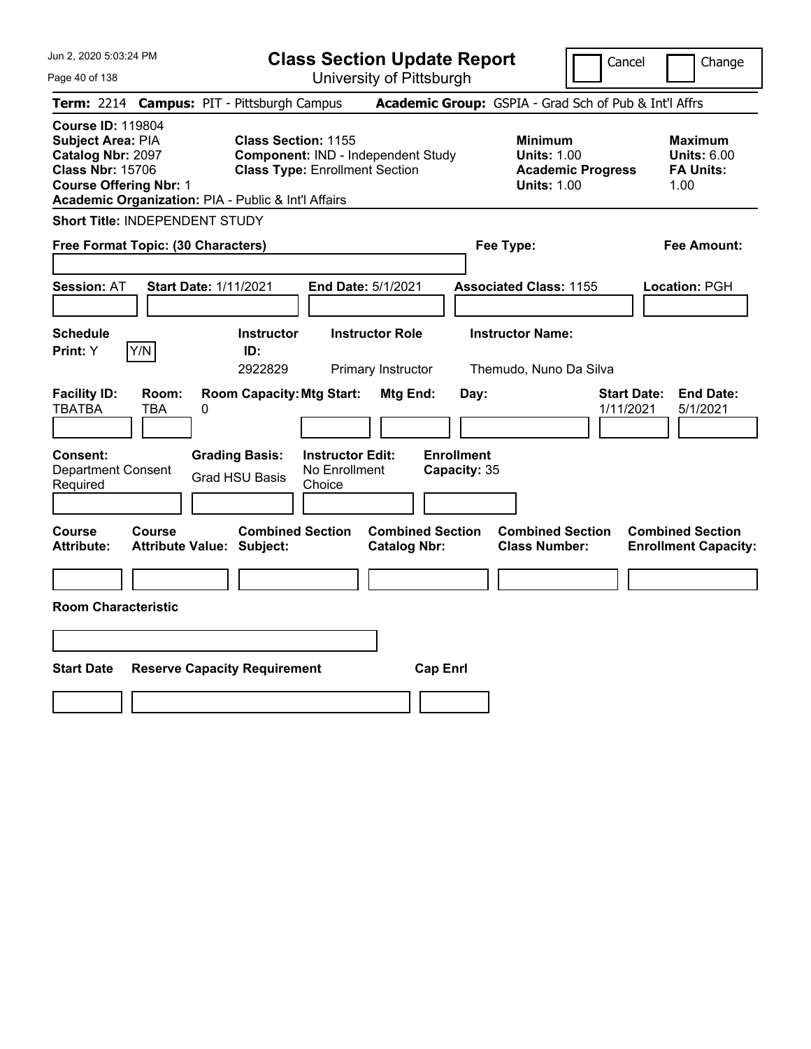# Class Section Update Report

University of Pittsburgh

Cancel / Change

**Term:** 2214 **Campus:** PIT - Pittsburgh Campus **Academic Group:** GSPIA - Grad Sch of Pub & Int'l Affrs

**Course ID:** 119804
**Subject Area:** PIA
**Catalog Nbr:** 2097
**Class Nbr:** 15706
**Course Offering Nbr:** 1
**Academic Organization:** PIA - Public & Int'l Affairs

**Class Section:** 1155
**Component:** IND - Independent Study
**Class Type:** Enrollment Section

**Minimum Units:** 1.00
**Academic Progress Units:** 1.00

**Maximum Units:** 6.00
**FA Units:** 1.00

**Short Title:** INDEPENDENT STUDY

**Free Format Topic: (30 Characters)**

**Fee Type:**

**Fee Amount:**

**Session:** AT **Start Date:** 1/11/2021 **End Date:** 5/1/2021 **Associated Class:** 1155 **Location:** PGH

| Schedule Print: | Instructor ID: | Instructor Role | Instructor Name: |
|---|---|---|---|
| Y | 2922829 | Primary Instructor | Themudo, Nuno Da Silva |

| Facility ID: | Room: | Room Capacity: | Mtg Start: | Mtg End: | Day: | Start Date: | End Date: |
|---|---|---|---|---|---|---|---|
| TBATBA | TBA | 0 | | | | 1/11/2021 | 5/1/2021 |

| Consent: | Grading Basis: | Instructor Edit: | Enrollment Capacity: |
|---|---|---|---|
| Department Consent Required | Grad HSU Basis | No Enrollment Choice | 35 |

| Course Attribute: | Course Attribute Value: | Combined Section Subject: | Combined Section Catalog Nbr: | Combined Section Class Number: | Combined Section Enrollment Capacity: |
|---|---|---|---|---|---|
| | | | | | |

**Room Characteristic**

| Start Date | Reserve Capacity Requirement | Cap Enrl |
|---|---|---|
| | | |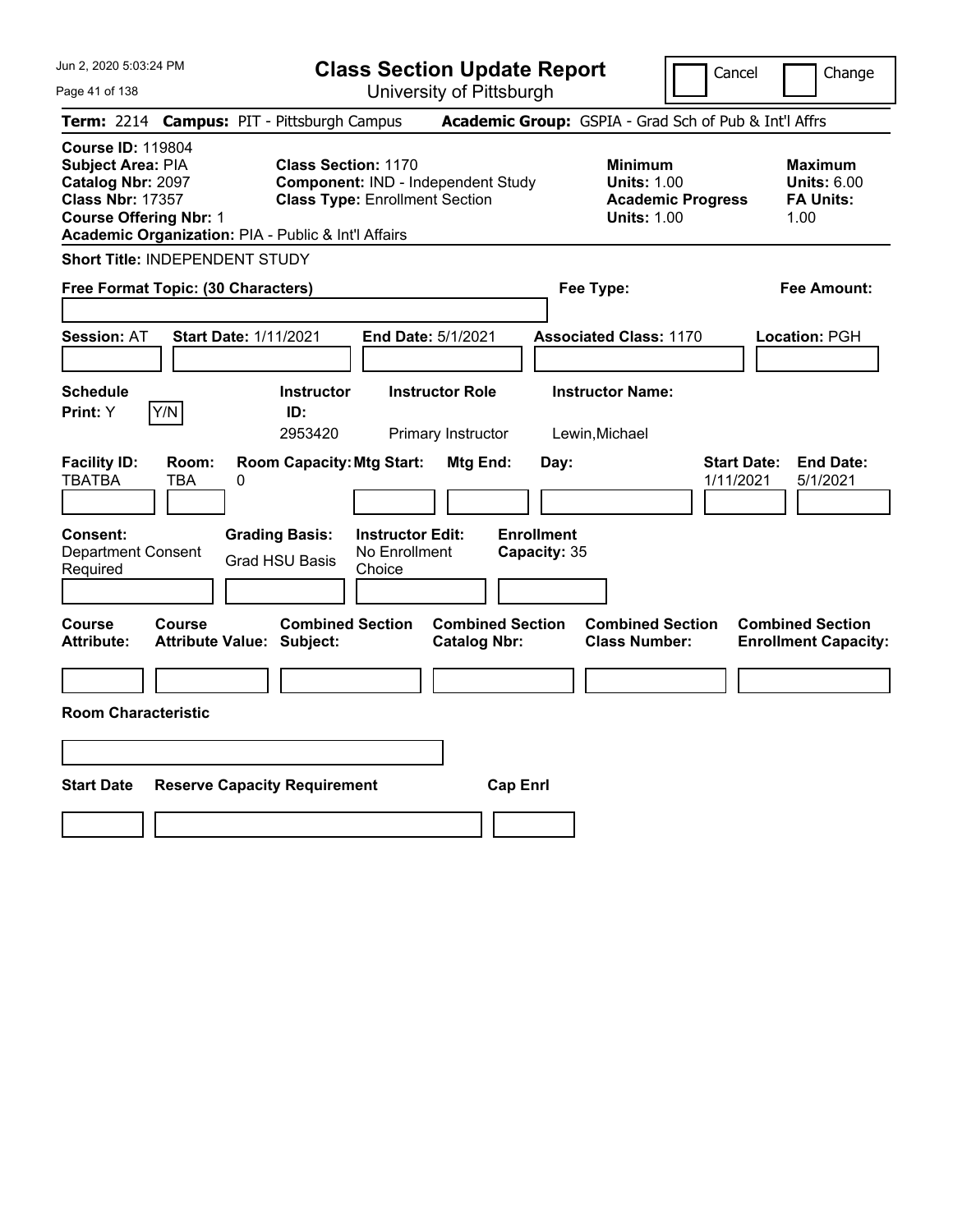# Class Section Update Report

University of Pittsburgh

Cancel | Change

**Term:** 2214 **Campus:** PIT - Pittsburgh Campus **Academic Group:** GSPIA - Grad Sch of Pub & Int'l Affrs

**Course ID:** 119804
**Subject Area:** PIA
**Catalog Nbr:** 2097
**Class Nbr:** 17357
**Course Offering Nbr:** 1
**Academic Organization:** PIA - Public & Int'l Affairs

**Class Section:** 1170
**Component:** IND - Independent Study
**Class Type:** Enrollment Section

**Minimum Units:** 1.00
**Academic Progress Units:** 1.00

**Maximum Units:** 6.00
**FA Units:** 1.00

**Short Title:** INDEPENDENT STUDY

**Free Format Topic: (30 Characters)**

**Fee Type:**

**Fee Amount:**

**Session:** AT **Start Date:** 1/11/2021 **End Date:** 5/1/2021 **Associated Class:** 1170 **Location:** PGH

| Schedule Print | | Instructor ID | Instructor Role | Instructor Name |
|---|---|---|---|---|
| Y | Y/N | 2953420 | Primary Instructor | Lewin,Michael |

| Facility ID | Room | Room Capacity | Mtg Start | Mtg End | Day | Start Date | End Date |
|---|---|---|---|---|---|---|---|
| TBATBA | TBA | 0 | | | | 1/11/2021 | 5/1/2021 |

| Consent | Grading Basis | Instructor Edit | Enrollment Capacity |
|---|---|---|---|
| Department Consent Required | Grad HSU Basis | No Enrollment Choice | 35 |

| Course Attribute | Course Attribute Value | Combined Section Subject | Combined Section Catalog Nbr | Combined Section Class Number | Combined Section Enrollment Capacity |
|---|---|---|---|---|---|
| | | | | | |

**Room Characteristic**

| Start Date | Reserve Capacity Requirement | Cap Enrl |
|---|---|---|
| | | |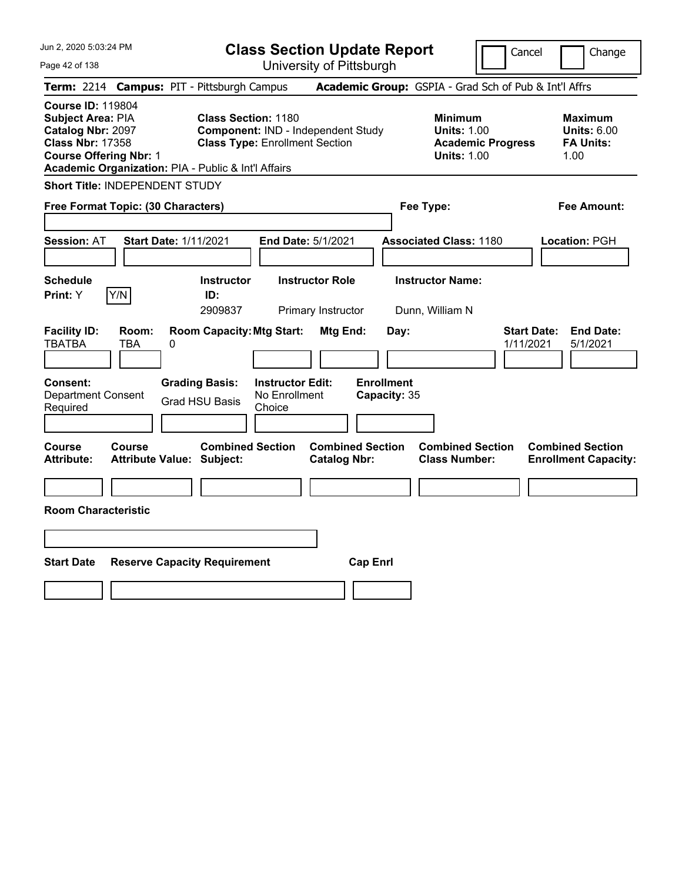# Class Section Update Report

University of Pittsburgh

Cancel | Change

**Term:** 2214 **Campus:** PIT - Pittsburgh Campus **Academic Group:** GSPIA - Grad Sch of Pub & Int'l Affrs

**Course ID:** 119804
**Subject Area:** PIA
**Catalog Nbr:** 2097
**Class Nbr:** 17358
**Course Offering Nbr:** 1
**Academic Organization:** PIA - Public & Int'l Affairs

**Class Section:** 1180
**Component:** IND - Independent Study
**Class Type:** Enrollment Section

**Minimum**
**Units:** 1.00
**Academic Progress Units:** 1.00

**Maximum**
**Units:** 6.00
**FA Units:** 1.00

**Short Title:** INDEPENDENT STUDY

**Free Format Topic: (30 Characters)**

**Fee Type:**

**Fee Amount:**

**Session:** AT **Start Date:** 1/11/2021 **End Date:** 5/1/2021 **Associated Class:** 1180 **Location:** PGH

| Schedule Print: | Y/N | Instructor ID: | Instructor Role | Instructor Name: |
|---|---|---|---|---|
| Y | | 2909837 | Primary Instructor | Dunn, William N |

| Facility ID: | Room: | Room Capacity: | Mtg Start: | Mtg End: | Day: | Start Date: | End Date: |
|---|---|---|---|---|---|---|---|
| TBATBA | TBA | 0 | | | | 1/11/2021 | 5/1/2021 |

| Consent: | Grading Basis: | Instructor Edit: | Enrollment Capacity: |
|---|---|---|---|
| Department Consent Required | Grad HSU Basis | No Enrollment Choice | 35 |

| Course Attribute: | Course Attribute Value: | Combined Section Subject: | Combined Section Catalog Nbr: | Combined Section Class Number: | Combined Section Enrollment Capacity: |
|---|---|---|---|---|---|
| | | | | | |

**Room Characteristic**

| Start Date | Reserve Capacity Requirement | Cap Enrl |
|---|---|---|
| | | |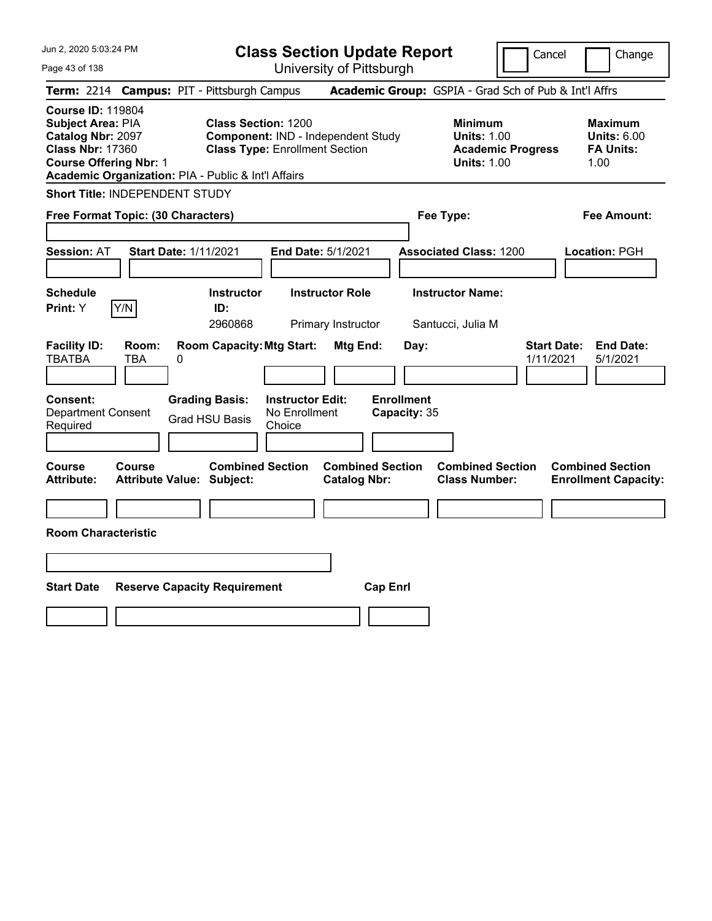Jun 2, 2020 5:03:24 PM

# Class Section Update Report

University of Pittsburgh

Cancel | Change

**Term:** 2214 **Campus:** PIT - Pittsburgh Campus **Academic Group:** GSPIA - Grad Sch of Pub & Int'l Affrs

**Course ID:** 119804
**Subject Area:** PIA
**Catalog Nbr:** 2097
**Class Nbr:** 17360
**Course Offering Nbr:** 1
**Academic Organization:** PIA - Public & Int'l Affairs

**Class Section:** 1200
**Component:** IND - Independent Study
**Class Type:** Enrollment Section

**Minimum Units:** 1.00
**Academic Progress Units:** 1.00

**Maximum Units:** 6.00
**FA Units:** 1.00

**Short Title:** INDEPENDENT STUDY

**Free Format Topic: (30 Characters)**

**Fee Type:**

**Fee Amount:**

**Session:** AT **Start Date:** 1/11/2021 **End Date:** 5/1/2021 **Associated Class:** 1200 **Location:** PGH

| Schedule Print | | Instructor ID | Instructor Role | Instructor Name |
|---|---|---|---|---|
| Y | Y/N | 2960868 | Primary Instructor | Santucci, Julia M |

| Facility ID | Room | Room Capacity | Mtg Start | Mtg End | Day | Start Date | End Date |
|---|---|---|---|---|---|---|---|
| TBATBA | TBA | 0 | | | | 1/11/2021 | 5/1/2021 |

| Consent | Grading Basis | Instructor Edit | Enrollment Capacity |
|---|---|---|---|
| Department Consent Required | Grad HSU Basis | No Enrollment Choice | 35 |

| Course Attribute | Course Attribute Value | Combined Section Subject | Combined Section Catalog Nbr | Combined Section Class Number | Combined Section Enrollment Capacity |
|---|---|---|---|---|---|
| | | | | | |

**Room Characteristic**

| Start Date | Reserve Capacity Requirement | Cap Enrl |
|---|---|---|
| | | |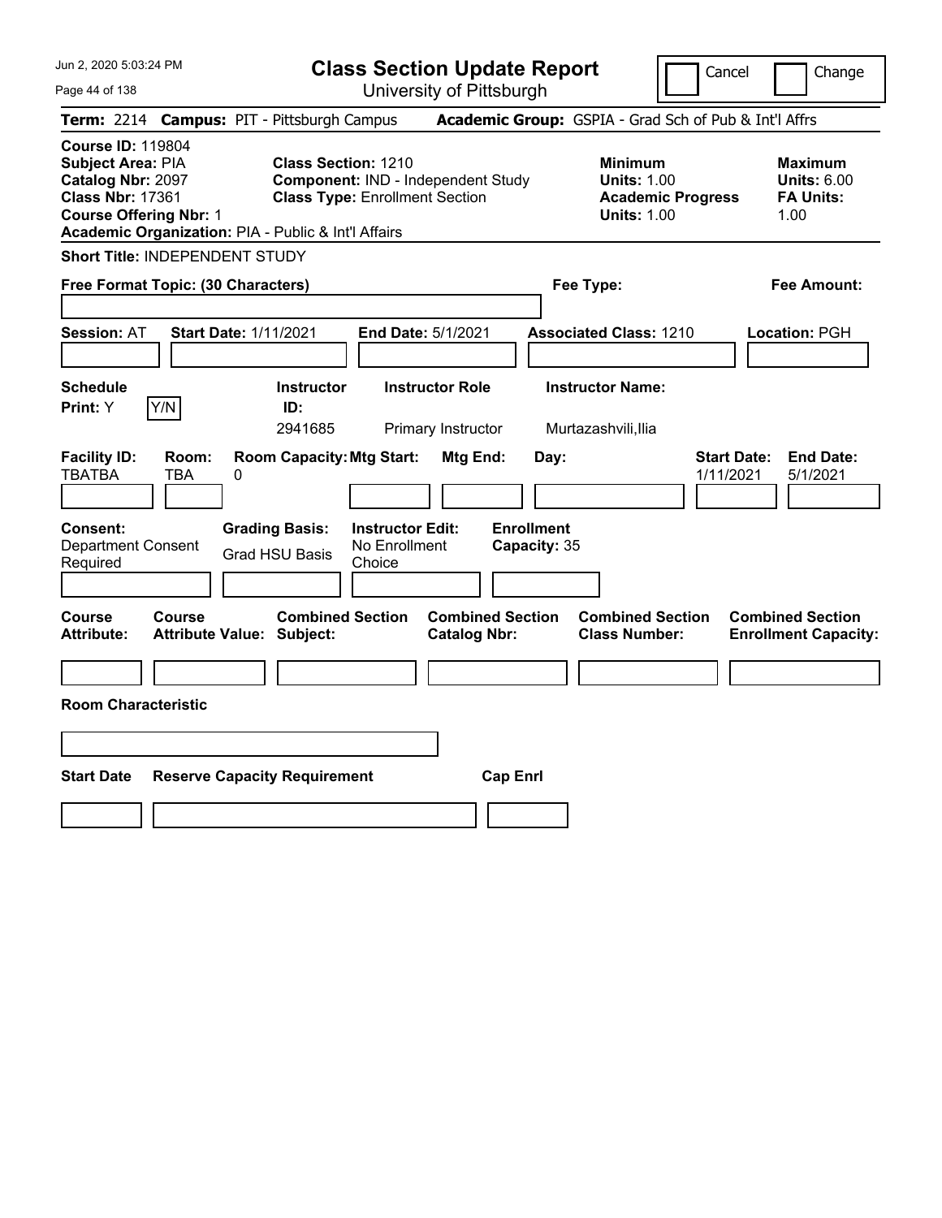Jun 2, 2020 5:03:24 PM

# Class Section Update Report

University of Pittsburgh

Cancel | Change

**Term:** 2214 **Campus:** PIT - Pittsburgh Campus **Academic Group:** GSPIA - Grad Sch of Pub & Int'l Affrs

**Course ID:** 119804
**Subject Area:** PIA
**Catalog Nbr:** 2097
**Class Nbr:** 17361
**Course Offering Nbr:** 1
**Academic Organization:** PIA - Public & Int'l Affairs

**Class Section:** 1210
**Component:** IND - Independent Study
**Class Type:** Enrollment Section

**Minimum Units:** 1.00
**Academic Progress Units:** 1.00

**Maximum Units:** 6.00
**FA Units:** 1.00

**Short Title:** INDEPENDENT STUDY

**Free Format Topic: (30 Characters)**

**Fee Type:**

**Fee Amount:**

**Session:** AT **Start Date:** 1/11/2021 **End Date:** 5/1/2021 **Associated Class:** 1210 **Location:** PGH

| Schedule Print: | Y/N | Instructor ID: | Instructor Role | Instructor Name: |
|---|---|---|---|---|
| Y | | 2941685 | Primary Instructor | Murtazashvili,Ilia |

| Facility ID: | Room: | Room Capacity: | Mtg Start: | Mtg End: | Day: | Start Date: | End Date: |
|---|---|---|---|---|---|---|---|
| TBATBA | TBA | 0 | | | | 1/11/2021 | 5/1/2021 |

| Consent: | Grading Basis: | Instructor Edit: | Enrollment Capacity: |
|---|---|---|---|
| Department Consent Required | Grad HSU Basis | No Enrollment Choice | 35 |

| Course Attribute: | Course Attribute Value: | Combined Section Subject: | Combined Section Catalog Nbr: | Combined Section Class Number: | Combined Section Enrollment Capacity: |
|---|---|---|---|---|---|
| | | | | | |

**Room Characteristic**

| Start Date | Reserve Capacity Requirement | Cap Enrl |
|---|---|---|
| | | |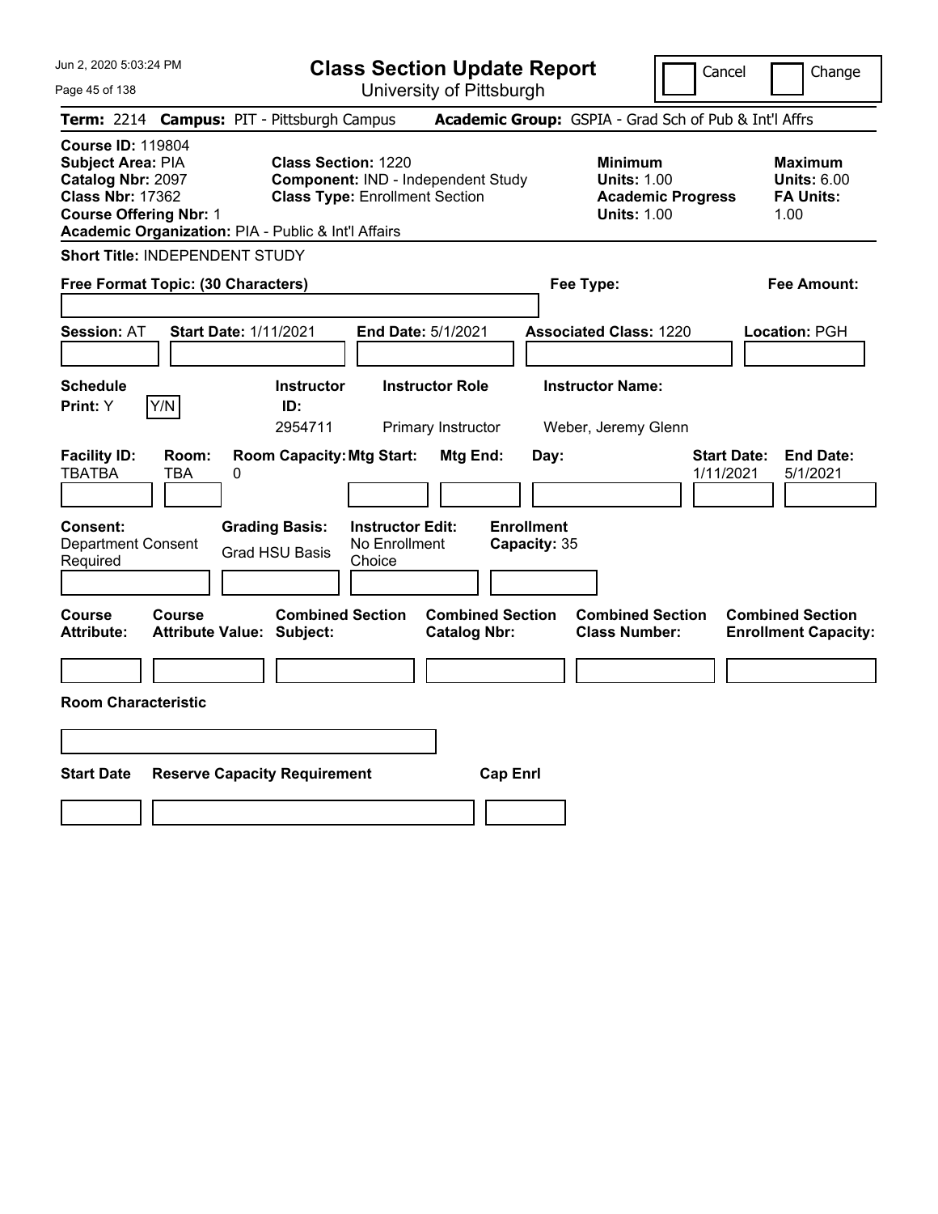# Class Section Update Report

University of Pittsburgh

Cancel | Change

**Term:** 2214 **Campus:** PIT - Pittsburgh Campus **Academic Group:** GSPIA - Grad Sch of Pub & Int'l Affrs

**Course ID:** 119804
**Subject Area:** PIA
**Catalog Nbr:** 2097
**Class Nbr:** 17362
**Course Offering Nbr:** 1
**Academic Organization:** PIA - Public & Int'l Affairs

**Class Section:** 1220
**Component:** IND - Independent Study
**Class Type:** Enrollment Section

**Minimum Units:** 1.00
**Academic Progress Units:** 1.00

**Maximum Units:** 6.00
**FA Units:** 1.00

**Short Title:** INDEPENDENT STUDY

**Free Format Topic: (30 Characters)**

**Fee Type:**

**Fee Amount:**

**Session:** AT **Start Date:** 1/11/2021 **End Date:** 5/1/2021 **Associated Class:** 1220 **Location:** PGH

| Schedule Print: | Instructor ID: | Instructor Role | Instructor Name: |
|---|---|---|---|
| Y | 2954711 | Primary Instructor | Weber, Jeremy Glenn |

| Facility ID: | Room: | Room Capacity: | Mtg Start: | Mtg End: | Day: | Start Date: | End Date: |
|---|---|---|---|---|---|---|---|
| TBATBA | TBA | 0 | | | | 1/11/2021 | 5/1/2021 |

**Consent:** Department Consent Required
**Grading Basis:** Grad HSU Basis
**Instructor Edit:** No Enrollment Choice
**Enrollment Capacity:** 35

| Course Attribute: | Course Attribute Value: | Combined Section Subject: | Combined Section Catalog Nbr: | Combined Section Class Number: | Combined Section Enrollment Capacity: |
|---|---|---|---|---|---|
| | | | | | |

**Room Characteristic**

| Start Date | Reserve Capacity Requirement | Cap Enrl |
|---|---|---|
| | | |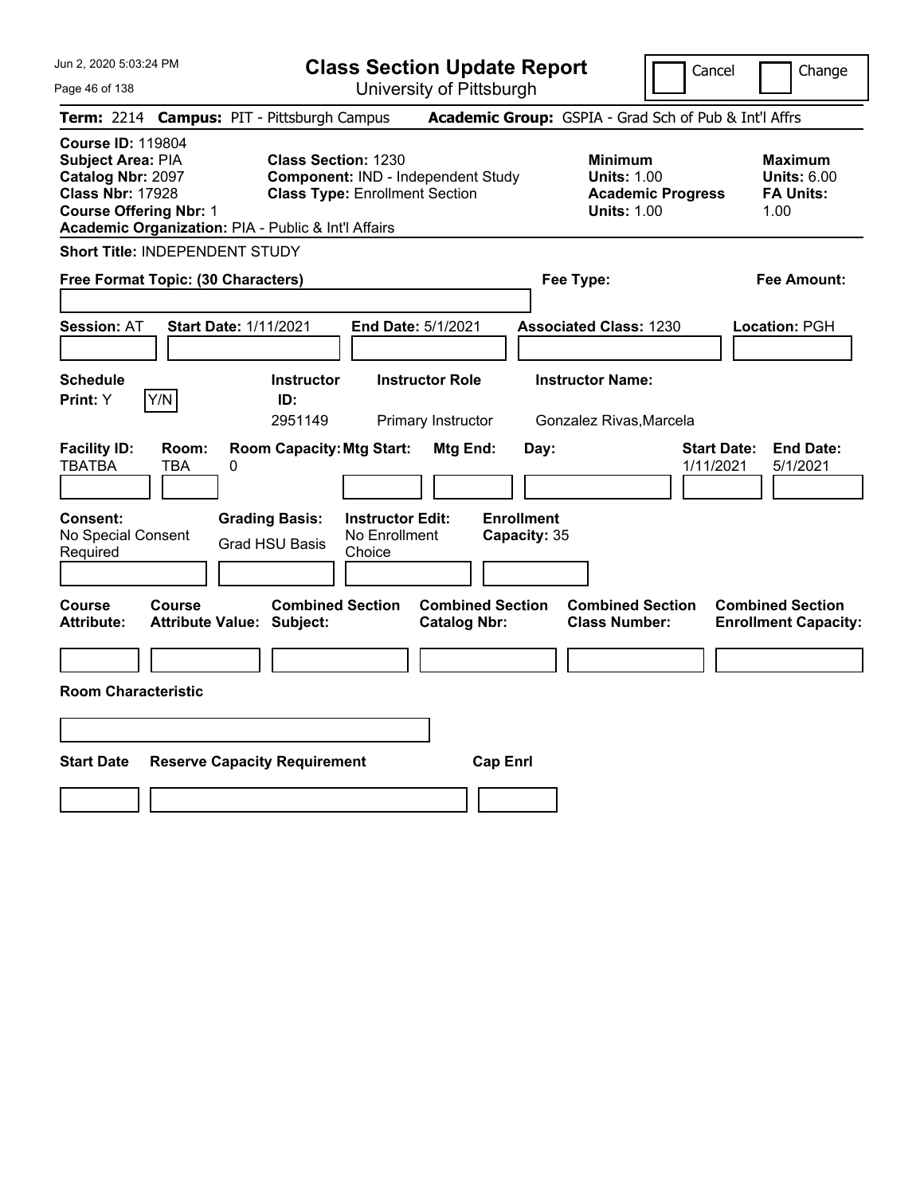# Class Section Update Report

University of Pittsburgh

Cancel | Change

**Term:** 2214 **Campus:** PIT - Pittsburgh Campus **Academic Group:** GSPIA - Grad Sch of Pub & Int'l Affrs

**Course ID:** 119804
**Subject Area:** PIA
**Catalog Nbr:** 2097
**Class Nbr:** 17928
**Course Offering Nbr:** 1
**Academic Organization:** PIA - Public & Int'l Affairs

**Class Section:** 1230
**Component:** IND - Independent Study
**Class Type:** Enrollment Section

**Minimum Units:** 1.00
**Academic Progress Units:** 1.00

**Maximum Units:** 6.00
**FA Units:** 1.00

**Short Title:** INDEPENDENT STUDY

**Free Format Topic: (30 Characters)**

**Fee Type:**

**Fee Amount:**

**Session:** AT **Start Date:** 1/11/2021 **End Date:** 5/1/2021 **Associated Class:** 1230 **Location:** PGH

| Schedule Print | | Instructor ID | Instructor Role | Instructor Name |
|---|---|---|---|---|
| Y | Y/N | 2951149 | Primary Instructor | Gonzalez Rivas,Marcela |

| Facility ID | Room | Room Capacity | Mtg Start | Mtg End | Day | Start Date | End Date |
|---|---|---|---|---|---|---|---|
| TBATBA | TBA | 0 | | | | 1/11/2021 | 5/1/2021 |

| Consent | Grading Basis | Instructor Edit | Enrollment Capacity |
|---|---|---|---|
| No Special Consent Required | Grad HSU Basis | No Enrollment Choice | 35 |

| Course Attribute | Course Attribute Value | Combined Section Subject | Combined Section Catalog Nbr | Combined Section Class Number | Combined Section Enrollment Capacity |
|---|---|---|---|---|---|
| | | | | | |

**Room Characteristic**

| Start Date | Reserve Capacity Requirement | Cap Enrl |
|---|---|---|
| | | |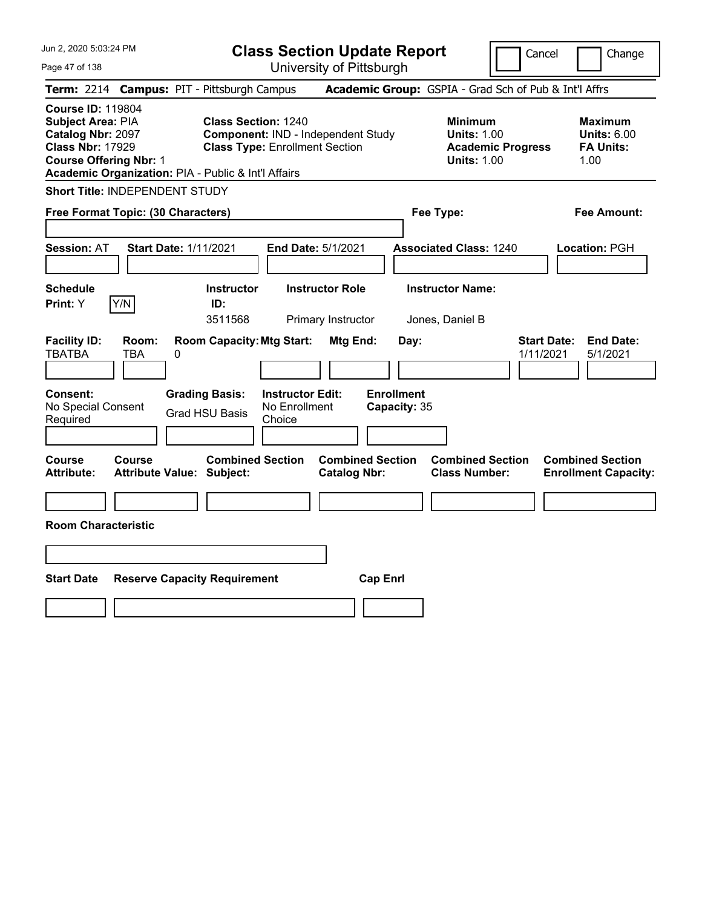# Class Section Update Report

University of Pittsburgh

Cancel | Change

**Term:** 2214 **Campus:** PIT - Pittsburgh Campus **Academic Group:** GSPIA - Grad Sch of Pub & Int'l Affrs

**Course ID:** 119804
**Subject Area:** PIA
**Catalog Nbr:** 2097
**Class Nbr:** 17929
**Course Offering Nbr:** 1
**Academic Organization:** PIA - Public & Int'l Affairs

**Class Section:** 1240
**Component:** IND - Independent Study
**Class Type:** Enrollment Section

**Minimum Units:** 1.00
**Academic Progress Units:** 1.00

**Maximum Units:** 6.00
**FA Units:** 1.00

**Short Title:** INDEPENDENT STUDY

**Free Format Topic: (30 Characters)**

**Fee Type:**

**Fee Amount:**

**Session:** AT **Start Date:** 1/11/2021 **End Date:** 5/1/2021 **Associated Class:** 1240 **Location:** PGH

| Schedule Print | | Instructor ID | Instructor Role | Instructor Name |
|---|---|---|---|---|
| Y | Y/N | 3511568 | Primary Instructor | Jones, Daniel B |

| Facility ID | Room | Room Capacity | Mtg Start | Mtg End | Day | Start Date | End Date |
|---|---|---|---|---|---|---|---|
| TBATBA | TBA | 0 | | | | 1/11/2021 | 5/1/2021 |

**Consent:** No Special Consent Required
**Grading Basis:** Grad HSU Basis
**Instructor Edit:** No Enrollment Choice
**Enrollment Capacity:** 35

| Course Attribute | Course Attribute Value | Combined Section Subject | Combined Section Catalog Nbr | Combined Section Class Number | Combined Section Enrollment Capacity |
|---|---|---|---|---|---|
| | | | | | |

**Room Characteristic**

| Start Date | Reserve Capacity Requirement | Cap Enrl |
|---|---|---|
| | | |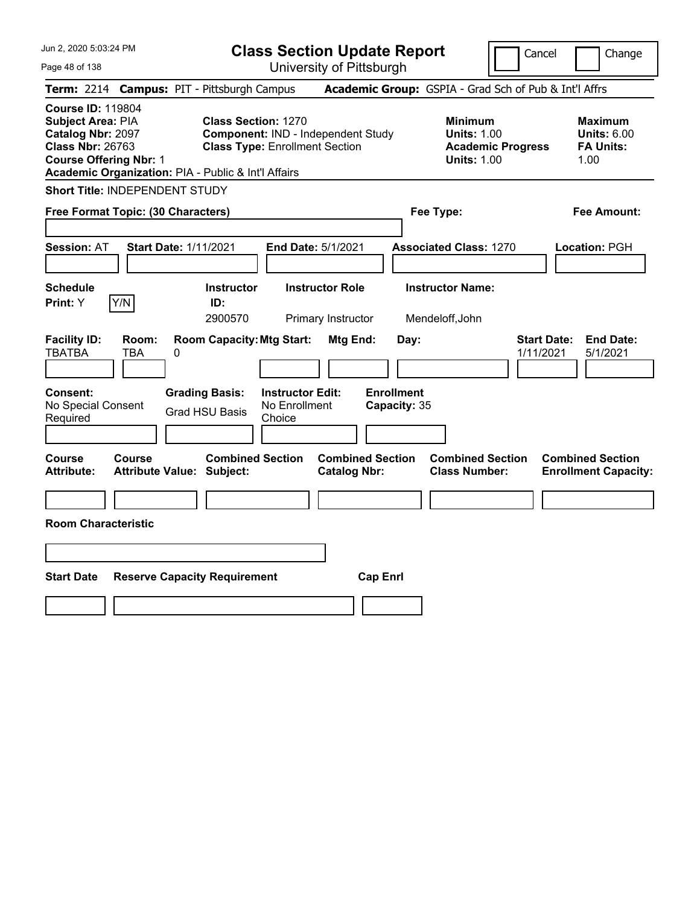Jun 2, 2020 5:03:24 PM

# Class Section Update Report

University of Pittsburgh

Cancel | Change

**Term:** 2214 **Campus:** PIT - Pittsburgh Campus **Academic Group:** GSPIA - Grad Sch of Pub & Int'l Affrs

**Course ID:** 119804
**Subject Area:** PIA
**Catalog Nbr:** 2097
**Class Nbr:** 26763
**Course Offering Nbr:** 1
**Academic Organization:** PIA - Public & Int'l Affairs

**Class Section:** 1270
**Component:** IND - Independent Study
**Class Type:** Enrollment Section

**Minimum Units:** 1.00
**Academic Progress Units:** 1.00

**Maximum Units:** 6.00
**FA Units:** 1.00

**Short Title:** INDEPENDENT STUDY

**Free Format Topic: (30 Characters)**

**Fee Type:**

**Fee Amount:**

**Session:** AT **Start Date:** 1/11/2021 **End Date:** 5/1/2021 **Associated Class:** 1270 **Location:** PGH

| Schedule Print | | Instructor ID | Instructor Role | Instructor Name |
|---|---|---|---|---|
| Y | Y/N | 2900570 | Primary Instructor | Mendeloff,John |

| Facility ID | Room | Room Capacity | Mtg Start | Mtg End | Day | Start Date | End Date |
|---|---|---|---|---|---|---|---|
| TBATBA | TBA | 0 | | | | 1/11/2021 | 5/1/2021 |

| Consent | Grading Basis | Instructor Edit | Enrollment Capacity |
|---|---|---|---|
| No Special Consent Required | Grad HSU Basis | No Enrollment Choice | 35 |

| Course Attribute | Course Attribute Value | Combined Section Subject | Combined Section Catalog Nbr | Combined Section Class Number | Combined Section Enrollment Capacity |
|---|---|---|---|---|---|
| | | | | | |

**Room Characteristic**

| Start Date | Reserve Capacity Requirement | Cap Enrl |
|---|---|---|
| | | |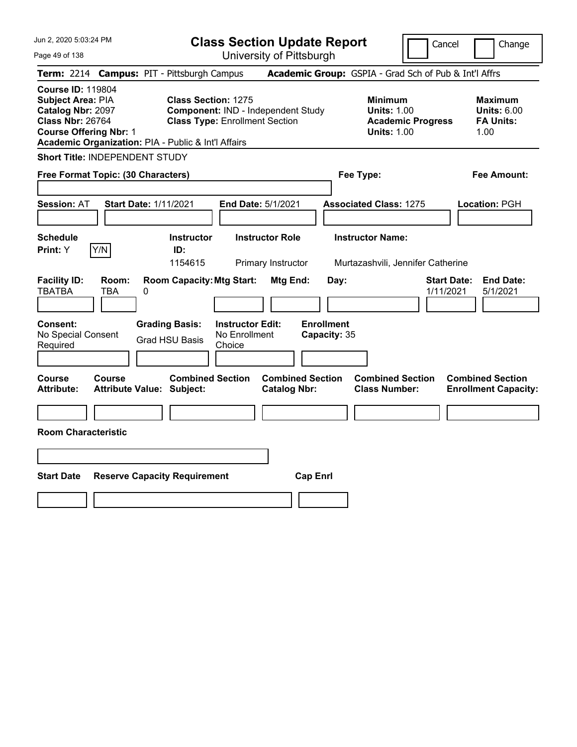# Class Section Update Report

University of Pittsburgh

Cancel | Change

Jun 2, 2020 5:03:24 PM

**Term:** 2214 **Campus:** PIT - Pittsburgh Campus **Academic Group:** GSPIA - Grad Sch of Pub & Int'l Affrs

**Course ID:** 119804
**Subject Area:** PIA
**Catalog Nbr:** 2097
**Class Nbr:** 26764
**Course Offering Nbr:** 1
**Academic Organization:** PIA - Public & Int'l Affairs

**Class Section:** 1275
**Component:** IND - Independent Study
**Class Type:** Enrollment Section

**Minimum Units:** 1.00
**Academic Progress Units:** 1.00

**Maximum Units:** 6.00
**FA Units:** 1.00

**Short Title:** INDEPENDENT STUDY

**Free Format Topic: (30 Characters)**

**Fee Type:**

**Fee Amount:**

**Session:** AT **Start Date:** 1/11/2021 **End Date:** 5/1/2021 **Associated Class:** 1275 **Location:** PGH

| Schedule Print | | Instructor ID | Instructor Role | Instructor Name |
|---|---|---|---|---|
| Y | Y/N | 1154615 | Primary Instructor | Murtazashvili, Jennifer Catherine |

| Facility ID | Room | Room Capacity | Mtg Start | Mtg End | Day | Start Date | End Date |
|---|---|---|---|---|---|---|---|
| TBATBA | TBA | 0 | | | | 1/11/2021 | 5/1/2021 |

| Consent | Grading Basis | Instructor Edit | Enrollment Capacity |
|---|---|---|---|
| No Special Consent Required | Grad HSU Basis | No Enrollment Choice | 35 |

| Course Attribute | Course Attribute Value | Combined Section Subject | Combined Section Catalog Nbr | Combined Section Class Number | Combined Section Enrollment Capacity |
|---|---|---|---|---|---|
| | | | | | |

**Room Characteristic**

| Start Date | Reserve Capacity Requirement | Cap Enrl |
|---|---|---|
| | | |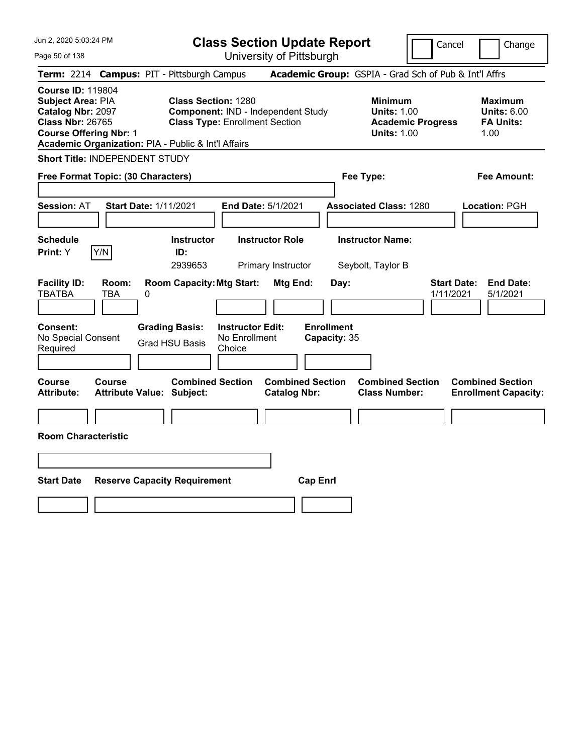# Class Section Update Report

University of Pittsburgh

Cancel | Change

**Term:** 2214 **Campus:** PIT - Pittsburgh Campus **Academic Group:** GSPIA - Grad Sch of Pub & Int'l Affrs

**Course ID:** 119804
**Subject Area:** PIA
**Catalog Nbr:** 2097
**Class Nbr:** 26765
**Course Offering Nbr:** 1
**Academic Organization:** PIA - Public & Int'l Affairs

**Class Section:** 1280
**Component:** IND - Independent Study
**Class Type:** Enrollment Section

**Minimum Units:** 1.00
**Academic Progress Units:** 1.00

**Maximum Units:** 6.00
**FA Units:** 1.00

**Short Title:** INDEPENDENT STUDY

**Free Format Topic: (30 Characters)**

**Fee Type:**

**Fee Amount:**

**Session:** AT **Start Date:** 1/11/2021 **End Date:** 5/1/2021 **Associated Class:** 1280 **Location:** PGH

| Schedule Print: | | Instructor ID: | Instructor Role | Instructor Name: |
|---|---|---|---|---|
| Y | Y/N | 2939653 | Primary Instructor | Seybolt, Taylor B |

| Facility ID: | Room: | Room Capacity: | Mtg Start: | Mtg End: | Day: | Start Date: | End Date: |
|---|---|---|---|---|---|---|---|
| TBATBA | TBA | 0 | | | | 1/11/2021 | 5/1/2021 |

| Consent: | Grading Basis: | Instructor Edit: | Enrollment Capacity: |
|---|---|---|---|
| No Special Consent Required | Grad HSU Basis | No Enrollment Choice | 35 |

| Course Attribute: | Course Attribute Value: | Combined Section Subject: | Combined Section Catalog Nbr: | Combined Section Class Number: | Combined Section Enrollment Capacity: |
|---|---|---|---|---|---|
| | | | | | |

**Room Characteristic**

| Start Date | Reserve Capacity Requirement | Cap Enrl |
|---|---|---|
| | | |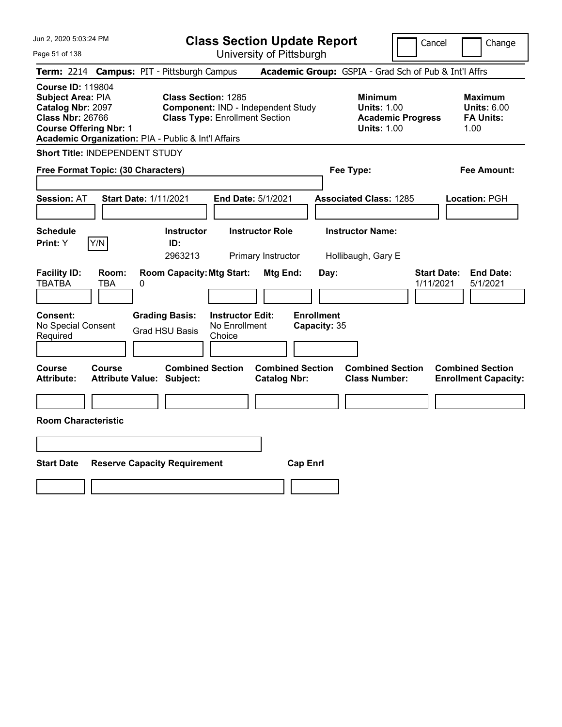# Class Section Update Report

University of Pittsburgh

Cancel | Change

**Term:** 2214 **Campus:** PIT - Pittsburgh Campus **Academic Group:** GSPIA - Grad Sch of Pub & Int'l Affrs

**Course ID:** 119804
**Subject Area:** PIA
**Catalog Nbr:** 2097
**Class Nbr:** 26766
**Course Offering Nbr:** 1
**Academic Organization:** PIA - Public & Int'l Affairs

**Class Section:** 1285
**Component:** IND - Independent Study
**Class Type:** Enrollment Section

**Minimum Units:** 1.00
**Academic Progress Units:** 1.00

**Maximum Units:** 6.00
**FA Units:** 1.00

**Short Title:** INDEPENDENT STUDY

**Free Format Topic: (30 Characters)**

**Fee Type:**

**Fee Amount:**

**Session:** AT **Start Date:** 1/11/2021 **End Date:** 5/1/2021 **Associated Class:** 1285 **Location:** PGH

| Schedule Print: | Instructor ID: | Instructor Role | Instructor Name: |
|---|---|---|---|
| Y [Y/N] | 2963213 | Primary Instructor | Hollibaugh, Gary E |

| Facility ID: | Room: | Room Capacity: | Mtg Start: | Mtg End: | Day: | Start Date: | End Date: |
|---|---|---|---|---|---|---|---|
| TBATBA | TBA | 0 | | | | 1/11/2021 | 5/1/2021 |

| Consent: | Grading Basis: | Instructor Edit: | Enrollment Capacity: |
|---|---|---|---|
| No Special Consent Required | Grad HSU Basis | No Enrollment Choice | 35 |

| Course Attribute: | Course Attribute Value: | Combined Section Subject: | Combined Section Catalog Nbr: | Combined Section Class Number: | Combined Section Enrollment Capacity: |
|---|---|---|---|---|---|
| | | | | | |

**Room Characteristic**

| Start Date | Reserve Capacity Requirement | Cap Enrl |
|---|---|---|
| | | |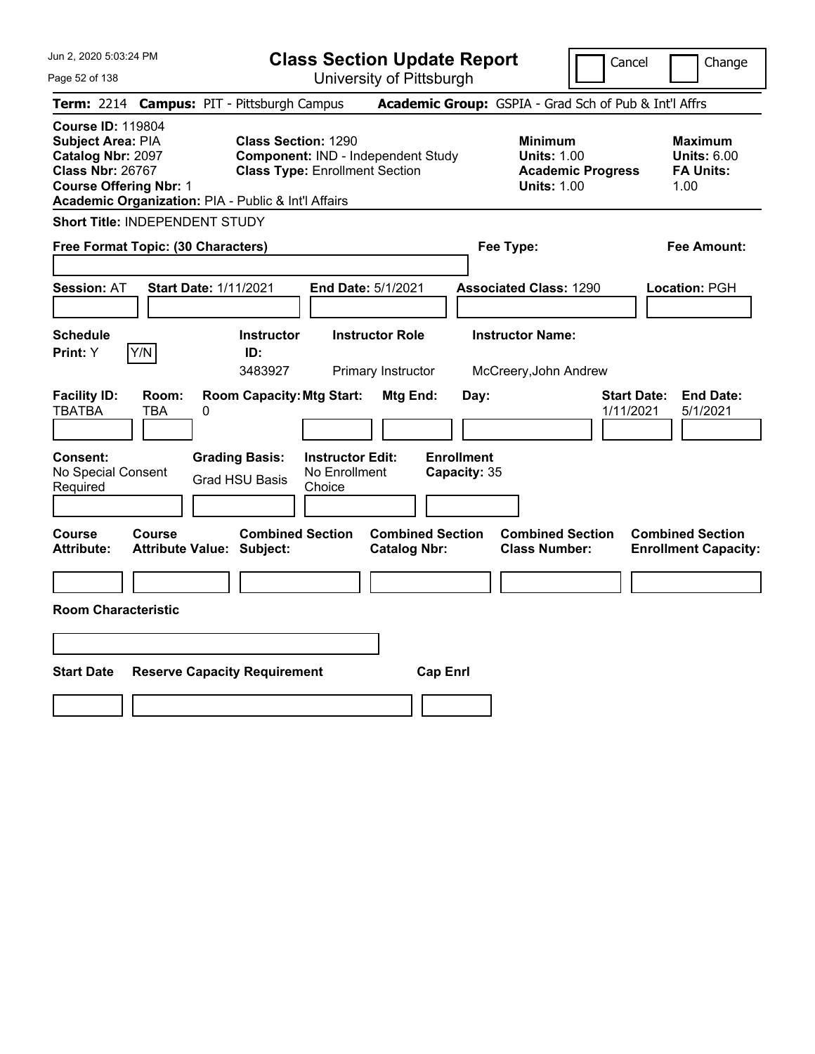# Class Section Update Report

University of Pittsburgh

Cancel | Change

**Term:** 2214 **Campus:** PIT - Pittsburgh Campus **Academic Group:** GSPIA - Grad Sch of Pub & Int'l Affrs

**Course ID:** 119804
**Subject Area:** PIA
**Catalog Nbr:** 2097
**Class Nbr:** 26767
**Course Offering Nbr:** 1
**Academic Organization:** PIA - Public & Int'l Affairs

**Class Section:** 1290
**Component:** IND - Independent Study
**Class Type:** Enrollment Section

**Minimum Units:** 1.00
**Academic Progress Units:** 1.00

**Maximum Units:** 6.00
**FA Units:** 1.00

**Short Title:** INDEPENDENT STUDY

**Free Format Topic: (30 Characters)**

**Fee Type:**

**Fee Amount:**

**Session:** AT **Start Date:** 1/11/2021 **End Date:** 5/1/2021 **Associated Class:** 1290 **Location:** PGH

| Schedule Print | | Instructor ID | Instructor Role | Instructor Name |
|---|---|---|---|---|
| Y | Y/N | 3483927 | Primary Instructor | McCreery,John Andrew |

| Facility ID | Room | Room Capacity | Mtg Start | Mtg End | Day | Start Date | End Date |
|---|---|---|---|---|---|---|---|
| TBATBA | TBA | 0 | | | | 1/11/2021 | 5/1/2021 |

| Consent | Grading Basis | Instructor Edit | Enrollment Capacity |
|---|---|---|---|
| No Special Consent Required | Grad HSU Basis | No Enrollment Choice | 35 |

| Course Attribute | Course Attribute Value | Combined Section Subject | Combined Section Catalog Nbr | Combined Section Class Number | Combined Section Enrollment Capacity |
|---|---|---|---|---|---|
| | | | | | |

**Room Characteristic**

| Start Date | Reserve Capacity Requirement | Cap Enrl |
|---|---|---|
| | | |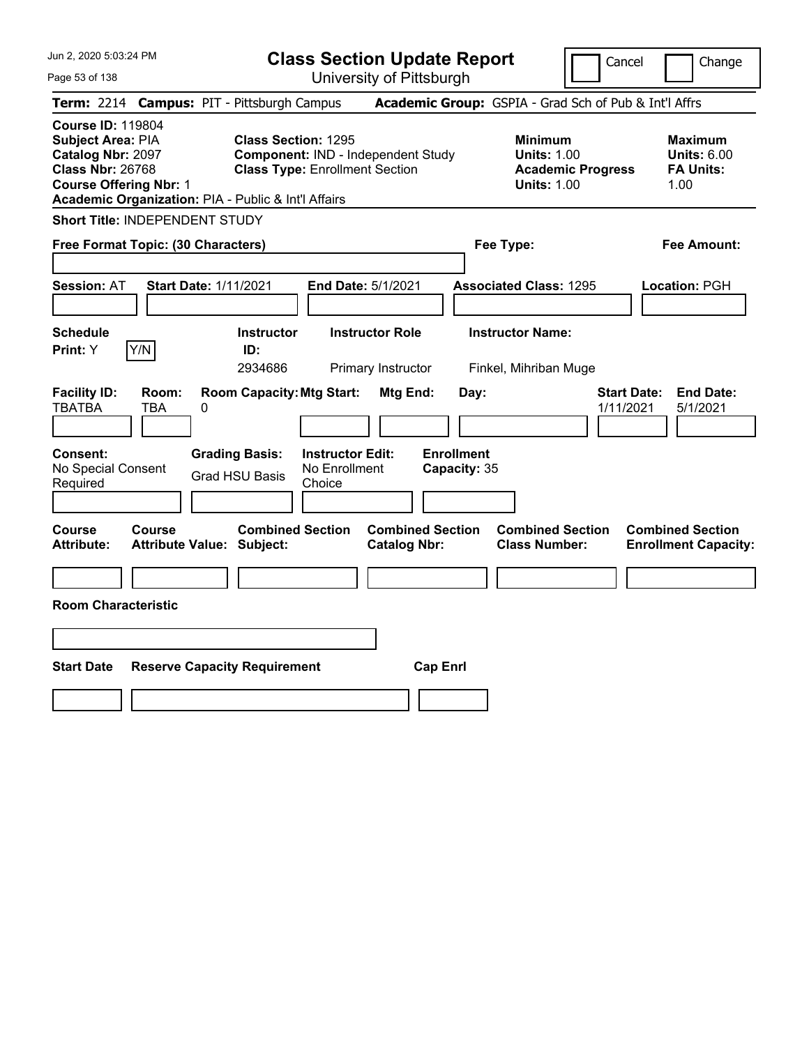# Class Section Update Report

University of Pittsburgh

Cancel | Change

**Term:** 2214 **Campus:** PIT - Pittsburgh Campus **Academic Group:** GSPIA - Grad Sch of Pub & Int'l Affrs

**Course ID:** 119804
**Subject Area:** PIA
**Catalog Nbr:** 2097
**Class Nbr:** 26768
**Course Offering Nbr:** 1
**Academic Organization:** PIA - Public & Int'l Affairs

**Class Section:** 1295
**Component:** IND - Independent Study
**Class Type:** Enrollment Section

**Minimum Units:** 1.00
**Academic Progress Units:** 1.00

**Maximum Units:** 6.00
**FA Units:** 1.00

**Short Title:** INDEPENDENT STUDY

**Free Format Topic: (30 Characters)**

**Fee Type:**

**Fee Amount:**

**Session:** AT **Start Date:** 1/11/2021 **End Date:** 5/1/2021 **Associated Class:** 1295 **Location:** PGH

| Schedule Print | | Instructor ID | Instructor Role | Instructor Name |
|---|---|---|---|---|
| Y | Y/N | 2934686 | Primary Instructor | Finkel, Mihriban Muge |

| Facility ID | Room | Room Capacity | Mtg Start | Mtg End | Day | Start Date | End Date |
|---|---|---|---|---|---|---|---|
| TBATBA | TBA | 0 | | | | 1/11/2021 | 5/1/2021 |

| Consent | Grading Basis | Instructor Edit | Enrollment Capacity |
|---|---|---|---|
| No Special Consent Required | Grad HSU Basis | No Enrollment Choice | 35 |

| Course Attribute | Course Attribute Value | Combined Section Subject | Combined Section Catalog Nbr | Combined Section Class Number | Combined Section Enrollment Capacity |
|---|---|---|---|---|---|
| | | | | | |

**Room Characteristic**

| Start Date | Reserve Capacity Requirement | Cap Enrl |
|---|---|---|
| | | |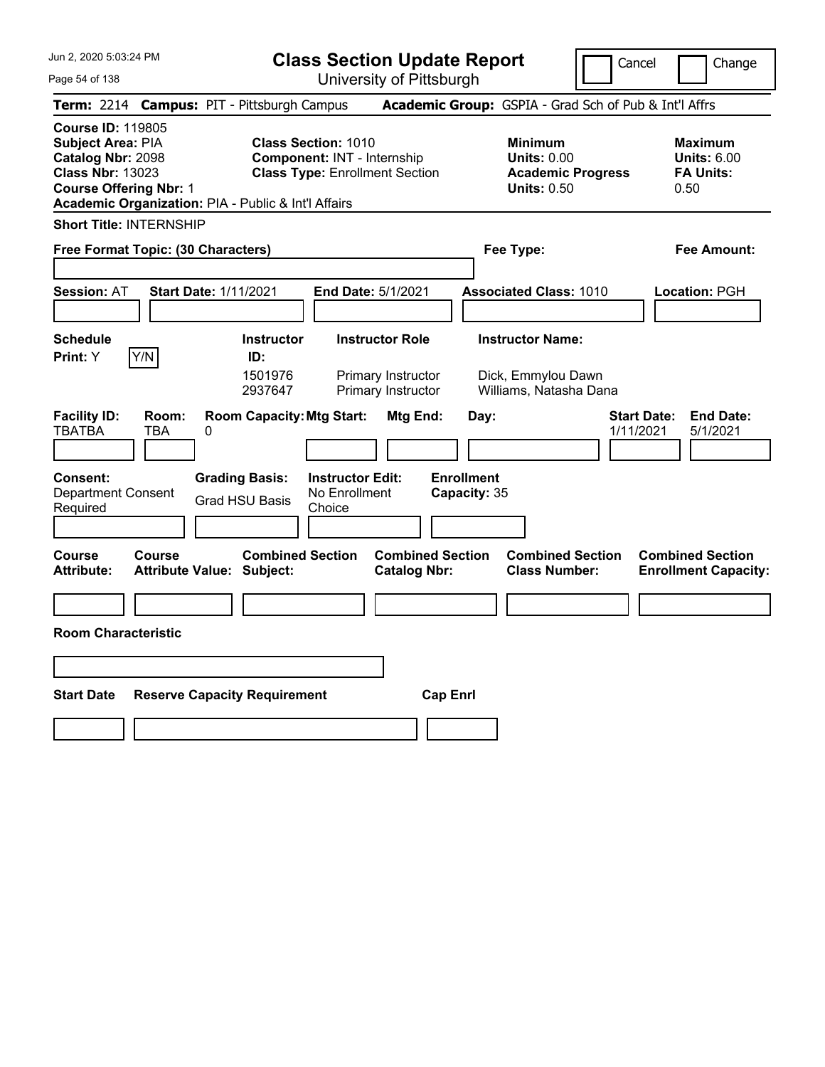# Class Section Update Report

University of Pittsburgh

Cancel / Change

**Term:** 2214 **Campus:** PIT - Pittsburgh Campus **Academic Group:** GSPIA - Grad Sch of Pub & Int'l Affrs

**Course ID:** 119805
**Subject Area:** PIA
**Catalog Nbr:** 2098
**Class Nbr:** 13023
**Course Offering Nbr:** 1
**Academic Organization:** PIA - Public & Int'l Affairs

**Class Section:** 1010
**Component:** INT - Internship
**Class Type:** Enrollment Section

**Minimum Units:** 0.00
**Academic Progress Units:** 0.50

**Maximum Units:** 6.00
**FA Units:** 0.50

**Short Title:** INTERNSHIP

**Free Format Topic: (30 Characters)**

**Fee Type:**

**Fee Amount:**

**Session:** AT **Start Date:** 1/11/2021 **End Date:** 5/1/2021 **Associated Class:** 1010 **Location:** PGH

**Schedule Print:** Y [Y/N]

| Instructor ID | Instructor Role | Instructor Name |
|---|---|---|
| 1501976 | Primary Instructor | Dick, Emmylou Dawn |
| 2937647 | Primary Instructor | Williams, Natasha Dana |

| Facility ID | Room | Room Capacity | Mtg Start | Mtg End | Day | Start Date | End Date |
|---|---|---|---|---|---|---|---|
| TBATBA | TBA | 0 | | | | 1/11/2021 | 5/1/2021 |

**Consent:** Department Consent Required
**Grading Basis:** Grad HSU Basis
**Instructor Edit:** No Enrollment Choice
**Enrollment Capacity:** 35

| Course Attribute | Course Attribute Value | Combined Section Subject | Combined Section Catalog Nbr | Combined Section Class Number | Combined Section Enrollment Capacity |
|---|---|---|---|---|---|
| | | | | | |

**Room Characteristic**

| Start Date | Reserve Capacity Requirement | Cap Enrl |
|---|---|---|
| | | |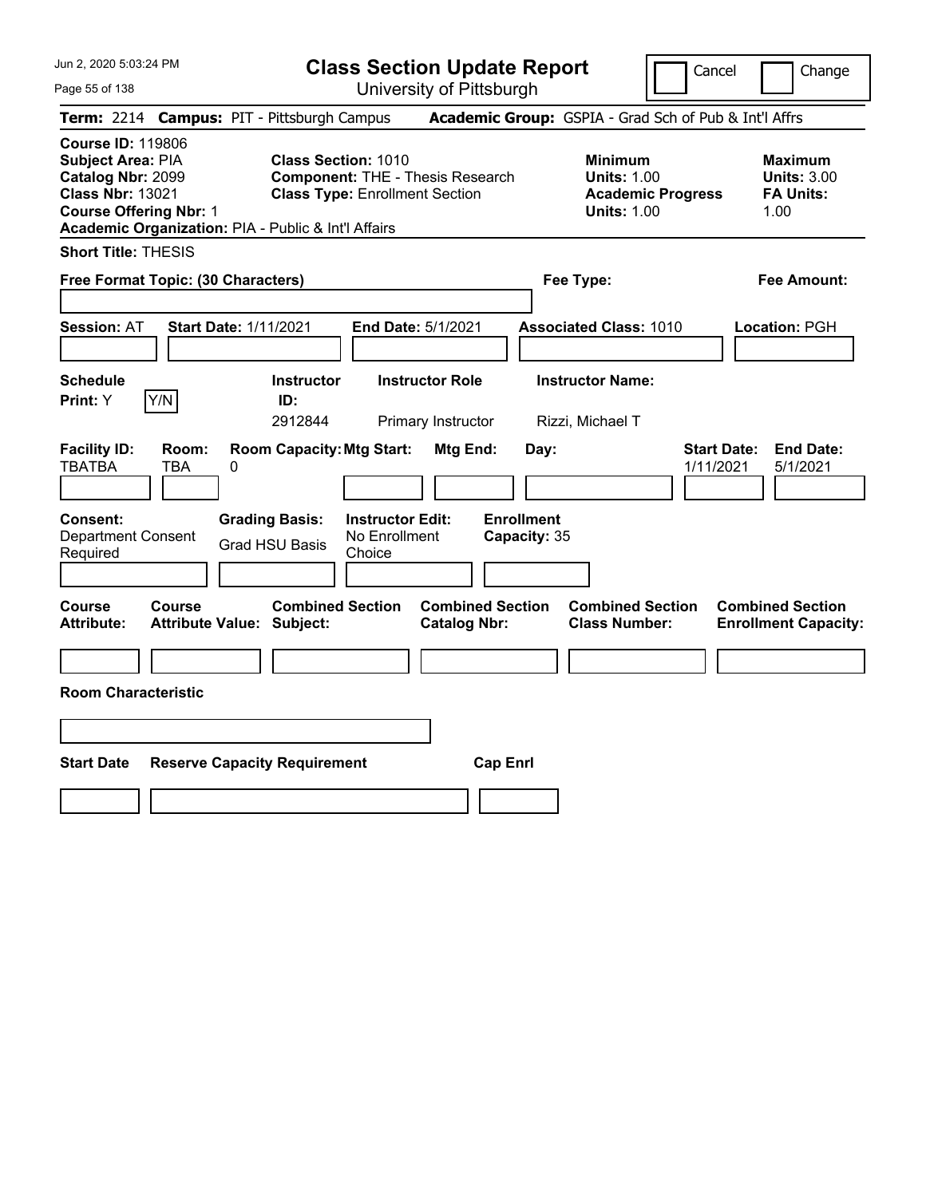# Class Section Update Report

University of Pittsburgh

Cancel | Change

**Term:** 2214 **Campus:** PIT - Pittsburgh Campus **Academic Group:** GSPIA - Grad Sch of Pub & Int'l Affrs

**Course ID:** 119806
**Subject Area:** PIA
**Catalog Nbr:** 2099
**Class Nbr:** 13021
**Course Offering Nbr:** 1
**Academic Organization:** PIA - Public & Int'l Affairs

**Class Section:** 1010
**Component:** THE - Thesis Research
**Class Type:** Enrollment Section

**Minimum**
**Units:** 1.00
**Academic Progress Units:** 1.00

**Maximum**
**Units:** 3.00
**FA Units:** 1.00

**Short Title:** THESIS

**Free Format Topic: (30 Characters)**

**Fee Type:**

**Fee Amount:**

**Session:** AT **Start Date:** 1/11/2021 **End Date:** 5/1/2021 **Associated Class:** 1010 **Location:** PGH

**Schedule Print:** Y [Y/N]

| Instructor ID: | Instructor Role | Instructor Name: |
|---|---|---|
| 2912844 | Primary Instructor | Rizzi, Michael T |

| Facility ID: | Room: | Room Capacity: | Mtg Start: | Mtg End: | Day: | Start Date: | End Date: |
|---|---|---|---|---|---|---|---|
| TBATBA | TBA | 0 | | | | 1/11/2021 | 5/1/2021 |

| Consent: | Grading Basis: | Instructor Edit: | Enrollment Capacity: |
|---|---|---|---|
| Department Consent Required | Grad HSU Basis | No Enrollment Choice | 35 |

| Course Attribute: | Course Attribute Value: | Combined Section Subject: | Combined Section Catalog Nbr: | Combined Section Class Number: | Combined Section Enrollment Capacity: |
|---|---|---|---|---|---|
| | | | | | |

**Room Characteristic**

| Start Date | Reserve Capacity Requirement | Cap Enrl |
|---|---|---|
| | | |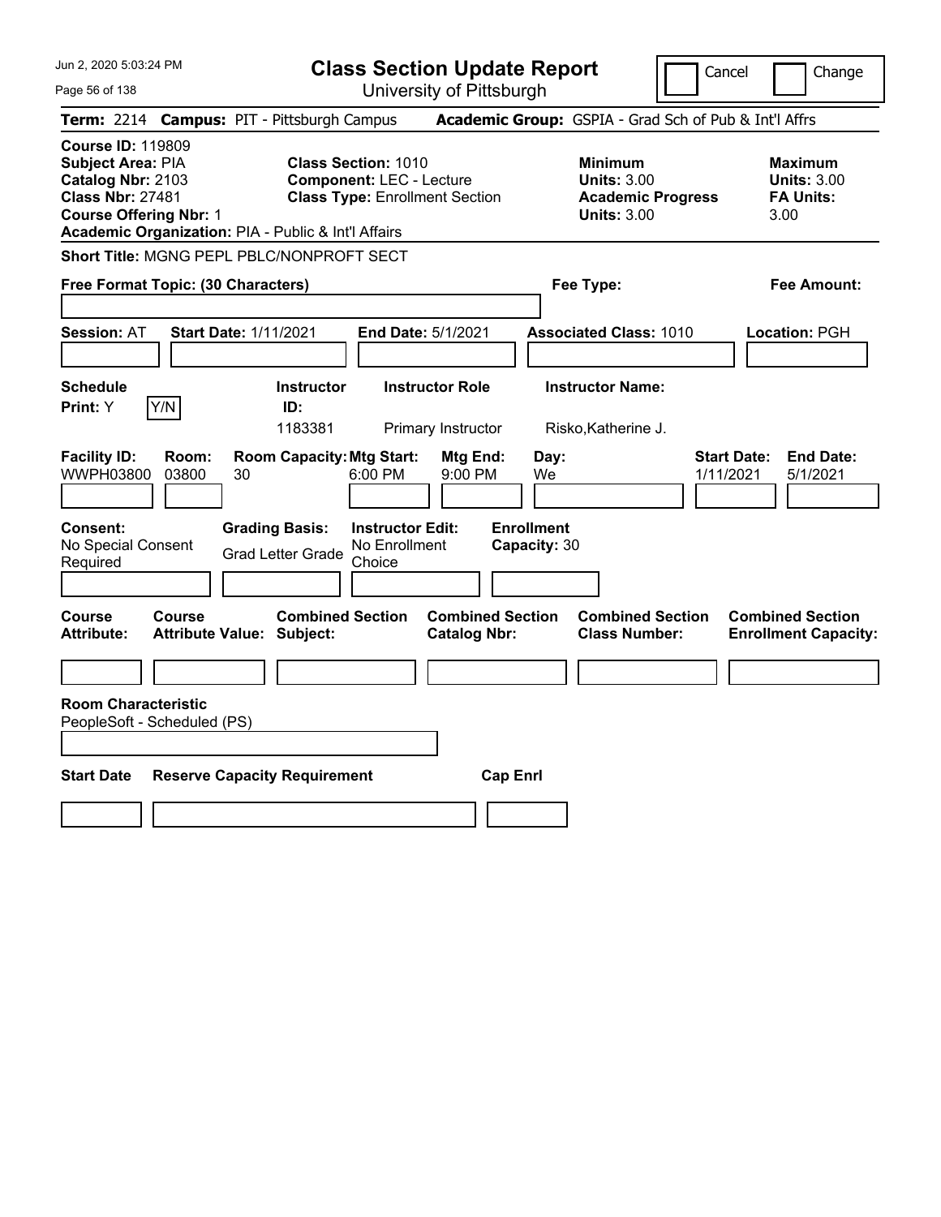# Class Section Update Report

University of Pittsburgh

Cancel | Change

**Term:** 2214 **Campus:** PIT - Pittsburgh Campus **Academic Group:** GSPIA - Grad Sch of Pub & Int'l Affrs

**Course ID:** 119809
**Subject Area:** PIA
**Catalog Nbr:** 2103
**Class Nbr:** 27481
**Course Offering Nbr:** 1
**Academic Organization:** PIA - Public & Int'l Affairs

**Class Section:** 1010
**Component:** LEC - Lecture
**Class Type:** Enrollment Section

**Minimum Units:** 3.00
**Academic Progress Units:** 3.00

**Maximum Units:** 3.00
**FA Units:** 3.00

**Short Title:** MGNG PEPL PBLC/NONPROFT SECT

**Free Format Topic: (30 Characters)**

**Fee Type:**

**Fee Amount:**

**Session:** AT **Start Date:** 1/11/2021 **End Date:** 5/1/2021 **Associated Class:** 1010 **Location:** PGH

| Schedule Print | Instructor ID | Instructor Role | Instructor Name |
|---|---|---|---|
| Y | 1183381 | Primary Instructor | Risko,Katherine J. |

| Facility ID | Room | Room Capacity | Mtg Start | Mtg End | Day | Start Date | End Date |
|---|---|---|---|---|---|---|---|
| WWPH03800 | 03800 | 30 | 6:00 PM | 9:00 PM | We | 1/11/2021 | 5/1/2021 |

**Consent:** No Special Consent Required
**Grading Basis:** Grad Letter Grade
**Instructor Edit:** No Enrollment Choice
**Enrollment Capacity:** 30

| Course Attribute | Course Attribute Value | Combined Section Subject | Combined Section Catalog Nbr | Combined Section Class Number | Combined Section Enrollment Capacity |
|---|---|---|---|---|---|
| | | | | | |

**Room Characteristic**
PeopleSoft - Scheduled (PS)

| Start Date | Reserve Capacity Requirement | Cap Enrl |
|---|---|---|
| | | |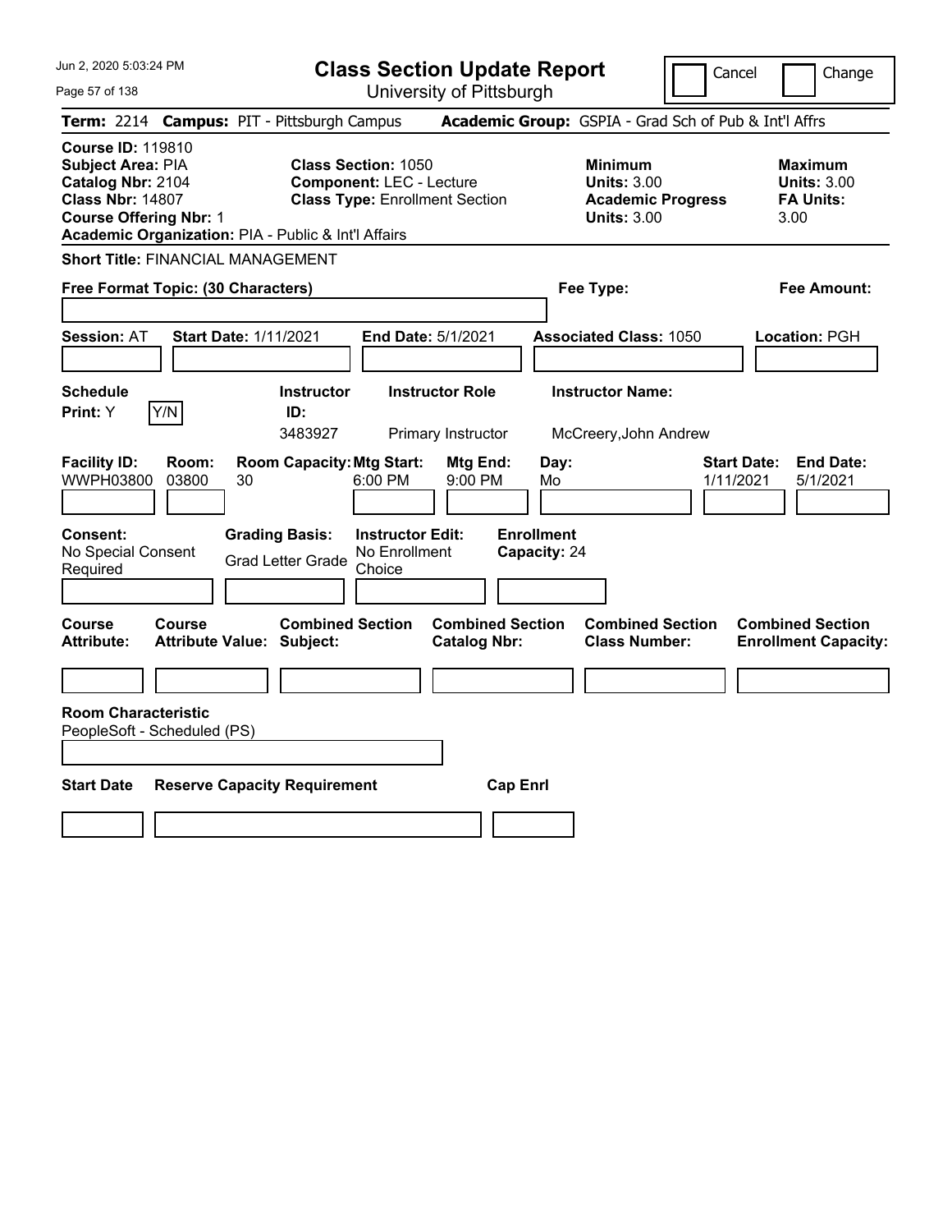# Class Section Update Report

University of Pittsburgh

Cancel | Change

**Term:** 2214 **Campus:** PIT - Pittsburgh Campus **Academic Group:** GSPIA - Grad Sch of Pub & Int'l Affrs

**Course ID:** 119810
**Subject Area:** PIA
**Catalog Nbr:** 2104
**Class Nbr:** 14807
**Course Offering Nbr:** 1
**Academic Organization:** PIA - Public & Int'l Affairs

**Class Section:** 1050
**Component:** LEC - Lecture
**Class Type:** Enrollment Section

**Minimum**
**Units:** 3.00
**Academic Progress Units:** 3.00

**Maximum**
**Units:** 3.00
**FA Units:** 3.00

**Short Title:** FINANCIAL MANAGEMENT

**Free Format Topic: (30 Characters)**

**Fee Type:**

**Fee Amount:**

**Session:** AT **Start Date:** 1/11/2021 **End Date:** 5/1/2021 **Associated Class:** 1050 **Location:** PGH

| Schedule Print | Instructor ID | Instructor Role | Instructor Name |
|---|---|---|---|
| Y (Y/N) | 3483927 | Primary Instructor | McCreery,John Andrew |

| Facility ID | Room | Room Capacity | Mtg Start | Mtg End | Day | Start Date | End Date |
|---|---|---|---|---|---|---|---|
| WWPH03800 | 03800 | 30 | 6:00 PM | 9:00 PM | Mo | 1/11/2021 | 5/1/2021 |

| Consent | Grading Basis | Instructor Edit | Enrollment Capacity |
|---|---|---|---|
| No Special Consent Required | Grad Letter Grade | No Enrollment Choice | 24 |

| Course Attribute | Course Attribute Value | Combined Section Subject | Combined Section Catalog Nbr | Combined Section Class Number | Combined Section Enrollment Capacity |
|---|---|---|---|---|---|
| | | | | | |

**Room Characteristic**
PeopleSoft - Scheduled (PS)

| Start Date | Reserve Capacity Requirement | Cap Enrl |
|---|---|---|
| | | |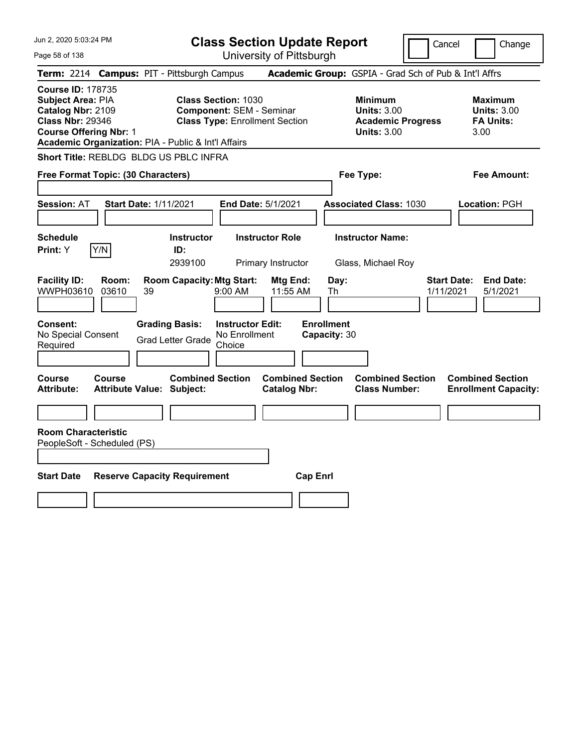# Class Section Update Report

University of Pittsburgh

Cancel  Change

**Term:** 2214 **Campus:** PIT - Pittsburgh Campus **Academic Group:** GSPIA - Grad Sch of Pub & Int'l Affrs

**Course ID:** 178735
**Subject Area:** PIA
**Catalog Nbr:** 2109
**Class Nbr:** 29346
**Course Offering Nbr:** 1
**Academic Organization:** PIA - Public & Int'l Affairs

**Class Section:** 1030
**Component:** SEM - Seminar
**Class Type:** Enrollment Section

**Minimum Units:** 3.00
**Academic Progress Units:** 3.00

**Maximum Units:** 3.00
**FA Units:** 3.00

**Short Title:** REBLDG BLDG US PBLC INFRA

**Free Format Topic: (30 Characters)**

**Fee Type:**

**Fee Amount:**

**Session:** AT **Start Date:** 1/11/2021 **End Date:** 5/1/2021 **Associated Class:** 1030 **Location:** PGH

| Schedule Print: | | Instructor ID: | Instructor Role | Instructor Name: |
|---|---|---|---|---|
| Y | Y/N | 2939100 | Primary Instructor | Glass, Michael Roy |

| Facility ID: | Room: | Room Capacity: | Mtg Start: | Mtg End: | Day: | Start Date: | End Date: |
|---|---|---|---|---|---|---|---|
| WWPH03610 | 03610 | 39 | 9:00 AM | 11:55 AM | Th | 1/11/2021 | 5/1/2021 |

**Consent:** No Special Consent Required
**Grading Basis:** Grad Letter Grade
**Instructor Edit:** No Enrollment Choice
**Enrollment Capacity:** 30

| Course Attribute: | Course Attribute Value: | Combined Section Subject: | Combined Section Catalog Nbr: | Combined Section Class Number: | Combined Section Enrollment Capacity: |
|---|---|---|---|---|---|
| | | | | | |

**Room Characteristic**
PeopleSoft - Scheduled (PS)

| Start Date | Reserve Capacity Requirement | Cap Enrl |
|---|---|---|
| | | |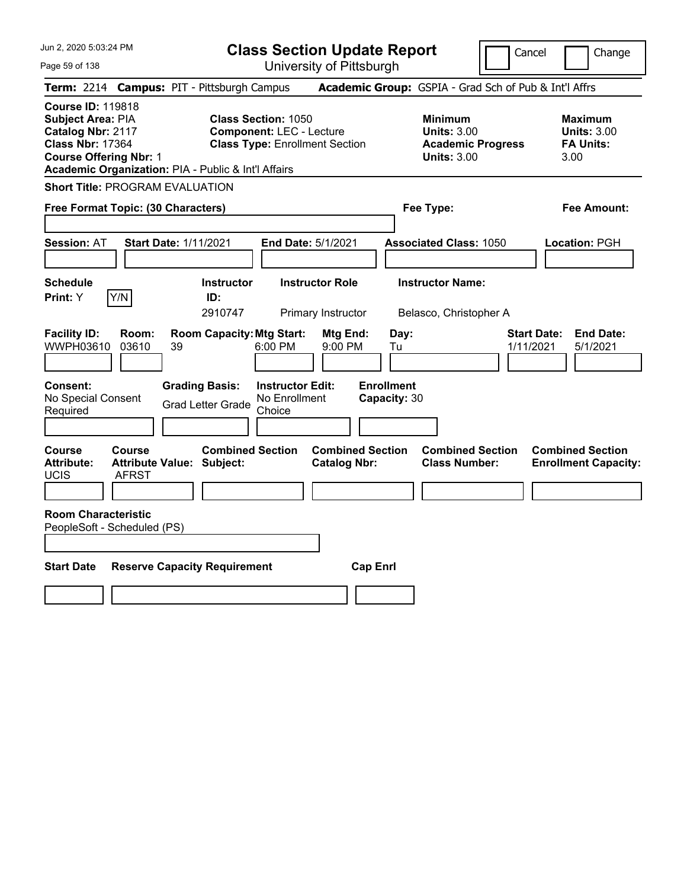# Class Section Update Report

University of Pittsburgh

Cancel | Change

**Term:** 2214 **Campus:** PIT - Pittsburgh Campus **Academic Group:** GSPIA - Grad Sch of Pub & Int'l Affrs

**Course ID:** 119818
**Subject Area:** PIA
**Catalog Nbr:** 2117
**Class Nbr:** 17364
**Course Offering Nbr:** 1
**Academic Organization:** PIA - Public & Int'l Affairs

**Class Section:** 1050
**Component:** LEC - Lecture
**Class Type:** Enrollment Section

**Minimum**
**Units:** 3.00
**Academic Progress Units:** 3.00

**Maximum**
**Units:** 3.00
**FA Units:** 3.00

**Short Title:** PROGRAM EVALUATION

**Free Format Topic: (30 Characters)**

**Fee Type:**

**Fee Amount:**

**Session:** AT **Start Date:** 1/11/2021 **End Date:** 5/1/2021 **Associated Class:** 1050 **Location:** PGH

| Schedule Print | Instructor ID | Instructor Role | Instructor Name |
|---|---|---|---|
| Y (Y/N) | 2910747 | Primary Instructor | Belasco, Christopher A |

| Facility ID | Room | Room Capacity | Mtg Start | Mtg End | Day | Start Date | End Date |
|---|---|---|---|---|---|---|---|
| WWPH03610 | 03610 | 39 | 6:00 PM | 9:00 PM | Tu | 1/11/2021 | 5/1/2021 |

| Consent | Grading Basis | Instructor Edit | Enrollment Capacity |
|---|---|---|---|
| No Special Consent Required | Grad Letter Grade | No Enrollment Choice | 30 |

| Course Attribute | Course Attribute Value | Combined Section Subject | Combined Section Catalog Nbr | Combined Section Class Number | Combined Section Enrollment Capacity |
|---|---|---|---|---|---|
| UCIS | AFRST | | | | |

**Room Characteristic**
PeopleSoft - Scheduled (PS)

| Start Date | Reserve Capacity Requirement | Cap Enrl |
|---|---|---|
| | | |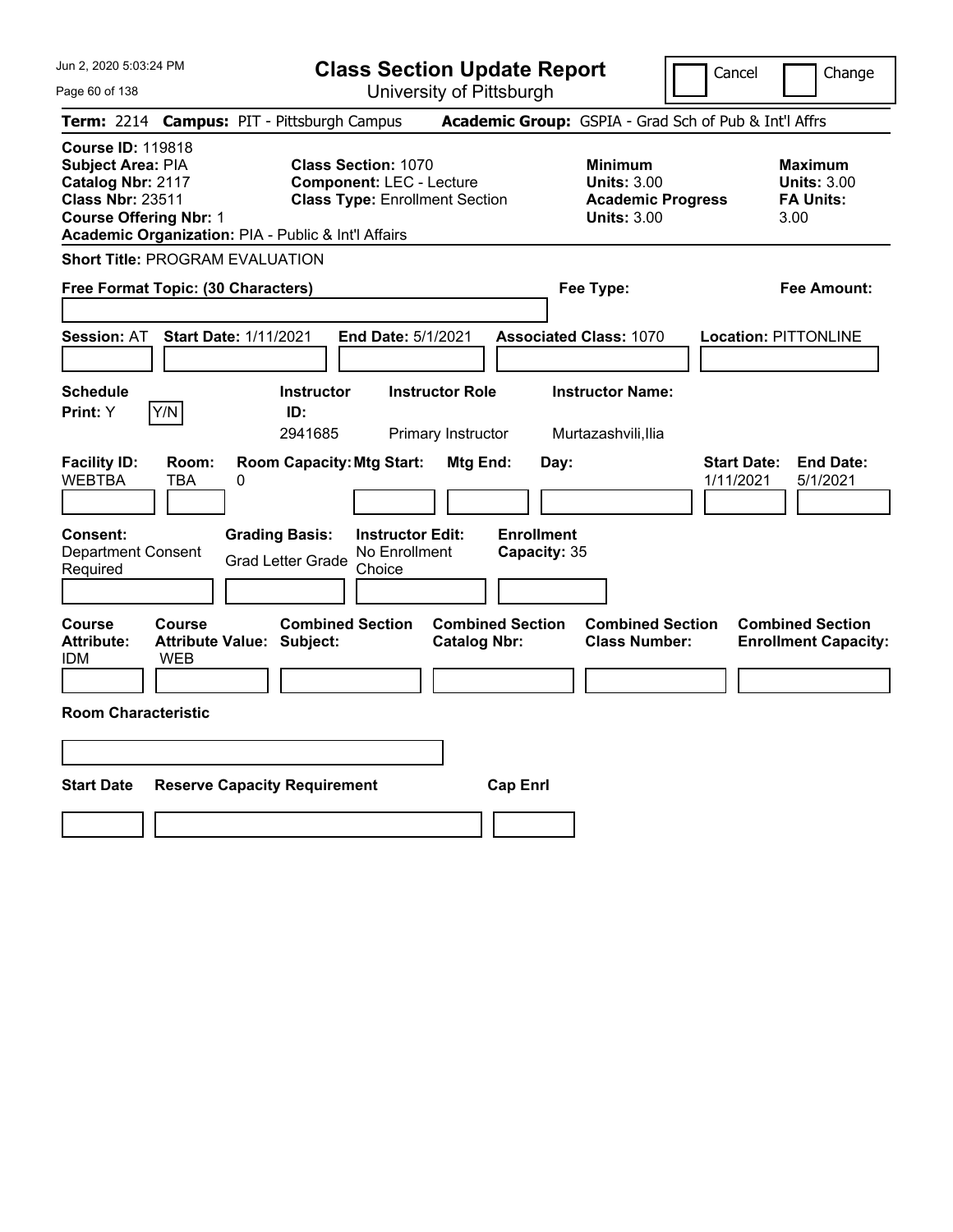# Class Section Update Report

University of Pittsburgh

Cancel | Change

**Term:** 2214 **Campus:** PIT - Pittsburgh Campus **Academic Group:** GSPIA - Grad Sch of Pub & Int'l Affrs

**Course ID:** 119818
**Subject Area:** PIA
**Catalog Nbr:** 2117
**Class Nbr:** 23511
**Course Offering Nbr:** 1
**Academic Organization:** PIA - Public & Int'l Affairs

**Class Section:** 1070
**Component:** LEC - Lecture
**Class Type:** Enrollment Section

**Minimum Units:** 3.00
**Academic Progress Units:** 3.00

**Maximum Units:** 3.00
**FA Units:** 3.00

**Short Title:** PROGRAM EVALUATION

**Free Format Topic: (30 Characters)**

**Fee Type:**

**Fee Amount:**

**Session:** AT **Start Date:** 1/11/2021 **End Date:** 5/1/2021 **Associated Class:** 1070 **Location:** PITTONLINE

| Schedule Print | | Instructor ID | Instructor Role | Instructor Name |
|---|---|---|---|---|
| Y | Y/N | 2941685 | Primary Instructor | Murtazashvili,Ilia |

| Facility ID | Room | Room Capacity | Mtg Start | Mtg End | Day | Start Date | End Date |
|---|---|---|---|---|---|---|---|
| WEBTBA | TBA | 0 | | | | 1/11/2021 | 5/1/2021 |

| Consent | Grading Basis | Instructor Edit | Enrollment Capacity |
|---|---|---|---|
| Department Consent Required | Grad Letter Grade | No Enrollment Choice | 35 |

| Course Attribute | Course Attribute Value | Combined Section Subject | Combined Section Catalog Nbr | Combined Section Class Number | Combined Section Enrollment Capacity |
|---|---|---|---|---|---|
| IDM | WEB | | | | |

**Room Characteristic**

| Start Date | Reserve Capacity Requirement | Cap Enrl |
|---|---|---|
| | | |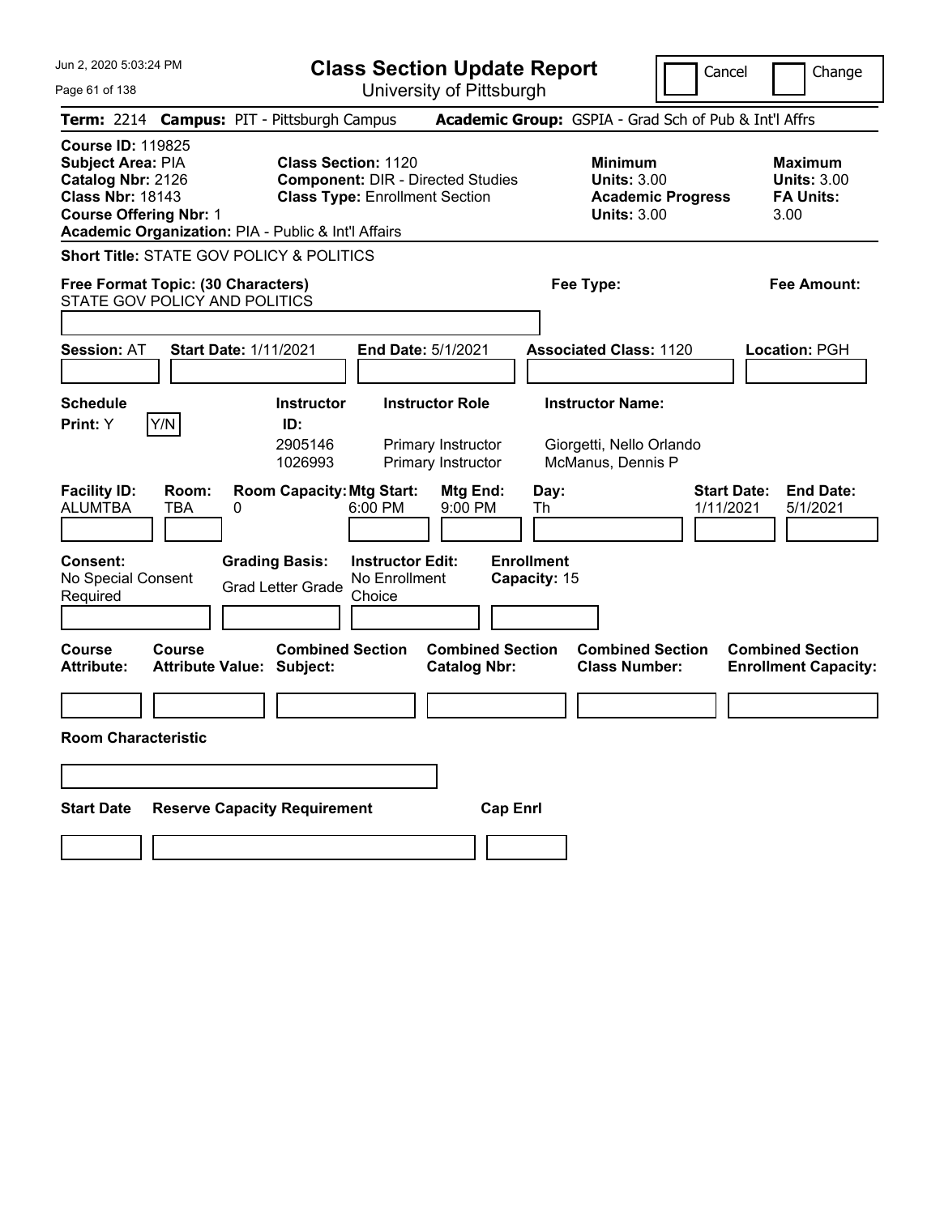# Class Section Update Report

University of Pittsburgh

Cancel | Change

**Term:** 2214 **Campus:** PIT - Pittsburgh Campus **Academic Group:** GSPIA - Grad Sch of Pub & Int'l Affrs

**Course ID:** 119825
**Subject Area:** PIA
**Catalog Nbr:** 2126
**Class Nbr:** 18143
**Course Offering Nbr:** 1
**Academic Organization:** PIA - Public & Int'l Affairs

**Class Section:** 1120
**Component:** DIR - Directed Studies
**Class Type:** Enrollment Section

**Minimum**
**Units:** 3.00
**Academic Progress Units:** 3.00

**Maximum**
**Units:** 3.00
**FA Units:** 3.00

**Short Title:** STATE GOV POLICY & POLITICS

**Free Format Topic: (30 Characters)**
STATE GOV POLICY AND POLITICS

**Fee Type:**

**Fee Amount:**

**Session:** AT **Start Date:** 1/11/2021 **End Date:** 5/1/2021 **Associated Class:** 1120 **Location:** PGH

**Schedule Print:** Y Y/N

| Instructor ID: | Instructor Role | Instructor Name: |
|---|---|---|
| 2905146 | Primary Instructor | Giorgetti, Nello Orlando |
| 1026993 | Primary Instructor | McManus, Dennis P |

| Facility ID: | Room: | Room Capacity: | Mtg Start: | Mtg End: | Day: | Start Date: | End Date: |
|---|---|---|---|---|---|---|---|
| ALUMTBA | TBA | 0 | 6:00 PM | 9:00 PM | Th | 1/11/2021 | 5/1/2021 |

**Consent:** No Special Consent Required
**Grading Basis:** Grad Letter Grade
**Instructor Edit:** No Enrollment Choice
**Enrollment Capacity:** 15

| Course Attribute: | Course Attribute Value: | Combined Section Subject: | Combined Section Catalog Nbr: | Combined Section Class Number: | Combined Section Enrollment Capacity: |
|---|---|---|---|---|---|
| | | | | | |

**Room Characteristic**

| Start Date | Reserve Capacity Requirement | Cap Enrl |
|---|---|---|
| | | |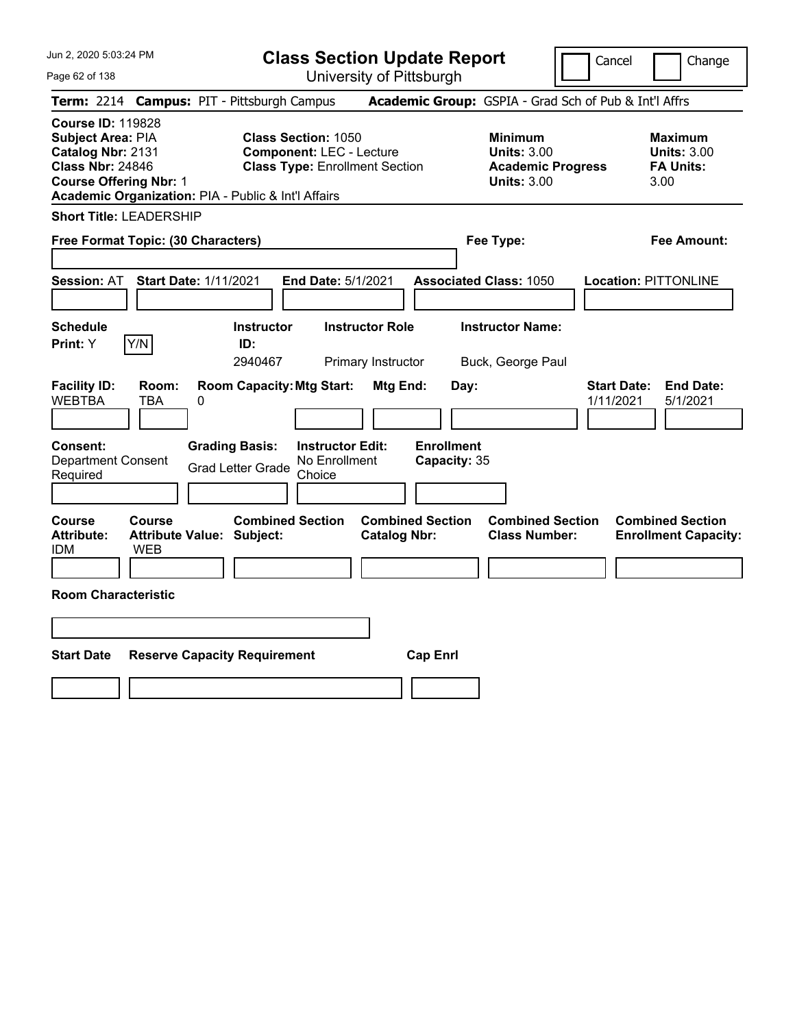# Class Section Update Report

University of Pittsburgh

Cancel | Change

**Term:** 2214 **Campus:** PIT - Pittsburgh Campus **Academic Group:** GSPIA - Grad Sch of Pub & Int'l Affrs

**Course ID:** 119828
**Subject Area:** PIA
**Catalog Nbr:** 2131
**Class Nbr:** 24846
**Course Offering Nbr:** 1
**Academic Organization:** PIA - Public & Int'l Affairs

**Class Section:** 1050
**Component:** LEC - Lecture
**Class Type:** Enrollment Section

**Minimum Units:** 3.00
**Academic Progress Units:** 3.00

**Maximum Units:** 3.00
**FA Units:** 3.00

**Short Title:** LEADERSHIP

**Free Format Topic: (30 Characters)**

**Fee Type:**

**Fee Amount:**

**Session:** AT **Start Date:** 1/11/2021 **End Date:** 5/1/2021 **Associated Class:** 1050 **Location:** PITTONLINE

| Schedule Print: | Instructor ID: | Instructor Role | Instructor Name: |
|---|---|---|---|
| Y | 2940467 | Primary Instructor | Buck, George Paul |

| Facility ID: | Room: | Room Capacity: | Mtg Start: | Mtg End: | Day: | Start Date: | End Date: |
|---|---|---|---|---|---|---|---|
| WEBTBA | TBA | 0 | | | | 1/11/2021 | 5/1/2021 |

**Consent:** Department Consent Required
**Grading Basis:** Grad Letter Grade
**Instructor Edit:** No Enrollment Choice
**Enrollment Capacity:** 35

| Course Attribute: | Course Attribute Value: | Combined Section Subject: | Combined Section Catalog Nbr: | Combined Section Class Number: | Combined Section Enrollment Capacity: |
|---|---|---|---|---|---|
| IDM | WEB | | | | |

**Room Characteristic**

| Start Date | Reserve Capacity Requirement | Cap Enrl |
|---|---|---|
| | | |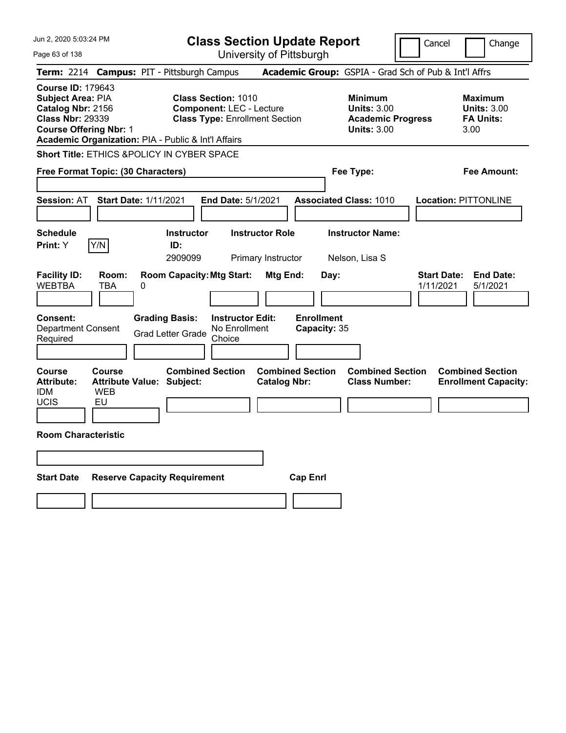# Class Section Update Report

University of Pittsburgh

Cancel | Change

**Term:** 2214 **Campus:** PIT - Pittsburgh Campus **Academic Group:** GSPIA - Grad Sch of Pub & Int'l Affrs

**Course ID:** 179643
**Subject Area:** PIA
**Catalog Nbr:** 2156
**Class Nbr:** 29339
**Course Offering Nbr:** 1
**Academic Organization:** PIA - Public & Int'l Affairs

**Class Section:** 1010
**Component:** LEC - Lecture
**Class Type:** Enrollment Section

**Minimum Units:** 3.00
**Academic Progress Units:** 3.00

**Maximum Units:** 3.00
**FA Units:** 3.00

**Short Title:** ETHICS &POLICY IN CYBER SPACE

**Free Format Topic: (30 Characters)**

**Fee Type:**

**Fee Amount:**

**Session:** AT **Start Date:** 1/11/2021 **End Date:** 5/1/2021 **Associated Class:** 1010 **Location:** PITTONLINE

| Schedule Print | Instructor ID | Instructor Role | Instructor Name |
|---|---|---|---|
| Y (Y/N) | 2909099 | Primary Instructor | Nelson, Lisa S |

| Facility ID | Room | Room Capacity | Mtg Start | Mtg End | Day | Start Date | End Date |
|---|---|---|---|---|---|---|---|
| WEBTBA | TBA | 0 | | | | 1/11/2021 | 5/1/2021 |

**Consent:** Department Consent Required
**Grading Basis:** Grad Letter Grade
**Instructor Edit:** No Enrollment Choice
**Enrollment Capacity:** 35

| Course Attribute | Course Attribute Value | Combined Section Subject | Combined Section Catalog Nbr | Combined Section Class Number | Combined Section Enrollment Capacity |
|---|---|---|---|---|---|
| IDM | WEB | | | | |
| UCIS | EU | | | | |

**Room Characteristic**

| Start Date | Reserve Capacity Requirement | Cap Enrl |
|---|---|---|
| | | |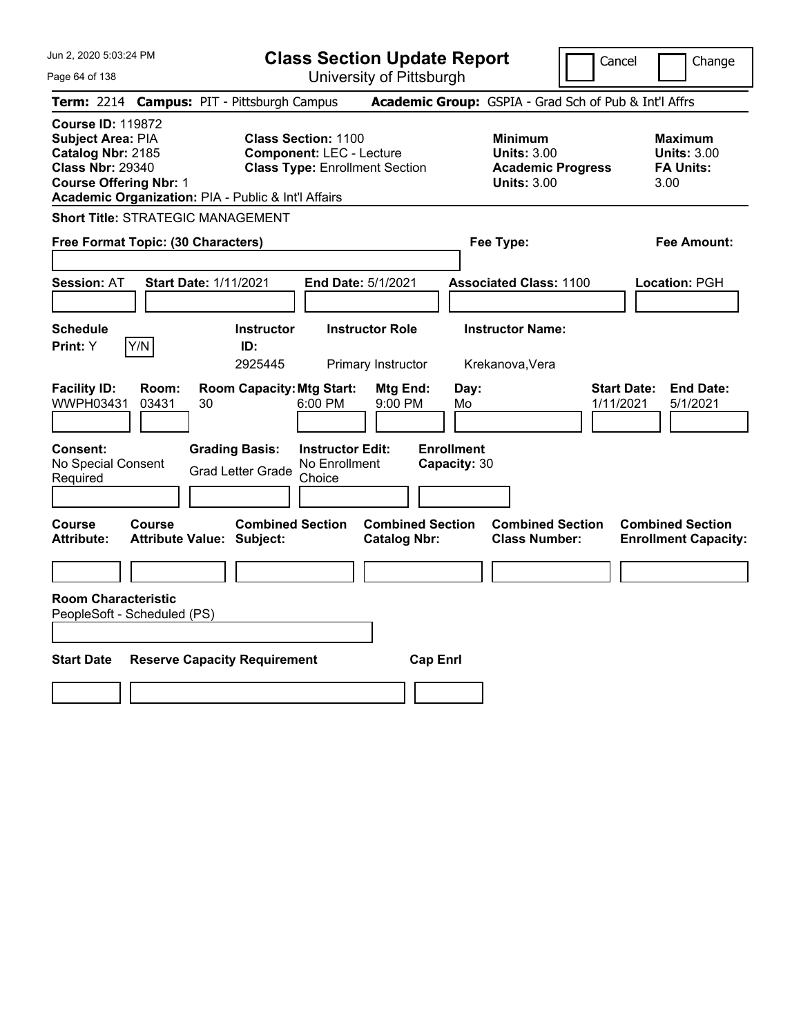# Class Section Update Report

University of Pittsburgh

Cancel | Change

**Term:** 2214 **Campus:** PIT - Pittsburgh Campus **Academic Group:** GSPIA - Grad Sch of Pub & Int'l Affrs

**Course ID:** 119872
**Subject Area:** PIA
**Catalog Nbr:** 2185
**Class Nbr:** 29340
**Course Offering Nbr:** 1
**Academic Organization:** PIA - Public & Int'l Affairs

**Class Section:** 1100
**Component:** LEC - Lecture
**Class Type:** Enrollment Section

**Minimum**
**Units:** 3.00
**Academic Progress**
**Units:** 3.00

**Maximum**
**Units:** 3.00
**FA Units:** 3.00

**Short Title:** STRATEGIC MANAGEMENT

**Free Format Topic: (30 Characters)**

**Fee Type:**

**Fee Amount:**

**Session:** AT **Start Date:** 1/11/2021 **End Date:** 5/1/2021 **Associated Class:** 1100 **Location:** PGH

| Schedule Print: | Instructor ID: | Instructor Role | Instructor Name: |
|---|---|---|---|
| Y Y/N | 2925445 | Primary Instructor | Krekanova,Vera |

| Facility ID: | Room: | Room Capacity: | Mtg Start: | Mtg End: | Day: | Start Date: | End Date: |
|---|---|---|---|---|---|---|---|
| WWPH03431 | 03431 | 30 | 6:00 PM | 9:00 PM | Mo | 1/11/2021 | 5/1/2021 |

| Consent: | Grading Basis: | Instructor Edit: | Enrollment Capacity: |
|---|---|---|---|
| No Special Consent Required | Grad Letter Grade | No Enrollment Choice | 30 |

| Course Attribute: | Course Attribute Value: | Combined Section Subject: | Combined Section Catalog Nbr: | Combined Section Class Number: | Combined Section Enrollment Capacity: |
|---|---|---|---|---|---|
| | | | | | |

**Room Characteristic**
PeopleSoft - Scheduled (PS)

| Start Date | Reserve Capacity Requirement | Cap Enrl |
|---|---|---|
| | | |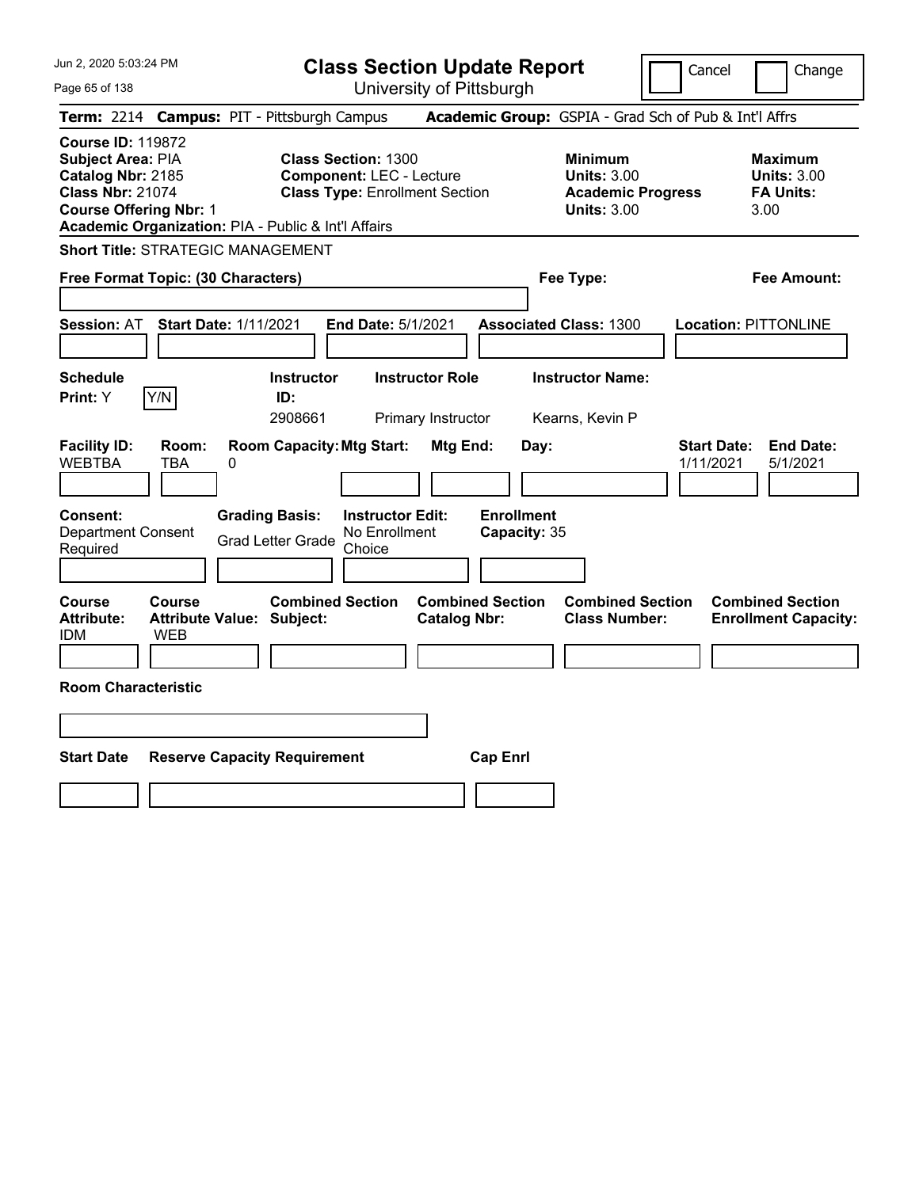# Class Section Update Report

University of Pittsburgh

Cancel | Change

**Term:** 2214 **Campus:** PIT - Pittsburgh Campus **Academic Group:** GSPIA - Grad Sch of Pub & Int'l Affrs

**Course ID:** 119872
**Subject Area:** PIA
**Catalog Nbr:** 2185
**Class Nbr:** 21074
**Course Offering Nbr:** 1
**Academic Organization:** PIA - Public & Int'l Affairs

**Class Section:** 1300
**Component:** LEC - Lecture
**Class Type:** Enrollment Section

**Minimum**
**Units:** 3.00
**Academic Progress Units:** 3.00

**Maximum**
**Units:** 3.00
**FA Units:** 3.00

**Short Title:** STRATEGIC MANAGEMENT

**Free Format Topic: (30 Characters)**

**Fee Type:**

**Fee Amount:**

**Session:** AT **Start Date:** 1/11/2021 **End Date:** 5/1/2021 **Associated Class:** 1300 **Location:** PITTONLINE

| Schedule Print: | Instructor ID: | Instructor Role | Instructor Name: |
|---|---|---|---|
| Y | 2908661 | Primary Instructor | Kearns, Kevin P |

| Facility ID: | Room: | Room Capacity: | Mtg Start: | Mtg End: | Day: | Start Date: | End Date: |
|---|---|---|---|---|---|---|---|
| WEBTBA | TBA | 0 | | | | 1/11/2021 | 5/1/2021 |

**Consent:** Department Consent Required
**Grading Basis:** Grad Letter Grade
**Instructor Edit:** No Enrollment Choice
**Enrollment Capacity:** 35

| Course Attribute: | Course Attribute Value: | Combined Section Subject: | Combined Section Catalog Nbr: | Combined Section Class Number: | Combined Section Enrollment Capacity: |
|---|---|---|---|---|---|
| IDM | WEB | | | | |

**Room Characteristic**

| Start Date | Reserve Capacity Requirement | Cap Enrl |
|---|---|---|
| | | |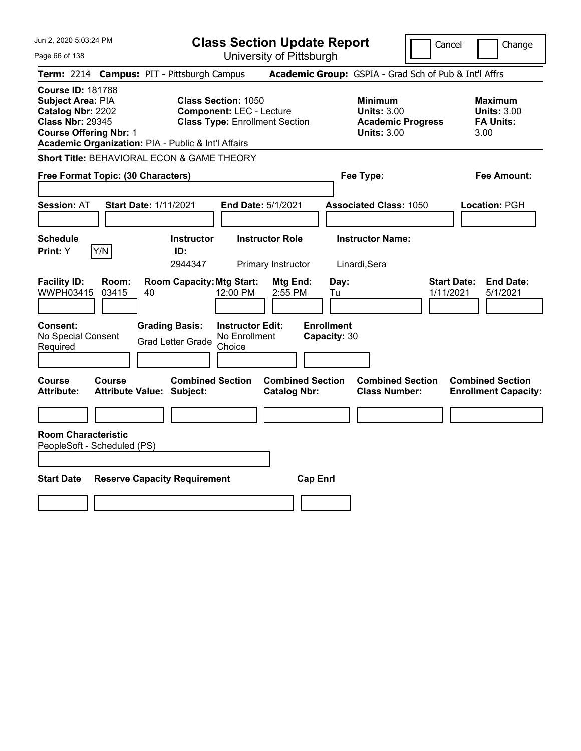# Class Section Update Report

University of Pittsburgh

Cancel | Change

**Term:** 2214 **Campus:** PIT - Pittsburgh Campus **Academic Group:** GSPIA - Grad Sch of Pub & Int'l Affrs

**Course ID:** 181788
**Subject Area:** PIA
**Catalog Nbr:** 2202
**Class Nbr:** 29345
**Course Offering Nbr:** 1
**Academic Organization:** PIA - Public & Int'l Affairs

**Class Section:** 1050
**Component:** LEC - Lecture
**Class Type:** Enrollment Section

**Minimum Units:** 3.00
**Academic Progress Units:** 3.00

**Maximum Units:** 3.00
**FA Units:** 3.00

**Short Title:** BEHAVIORAL ECON & GAME THEORY

**Free Format Topic: (30 Characters)**

**Fee Type:**

**Fee Amount:**

**Session:** AT **Start Date:** 1/11/2021 **End Date:** 5/1/2021 **Associated Class:** 1050 **Location:** PGH

| Schedule Print | Instructor ID | Instructor Role | Instructor Name |
|---|---|---|---|
| Y (Y/N) | 2944347 | Primary Instructor | Linardi,Sera |

| Facility ID | Room | Room Capacity | Mtg Start | Mtg End | Day | Start Date | End Date |
|---|---|---|---|---|---|---|---|
| WWPH03415 | 03415 | 40 | 12:00 PM | 2:55 PM | Tu | 1/11/2021 | 5/1/2021 |

**Consent:** No Special Consent Required
**Grading Basis:** Grad Letter Grade
**Instructor Edit:** No Enrollment Choice
**Enrollment Capacity:** 30

| Course Attribute | Course Attribute Value | Combined Section Subject | Combined Section Catalog Nbr | Combined Section Class Number | Combined Section Enrollment Capacity |
|---|---|---|---|---|---|
| | | | | | |

**Room Characteristic**
PeopleSoft - Scheduled (PS)

| Start Date | Reserve Capacity Requirement | Cap Enrl |
|---|---|---|
| | | |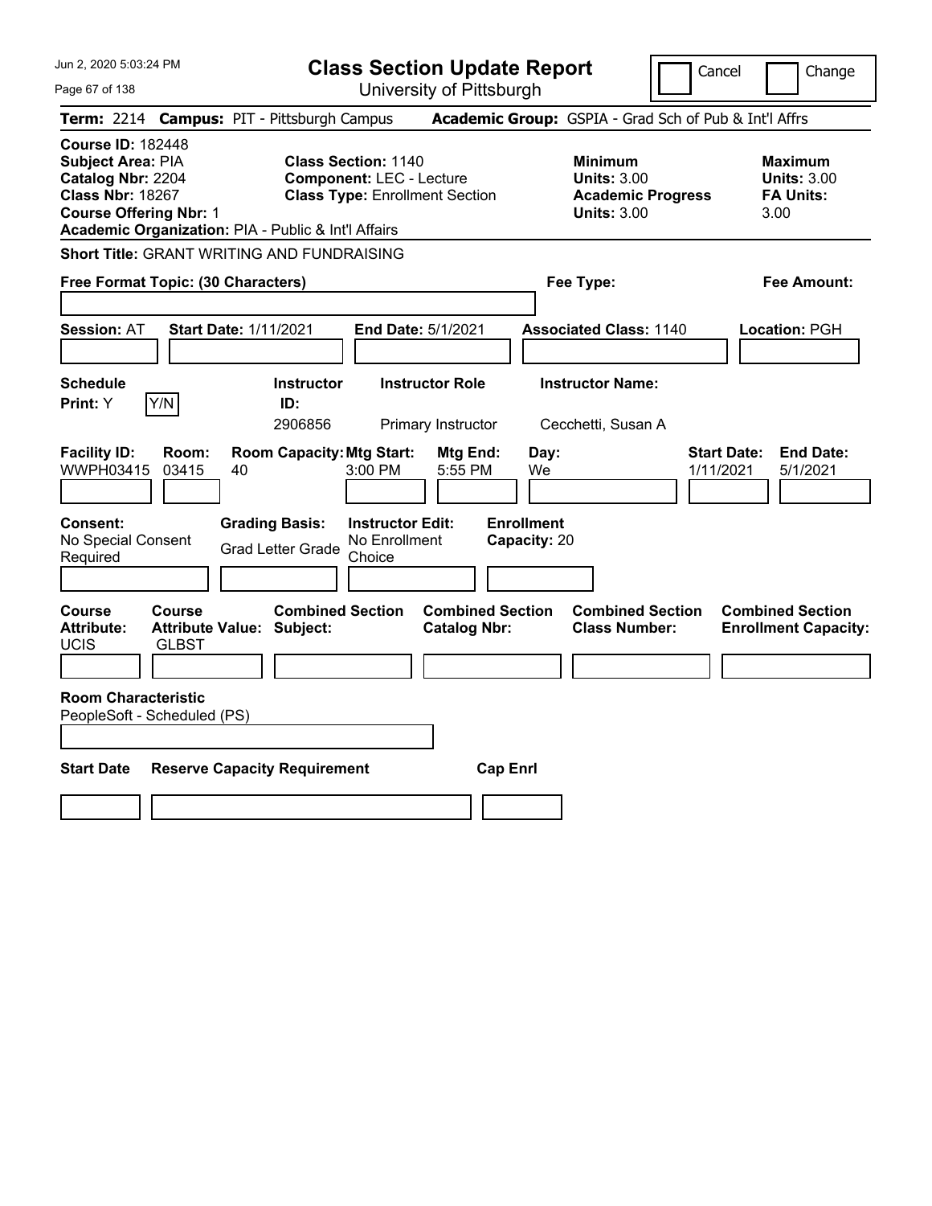# Class Section Update Report

University of Pittsburgh

Cancel | Change

**Term:** 2214 **Campus:** PIT - Pittsburgh Campus **Academic Group:** GSPIA - Grad Sch of Pub & Int'l Affrs

**Course ID:** 182448
**Subject Area:** PIA
**Catalog Nbr:** 2204
**Class Nbr:** 18267
**Course Offering Nbr:** 1
**Academic Organization:** PIA - Public & Int'l Affairs

**Class Section:** 1140
**Component:** LEC - Lecture
**Class Type:** Enrollment Section

**Minimum Units:** 3.00
**Academic Progress Units:** 3.00

**Maximum Units:** 3.00
**FA Units:** 3.00

**Short Title:** GRANT WRITING AND FUNDRAISING

**Free Format Topic: (30 Characters)**

**Fee Type:**

**Fee Amount:**

**Session:** AT **Start Date:** 1/11/2021 **End Date:** 5/1/2021 **Associated Class:** 1140 **Location:** PGH

| Schedule Print | Instructor ID | Instructor Role | Instructor Name |
|---|---|---|---|
| Y [Y/N] | 2906856 | Primary Instructor | Cecchetti, Susan A |

| Facility ID | Room | Room Capacity | Mtg Start | Mtg End | Day | Start Date | End Date |
|---|---|---|---|---|---|---|---|
| WWPH03415 | 03415 | 40 | 3:00 PM | 5:55 PM | We | 1/11/2021 | 5/1/2021 |

**Consent:** No Special Consent Required
**Grading Basis:** Grad Letter Grade
**Instructor Edit:** No Enrollment Choice
**Enrollment Capacity:** 20

| Course Attribute | Course Attribute Value | Combined Section Subject | Combined Section Catalog Nbr | Combined Section Class Number | Combined Section Enrollment Capacity |
|---|---|---|---|---|---|
| UCIS | GLBST | | | | |

**Room Characteristic**
PeopleSoft - Scheduled (PS)

| Start Date | Reserve Capacity Requirement | Cap Enrl |
|---|---|---|
| | | |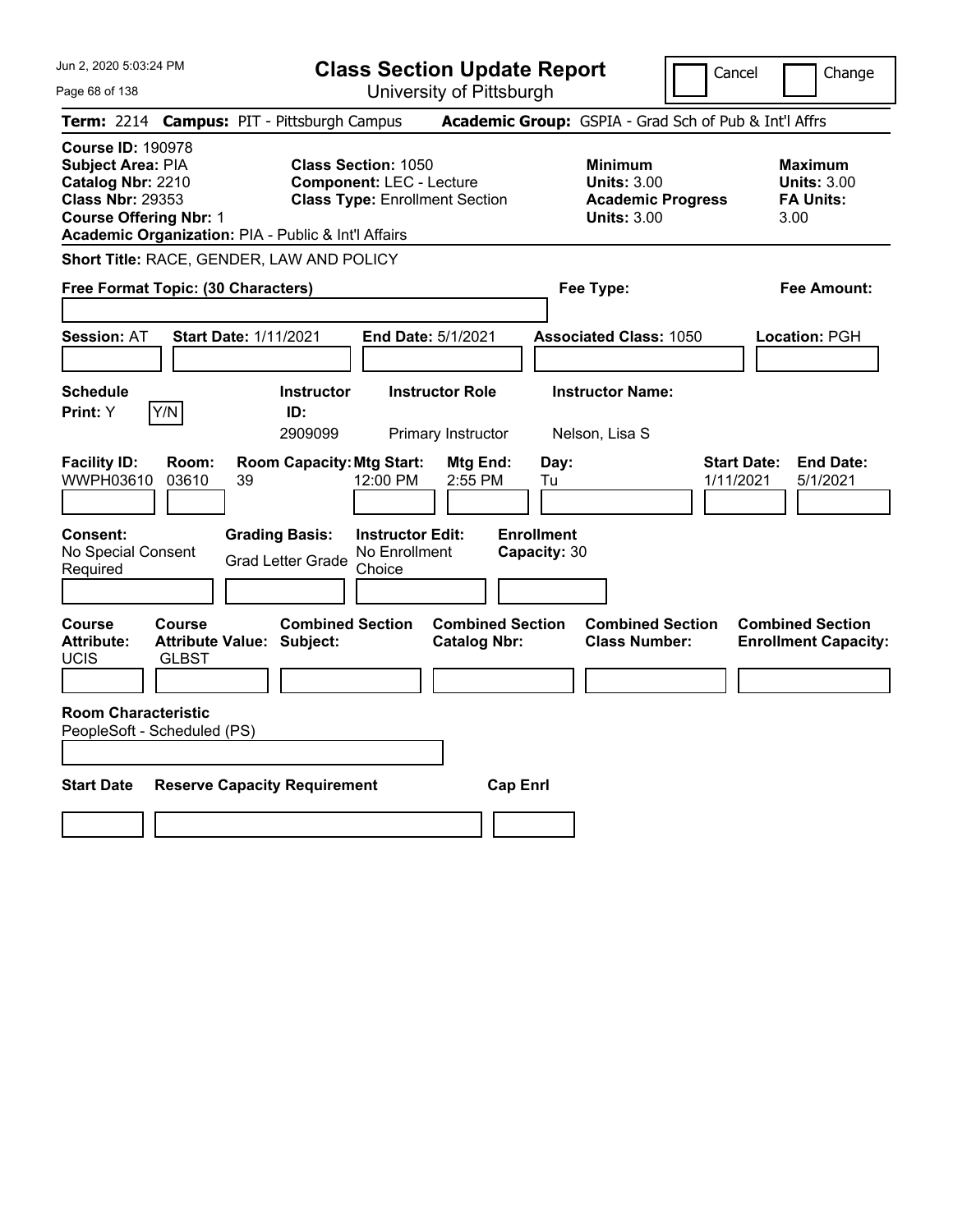# Class Section Update Report

University of Pittsburgh

Cancel | Change

**Term:** 2214 **Campus:** PIT - Pittsburgh Campus **Academic Group:** GSPIA - Grad Sch of Pub & Int'l Affrs

**Course ID:** 190978
**Subject Area:** PIA
**Catalog Nbr:** 2210
**Class Nbr:** 29353
**Course Offering Nbr:** 1
**Academic Organization:** PIA - Public & Int'l Affairs

**Class Section:** 1050
**Component:** LEC - Lecture
**Class Type:** Enrollment Section

**Minimum Units:** 3.00
**Academic Progress Units:** 3.00

**Maximum Units:** 3.00
**FA Units:** 3.00

**Short Title:** RACE, GENDER, LAW AND POLICY

**Free Format Topic: (30 Characters)**

**Fee Type:**

**Fee Amount:**

**Session:** AT **Start Date:** 1/11/2021 **End Date:** 5/1/2021 **Associated Class:** 1050 **Location:** PGH

| Schedule Print | Instructor ID | Instructor Role | Instructor Name |
|---|---|---|---|
| Y (Y/N) | 2909099 | Primary Instructor | Nelson, Lisa S |

| Facility ID | Room | Room Capacity | Mtg Start | Mtg End | Day | Start Date | End Date |
|---|---|---|---|---|---|---|---|
| WWPH03610 | 03610 | 39 | 12:00 PM | 2:55 PM | Tu | 1/11/2021 | 5/1/2021 |

**Consent:** No Special Consent Required
**Grading Basis:** Grad Letter Grade
**Instructor Edit:** No Enrollment Choice
**Enrollment Capacity:** 30

| Course Attribute | Course Attribute Value | Combined Section Subject | Combined Section Catalog Nbr | Combined Section Class Number | Combined Section Enrollment Capacity |
|---|---|---|---|---|---|
| UCIS | GLBST | | | | |

**Room Characteristic**
PeopleSoft - Scheduled (PS)

| Start Date | Reserve Capacity Requirement | Cap Enrl |
|---|---|---|
| | | |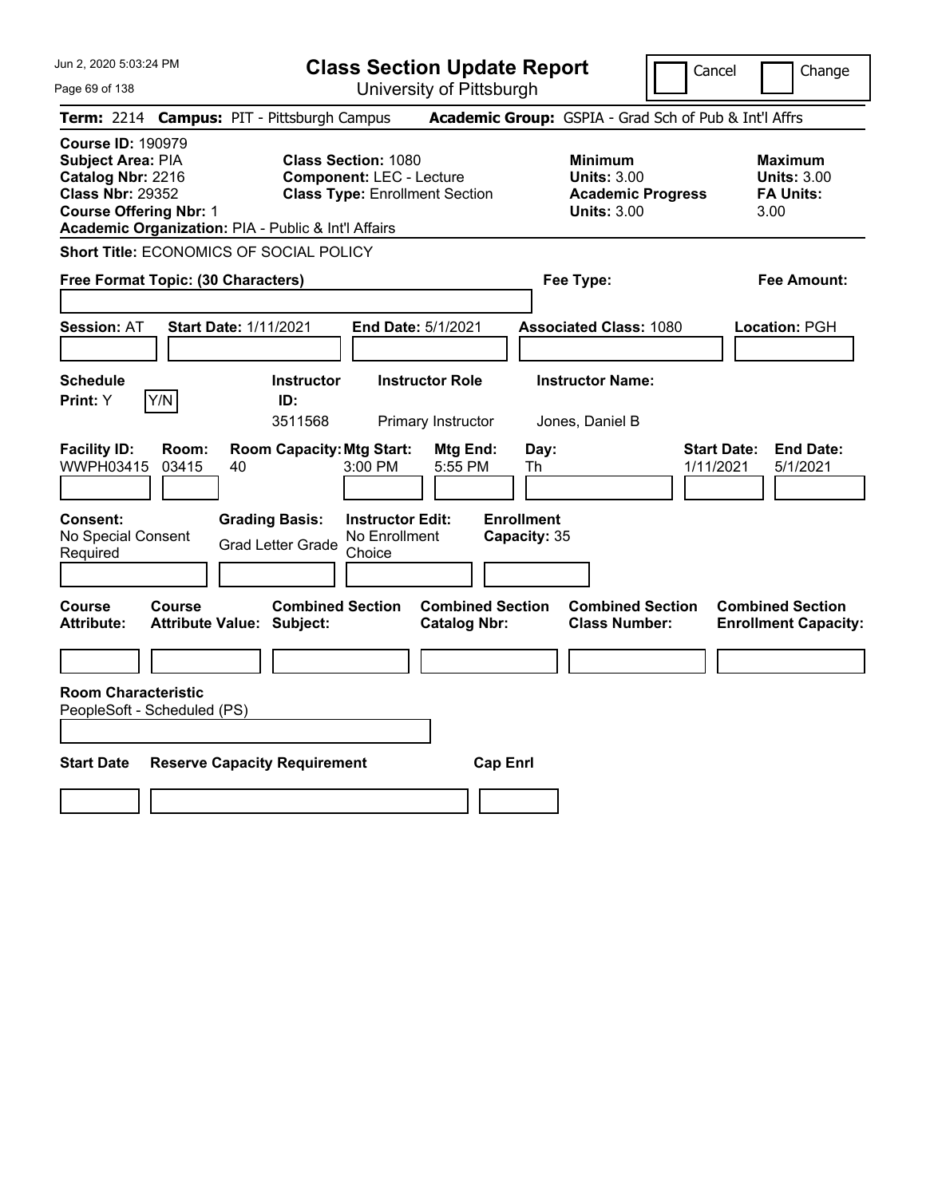# Class Section Update Report

University of Pittsburgh

Cancel | Change

**Term:** 2214 **Campus:** PIT - Pittsburgh Campus **Academic Group:** GSPIA - Grad Sch of Pub & Int'l Affrs

**Course ID:** 190979
**Subject Area:** PIA
**Catalog Nbr:** 2216
**Class Nbr:** 29352
**Course Offering Nbr:** 1
**Academic Organization:** PIA - Public & Int'l Affairs

**Class Section:** 1080
**Component:** LEC - Lecture
**Class Type:** Enrollment Section

**Minimum Units:** 3.00
**Academic Progress Units:** 3.00

**Maximum Units:** 3.00
**FA Units:** 3.00

**Short Title:** ECONOMICS OF SOCIAL POLICY

**Free Format Topic: (30 Characters)**

**Fee Type:**

**Fee Amount:**

**Session:** AT **Start Date:** 1/11/2021 **End Date:** 5/1/2021 **Associated Class:** 1080 **Location:** PGH

| Schedule Print: | Y/N | Instructor ID: | Instructor Role | Instructor Name: |
|---|---|---|---|---|
| Y | | 3511568 | Primary Instructor | Jones, Daniel B |

| Facility ID: | Room: | Room Capacity: | Mtg Start: | Mtg End: | Day: | Start Date: | End Date: |
|---|---|---|---|---|---|---|---|
| WWPH03415 | 03415 | 40 | 3:00 PM | 5:55 PM | Th | 1/11/2021 | 5/1/2021 |

| Consent: | Grading Basis: | Instructor Edit: | Enrollment Capacity: |
|---|---|---|---|
| No Special Consent Required | Grad Letter Grade | No Enrollment Choice | 35 |

| Course Attribute: | Course Attribute Value: | Combined Section Subject: | Combined Section Catalog Nbr: | Combined Section Class Number: | Combined Section Enrollment Capacity: |
|---|---|---|---|---|---|
| | | | | | |

**Room Characteristic**
PeopleSoft - Scheduled (PS)

| Start Date | Reserve Capacity Requirement | Cap Enrl |
|---|---|---|
| | | |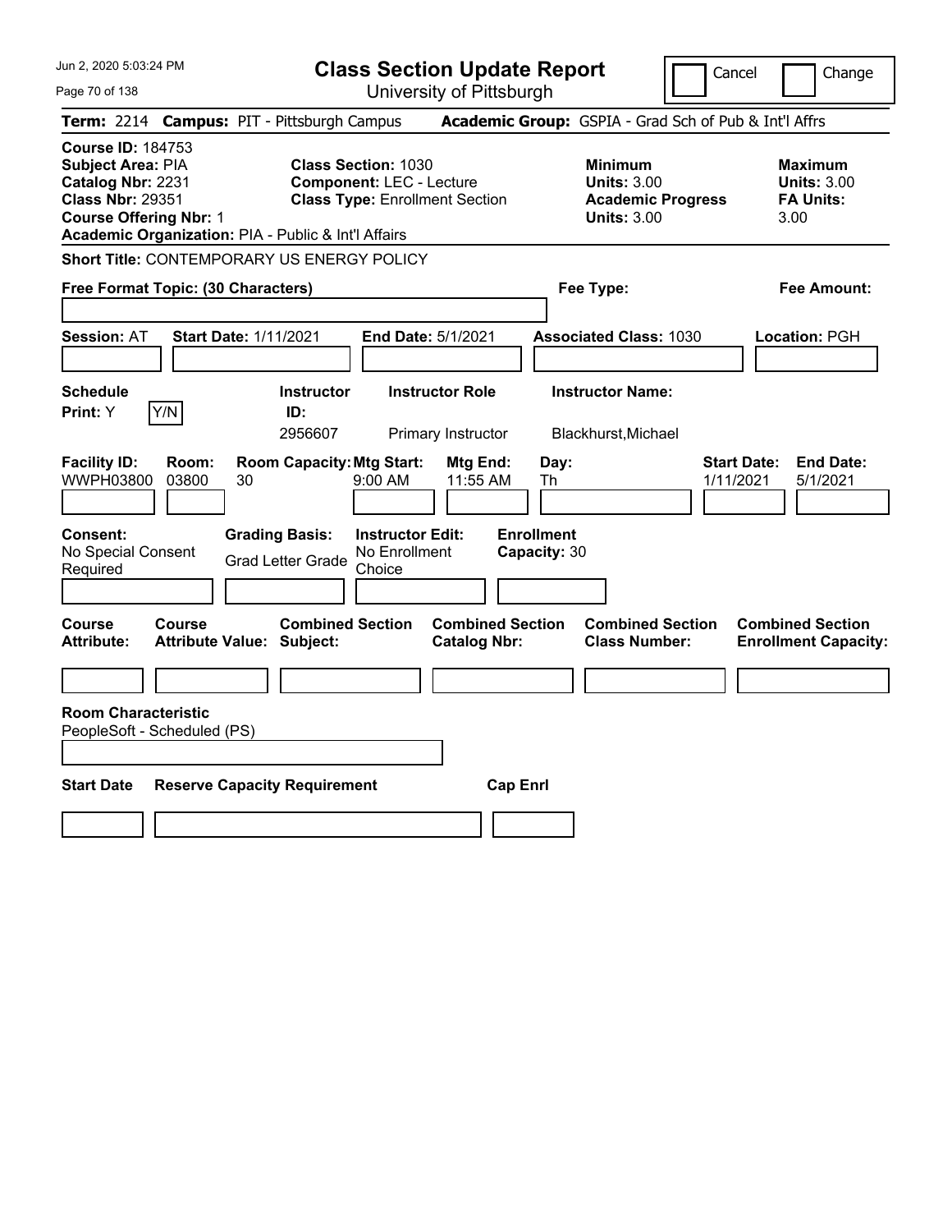# Class Section Update Report

University of Pittsburgh

Cancel | Change

**Term:** 2214 **Campus:** PIT - Pittsburgh Campus **Academic Group:** GSPIA - Grad Sch of Pub & Int'l Affrs

**Course ID:** 184753
**Subject Area:** PIA
**Catalog Nbr:** 2231
**Class Nbr:** 29351
**Course Offering Nbr:** 1
**Academic Organization:** PIA - Public & Int'l Affairs

**Class Section:** 1030
**Component:** LEC - Lecture
**Class Type:** Enrollment Section

**Minimum Units:** 3.00
**Academic Progress Units:** 3.00

**Maximum Units:** 3.00
**FA Units:** 3.00

**Short Title:** CONTEMPORARY US ENERGY POLICY

**Free Format Topic: (30 Characters)**

**Fee Type:**

**Fee Amount:**

**Session:** AT **Start Date:** 1/11/2021 **End Date:** 5/1/2021 **Associated Class:** 1030 **Location:** PGH

**Schedule Print:** Y [Y/N]

| Instructor ID | Instructor Role | Instructor Name |
|---|---|---|
| 2956607 | Primary Instructor | Blackhurst,Michael |

| Facility ID | Room | Room Capacity | Mtg Start | Mtg End | Day | Start Date | End Date |
|---|---|---|---|---|---|---|---|
| WWPH03800 | 03800 | 30 | 9:00 AM | 11:55 AM | Th | 1/11/2021 | 5/1/2021 |

**Consent:** No Special Consent Required
**Grading Basis:** Grad Letter Grade
**Instructor Edit:** No Enrollment Choice
**Enrollment Capacity:** 30

| Course Attribute | Course Attribute Value | Combined Section Subject | Combined Section Catalog Nbr | Combined Section Class Number | Combined Section Enrollment Capacity |
|---|---|---|---|---|---|
| | | | | | |

**Room Characteristic**
PeopleSoft - Scheduled (PS)

| Start Date | Reserve Capacity Requirement | Cap Enrl |
|---|---|---|
| | | |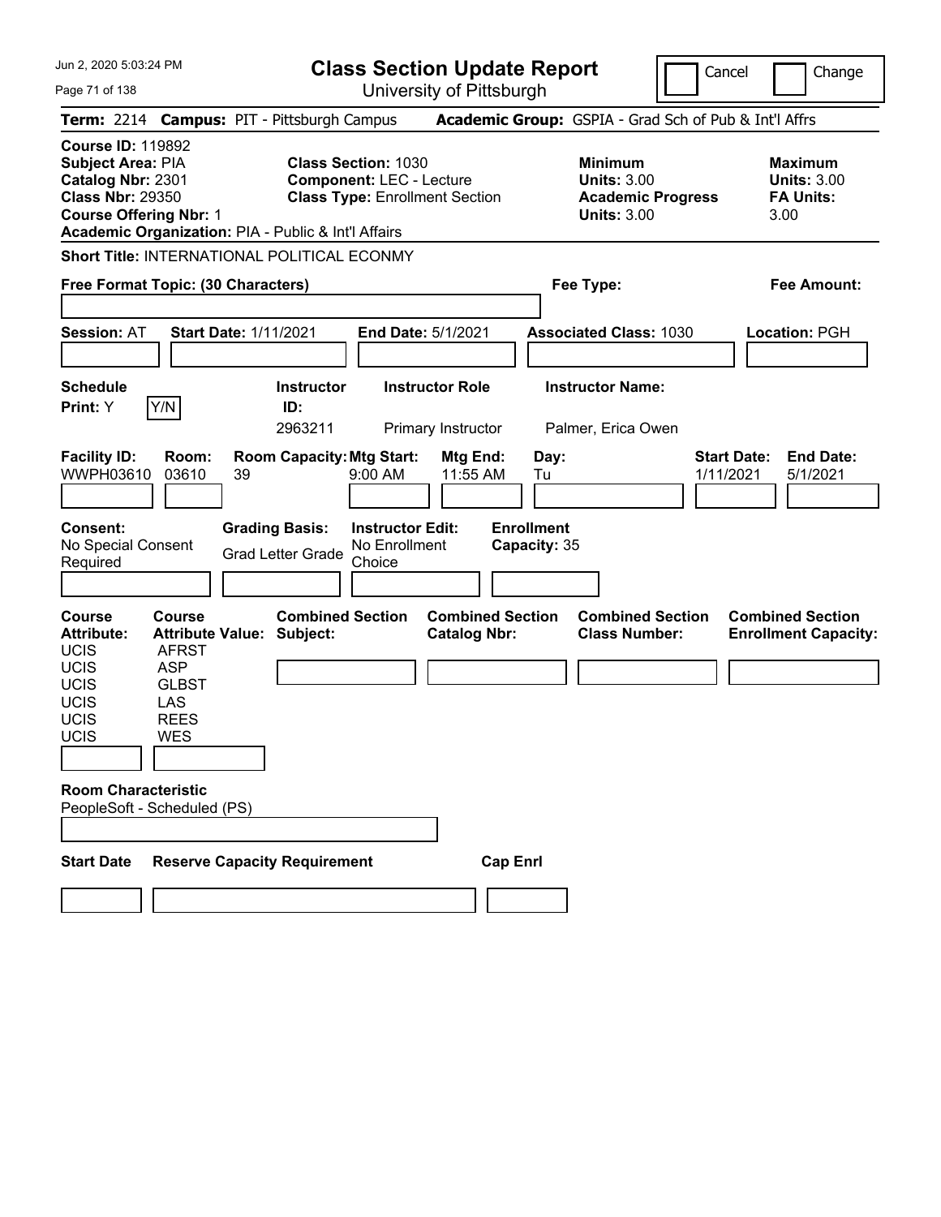# Class Section Update Report

University of Pittsburgh

Cancel | Change

**Term:** 2214 **Campus:** PIT - Pittsburgh Campus **Academic Group:** GSPIA - Grad Sch of Pub & Int'l Affrs

**Course ID:** 119892
**Subject Area:** PIA
**Catalog Nbr:** 2301
**Class Nbr:** 29350
**Course Offering Nbr:** 1
**Academic Organization:** PIA - Public & Int'l Affairs

**Class Section:** 1030
**Component:** LEC - Lecture
**Class Type:** Enrollment Section

**Minimum Units:** 3.00
**Academic Progress Units:** 3.00

**Maximum Units:** 3.00
**FA Units:** 3.00

**Short Title:** INTERNATIONAL POLITICAL ECONMY

**Free Format Topic: (30 Characters)**

**Fee Type:**

**Fee Amount:**

**Session:** AT **Start Date:** 1/11/2021 **End Date:** 5/1/2021 **Associated Class:** 1030 **Location:** PGH

**Schedule Print:** Y Y/N

| Instructor ID | Instructor Role | Instructor Name |
|---|---|---|
| 2963211 | Primary Instructor | Palmer, Erica Owen |

| Facility ID | Room | Room Capacity | Mtg Start | Mtg End | Day | Start Date | End Date |
|---|---|---|---|---|---|---|---|
| WWPH03610 | 03610 | 39 | 9:00 AM | 11:55 AM | Tu | 1/11/2021 | 5/1/2021 |

**Consent:** No Special Consent Required
**Grading Basis:** Grad Letter Grade
**Instructor Edit:** No Enrollment Choice
**Enrollment Capacity:** 35

| Course Attribute | Course Attribute Value | Combined Section Subject | Combined Section Catalog Nbr | Combined Section Class Number | Combined Section Enrollment Capacity |
|---|---|---|---|---|---|
| UCIS | AFRST | | | | |
| UCIS | ASP | | | | |
| UCIS | GLBST | | | | |
| UCIS | LAS | | | | |
| UCIS | REES | | | | |
| UCIS | WES | | | | |

**Room Characteristic**
PeopleSoft - Scheduled (PS)

| Start Date | Reserve Capacity Requirement | Cap Enrl |
|---|---|---|
| | | |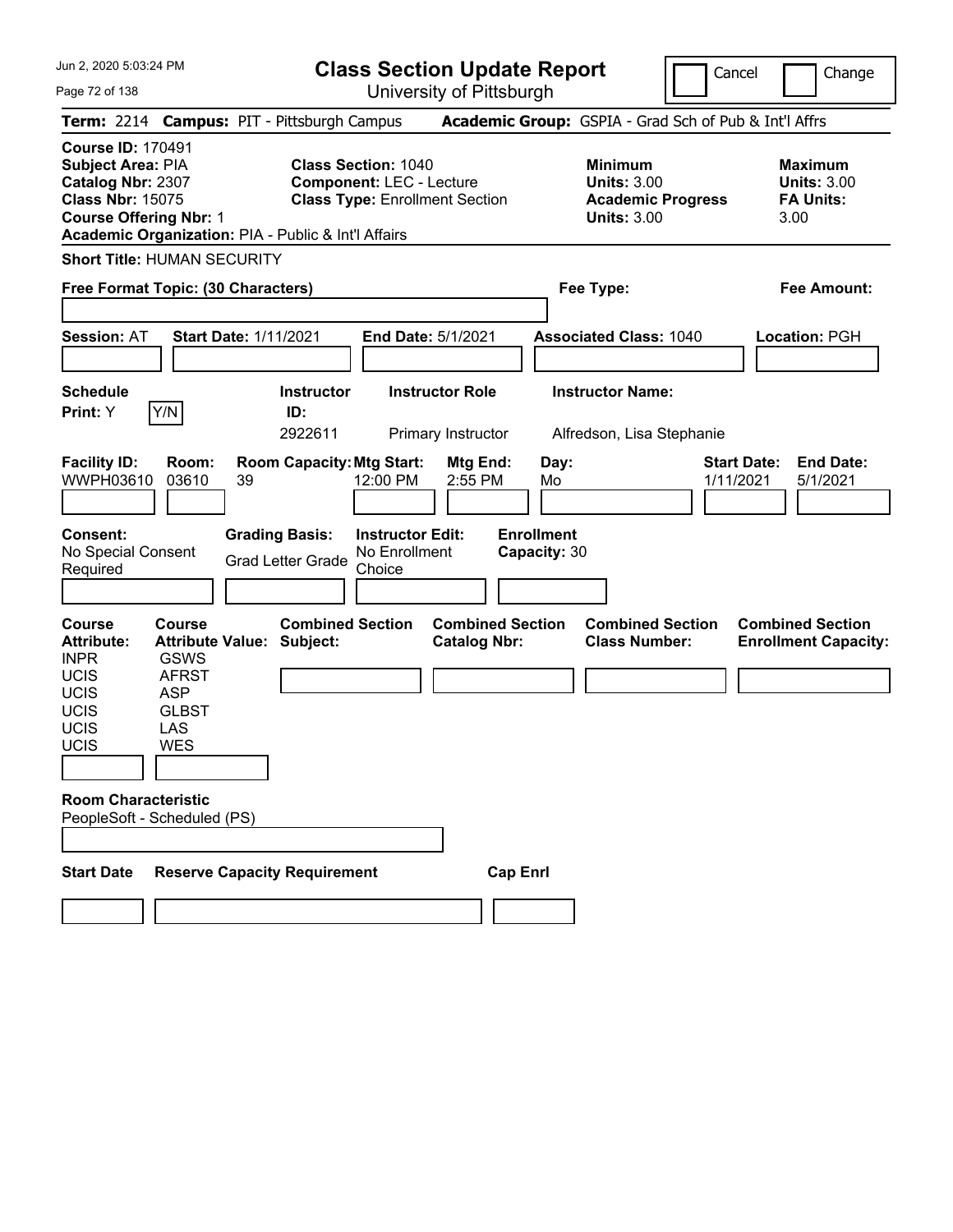# Class Section Update Report

University of Pittsburgh

Cancel | Change

**Term:** 2214 **Campus:** PIT - Pittsburgh Campus **Academic Group:** GSPIA - Grad Sch of Pub & Int'l Affrs

**Course ID:** 170491
**Subject Area:** PIA
**Catalog Nbr:** 2307
**Class Nbr:** 15075
**Course Offering Nbr:** 1
**Academic Organization:** PIA - Public & Int'l Affairs

**Class Section:** 1040
**Component:** LEC - Lecture
**Class Type:** Enrollment Section

**Minimum Units:** 3.00
**Academic Progress Units:** 3.00

**Maximum Units:** 3.00
**FA Units:** 3.00

**Short Title:** HUMAN SECURITY

**Free Format Topic: (30 Characters)**

**Fee Type:**

**Fee Amount:**

**Session:** AT **Start Date:** 1/11/2021 **End Date:** 5/1/2021 **Associated Class:** 1040 **Location:** PGH

**Schedule Print:** Y Y/N

| Instructor ID | Instructor Role | Instructor Name |
|---|---|---|
| 2922611 | Primary Instructor | Alfredson, Lisa Stephanie |

| Facility ID | Room | Room Capacity | Mtg Start | Mtg End | Day | Start Date | End Date |
|---|---|---|---|---|---|---|---|
| WWPH03610 | 03610 | 39 | 12:00 PM | 2:55 PM | Mo | 1/11/2021 | 5/1/2021 |

**Consent:** No Special Consent Required
**Grading Basis:** Grad Letter Grade
**Instructor Edit:** No Enrollment Choice
**Enrollment Capacity:** 30

| Course Attribute | Course Attribute Value |
|---|---|
| INPR | GSWS |
| UCIS | AFRST |
| UCIS | ASP |
| UCIS | GLBST |
| UCIS | LAS |
| UCIS | WES |

**Combined Section Subject:**
**Combined Section Catalog Nbr:**
**Combined Section Class Number:**
**Combined Section Enrollment Capacity:**

**Room Characteristic**
PeopleSoft - Scheduled (PS)

**Start Date** **Reserve Capacity Requirement** **Cap Enrl**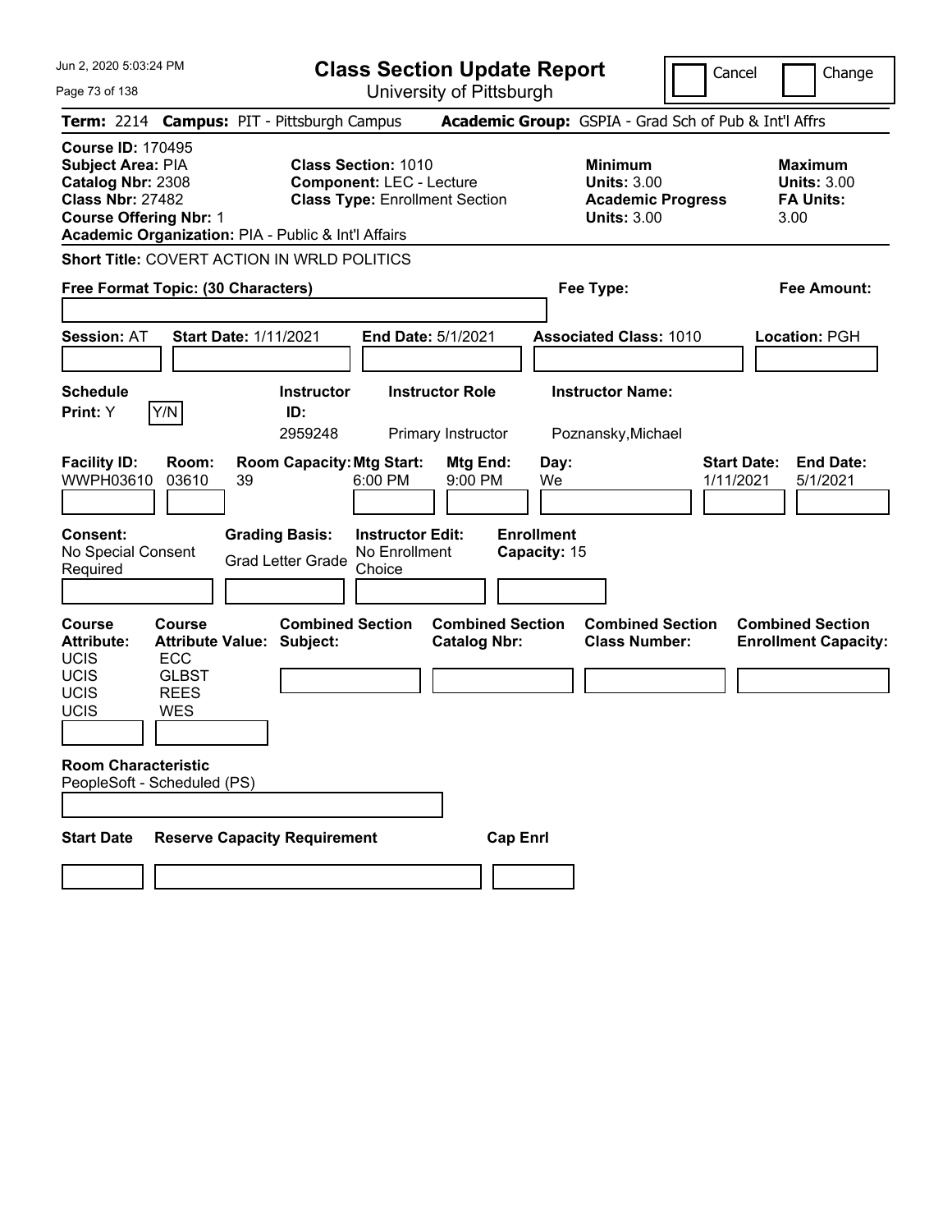Jun 2, 2020 5:03:24 PM

# Class Section Update Report

University of Pittsburgh

Cancel | Change

**Term:** 2214 **Campus:** PIT - Pittsburgh Campus **Academic Group:** GSPIA - Grad Sch of Pub & Int'l Affrs

**Course ID:** 170495
**Subject Area:** PIA
**Catalog Nbr:** 2308
**Class Nbr:** 27482
**Course Offering Nbr:** 1
**Academic Organization:** PIA - Public & Int'l Affairs

**Class Section:** 1010
**Component:** LEC - Lecture
**Class Type:** Enrollment Section

**Minimum Units:** 3.00
**Academic Progress Units:** 3.00

**Maximum Units:** 3.00
**FA Units:** 3.00

**Short Title:** COVERT ACTION IN WRLD POLITICS

**Free Format Topic: (30 Characters)**

**Fee Type:**

**Fee Amount:**

**Session:** AT **Start Date:** 1/11/2021 **End Date:** 5/1/2021 **Associated Class:** 1010 **Location:** PGH

| Schedule Print | Instructor ID | Instructor Role | Instructor Name |
|---|---|---|---|
| Y | 2959248 | Primary Instructor | Poznansky,Michael |

| Facility ID | Room | Room Capacity | Mtg Start | Mtg End | Day | Start Date | End Date |
|---|---|---|---|---|---|---|---|
| WWPH03610 | 03610 | 39 | 6:00 PM | 9:00 PM | We | 1/11/2021 | 5/1/2021 |

**Consent:** No Special Consent Required
**Grading Basis:** Grad Letter Grade
**Instructor Edit:** No Enrollment Choice
**Enrollment Capacity:** 15

| Course Attribute | Course Attribute Value | Combined Section Subject | Combined Section Catalog Nbr | Combined Section Class Number | Combined Section Enrollment Capacity |
|---|---|---|---|---|---|
| UCIS | ECC | | | | |
| UCIS | GLBST | | | | |
| UCIS | REES | | | | |
| UCIS | WES | | | | |

**Room Characteristic**
PeopleSoft - Scheduled (PS)

| Start Date | Reserve Capacity Requirement | Cap Enrl |
|---|---|---|
| | | |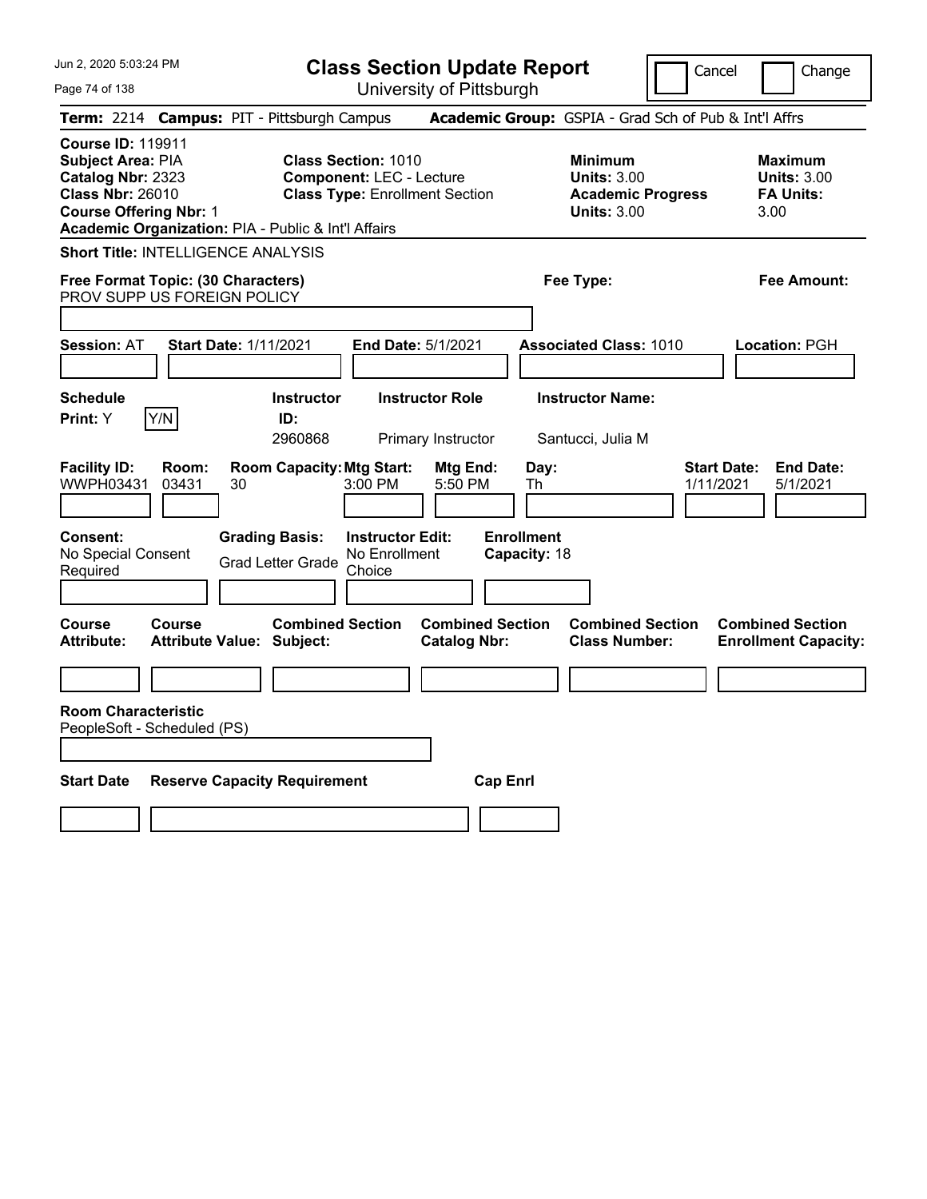Jun 2, 2020 5:03:24 PM

# Class Section Update Report

University of Pittsburgh

Cancel   Change

**Term:** 2214 **Campus:** PIT - Pittsburgh Campus **Academic Group:** GSPIA - Grad Sch of Pub & Int'l Affrs

**Course ID:** 119911
**Subject Area:** PIA
**Catalog Nbr:** 2323
**Class Nbr:** 26010
**Course Offering Nbr:** 1
**Academic Organization:** PIA - Public & Int'l Affairs

**Class Section:** 1010
**Component:** LEC - Lecture
**Class Type:** Enrollment Section

**Minimum Units:** 3.00
**Academic Progress Units:** 3.00

**Maximum Units:** 3.00
**FA Units:** 3.00

**Short Title:** INTELLIGENCE ANALYSIS

**Free Format Topic: (30 Characters)** PROV SUPP US FOREIGN POLICY

**Fee Type:**

**Fee Amount:**

**Session:** AT **Start Date:** 1/11/2021 **End Date:** 5/1/2021 **Associated Class:** 1010 **Location:** PGH

**Schedule Print:** Y Y/N

| Instructor ID | Instructor Role | Instructor Name |
|---|---|---|
| 2960868 | Primary Instructor | Santucci, Julia M |

| Facility ID: | Room: | Room Capacity: | Mtg Start: | Mtg End: | Day: | Start Date: | End Date: |
|---|---|---|---|---|---|---|---|
| WWPH03431 | 03431 | 30 | 3:00 PM | 5:50 PM | Th | 1/11/2021 | 5/1/2021 |

**Consent:** No Special Consent Required
**Grading Basis:** Grad Letter Grade
**Instructor Edit:** No Enrollment Choice
**Enrollment Capacity:** 18

| Course Attribute: | Course Attribute Value: | Combined Section Subject: | Combined Section Catalog Nbr: | Combined Section Class Number: | Combined Section Enrollment Capacity: |
|---|---|---|---|---|---|
| | | | | | |

**Room Characteristic**
PeopleSoft - Scheduled (PS)

| Start Date | Reserve Capacity Requirement | Cap Enrl |
|---|---|---|
| | | |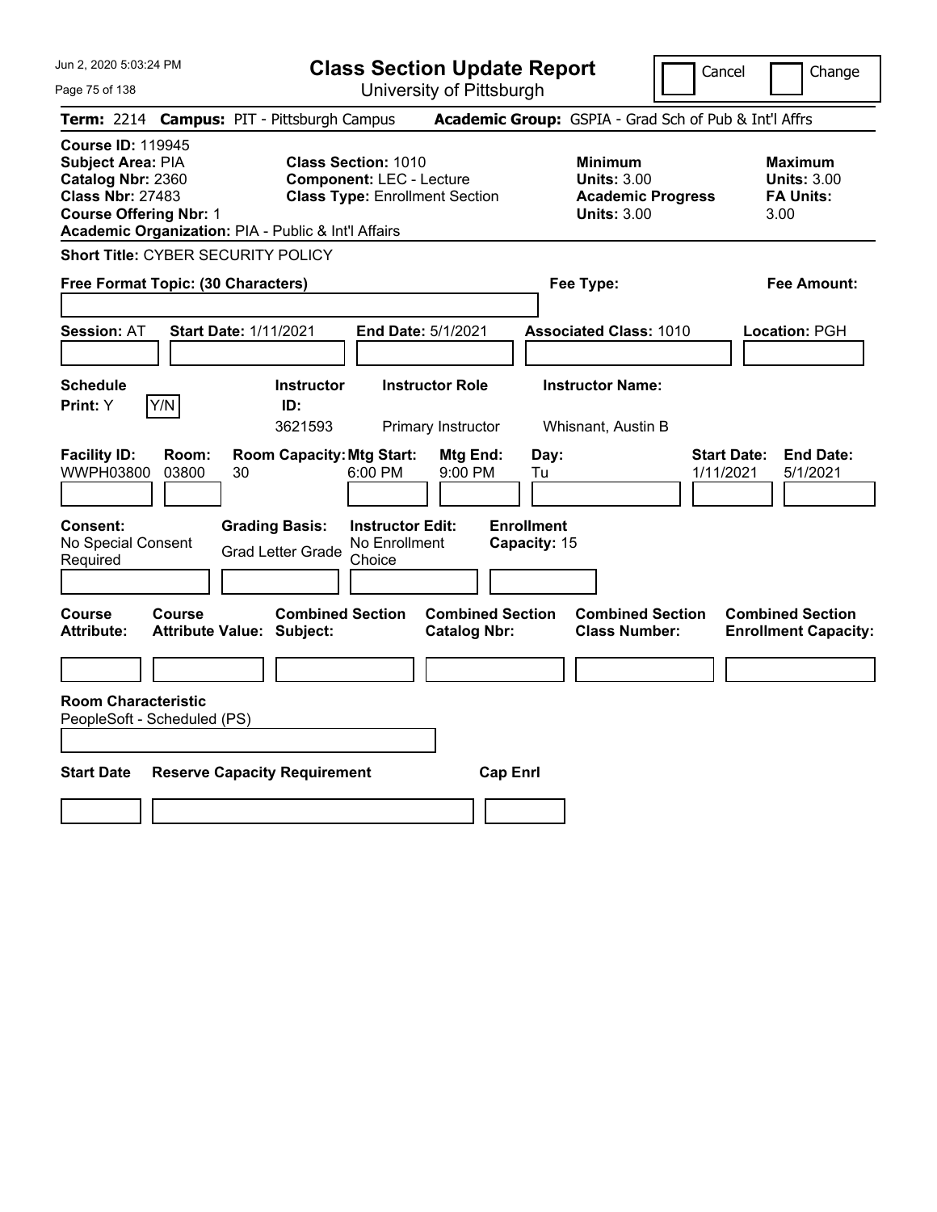# Class Section Update Report

University of Pittsburgh

Cancel | Change

**Term:** 2214 **Campus:** PIT - Pittsburgh Campus **Academic Group:** GSPIA - Grad Sch of Pub & Int'l Affrs

**Course ID:** 119945
**Subject Area:** PIA
**Catalog Nbr:** 2360
**Class Nbr:** 27483
**Course Offering Nbr:** 1
**Academic Organization:** PIA - Public & Int'l Affairs

**Class Section:** 1010
**Component:** LEC - Lecture
**Class Type:** Enrollment Section

**Minimum Units:** 3.00
**Academic Progress Units:** 3.00

**Maximum Units:** 3.00
**FA Units:** 3.00

**Short Title:** CYBER SECURITY POLICY

**Free Format Topic: (30 Characters)**

**Fee Type:**

**Fee Amount:**

**Session:** AT **Start Date:** 1/11/2021 **End Date:** 5/1/2021 **Associated Class:** 1010 **Location:** PGH

| Schedule Print | Instructor ID | Instructor Role | Instructor Name |
|---|---|---|---|
| Y | 3621593 | Primary Instructor | Whisnant, Austin B |

| Facility ID | Room | Room Capacity | Mtg Start | Mtg End | Day | Start Date | End Date |
|---|---|---|---|---|---|---|---|
| WWPH03800 | 03800 | 30 | 6:00 PM | 9:00 PM | Tu | 1/11/2021 | 5/1/2021 |

| Consent | Grading Basis | Instructor Edit | Enrollment Capacity |
|---|---|---|---|
| No Special Consent Required | Grad Letter Grade | No Enrollment Choice | 15 |

| Course Attribute | Course Attribute Value | Combined Section Subject | Combined Section Catalog Nbr | Combined Section Class Number | Combined Section Enrollment Capacity |
|---|---|---|---|---|---|
| | | | | | |

**Room Characteristic**
PeopleSoft - Scheduled (PS)

| Start Date | Reserve Capacity Requirement | Cap Enrl |
|---|---|---|
| | | |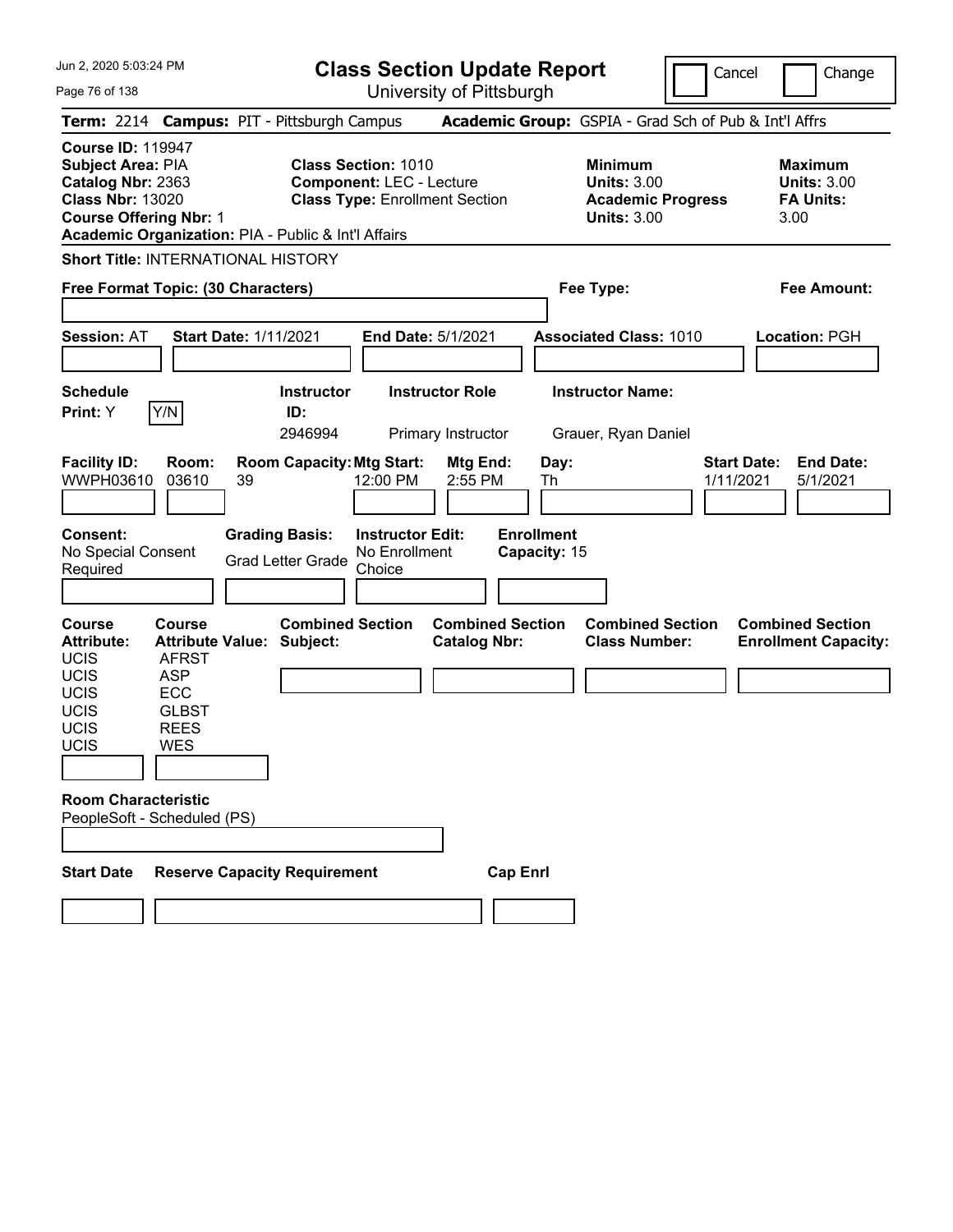# Class Section Update Report

University of Pittsburgh

Cancel | Change

**Term:** 2214 **Campus:** PIT - Pittsburgh Campus **Academic Group:** GSPIA - Grad Sch of Pub & Int'l Affrs

**Course ID:** 119947
**Subject Area:** PIA
**Catalog Nbr:** 2363
**Class Nbr:** 13020
**Course Offering Nbr:** 1
**Academic Organization:** PIA - Public & Int'l Affairs

**Class Section:** 1010
**Component:** LEC - Lecture
**Class Type:** Enrollment Section

**Minimum Units:** 3.00
**Academic Progress Units:** 3.00

**Maximum Units:** 3.00
**FA Units:** 3.00

**Short Title:** INTERNATIONAL HISTORY

**Free Format Topic: (30 Characters)**

**Fee Type:**

**Fee Amount:**

**Session:** AT **Start Date:** 1/11/2021 **End Date:** 5/1/2021 **Associated Class:** 1010 **Location:** PGH

| Schedule Print | Instructor ID | Instructor Role | Instructor Name |
|---|---|---|---|
| Y (Y/N) | 2946994 | Primary Instructor | Grauer, Ryan Daniel |

| Facility ID | Room | Room Capacity | Mtg Start | Mtg End | Day | Start Date | End Date |
|---|---|---|---|---|---|---|---|
| WWPH03610 | 03610 | 39 | 12:00 PM | 2:55 PM | Th | 1/11/2021 | 5/1/2021 |

**Consent:** No Special Consent Required
**Grading Basis:** Grad Letter Grade
**Instructor Edit:** No Enrollment Choice
**Enrollment Capacity:** 15

| Course Attribute | Course Attribute Value |
|---|---|
| UCIS | AFRST |
| UCIS | ASP |
| UCIS | ECC |
| UCIS | GLBST |
| UCIS | REES |
| UCIS | WES |

**Combined Section Subject:**
**Combined Section Catalog Nbr:**
**Combined Section Class Number:**
**Combined Section Enrollment Capacity:**

**Room Characteristic**
PeopleSoft - Scheduled (PS)

**Start Date** | **Reserve Capacity Requirement** | **Cap Enrl**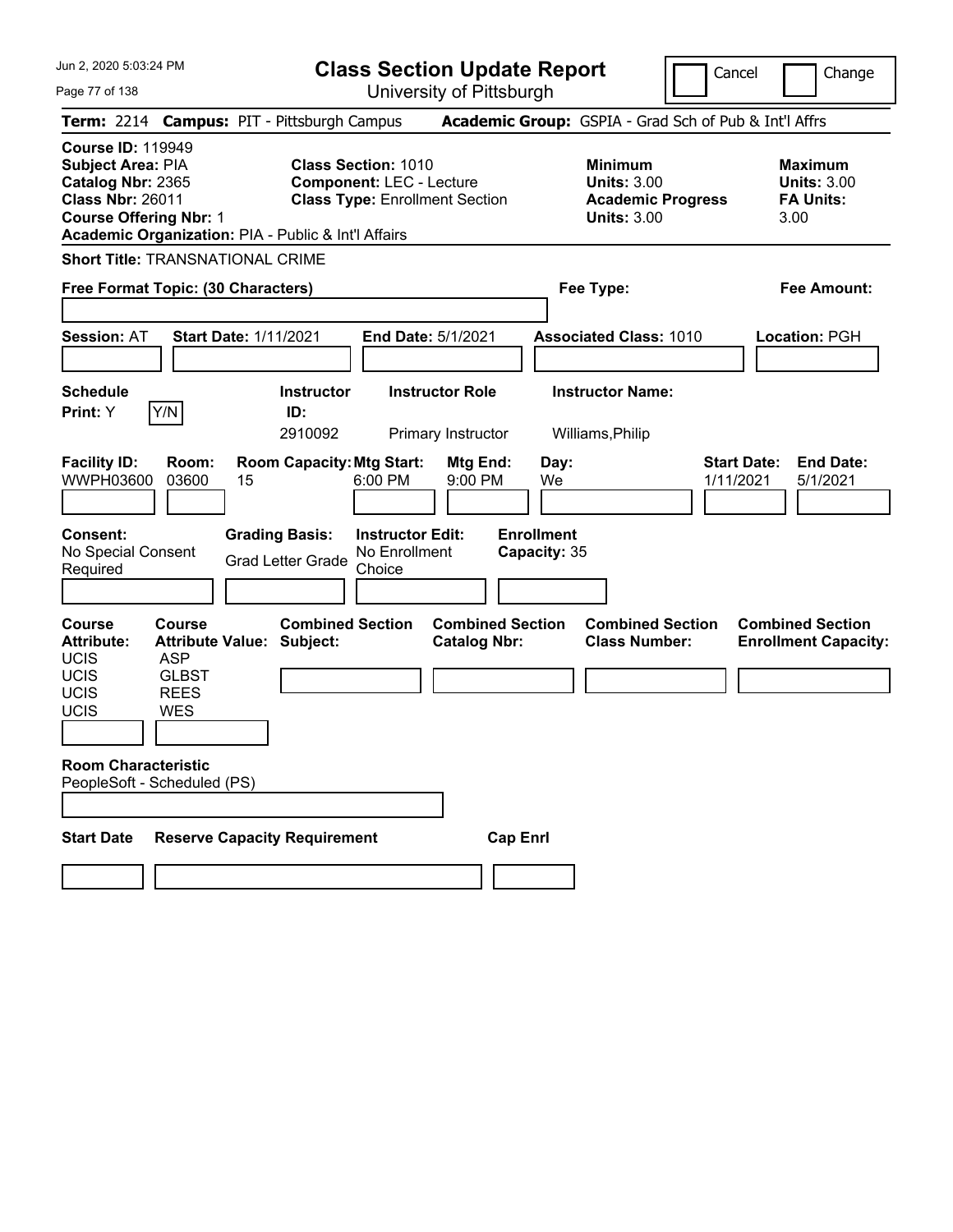# Class Section Update Report

University of Pittsburgh

Cancel | Change

**Term:** 2214 **Campus:** PIT - Pittsburgh Campus **Academic Group:** GSPIA - Grad Sch of Pub & Int'l Affrs

**Course ID:** 119949
**Subject Area:** PIA
**Catalog Nbr:** 2365
**Class Nbr:** 26011
**Course Offering Nbr:** 1
**Academic Organization:** PIA - Public & Int'l Affairs

**Class Section:** 1010
**Component:** LEC - Lecture
**Class Type:** Enrollment Section

**Minimum**
**Units:** 3.00
**Academic Progress Units:** 3.00

**Maximum**
**Units:** 3.00
**FA Units:** 3.00

**Short Title:** TRANSNATIONAL CRIME

**Free Format Topic: (30 Characters)**

**Fee Type:**

**Fee Amount:**

**Session:** AT **Start Date:** 1/11/2021 **End Date:** 5/1/2021 **Associated Class:** 1010 **Location:** PGH

| Schedule Print | | Instructor ID | Instructor Role | Instructor Name |
|---|---|---|---|---|
| Y | Y/N | 2910092 | Primary Instructor | Williams,Philip |

| Facility ID | Room | Room Capacity | Mtg Start | Mtg End | Day | Start Date | End Date |
|---|---|---|---|---|---|---|---|
| WWPH03600 | 03600 | 15 | 6:00 PM | 9:00 PM | We | 1/11/2021 | 5/1/2021 |

| Consent | Grading Basis | Instructor Edit | Enrollment Capacity |
|---|---|---|---|
| No Special Consent Required | Grad Letter Grade | No Enrollment Choice | 35 |

| Course Attribute | Course Attribute Value | Combined Section Subject | Combined Section Catalog Nbr | Combined Section Class Number | Combined Section Enrollment Capacity |
|---|---|---|---|---|---|
| UCIS | ASP | | | | |
| UCIS | GLBST | | | | |
| UCIS | REES | | | | |
| UCIS | WES | | | | |

**Room Characteristic**
PeopleSoft - Scheduled (PS)

| Start Date | Reserve Capacity Requirement | Cap Enrl |
|---|---|---|
| | | |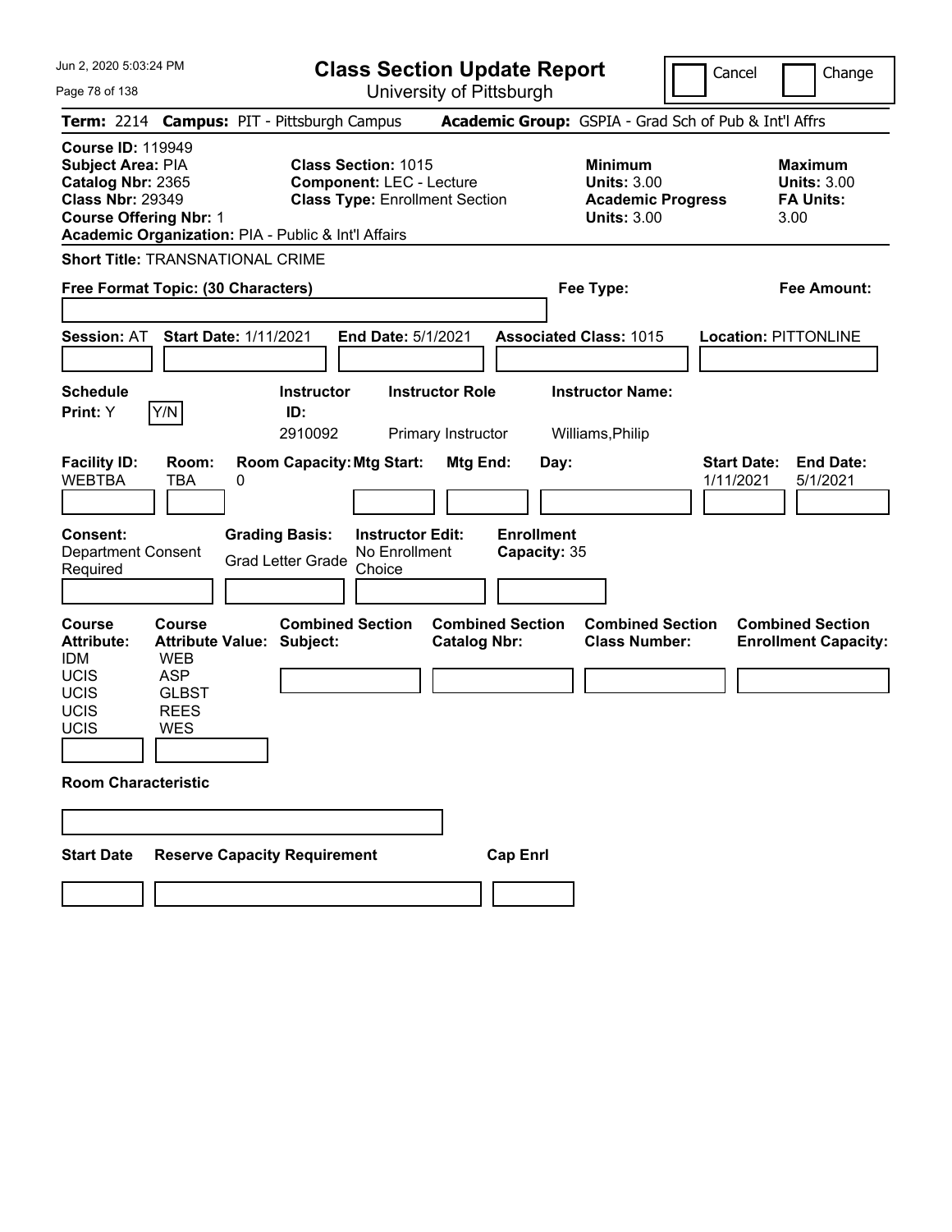# Class Section Update Report

University of Pittsburgh

Cancel | Change

**Term:** 2214 **Campus:** PIT - Pittsburgh Campus **Academic Group:** GSPIA - Grad Sch of Pub & Int'l Affrs

**Course ID:** 119949
**Subject Area:** PIA
**Catalog Nbr:** 2365
**Class Nbr:** 29349
**Course Offering Nbr:** 1
**Academic Organization:** PIA - Public & Int'l Affairs

**Class Section:** 1015
**Component:** LEC - Lecture
**Class Type:** Enrollment Section

**Minimum Units:** 3.00
**Academic Progress Units:** 3.00

**Maximum Units:** 3.00
**FA Units:** 3.00

**Short Title:** TRANSNATIONAL CRIME

**Free Format Topic: (30 Characters)**

**Fee Type:**

**Fee Amount:**

**Session:** AT **Start Date:** 1/11/2021 **End Date:** 5/1/2021 **Associated Class:** 1015 **Location:** PITTONLINE

| Schedule Print | Instructor ID | Instructor Role | Instructor Name |
|---|---|---|---|
| Y (Y/N) | 2910092 | Primary Instructor | Williams,Philip |

| Facility ID | Room | Room Capacity | Mtg Start | Mtg End | Day | Start Date | End Date |
|---|---|---|---|---|---|---|---|
| WEBTBA | TBA | 0 | | | | 1/11/2021 | 5/1/2021 |

**Consent:** Department Consent Required
**Grading Basis:** Grad Letter Grade
**Instructor Edit:** No Enrollment Choice
**Enrollment Capacity:** 35

| Course Attribute | Course Attribute Value |
|---|---|
| IDM | WEB |
| UCIS | ASP |
| UCIS | GLBST |
| UCIS | REES |
| UCIS | WES |

**Combined Section Subject:**
**Combined Section Catalog Nbr:**
**Combined Section Class Number:**
**Combined Section Enrollment Capacity:**

**Room Characteristic**

**Start Date** | **Reserve Capacity Requirement** | **Cap Enrl**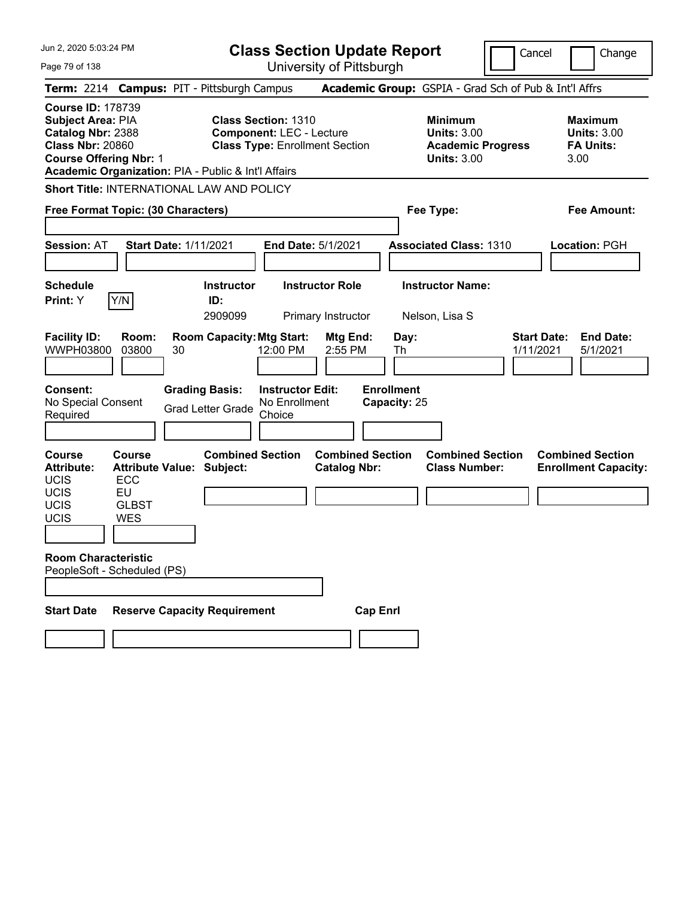# Class Section Update Report

University of Pittsburgh

Jun 2, 2020 5:03:24 PM

Cancel | Change

**Term:** 2214 **Campus:** PIT - Pittsburgh Campus **Academic Group:** GSPIA - Grad Sch of Pub & Int'l Affrs

**Course ID:** 178739
**Subject Area:** PIA
**Catalog Nbr:** 2388
**Class Nbr:** 20860
**Course Offering Nbr:** 1
**Academic Organization:** PIA - Public & Int'l Affairs

**Class Section:** 1310
**Component:** LEC - Lecture
**Class Type:** Enrollment Section

**Minimum Units:** 3.00
**Academic Progress Units:** 3.00

**Maximum Units:** 3.00
**FA Units:** 3.00

**Short Title:** INTERNATIONAL LAW AND POLICY

**Free Format Topic: (30 Characters)**

**Fee Type:**

**Fee Amount:**

**Session:** AT **Start Date:** 1/11/2021 **End Date:** 5/1/2021 **Associated Class:** 1310 **Location:** PGH

| Schedule Print | Instructor ID | Instructor Role | Instructor Name |
|---|---|---|---|
| Y | 2909099 | Primary Instructor | Nelson, Lisa S |

| Facility ID | Room | Room Capacity | Mtg Start | Mtg End | Day | Start Date | End Date |
|---|---|---|---|---|---|---|---|
| WWPH03800 | 03800 | 30 | 12:00 PM | 2:55 PM | Th | 1/11/2021 | 5/1/2021 |

**Consent:** No Special Consent Required
**Grading Basis:** Grad Letter Grade
**Instructor Edit:** No Enrollment Choice
**Enrollment Capacity:** 25

| Course Attribute | Course Attribute Value |
|---|---|
| UCIS | ECC |
| UCIS | EU |
| UCIS | GLBST |
| UCIS | WES |

**Combined Section Subject:**
**Combined Section Catalog Nbr:**
**Combined Section Class Number:**
**Combined Section Enrollment Capacity:**

**Room Characteristic**
PeopleSoft - Scheduled (PS)

**Start Date** | **Reserve Capacity Requirement** | **Cap Enrl**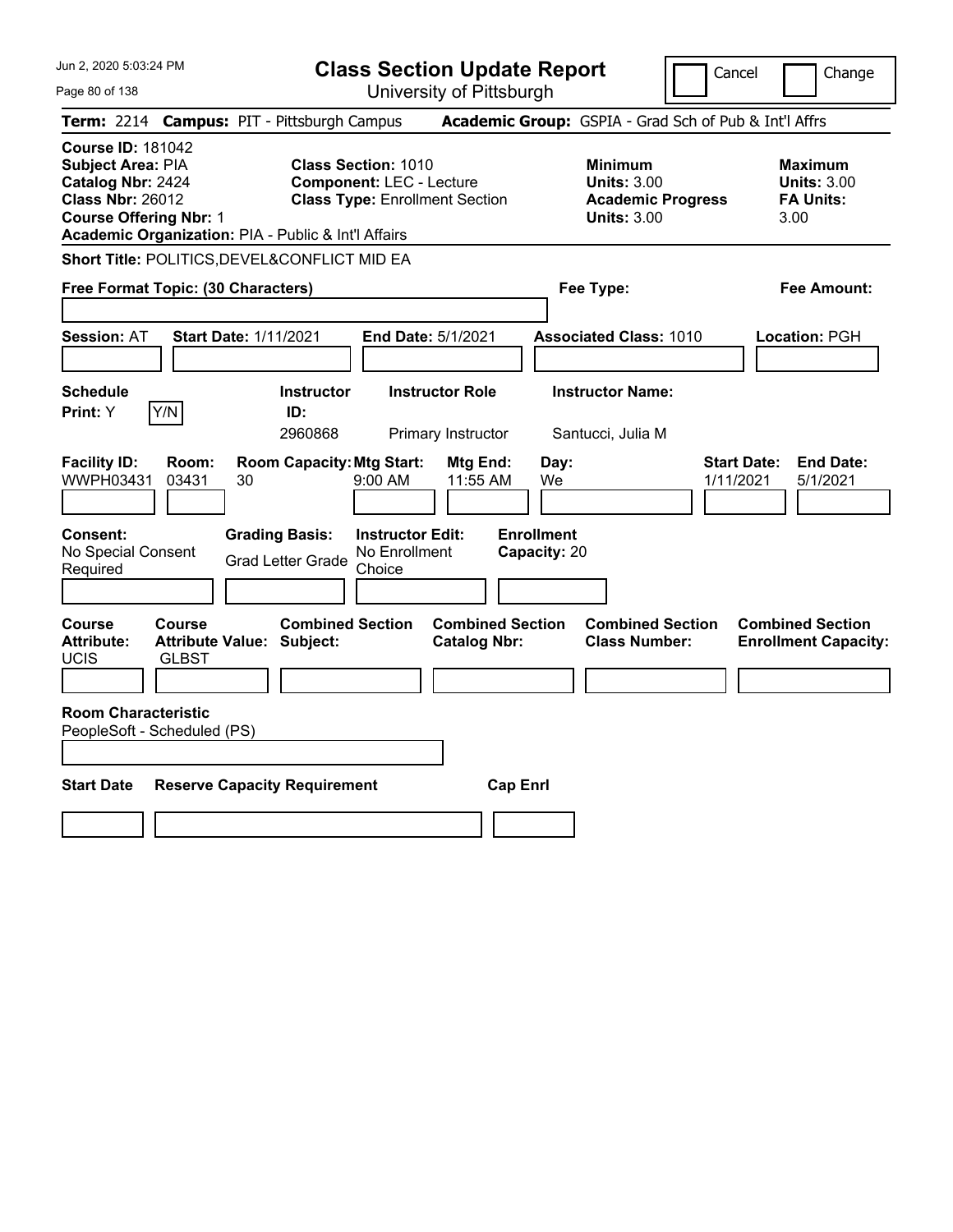# Class Section Update Report

University of Pittsburgh

Cancel | Change

**Term:** 2214 **Campus:** PIT - Pittsburgh Campus **Academic Group:** GSPIA - Grad Sch of Pub & Int'l Affrs

**Course ID:** 181042
**Subject Area:** PIA
**Catalog Nbr:** 2424
**Class Nbr:** 26012
**Course Offering Nbr:** 1
**Academic Organization:** PIA - Public & Int'l Affairs

**Class Section:** 1010
**Component:** LEC - Lecture
**Class Type:** Enrollment Section

**Minimum Units:** 3.00
**Academic Progress Units:** 3.00

**Maximum Units:** 3.00
**FA Units:** 3.00

**Short Title:** POLITICS,DEVEL&CONFLICT MID EA

**Free Format Topic: (30 Characters)**

**Fee Type:**

**Fee Amount:**

**Session:** AT **Start Date:** 1/11/2021 **End Date:** 5/1/2021 **Associated Class:** 1010 **Location:** PGH

| Schedule Print | | Instructor ID | Instructor Role | Instructor Name |
|---|---|---|---|---|
| Y | Y/N | 2960868 | Primary Instructor | Santucci, Julia M |

| Facility ID | Room | Room Capacity | Mtg Start | Mtg End | Day | Start Date | End Date |
|---|---|---|---|---|---|---|---|
| WWPH03431 | 03431 | 30 | 9:00 AM | 11:55 AM | We | 1/11/2021 | 5/1/2021 |

| Consent | Grading Basis | Instructor Edit | Enrollment Capacity |
|---|---|---|---|
| No Special Consent Required | Grad Letter Grade | No Enrollment Choice | 20 |

| Course Attribute | Course Attribute Value | Combined Section Subject | Combined Section Catalog Nbr | Combined Section Class Number | Combined Section Enrollment Capacity |
|---|---|---|---|---|---|
| UCIS | GLBST | | | | |

**Room Characteristic**
PeopleSoft - Scheduled (PS)

| Start Date | Reserve Capacity Requirement | Cap Enrl |
|---|---|---|
| | | |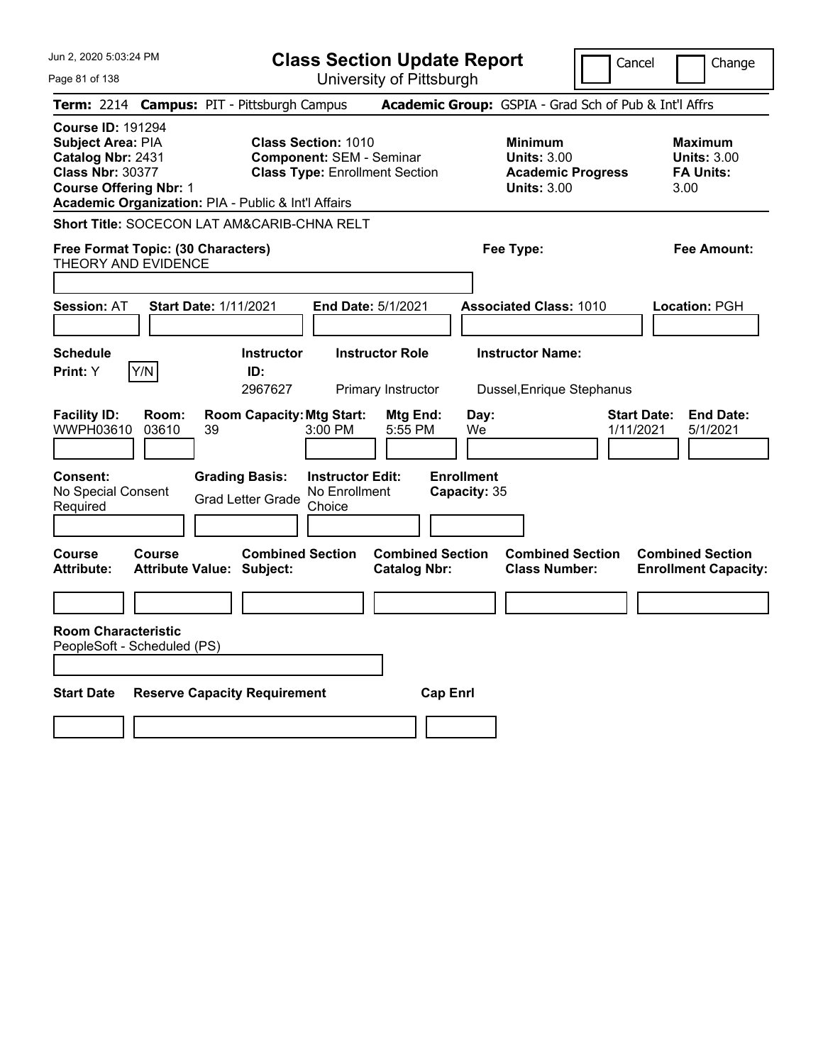# Class Section Update Report

University of Pittsburgh

Cancel | Change

**Term:** 2214 **Campus:** PIT - Pittsburgh Campus **Academic Group:** GSPIA - Grad Sch of Pub & Int'l Affrs

**Course ID:** 191294
**Subject Area:** PIA
**Catalog Nbr:** 2431
**Class Nbr:** 30377
**Course Offering Nbr:** 1
**Academic Organization:** PIA - Public & Int'l Affairs

**Class Section:** 1010
**Component:** SEM - Seminar
**Class Type:** Enrollment Section

**Minimum Units:** 3.00
**Academic Progress Units:** 3.00

**Maximum Units:** 3.00
**FA Units:** 3.00

**Short Title:** SOCECON LAT AM&CARIB-CHNA RELT

**Free Format Topic: (30 Characters)**
THEORY AND EVIDENCE

**Fee Type:**

**Fee Amount:**

**Session:** AT **Start Date:** 1/11/2021 **End Date:** 5/1/2021 **Associated Class:** 1010 **Location:** PGH

**Schedule Print:** Y Y/N

| Instructor ID: | Instructor Role | Instructor Name: |
|---|---|---|
| 2967627 | Primary Instructor | Dussel,Enrique Stephanus |

| Facility ID: | Room: | Room Capacity: | Mtg Start: | Mtg End: | Day: | Start Date: | End Date: |
|---|---|---|---|---|---|---|---|
| WWPH03610 | 03610 | 39 | 3:00 PM | 5:55 PM | We | 1/11/2021 | 5/1/2021 |

**Consent:** No Special Consent Required
**Grading Basis:** Grad Letter Grade
**Instructor Edit:** No Enrollment Choice
**Enrollment Capacity:** 35

| Course Attribute: | Course Attribute Value: | Combined Section Subject: | Combined Section Catalog Nbr: | Combined Section Class Number: | Combined Section Enrollment Capacity: |
|---|---|---|---|---|---|
| | | | | | |

**Room Characteristic**
PeopleSoft - Scheduled (PS)

| Start Date | Reserve Capacity Requirement | Cap Enrl |
|---|---|---|
| | | |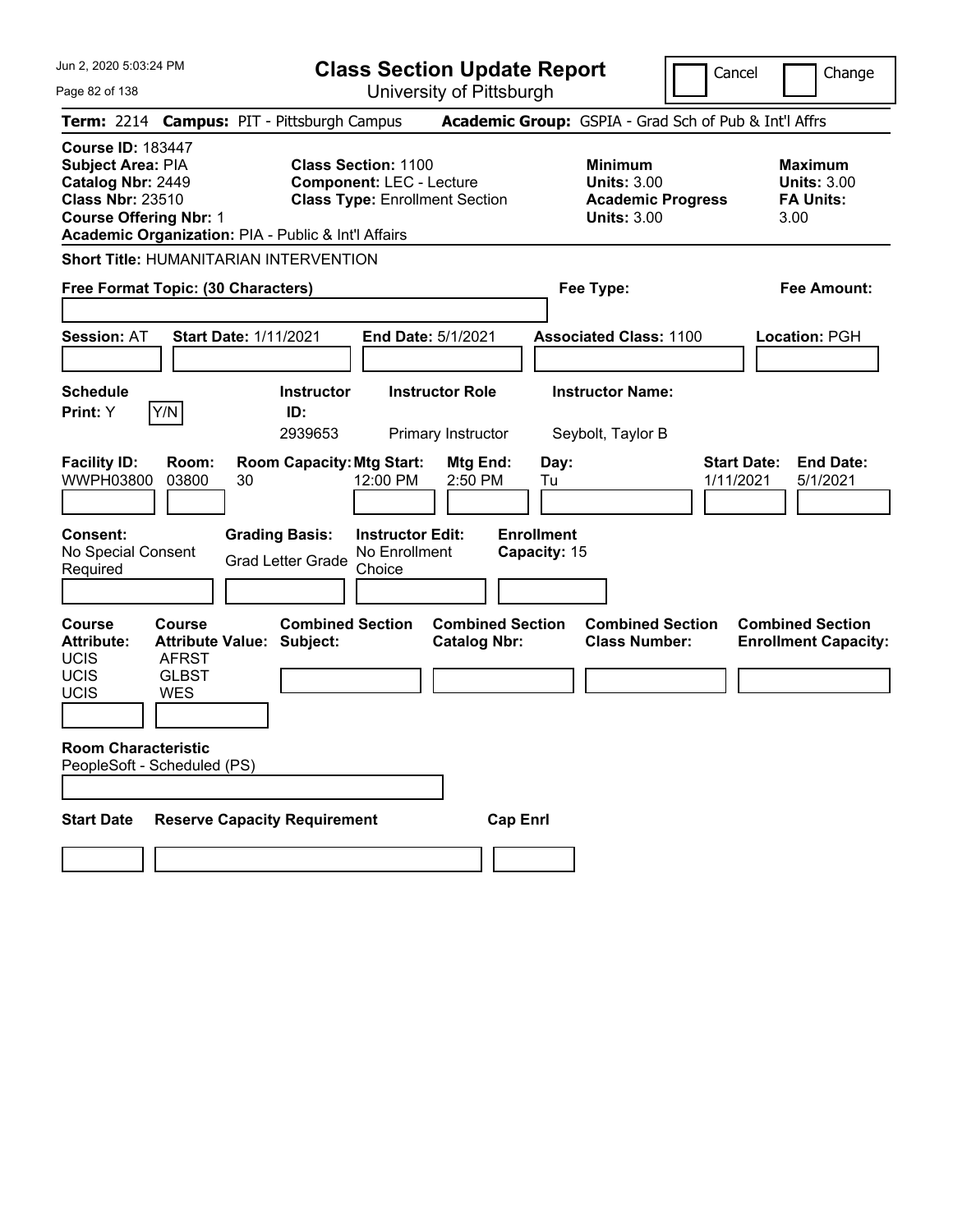# Class Section Update Report

University of Pittsburgh

Cancel | Change

**Term:** 2214 **Campus:** PIT - Pittsburgh Campus **Academic Group:** GSPIA - Grad Sch of Pub & Int'l Affrs

**Course ID:** 183447
**Subject Area:** PIA
**Catalog Nbr:** 2449
**Class Nbr:** 23510
**Course Offering Nbr:** 1
**Academic Organization:** PIA - Public & Int'l Affairs

**Class Section:** 1100
**Component:** LEC - Lecture
**Class Type:** Enrollment Section

**Minimum Units:** 3.00
**Academic Progress Units:** 3.00

**Maximum Units:** 3.00
**FA Units:** 3.00

**Short Title:** HUMANITARIAN INTERVENTION

**Free Format Topic: (30 Characters)**

**Fee Type:**

**Fee Amount:**

**Session:** AT **Start Date:** 1/11/2021 **End Date:** 5/1/2021 **Associated Class:** 1100 **Location:** PGH

| Schedule Print | Instructor ID | Instructor Role | Instructor Name |
|---|---|---|---|
| Y (Y/N) | 2939653 | Primary Instructor | Seybolt, Taylor B |

| Facility ID | Room | Room Capacity | Mtg Start | Mtg End | Day | Start Date | End Date |
|---|---|---|---|---|---|---|---|
| WWPH03800 | 03800 | 30 | 12:00 PM | 2:50 PM | Tu | 1/11/2021 | 5/1/2021 |

**Consent:** No Special Consent Required
**Grading Basis:** Grad Letter Grade
**Instructor Edit:** No Enrollment Choice
**Enrollment Capacity:** 15

| Course Attribute | Course Attribute Value | Combined Section Subject | Combined Section Catalog Nbr | Combined Section Class Number | Combined Section Enrollment Capacity |
|---|---|---|---|---|---|
| UCIS | AFRST | | | | |
| UCIS | GLBST | | | | |
| UCIS | WES | | | | |

**Room Characteristic**
PeopleSoft - Scheduled (PS)

| Start Date | Reserve Capacity Requirement | Cap Enrl |
|---|---|---|
| | | |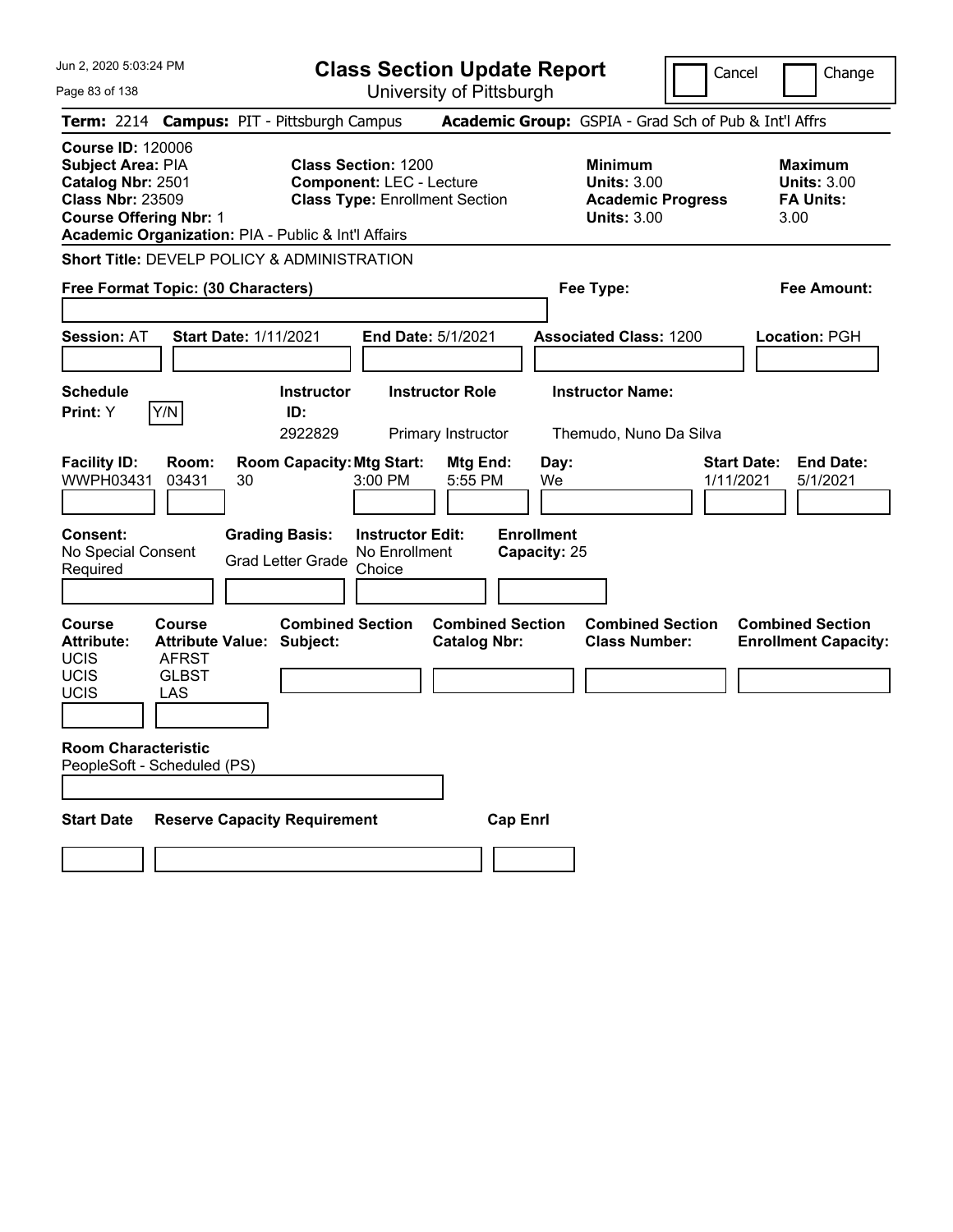# Class Section Update Report

University of Pittsburgh

Cancel | Change

**Term:** 2214 **Campus:** PIT - Pittsburgh Campus **Academic Group:** GSPIA - Grad Sch of Pub & Int'l Affrs

**Course ID:** 120006
**Subject Area:** PIA
**Catalog Nbr:** 2501
**Class Nbr:** 23509
**Course Offering Nbr:** 1
**Academic Organization:** PIA - Public & Int'l Affairs

**Class Section:** 1200
**Component:** LEC - Lecture
**Class Type:** Enrollment Section

**Minimum Units:** 3.00
**Academic Progress Units:** 3.00

**Maximum Units:** 3.00
**FA Units:** 3.00

**Short Title:** DEVELP POLICY & ADMINISTRATION

**Free Format Topic: (30 Characters)**

**Fee Type:**

**Fee Amount:**

**Session:** AT **Start Date:** 1/11/2021 **End Date:** 5/1/2021 **Associated Class:** 1200 **Location:** PGH

**Schedule Print:** Y Y/N

| Instructor ID | Instructor Role | Instructor Name |
| --- | --- | --- |
| 2922829 | Primary Instructor | Themudo, Nuno Da Silva |

| Facility ID | Room | Room Capacity | Mtg Start | Mtg End | Day | Start Date | End Date |
| --- | --- | --- | --- | --- | --- | --- | --- |
| WWPH03431 | 03431 | 30 | 3:00 PM | 5:55 PM | We | 1/11/2021 | 5/1/2021 |

**Consent:** No Special Consent Required
**Grading Basis:** Grad Letter Grade
**Instructor Edit:** No Enrollment Choice
**Enrollment Capacity:** 25

| Course Attribute | Course Attribute Value |
| --- | --- |
| UCIS | AFRST |
| UCIS | GLBST |
| UCIS | LAS |

**Combined Section Subject:**
**Combined Section Catalog Nbr:**
**Combined Section Class Number:**
**Combined Section Enrollment Capacity:**

**Room Characteristic**
PeopleSoft - Scheduled (PS)

**Start Date** | **Reserve Capacity Requirement** | **Cap Enrl**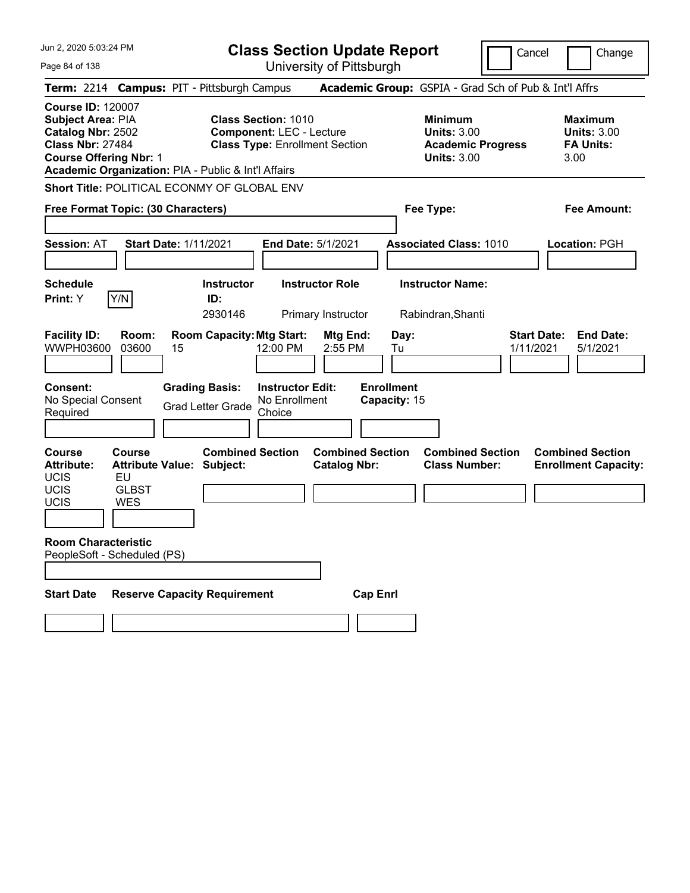# Class Section Update Report

University of Pittsburgh

Cancel | Change

Jun 2, 2020 5:03:24 PM

**Term:** 2214 **Campus:** PIT - Pittsburgh Campus **Academic Group:** GSPIA - Grad Sch of Pub & Int'l Affrs

**Course ID:** 120007
**Subject Area:** PIA
**Catalog Nbr:** 2502
**Class Nbr:** 27484
**Course Offering Nbr:** 1
**Academic Organization:** PIA - Public & Int'l Affairs

**Class Section:** 1010
**Component:** LEC - Lecture
**Class Type:** Enrollment Section

**Minimum Units:** 3.00
**Academic Progress Units:** 3.00

**Maximum Units:** 3.00
**FA Units:** 3.00

**Short Title:** POLITICAL ECONMY OF GLOBAL ENV

**Free Format Topic: (30 Characters)**

**Fee Type:**

**Fee Amount:**

**Session:** AT **Start Date:** 1/11/2021 **End Date:** 5/1/2021 **Associated Class:** 1010 **Location:** PGH

| Schedule Print | Instructor ID | Instructor Role | Instructor Name |
|---|---|---|---|
| Y | 2930146 | Primary Instructor | Rabindran,Shanti |

| Facility ID | Room | Room Capacity | Mtg Start | Mtg End | Day | Start Date | End Date |
|---|---|---|---|---|---|---|---|
| WWPH03600 | 03600 | 15 | 12:00 PM | 2:55 PM | Tu | 1/11/2021 | 5/1/2021 |

**Consent:** No Special Consent Required
**Grading Basis:** Grad Letter Grade
**Instructor Edit:** No Enrollment Choice
**Enrollment Capacity:** 15

| Course Attribute | Course Attribute Value |
|---|---|
| UCIS | EU |
| UCIS | GLBST |
| UCIS | WES |

**Combined Section Subject:**
**Combined Section Catalog Nbr:**
**Combined Section Class Number:**
**Combined Section Enrollment Capacity:**

**Room Characteristic**
PeopleSoft - Scheduled (PS)

**Start Date** **Reserve Capacity Requirement** **Cap Enrl**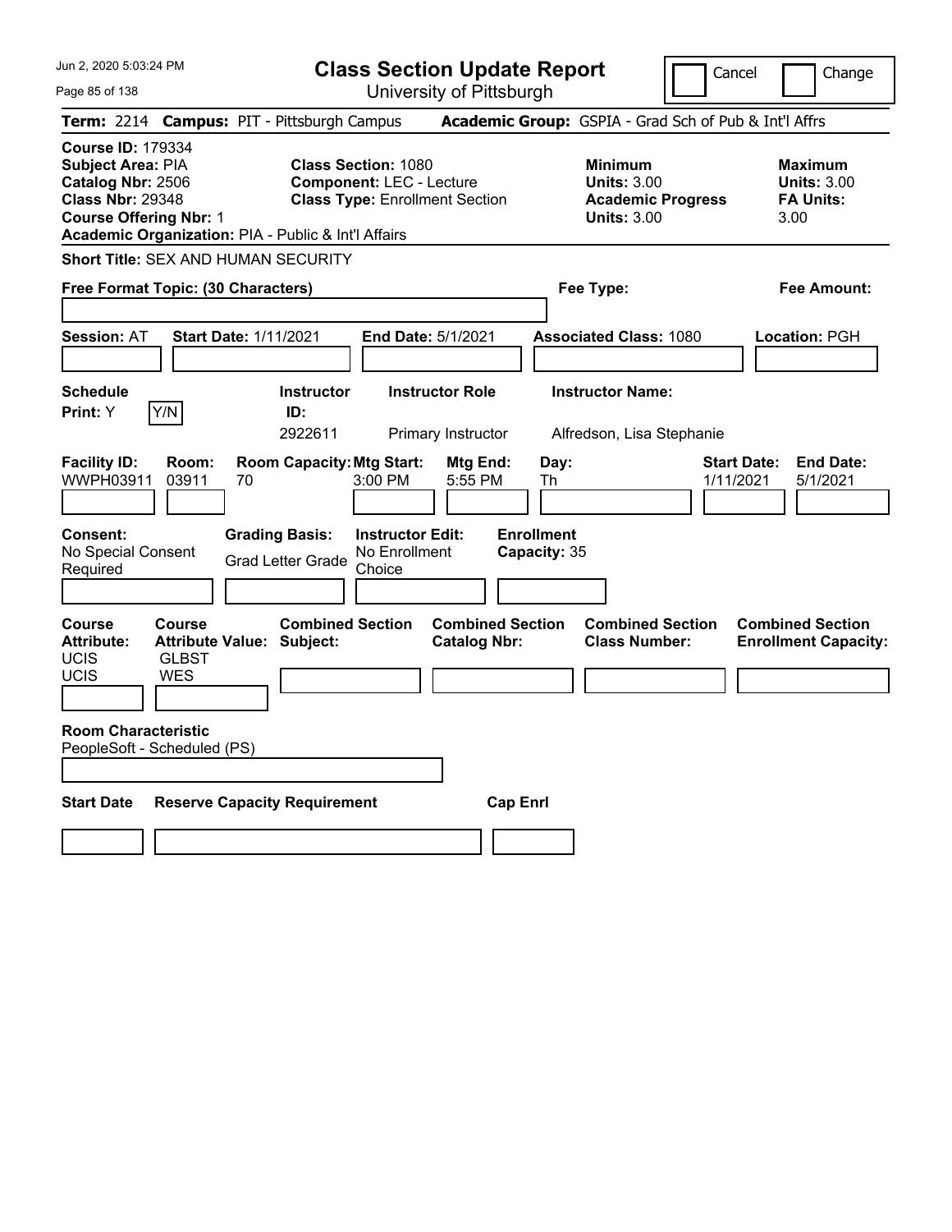# Class Section Update Report

University of Pittsburgh

Cancel | Change

**Term:** 2214 **Campus:** PIT - Pittsburgh Campus **Academic Group:** GSPIA - Grad Sch of Pub & Int'l Affrs

**Course ID:** 179334
**Subject Area:** PIA
**Catalog Nbr:** 2506
**Class Nbr:** 29348
**Course Offering Nbr:** 1
**Academic Organization:** PIA - Public & Int'l Affairs

**Class Section:** 1080
**Component:** LEC - Lecture
**Class Type:** Enrollment Section

**Minimum Units:** 3.00
**Academic Progress Units:** 3.00

**Maximum Units:** 3.00
**FA Units:** 3.00

**Short Title:** SEX AND HUMAN SECURITY

**Free Format Topic: (30 Characters)**

**Fee Type:**

**Fee Amount:**

**Session:** AT **Start Date:** 1/11/2021 **End Date:** 5/1/2021 **Associated Class:** 1080 **Location:** PGH

| Schedule Print | Instructor ID | Instructor Role | Instructor Name |
|---|---|---|---|
| Y (Y/N) | 2922611 | Primary Instructor | Alfredson, Lisa Stephanie |

| Facility ID | Room | Room Capacity | Mtg Start | Mtg End | Day | Start Date | End Date |
|---|---|---|---|---|---|---|---|
| WWPH03911 | 03911 | 70 | 3:00 PM | 5:55 PM | Th | 1/11/2021 | 5/1/2021 |

**Consent:** No Special Consent Required
**Grading Basis:** Grad Letter Grade
**Instructor Edit:** No Enrollment Choice
**Enrollment Capacity:** 35

| Course Attribute | Course Attribute Value | Combined Section Subject | Combined Section Catalog Nbr | Combined Section Class Number | Combined Section Enrollment Capacity |
|---|---|---|---|---|---|
| UCIS | GLBST | | | | |
| UCIS | WES | | | | |

**Room Characteristic**
PeopleSoft - Scheduled (PS)

| Start Date | Reserve Capacity Requirement | Cap Enrl |
|---|---|---|
| | | |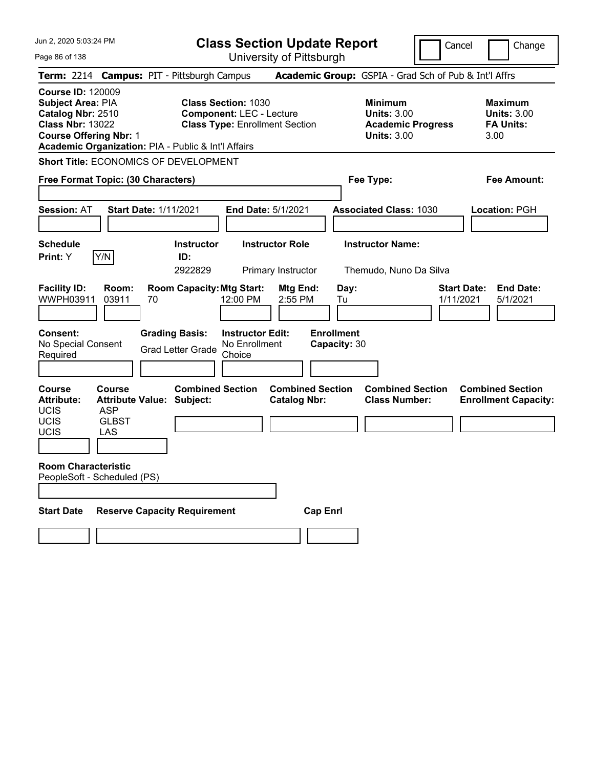# Class Section Update Report

University of Pittsburgh

Cancel | Change

**Term:** 2214 **Campus:** PIT - Pittsburgh Campus **Academic Group:** GSPIA - Grad Sch of Pub & Int'l Affrs

**Course ID:** 120009
**Subject Area:** PIA
**Catalog Nbr:** 2510
**Class Nbr:** 13022
**Course Offering Nbr:** 1
**Academic Organization:** PIA - Public & Int'l Affairs

**Class Section:** 1030
**Component:** LEC - Lecture
**Class Type:** Enrollment Section

**Minimum Units:** 3.00
**Academic Progress Units:** 3.00

**Maximum Units:** 3.00
**FA Units:** 3.00

**Short Title:** ECONOMICS OF DEVELOPMENT

**Free Format Topic: (30 Characters)**

**Fee Type:**

**Fee Amount:**

**Session:** AT **Start Date:** 1/11/2021 **End Date:** 5/1/2021 **Associated Class:** 1030 **Location:** PGH

| Schedule Print | Instructor ID | Instructor Role | Instructor Name |
|---|---|---|---|
| Y | 2922829 | Primary Instructor | Themudo, Nuno Da Silva |

| Facility ID | Room | Room Capacity | Mtg Start | Mtg End | Day | Start Date | End Date |
|---|---|---|---|---|---|---|---|
| WWPH03911 | 03911 | 70 | 12:00 PM | 2:55 PM | Tu | 1/11/2021 | 5/1/2021 |

**Consent:** No Special Consent Required
**Grading Basis:** Grad Letter Grade
**Instructor Edit:** No Enrollment Choice
**Enrollment Capacity:** 30

| Course Attribute | Course Attribute Value |
|---|---|
| UCIS | ASP |
| UCIS | GLBST |
| UCIS | LAS |

**Combined Section Subject:**
**Combined Section Catalog Nbr:**
**Combined Section Class Number:**
**Combined Section Enrollment Capacity:**

**Room Characteristic**
PeopleSoft - Scheduled (PS)

**Start Date** | **Reserve Capacity Requirement** | **Cap Enrl**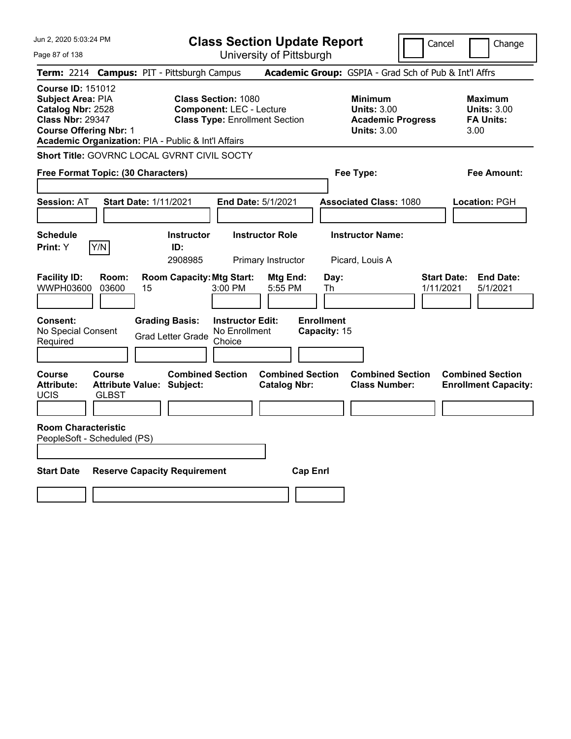# Class Section Update Report

University of Pittsburgh

Cancel Change

**Term:** 2214 **Campus:** PIT - Pittsburgh Campus **Academic Group:** GSPIA - Grad Sch of Pub & Int'l Affrs

**Course ID:** 151012
**Subject Area:** PIA
**Catalog Nbr:** 2528
**Class Nbr:** 29347
**Course Offering Nbr:** 1
**Academic Organization:** PIA - Public & Int'l Affairs

**Class Section:** 1080
**Component:** LEC - Lecture
**Class Type:** Enrollment Section

**Minimum Units:** 3.00
**Academic Progress Units:** 3.00

**Maximum Units:** 3.00
**FA Units:** 3.00

**Short Title:** GOVRNC LOCAL GVRNT CIVIL SOCTY

**Free Format Topic: (30 Characters)**

**Fee Type:**

**Fee Amount:**

**Session:** AT **Start Date:** 1/11/2021 **End Date:** 5/1/2021 **Associated Class:** 1080 **Location:** PGH

| Schedule Print | Instructor ID | Instructor Role | Instructor Name |
|---|---|---|---|
| Y (Y/N) | 2908985 | Primary Instructor | Picard, Louis A |

| Facility ID | Room | Room Capacity | Mtg Start | Mtg End | Day | Start Date | End Date |
|---|---|---|---|---|---|---|---|
| WWPH03600 | 03600 | 15 | 3:00 PM | 5:55 PM | Th | 1/11/2021 | 5/1/2021 |

| Consent | Grading Basis | Instructor Edit | Enrollment Capacity |
|---|---|---|---|
| No Special Consent Required | Grad Letter Grade | No Enrollment Choice | 15 |

| Course Attribute | Course Attribute Value | Combined Section Subject | Combined Section Catalog Nbr | Combined Section Class Number | Combined Section Enrollment Capacity |
|---|---|---|---|---|---|
| UCIS | GLBST | | | | |

**Room Characteristic**
PeopleSoft - Scheduled (PS)

| Start Date | Reserve Capacity Requirement | Cap Enrl |
|---|---|---|
| | | |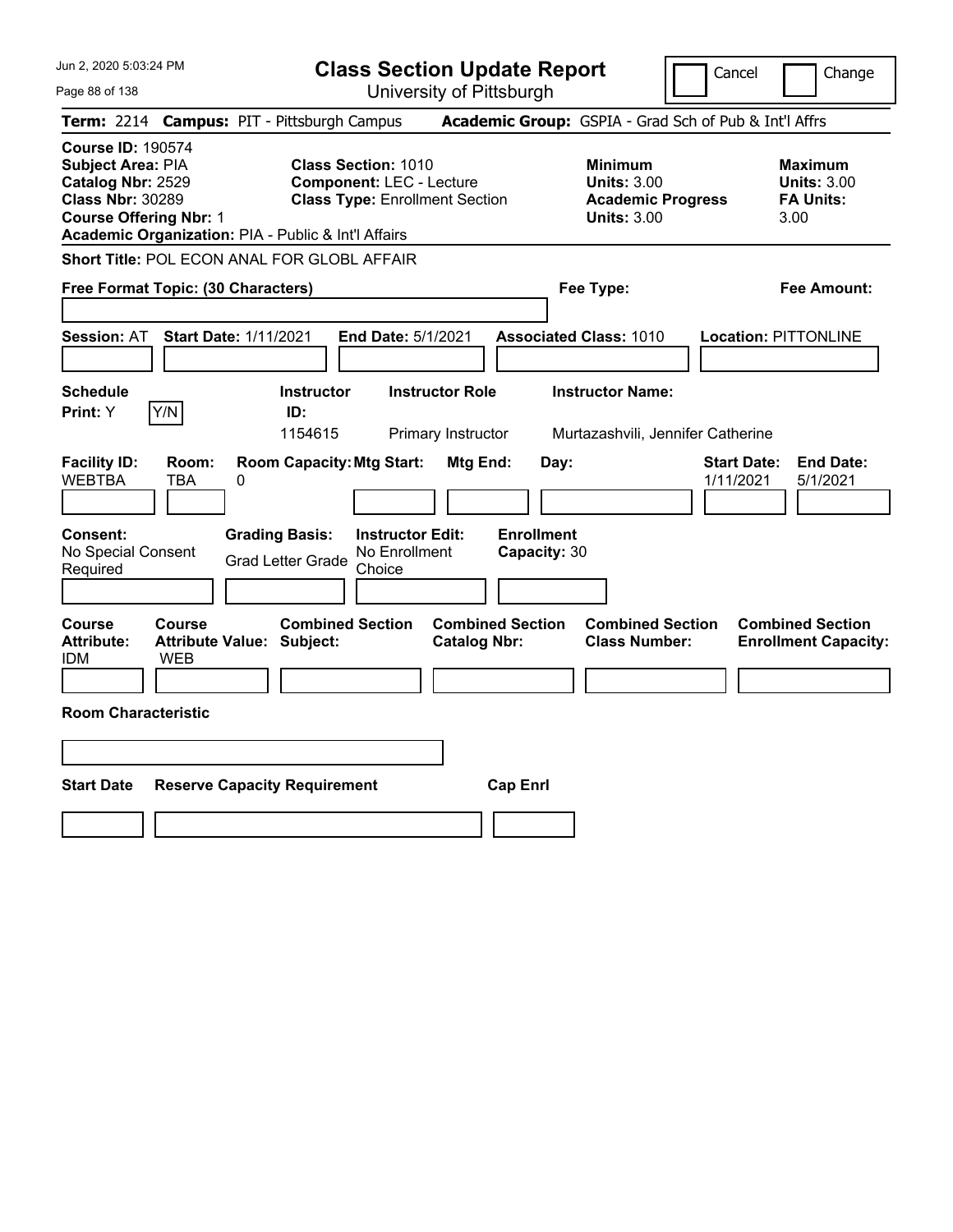# Class Section Update Report

University of Pittsburgh

Cancel | Change

**Term:** 2214 **Campus:** PIT - Pittsburgh Campus **Academic Group:** GSPIA - Grad Sch of Pub & Int'l Affrs

**Course ID:** 190574
**Subject Area:** PIA
**Catalog Nbr:** 2529
**Class Nbr:** 30289
**Course Offering Nbr:** 1
**Academic Organization:** PIA - Public & Int'l Affairs

**Class Section:** 1010
**Component:** LEC - Lecture
**Class Type:** Enrollment Section

**Minimum Units:** 3.00
**Academic Progress Units:** 3.00

**Maximum Units:** 3.00
**FA Units:** 3.00

**Short Title:** POL ECON ANAL FOR GLOBL AFFAIR

**Free Format Topic: (30 Characters)** | **Fee Type:** | **Fee Amount:**

**Session:** AT **Start Date:** 1/11/2021 **End Date:** 5/1/2021 **Associated Class:** 1010 **Location:** PITTONLINE

| Schedule Print | Instructor ID | Instructor Role | Instructor Name |
|---|---|---|---|
| Y | 1154615 | Primary Instructor | Murtazashvili, Jennifer Catherine |

| Facility ID | Room | Room Capacity | Mtg Start | Mtg End | Day | Start Date | End Date |
|---|---|---|---|---|---|---|---|
| WEBTBA | TBA | 0 | | | | 1/11/2021 | 5/1/2021 |

**Consent:** No Special Consent Required
**Grading Basis:** Grad Letter Grade
**Instructor Edit:** No Enrollment Choice
**Enrollment Capacity:** 30

| Course Attribute | Course Attribute Value | Combined Section Subject | Combined Section Catalog Nbr | Combined Section Class Number | Combined Section Enrollment Capacity |
|---|---|---|---|---|---|
| IDM | WEB | | | | |

**Room Characteristic**

| Start Date | Reserve Capacity Requirement | Cap Enrl |
|---|---|---|
| | | |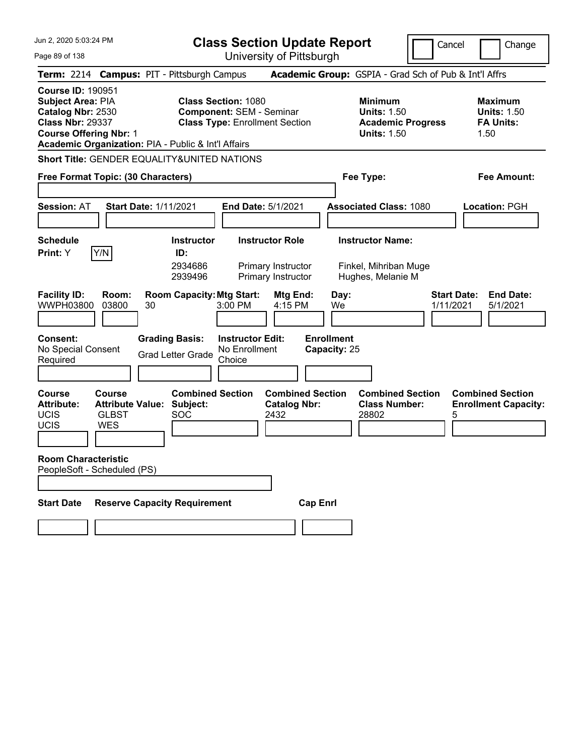# Class Section Update Report

University of Pittsburgh

Jun 2, 2020 5:03:24 PM

Cancel | Change

**Term:** 2214 **Campus:** PIT - Pittsburgh Campus **Academic Group:** GSPIA - Grad Sch of Pub & Int'l Affrs

**Course ID:** 190951
**Subject Area:** PIA
**Catalog Nbr:** 2530
**Class Nbr:** 29337
**Course Offering Nbr:** 1
**Academic Organization:** PIA - Public & Int'l Affairs

**Class Section:** 1080
**Component:** SEM - Seminar
**Class Type:** Enrollment Section

**Minimum Units:** 1.50
**Academic Progress Units:** 1.50

**Maximum Units:** 1.50
**FA Units:** 1.50

**Short Title:** GENDER EQUALITY&UNITED NATIONS

**Free Format Topic: (30 Characters)**

**Fee Type:**

**Fee Amount:**

**Session:** AT **Start Date:** 1/11/2021 **End Date:** 5/1/2021 **Associated Class:** 1080 **Location:** PGH

**Schedule Print:** Y Y/N

| Instructor ID | Instructor Role | Instructor Name |
|---|---|---|
| 2934686 | Primary Instructor | Finkel, Mihriban Muge |
| 2939496 | Primary Instructor | Hughes, Melanie M |

| Facility ID | Room | Room Capacity | Mtg Start | Mtg End | Day | Start Date | End Date |
|---|---|---|---|---|---|---|---|
| WWPH03800 | 03800 | 30 | 3:00 PM | 4:15 PM | We | 1/11/2021 | 5/1/2021 |

**Consent:** No Special Consent Required
**Grading Basis:** Grad Letter Grade
**Instructor Edit:** No Enrollment Choice
**Enrollment Capacity:** 25

| Course Attribute | Course Attribute Value | Combined Section Subject | Combined Section Catalog Nbr | Combined Section Class Number | Combined Section Enrollment Capacity |
|---|---|---|---|---|---|
| UCIS | GLBST | SOC | 2432 | 28802 | 5 |
| UCIS | WES | | | | |

**Room Characteristic**
PeopleSoft - Scheduled (PS)

**Start Date** | **Reserve Capacity Requirement** | **Cap Enrl**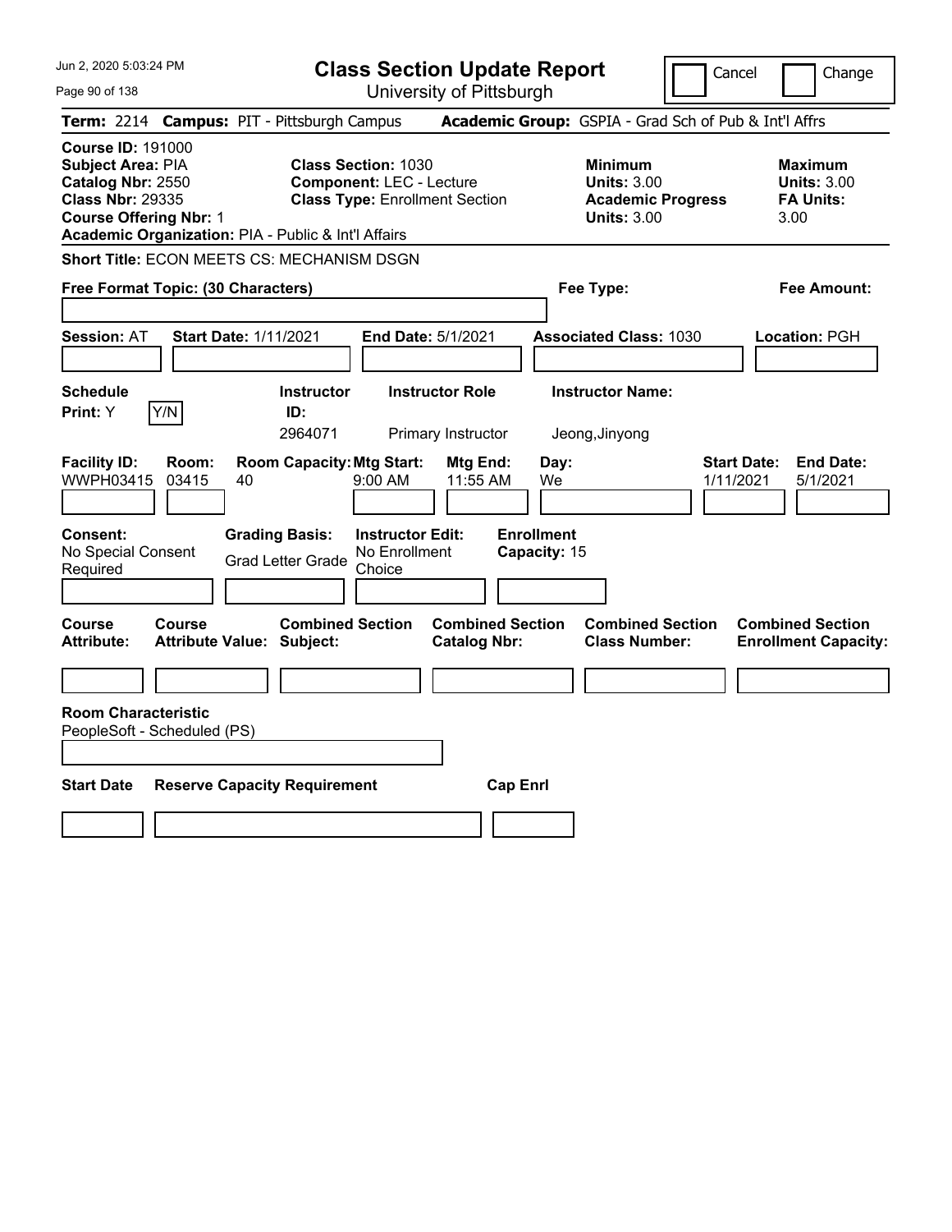# Class Section Update Report

University of Pittsburgh

Cancel | Change

**Term:** 2214 **Campus:** PIT - Pittsburgh Campus **Academic Group:** GSPIA - Grad Sch of Pub & Int'l Affrs

**Course ID:** 191000
**Subject Area:** PIA
**Catalog Nbr:** 2550
**Class Nbr:** 29335
**Course Offering Nbr:** 1
**Academic Organization:** PIA - Public & Int'l Affairs

**Class Section:** 1030
**Component:** LEC - Lecture
**Class Type:** Enrollment Section

**Minimum Units:** 3.00
**Academic Progress Units:** 3.00

**Maximum Units:** 3.00
**FA Units:** 3.00

**Short Title:** ECON MEETS CS: MECHANISM DSGN

**Free Format Topic: (30 Characters)**

**Fee Type:**

**Fee Amount:**

**Session:** AT **Start Date:** 1/11/2021 **End Date:** 5/1/2021 **Associated Class:** 1030 **Location:** PGH

| Schedule Print | Y/N | Instructor ID | Instructor Role | Instructor Name |
|---|---|---|---|---|
| Y | | 2964071 | Primary Instructor | Jeong,Jinyong |

| Facility ID | Room | Room Capacity | Mtg Start | Mtg End | Day | Start Date | End Date |
|---|---|---|---|---|---|---|---|
| WWPH03415 | 03415 | 40 | 9:00 AM | 11:55 AM | We | 1/11/2021 | 5/1/2021 |

| Consent | Grading Basis | Instructor Edit | Enrollment Capacity |
|---|---|---|---|
| No Special Consent Required | Grad Letter Grade | No Enrollment Choice | 15 |

| Course Attribute | Course Attribute Value | Combined Section Subject | Combined Section Catalog Nbr | Combined Section Class Number | Combined Section Enrollment Capacity |
|---|---|---|---|---|---|
| | | | | | |

**Room Characteristic**
PeopleSoft - Scheduled (PS)

| Start Date | Reserve Capacity Requirement | Cap Enrl |
|---|---|---|
| | | |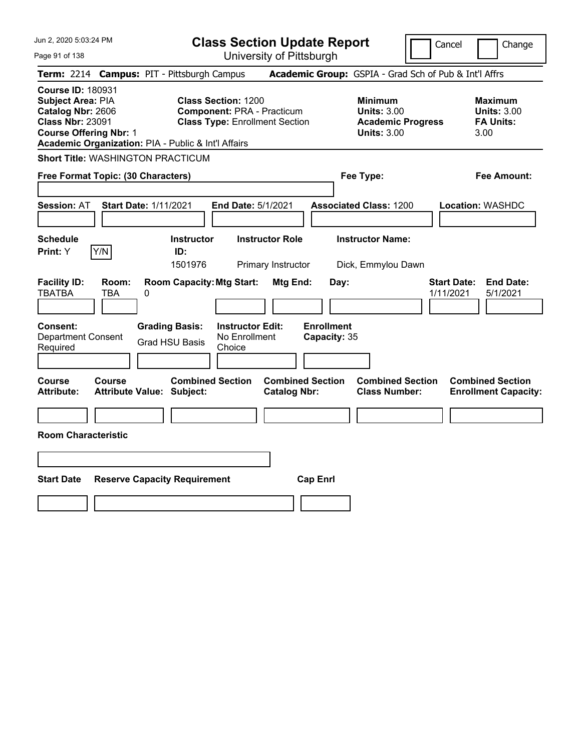# Class Section Update Report

University of Pittsburgh

Cancel | Change

**Term:** 2214 **Campus:** PIT - Pittsburgh Campus **Academic Group:** GSPIA - Grad Sch of Pub & Int'l Affrs

**Course ID:** 180931
**Subject Area:** PIA
**Catalog Nbr:** 2606
**Class Nbr:** 23091
**Course Offering Nbr:** 1
**Academic Organization:** PIA - Public & Int'l Affairs

**Class Section:** 1200
**Component:** PRA - Practicum
**Class Type:** Enrollment Section

**Minimum Units:** 3.00
**Academic Progress Units:** 3.00

**Maximum Units:** 3.00
**FA Units:** 3.00

**Short Title:** WASHINGTON PRACTICUM

**Free Format Topic: (30 Characters)**

**Fee Type:**

**Fee Amount:**

**Session:** AT **Start Date:** 1/11/2021 **End Date:** 5/1/2021 **Associated Class:** 1200 **Location:** WASHDC

| Schedule Print | Instructor ID | Instructor Role | Instructor Name |
|---|---|---|---|
| Y (Y/N) | 1501976 | Primary Instructor | Dick, Emmylou Dawn |

| Facility ID | Room | Room Capacity | Mtg Start | Mtg End | Day | Start Date | End Date |
|---|---|---|---|---|---|---|---|
| TBATBA | TBA | 0 | | | | 1/11/2021 | 5/1/2021 |

| Consent | Grading Basis | Instructor Edit | Enrollment Capacity |
|---|---|---|---|
| Department Consent Required | Grad HSU Basis | No Enrollment Choice | 35 |

| Course Attribute | Course Attribute Value | Combined Section Subject | Combined Section Catalog Nbr | Combined Section Class Number | Combined Section Enrollment Capacity |
|---|---|---|---|---|---|
| | | | | | |

**Room Characteristic**

| Start Date | Reserve Capacity Requirement | Cap Enrl |
|---|---|---|
| | | |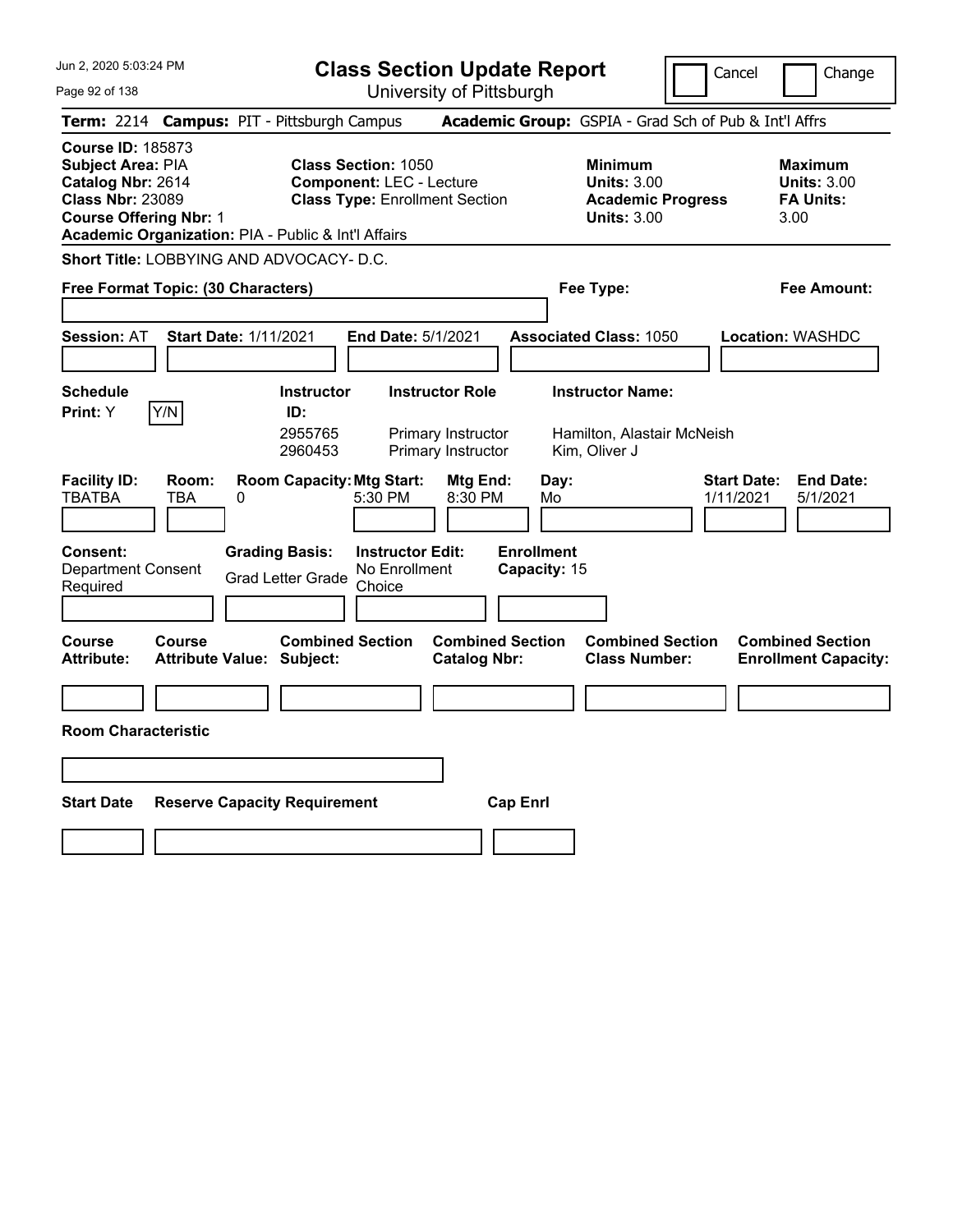# Class Section Update Report

University of Pittsburgh

Cancel | Change

**Term:** 2214 **Campus:** PIT - Pittsburgh Campus **Academic Group:** GSPIA - Grad Sch of Pub & Int'l Affrs

**Course ID:** 185873
**Subject Area:** PIA
**Catalog Nbr:** 2614
**Class Nbr:** 23089
**Course Offering Nbr:** 1
**Academic Organization:** PIA - Public & Int'l Affairs

**Class Section:** 1050
**Component:** LEC - Lecture
**Class Type:** Enrollment Section

**Minimum Units:** 3.00
**Academic Progress Units:** 3.00

**Maximum Units:** 3.00
**FA Units:** 3.00

**Short Title:** LOBBYING AND ADVOCACY- D.C.

**Free Format Topic: (30 Characters)**

**Fee Type:**

**Fee Amount:**

**Session:** AT **Start Date:** 1/11/2021 **End Date:** 5/1/2021 **Associated Class:** 1050 **Location:** WASHDC

**Schedule Print:** Y Y/N

| Instructor ID: | Instructor Role | Instructor Name: |
|---|---|---|
| 2955765 | Primary Instructor | Hamilton, Alastair McNeish |
| 2960453 | Primary Instructor | Kim, Oliver J |

| Facility ID: | Room: | Room Capacity: | Mtg Start: | Mtg End: | Day: | Start Date: | End Date: |
|---|---|---|---|---|---|---|---|
| TBATBA | TBA | 0 | 5:30 PM | 8:30 PM | Mo | 1/11/2021 | 5/1/2021 |

**Consent:** Department Consent Required

**Grading Basis:** Grad Letter Grade

**Instructor Edit:** No Enrollment Choice

**Enrollment Capacity:** 15

| Course Attribute: | Course Attribute Value: | Combined Section Subject: | Combined Section Catalog Nbr: | Combined Section Class Number: | Combined Section Enrollment Capacity: |
|---|---|---|---|---|---|
| | | | | | |

**Room Characteristic**

| Start Date | Reserve Capacity Requirement | Cap Enrl |
|---|---|---|
| | | |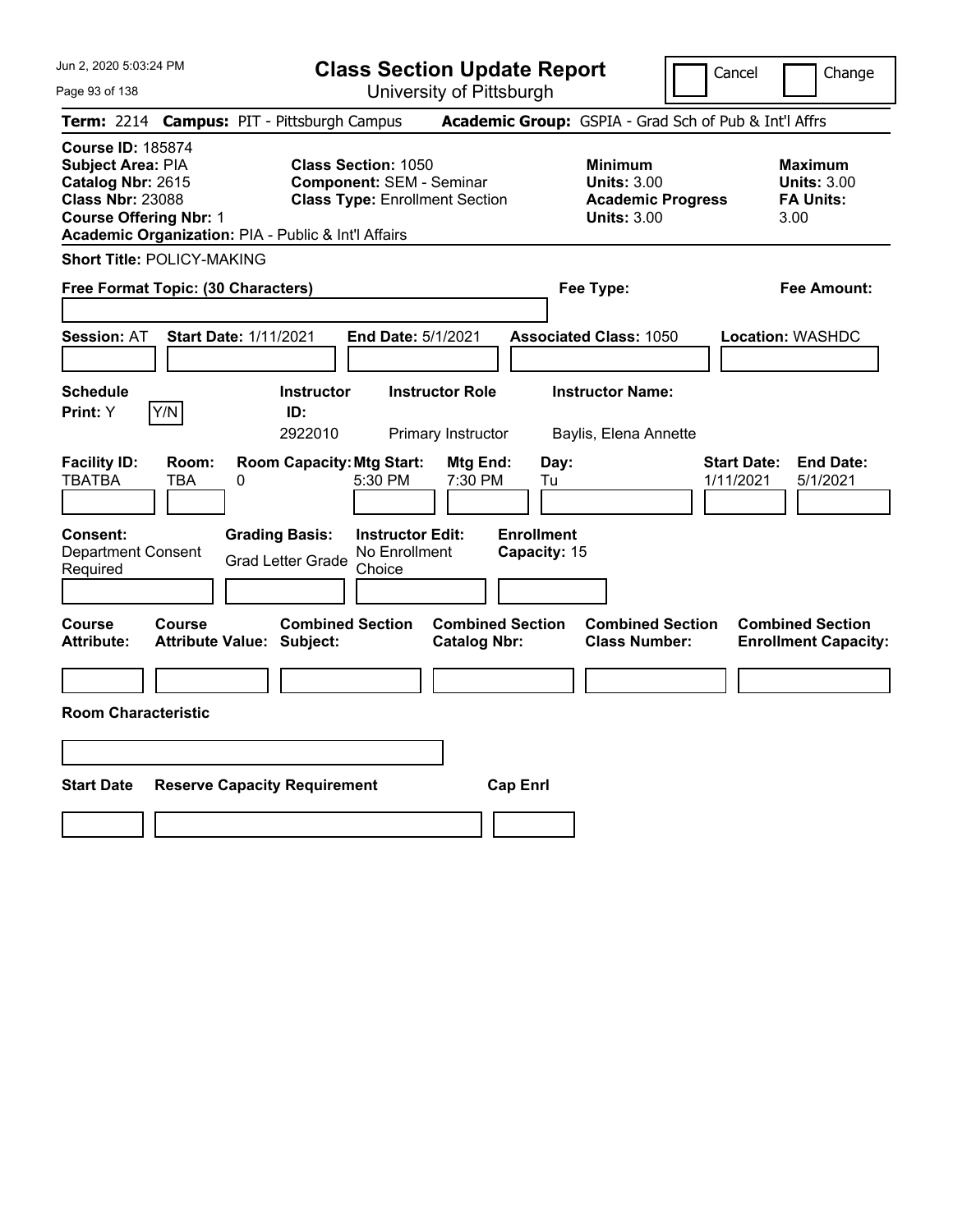# Class Section Update Report

University of Pittsburgh

Cancel | Change

**Term:** 2214 **Campus:** PIT - Pittsburgh Campus **Academic Group:** GSPIA - Grad Sch of Pub & Int'l Affrs

**Course ID:** 185874
**Subject Area:** PIA
**Catalog Nbr:** 2615
**Class Nbr:** 23088
**Course Offering Nbr:** 1
**Academic Organization:** PIA - Public & Int'l Affairs

**Class Section:** 1050
**Component:** SEM - Seminar
**Class Type:** Enrollment Section

**Minimum**
**Units:** 3.00
**Academic Progress Units:** 3.00

**Maximum**
**Units:** 3.00
**FA Units:** 3.00

**Short Title:** POLICY-MAKING

**Free Format Topic: (30 Characters)**

**Fee Type:**

**Fee Amount:**

**Session:** AT **Start Date:** 1/11/2021 **End Date:** 5/1/2021 **Associated Class:** 1050 **Location:** WASHDC

| Schedule Print | | Instructor ID | Instructor Role | Instructor Name |
|---|---|---|---|---|
| Y | Y/N | 2922010 | Primary Instructor | Baylis, Elena Annette |

| Facility ID | Room | Room Capacity | Mtg Start | Mtg End | Day | Start Date | End Date |
|---|---|---|---|---|---|---|---|
| TBATBA | TBA | 0 | 5:30 PM | 7:30 PM | Tu | 1/11/2021 | 5/1/2021 |

**Consent:** Department Consent Required
**Grading Basis:** Grad Letter Grade
**Instructor Edit:** No Enrollment Choice
**Enrollment Capacity:** 15

| Course Attribute | Course Attribute Value | Combined Section Subject | Combined Section Catalog Nbr | Combined Section Class Number | Combined Section Enrollment Capacity |
|---|---|---|---|---|---|
| | | | | | |

**Room Characteristic**

| Start Date | Reserve Capacity Requirement | Cap Enrl |
|---|---|---|
| | | |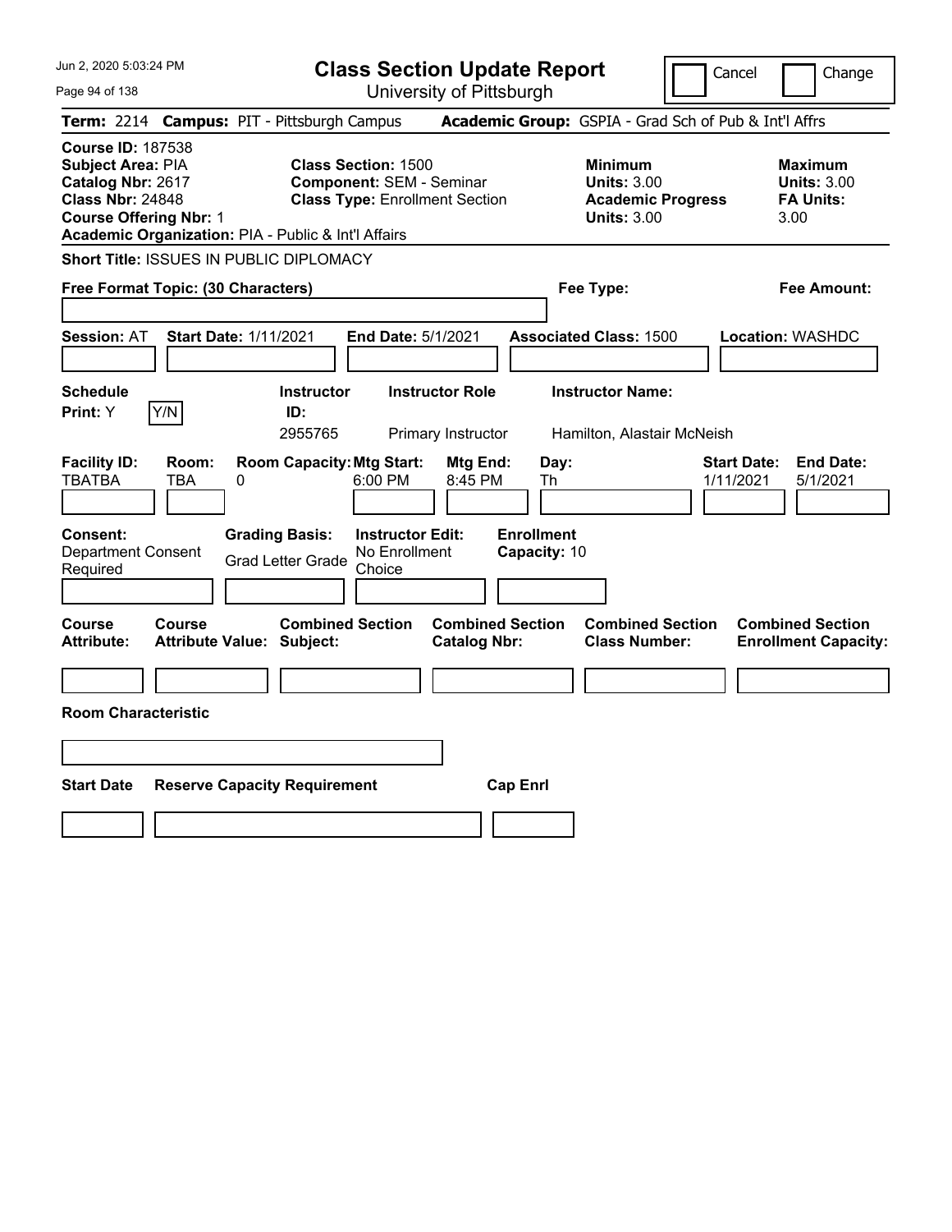# Class Section Update Report

University of Pittsburgh

Cancel | Change

**Term:** 2214 **Campus:** PIT - Pittsburgh Campus **Academic Group:** GSPIA - Grad Sch of Pub & Int'l Affrs

**Course ID:** 187538
**Subject Area:** PIA
**Catalog Nbr:** 2617
**Class Nbr:** 24848
**Course Offering Nbr:** 1
**Academic Organization:** PIA - Public & Int'l Affairs

**Class Section:** 1500
**Component:** SEM - Seminar
**Class Type:** Enrollment Section

**Minimum Units:** 3.00
**Academic Progress Units:** 3.00

**Maximum Units:** 3.00
**FA Units:** 3.00

**Short Title:** ISSUES IN PUBLIC DIPLOMACY

**Free Format Topic: (30 Characters)**

**Fee Type:**

**Fee Amount:**

**Session:** AT **Start Date:** 1/11/2021 **End Date:** 5/1/2021 **Associated Class:** 1500 **Location:** WASHDC

**Schedule Print:** Y [Y/N]

| Instructor ID | Instructor Role | Instructor Name |
|---|---|---|
| 2955765 | Primary Instructor | Hamilton, Alastair McNeish |

| Facility ID | Room | Room Capacity | Mtg Start | Mtg End | Day | Start Date | End Date |
|---|---|---|---|---|---|---|---|
| TBATBA | TBA | 0 | 6:00 PM | 8:45 PM | Th | 1/11/2021 | 5/1/2021 |

**Consent:** Department Consent Required
**Grading Basis:** Grad Letter Grade
**Instructor Edit:** No Enrollment Choice
**Enrollment Capacity:** 10

| Course Attribute | Course Attribute Value | Combined Section Subject | Combined Section Catalog Nbr | Combined Section Class Number | Combined Section Enrollment Capacity |
|---|---|---|---|---|---|
| | | | | | |

**Room Characteristic**

| Start Date | Reserve Capacity Requirement | Cap Enrl |
|---|---|---|
| | | |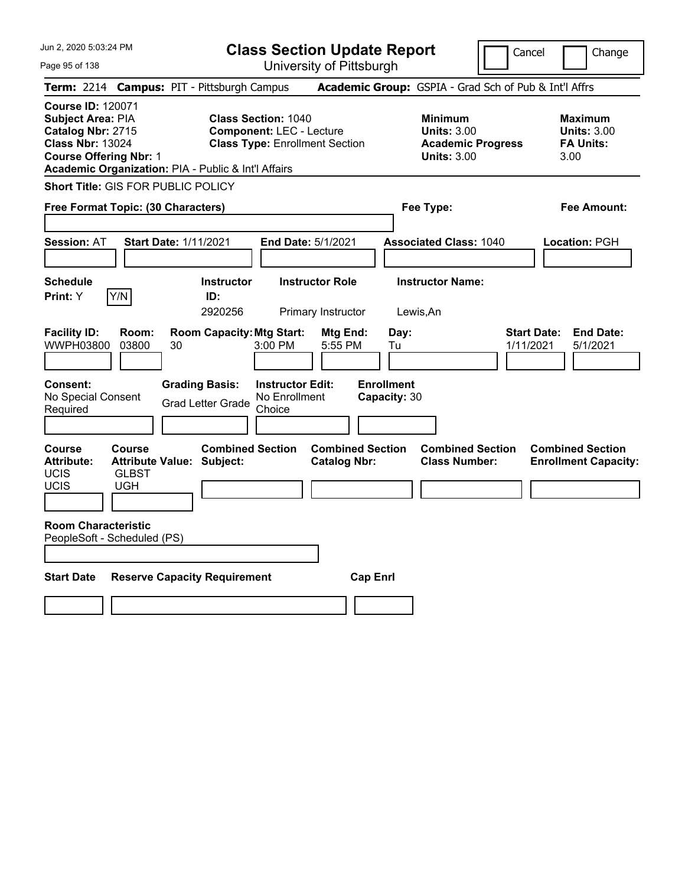# Class Section Update Report

University of Pittsburgh

Cancel | Change

**Term:** 2214 **Campus:** PIT - Pittsburgh Campus **Academic Group:** GSPIA - Grad Sch of Pub & Int'l Affrs

**Course ID:** 120071
**Subject Area:** PIA
**Catalog Nbr:** 2715
**Class Nbr:** 13024
**Course Offering Nbr:** 1
**Academic Organization:** PIA - Public & Int'l Affairs

**Class Section:** 1040
**Component:** LEC - Lecture
**Class Type:** Enrollment Section

**Minimum Units:** 3.00
**Academic Progress Units:** 3.00

**Maximum Units:** 3.00
**FA Units:** 3.00

**Short Title:** GIS FOR PUBLIC POLICY

**Free Format Topic: (30 Characters)**

**Fee Type:**

**Fee Amount:**

**Session:** AT **Start Date:** 1/11/2021 **End Date:** 5/1/2021 **Associated Class:** 1040 **Location:** PGH

**Schedule Print:** Y Y/N

| Instructor ID | Instructor Role | Instructor Name |
|---|---|---|
| 2920256 | Primary Instructor | Lewis,An |

| Facility ID | Room | Room Capacity | Mtg Start | Mtg End | Day | Start Date | End Date |
|---|---|---|---|---|---|---|---|
| WWPH03800 | 03800 | 30 | 3:00 PM | 5:55 PM | Tu | 1/11/2021 | 5/1/2021 |

**Consent:** No Special Consent Required
**Grading Basis:** Grad Letter Grade
**Instructor Edit:** No Enrollment Choice
**Enrollment Capacity:** 30

| Course Attribute | Course Attribute Value | Combined Section Subject | Combined Section Catalog Nbr | Combined Section Class Number | Combined Section Enrollment Capacity |
|---|---|---|---|---|---|
| UCIS | GLBST | | | | |
| UCIS | UGH | | | | |

**Room Characteristic**
PeopleSoft - Scheduled (PS)

**Start Date** **Reserve Capacity Requirement** **Cap Enrl**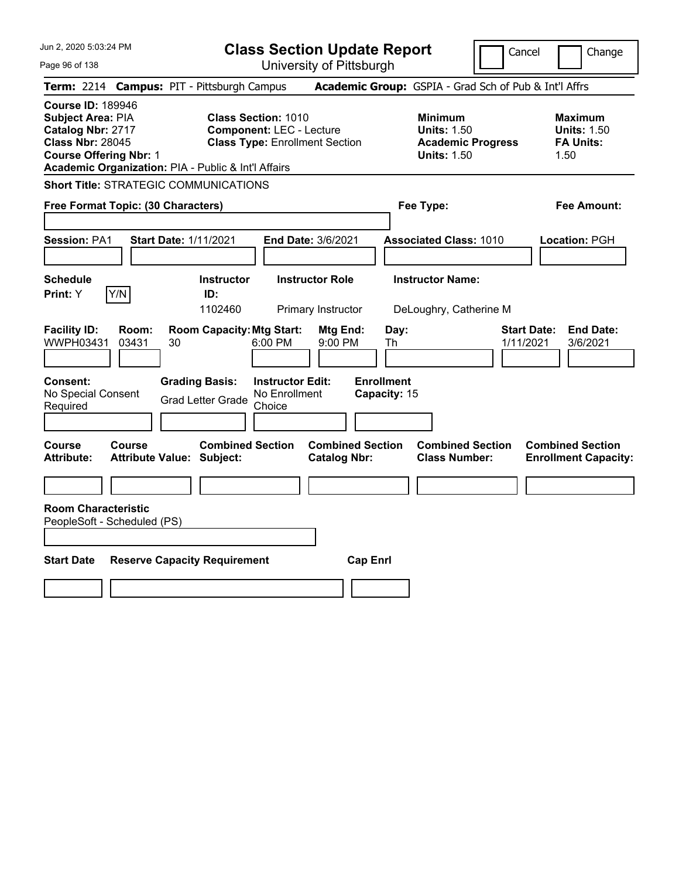# Class Section Update Report

University of Pittsburgh

Jun 2, 2020 5:03:24 PM

Cancel | Change

**Term:** 2214 **Campus:** PIT - Pittsburgh Campus **Academic Group:** GSPIA - Grad Sch of Pub & Int'l Affrs

**Course ID:** 189946
**Subject Area:** PIA
**Catalog Nbr:** 2717
**Class Nbr:** 28045
**Course Offering Nbr:** 1
**Academic Organization:** PIA - Public & Int'l Affairs

**Class Section:** 1010
**Component:** LEC - Lecture
**Class Type:** Enrollment Section

**Minimum**
**Units:** 1.50
**Academic Progress Units:** 1.50

**Maximum**
**Units:** 1.50
**FA Units:** 1.50

**Short Title:** STRATEGIC COMMUNICATIONS

**Free Format Topic: (30 Characters)**

**Fee Type:**

**Fee Amount:**

**Session:** PA1 **Start Date:** 1/11/2021 **End Date:** 3/6/2021 **Associated Class:** 1010 **Location:** PGH

| Schedule Print | Instructor ID | Instructor Role | Instructor Name |
|---|---|---|---|
| Y | 1102460 | Primary Instructor | DeLoughry, Catherine M |

| Facility ID | Room | Room Capacity | Mtg Start | Mtg End | Day | Start Date | End Date |
|---|---|---|---|---|---|---|---|
| WWPH03431 | 03431 | 30 | 6:00 PM | 9:00 PM | Th | 1/11/2021 | 3/6/2021 |

| Consent | Grading Basis | Instructor Edit | Enrollment Capacity |
|---|---|---|---|
| No Special Consent Required | Grad Letter Grade | No Enrollment Choice | 15 |

| Course Attribute | Course Attribute Value | Combined Section Subject | Combined Section Catalog Nbr | Combined Section Class Number | Combined Section Enrollment Capacity |
|---|---|---|---|---|---|
| | | | | | |

**Room Characteristic**
PeopleSoft - Scheduled (PS)

| Start Date | Reserve Capacity Requirement | Cap Enrl |
|---|---|---|
| | | |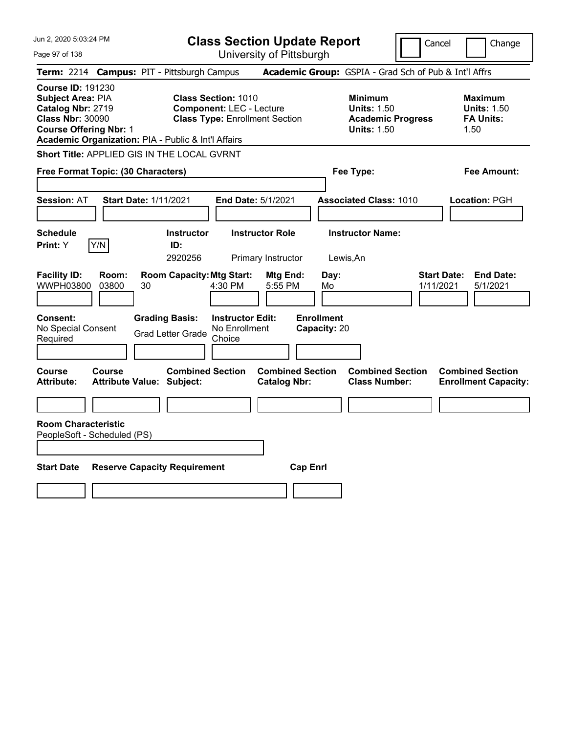# Class Section Update Report

University of Pittsburgh

Jun 2, 2020 5:03:24 PM

Cancel | Change

**Term:** 2214 **Campus:** PIT - Pittsburgh Campus **Academic Group:** GSPIA - Grad Sch of Pub & Int'l Affrs

**Course ID:** 191230
**Subject Area:** PIA
**Catalog Nbr:** 2719
**Class Nbr:** 30090
**Course Offering Nbr:** 1
**Academic Organization:** PIA - Public & Int'l Affairs

**Class Section:** 1010
**Component:** LEC - Lecture
**Class Type:** Enrollment Section

**Minimum**
**Units:** 1.50
**Academic Progress Units:** 1.50

**Maximum**
**Units:** 1.50
**FA Units:** 1.50

**Short Title:** APPLIED GIS IN THE LOCAL GVRNT

**Free Format Topic: (30 Characters)**

**Fee Type:**

**Fee Amount:**

**Session:** AT **Start Date:** 1/11/2021 **End Date:** 5/1/2021 **Associated Class:** 1010 **Location:** PGH

| Schedule Print: | Instructor ID: | Instructor Role | Instructor Name: |
|---|---|---|---|
| Y [Y/N] | 2920256 | Primary Instructor | Lewis,An |

| Facility ID: | Room: | Room Capacity: | Mtg Start: | Mtg End: | Day: | Start Date: | End Date: |
|---|---|---|---|---|---|---|---|
| WWPH03800 | 03800 | 30 | 4:30 PM | 5:55 PM | Mo | 1/11/2021 | 5/1/2021 |

| Consent: | Grading Basis: | Instructor Edit: | Enrollment Capacity: |
|---|---|---|---|
| No Special Consent Required | Grad Letter Grade | No Enrollment Choice | 20 |

| Course Attribute: | Course Attribute Value: | Combined Section Subject: | Combined Section Catalog Nbr: | Combined Section Class Number: | Combined Section Enrollment Capacity: |
|---|---|---|---|---|---|
| | | | | | |

**Room Characteristic**
PeopleSoft - Scheduled (PS)

| Start Date | Reserve Capacity Requirement | Cap Enrl |
|---|---|---|
| | | |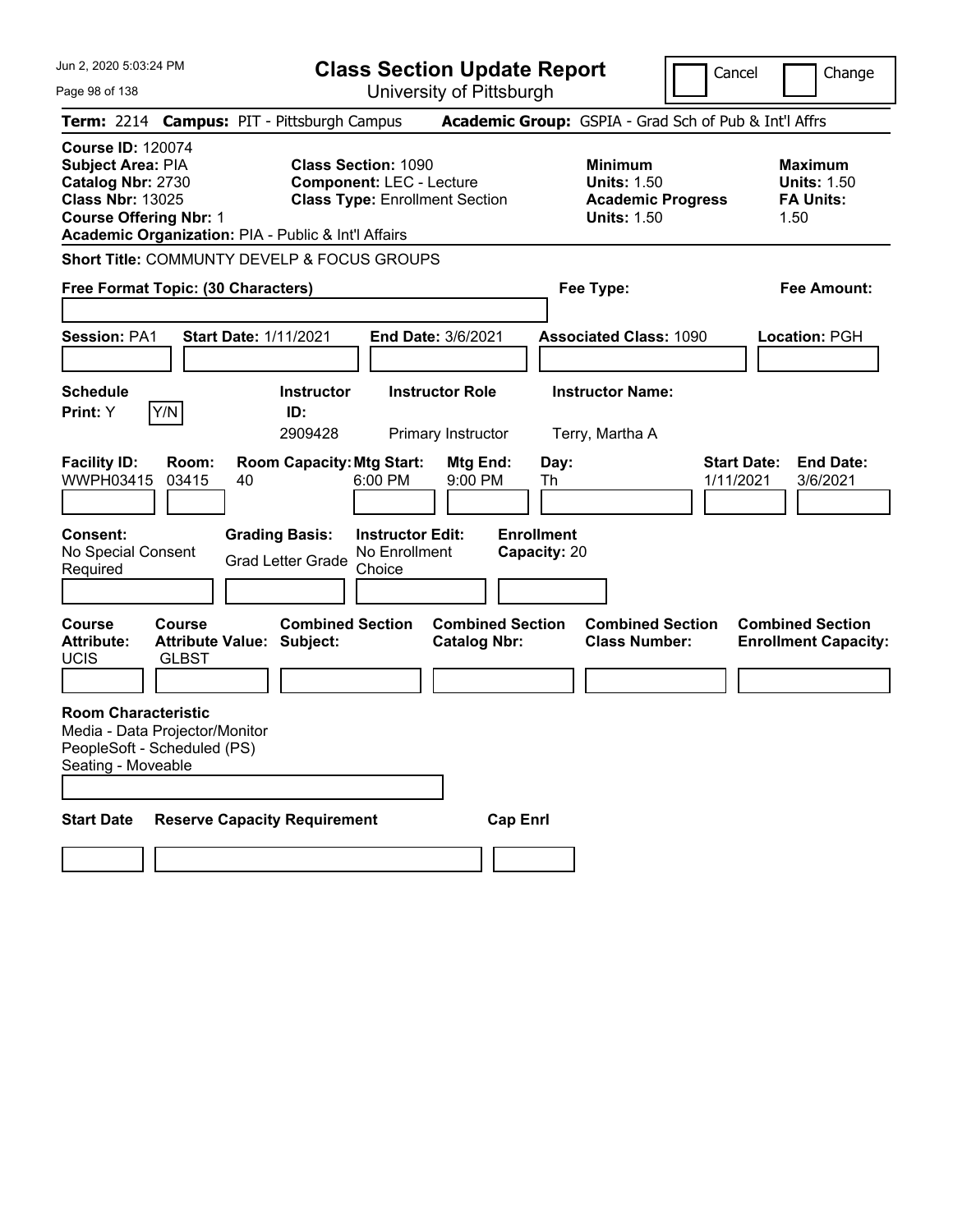# Class Section Update Report

University of Pittsburgh

Cancel | Change

**Term:** 2214 **Campus:** PIT - Pittsburgh Campus **Academic Group:** GSPIA - Grad Sch of Pub & Int'l Affrs

**Course ID:** 120074
**Subject Area:** PIA
**Catalog Nbr:** 2730
**Class Nbr:** 13025
**Course Offering Nbr:** 1
**Academic Organization:** PIA - Public & Int'l Affairs

**Class Section:** 1090
**Component:** LEC - Lecture
**Class Type:** Enrollment Section

**Minimum Units:** 1.50
**Academic Progress Units:** 1.50

**Maximum Units:** 1.50
**FA Units:** 1.50

**Short Title:** COMMUNTY DEVELP & FOCUS GROUPS

**Free Format Topic: (30 Characters)**

**Fee Type:**

**Fee Amount:**

**Session:** PA1 **Start Date:** 1/11/2021 **End Date:** 3/6/2021 **Associated Class:** 1090 **Location:** PGH

| Schedule Print: | Instructor ID: | Instructor Role | Instructor Name: |
|---|---|---|---|
| Y Y/N | 2909428 | Primary Instructor | Terry, Martha A |

| Facility ID: | Room: | Room Capacity: | Mtg Start: | Mtg End: | Day: | Start Date: | End Date: |
|---|---|---|---|---|---|---|---|
| WWPH03415 | 03415 | 40 | 6:00 PM | 9:00 PM | Th | 1/11/2021 | 3/6/2021 |

| Consent: | Grading Basis: | Instructor Edit: | Enrollment Capacity: |
|---|---|---|---|
| No Special Consent Required | Grad Letter Grade | No Enrollment Choice | 20 |

| Course Attribute: | Course Attribute Value: | Combined Section Subject: | Combined Section Catalog Nbr: | Combined Section Class Number: | Combined Section Enrollment Capacity: |
|---|---|---|---|---|---|
| UCIS | GLBST | | | | |

**Room Characteristic**
Media - Data Projector/Monitor
PeopleSoft - Scheduled (PS)
Seating - Moveable

| Start Date | Reserve Capacity Requirement | Cap Enrl |
|---|---|---|
| | | |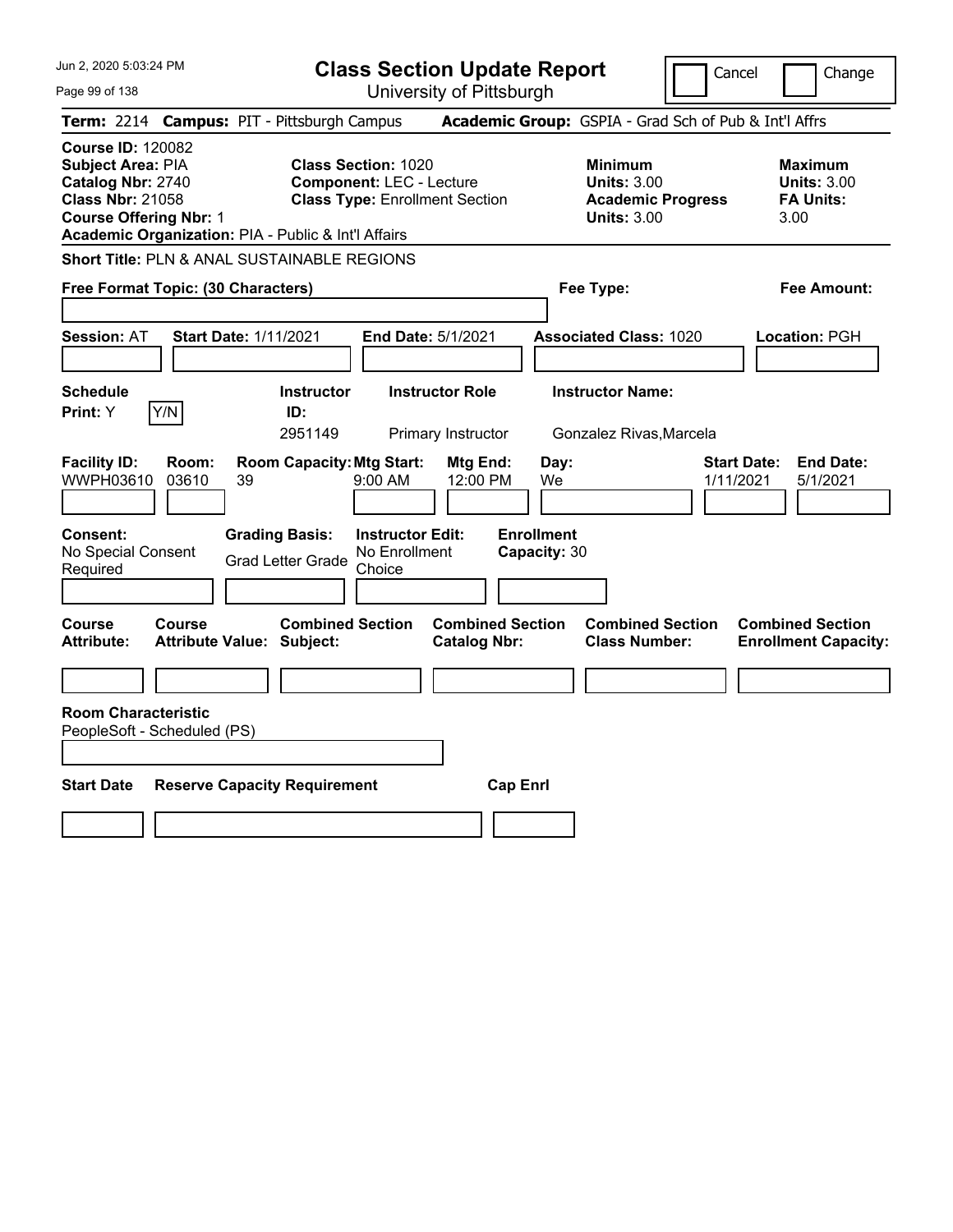# Class Section Update Report

University of Pittsburgh

Cancel | Change

**Term:** 2214 **Campus:** PIT - Pittsburgh Campus **Academic Group:** GSPIA - Grad Sch of Pub & Int'l Affrs

**Course ID:** 120082
**Subject Area:** PIA
**Catalog Nbr:** 2740
**Class Nbr:** 21058
**Course Offering Nbr:** 1
**Academic Organization:** PIA - Public & Int'l Affairs

**Class Section:** 1020
**Component:** LEC - Lecture
**Class Type:** Enrollment Section

**Minimum**
**Units:** 3.00
**Academic Progress Units:** 3.00

**Maximum**
**Units:** 3.00
**FA Units:** 3.00

**Short Title:** PLN & ANAL SUSTAINABLE REGIONS

**Free Format Topic: (30 Characters)**

**Fee Type:**

**Fee Amount:**

**Session:** AT **Start Date:** 1/11/2021 **End Date:** 5/1/2021 **Associated Class:** 1020 **Location:** PGH

| Schedule Print | Instructor ID | Instructor Role | Instructor Name |
|---|---|---|---|
| Y Y/N | 2951149 | Primary Instructor | Gonzalez Rivas,Marcela |

| Facility ID | Room | Room Capacity | Mtg Start | Mtg End | Day | Start Date | End Date |
|---|---|---|---|---|---|---|---|
| WWPH03610 | 03610 | 39 | 9:00 AM | 12:00 PM | We | 1/11/2021 | 5/1/2021 |

**Consent:** No Special Consent Required
**Grading Basis:** Grad Letter Grade
**Instructor Edit:** No Enrollment Choice
**Enrollment Capacity:** 30

| Course Attribute | Course Attribute Value | Combined Section Subject | Combined Section Catalog Nbr | Combined Section Class Number | Combined Section Enrollment Capacity |
|---|---|---|---|---|---|
| | | | | | |

**Room Characteristic**
PeopleSoft - Scheduled (PS)

| Start Date | Reserve Capacity Requirement | Cap Enrl |
|---|---|---|
| | | |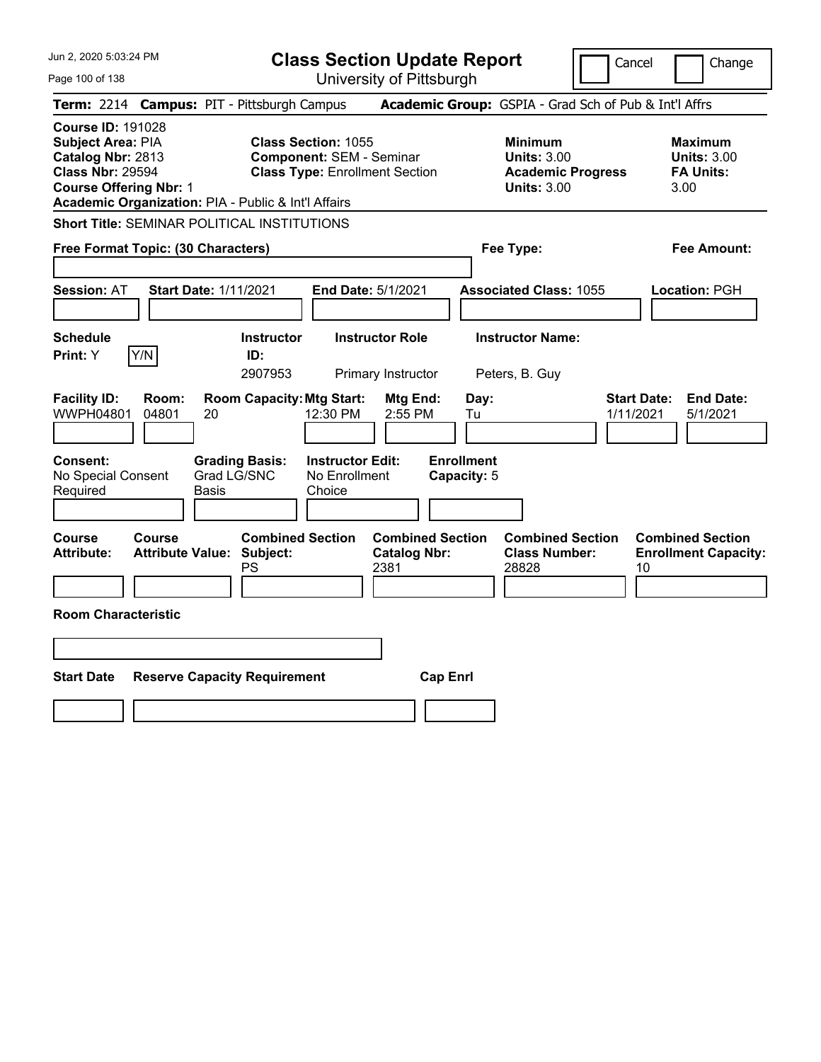# Class Section Update Report

University of Pittsburgh

Jun 2, 2020 5:03:24 PM

Cancel | Change

**Term:** 2214 **Campus:** PIT - Pittsburgh Campus **Academic Group:** GSPIA - Grad Sch of Pub & Int'l Affrs

**Course ID:** 191028
**Subject Area:** PIA
**Catalog Nbr:** 2813
**Class Nbr:** 29594
**Course Offering Nbr:** 1
**Academic Organization:** PIA - Public & Int'l Affairs

**Class Section:** 1055
**Component:** SEM - Seminar
**Class Type:** Enrollment Section

**Minimum Units:** 3.00
**Academic Progress Units:** 3.00

**Maximum Units:** 3.00
**FA Units:** 3.00

**Short Title:** SEMINAR POLITICAL INSTITUTIONS

**Free Format Topic: (30 Characters)**

**Fee Type:**

**Fee Amount:**

**Session:** AT **Start Date:** 1/11/2021 **End Date:** 5/1/2021 **Associated Class:** 1055 **Location:** PGH

| Schedule Print | Instructor ID | Instructor Role | Instructor Name |
|---|---|---|---|
| Y (Y/N) | 2907953 | Primary Instructor | Peters, B. Guy |

| Facility ID | Room | Room Capacity | Mtg Start | Mtg End | Day | Start Date | End Date |
|---|---|---|---|---|---|---|---|
| WWPH04801 | 04801 | 20 | 12:30 PM | 2:55 PM | Tu | 1/11/2021 | 5/1/2021 |

**Consent:** No Special Consent Required
**Grading Basis:** Grad LG/SNC Basis
**Instructor Edit:** No Enrollment Choice
**Enrollment Capacity:** 5

| Course Attribute | Course Attribute Value | Combined Section Subject | Combined Section Catalog Nbr | Combined Section Class Number | Combined Section Enrollment Capacity |
|---|---|---|---|---|---|
| | | PS | 2381 | 28828 | 10 |

**Room Characteristic**

| Start Date | Reserve Capacity Requirement | Cap Enrl |
|---|---|---|
| | | |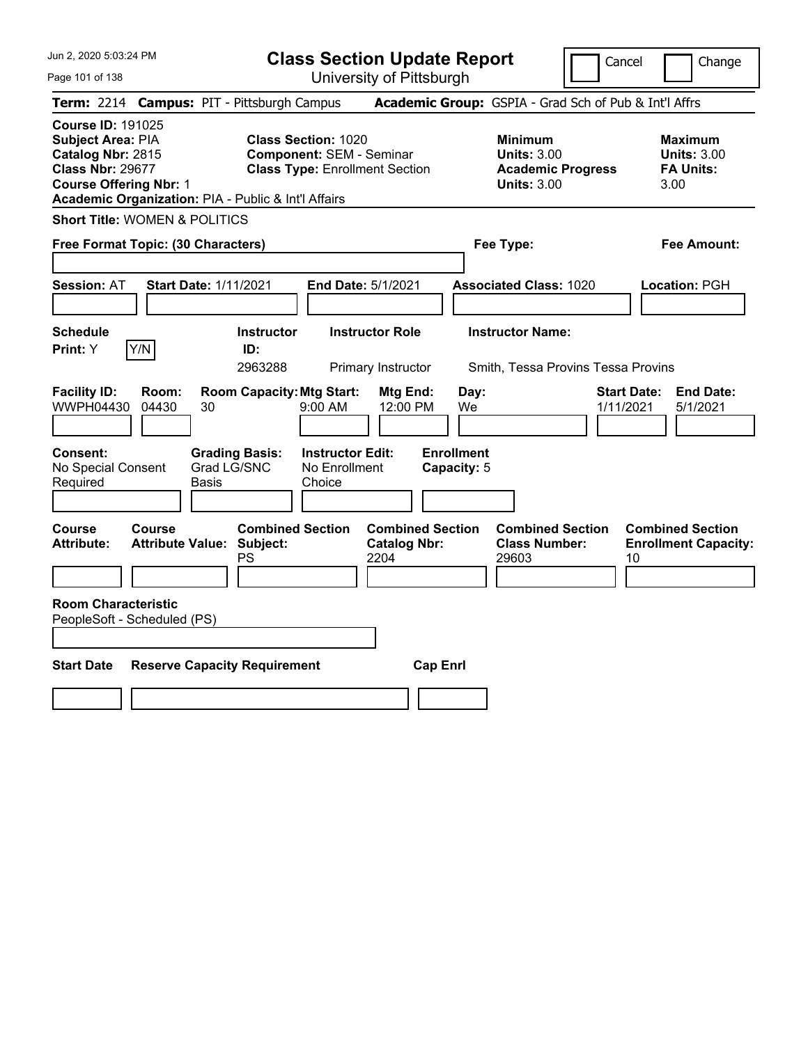# Class Section Update Report

University of Pittsburgh

Cancel | Change

**Term:** 2214 **Campus:** PIT - Pittsburgh Campus **Academic Group:** GSPIA - Grad Sch of Pub & Int'l Affrs

**Course ID:** 191025
**Subject Area:** PIA
**Catalog Nbr:** 2815
**Class Nbr:** 29677
**Course Offering Nbr:** 1
**Academic Organization:** PIA - Public & Int'l Affairs

**Class Section:** 1020
**Component:** SEM - Seminar
**Class Type:** Enrollment Section

**Minimum Units:** 3.00
**Academic Progress Units:** 3.00

**Maximum Units:** 3.00
**FA Units:** 3.00

**Short Title:** WOMEN & POLITICS

**Free Format Topic: (30 Characters)**

**Fee Type:**

**Fee Amount:**

**Session:** AT **Start Date:** 1/11/2021 **End Date:** 5/1/2021 **Associated Class:** 1020 **Location:** PGH

**Schedule Print:** Y [Y/N]

| Instructor ID | Instructor Role | Instructor Name |
|---|---|---|
| 2963288 | Primary Instructor | Smith, Tessa Provins Tessa Provins |

| Facility ID | Room | Room Capacity | Mtg Start | Mtg End | Day | Start Date | End Date |
|---|---|---|---|---|---|---|---|
| WWPH04430 | 04430 | 30 | 9:00 AM | 12:00 PM | We | 1/11/2021 | 5/1/2021 |

**Consent:** No Special Consent Required
**Grading Basis:** Grad LG/SNC Basis
**Instructor Edit:** No Enrollment Choice
**Enrollment Capacity:** 5

| Course Attribute | Course Attribute Value | Combined Section Subject | Combined Section Catalog Nbr | Combined Section Class Number | Combined Section Enrollment Capacity |
|---|---|---|---|---|---|
| | | PS | 2204 | 29603 | 10 |

**Room Characteristic**
PeopleSoft - Scheduled (PS)

| Start Date | Reserve Capacity Requirement | Cap Enrl |
|---|---|---|
| | | |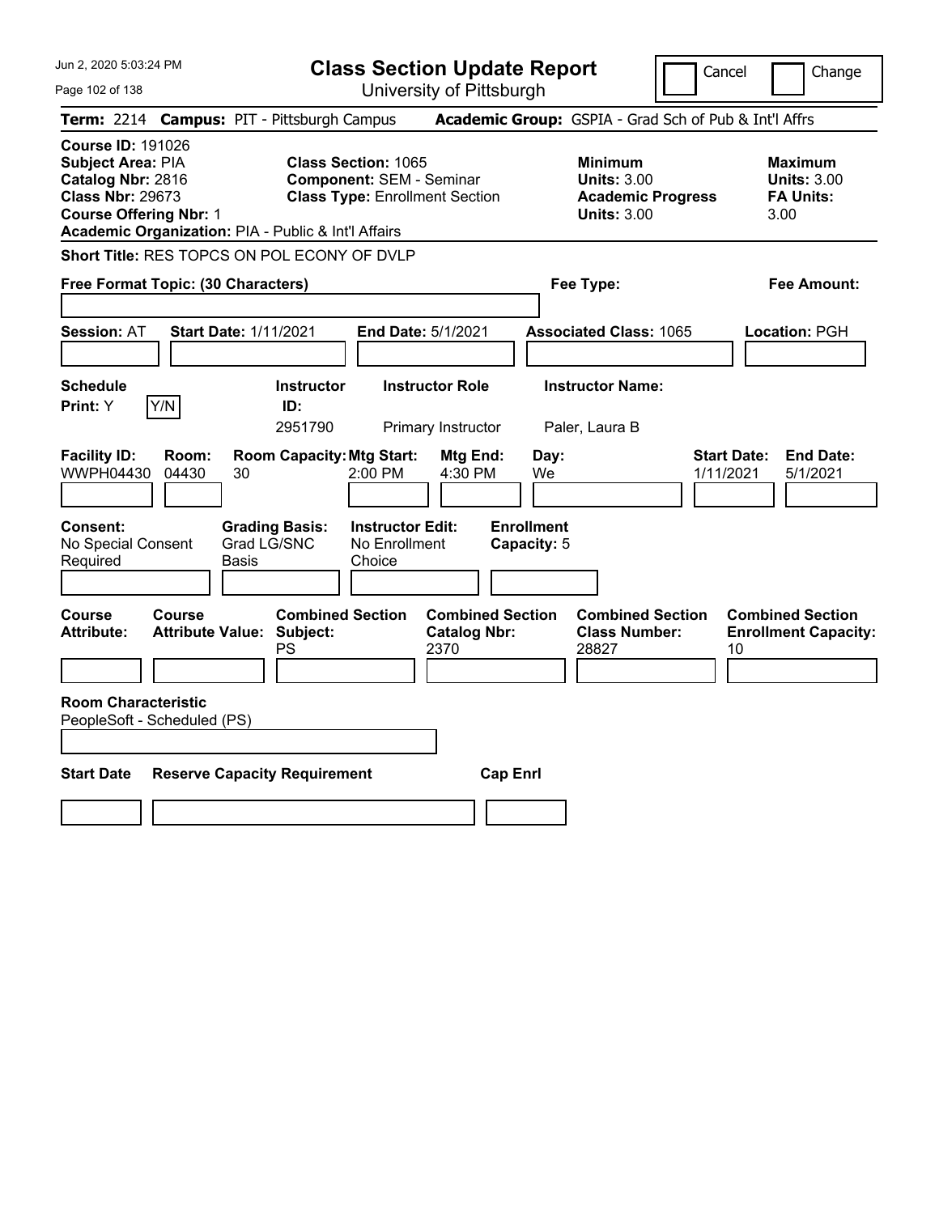# Class Section Update Report

University of Pittsburgh

Cancel | Change

**Term:** 2214 **Campus:** PIT - Pittsburgh Campus **Academic Group:** GSPIA - Grad Sch of Pub & Int'l Affrs

**Course ID:** 191026
**Subject Area:** PIA
**Catalog Nbr:** 2816
**Class Nbr:** 29673
**Course Offering Nbr:** 1
**Academic Organization:** PIA - Public & Int'l Affairs

**Class Section:** 1065
**Component:** SEM - Seminar
**Class Type:** Enrollment Section

**Minimum Units:** 3.00
**Academic Progress Units:** 3.00

**Maximum Units:** 3.00
**FA Units:** 3.00

**Short Title:** RES TOPCS ON POL ECONY OF DVLP

**Free Format Topic: (30 Characters)**

**Fee Type:**

**Fee Amount:**

**Session:** AT **Start Date:** 1/11/2021 **End Date:** 5/1/2021 **Associated Class:** 1065 **Location:** PGH

| Schedule Print | Instructor ID | Instructor Role | Instructor Name |
|---|---|---|---|
| Y | 2951790 | Primary Instructor | Paler, Laura B |

| Facility ID | Room | Room Capacity | Mtg Start | Mtg End | Day | Start Date | End Date |
|---|---|---|---|---|---|---|---|
| WWPH04430 | 04430 | 30 | 2:00 PM | 4:30 PM | We | 1/11/2021 | 5/1/2021 |

| Consent | Grading Basis | Instructor Edit | Enrollment Capacity |
|---|---|---|---|
| No Special Consent Required | Grad LG/SNC Basis | No Enrollment Choice | 5 |

| Course Attribute | Course Attribute Value | Combined Section Subject | Combined Section Catalog Nbr | Combined Section Class Number | Combined Section Enrollment Capacity |
|---|---|---|---|---|---|
| | | PS | 2370 | 28827 | 10 |

**Room Characteristic**
PeopleSoft - Scheduled (PS)

| Start Date | Reserve Capacity Requirement | Cap Enrl |
|---|---|---|
| | | |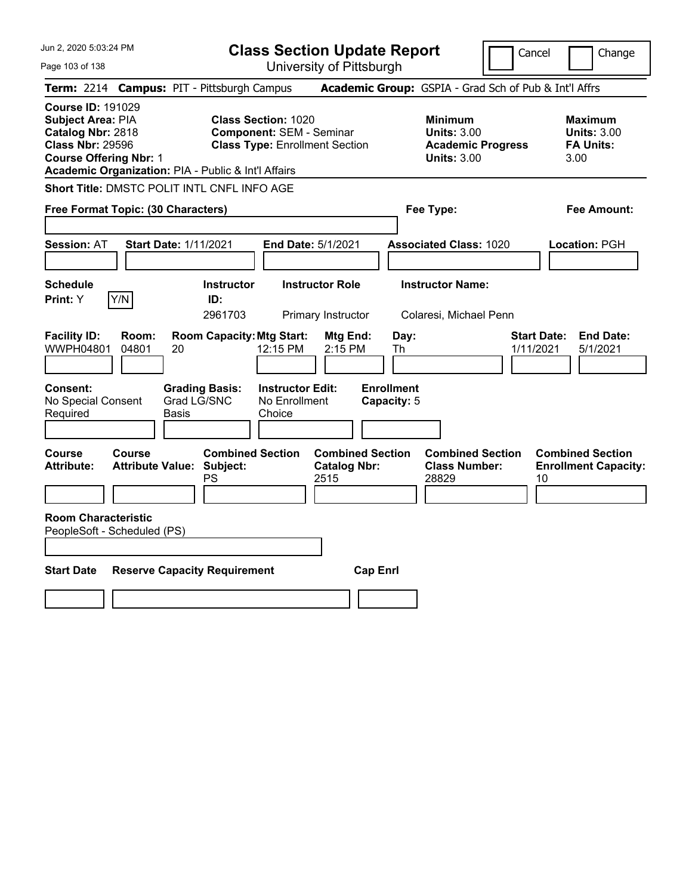# Class Section Update Report

University of Pittsburgh

Cancel | Change

**Term:** 2214 **Campus:** PIT - Pittsburgh Campus **Academic Group:** GSPIA - Grad Sch of Pub & Int'l Affrs

**Course ID:** 191029
**Subject Area:** PIA
**Catalog Nbr:** 2818
**Class Nbr:** 29596
**Course Offering Nbr:** 1
**Academic Organization:** PIA - Public & Int'l Affairs

**Class Section:** 1020
**Component:** SEM - Seminar
**Class Type:** Enrollment Section

**Minimum Units:** 3.00
**Academic Progress Units:** 3.00

**Maximum Units:** 3.00
**FA Units:** 3.00

**Short Title:** DMSTC POLIT INTL CNFL INFO AGE

**Free Format Topic: (30 Characters)**

**Fee Type:**

**Fee Amount:**

**Session:** AT **Start Date:** 1/11/2021 **End Date:** 5/1/2021 **Associated Class:** 1020 **Location:** PGH

| Schedule Print | Instructor ID | Instructor Role | Instructor Name |
|---|---|---|---|
| Y (Y/N) | 2961703 | Primary Instructor | Colaresi, Michael Penn |

| Facility ID | Room | Room Capacity | Mtg Start | Mtg End | Day | Start Date | End Date |
|---|---|---|---|---|---|---|---|
| WWPH04801 | 04801 | 20 | 12:15 PM | 2:15 PM | Th | 1/11/2021 | 5/1/2021 |

**Consent:** No Special Consent Required
**Grading Basis:** Grad LG/SNC Basis
**Instructor Edit:** No Enrollment Choice
**Enrollment Capacity:** 5

| Course Attribute | Course Attribute Value | Combined Section Subject | Combined Section Catalog Nbr | Combined Section Class Number | Combined Section Enrollment Capacity |
|---|---|---|---|---|---|
| | | PS | 2515 | 28829 | 10 |

**Room Characteristic**
PeopleSoft - Scheduled (PS)

| Start Date | Reserve Capacity Requirement | Cap Enrl |
|---|---|---|
| | | |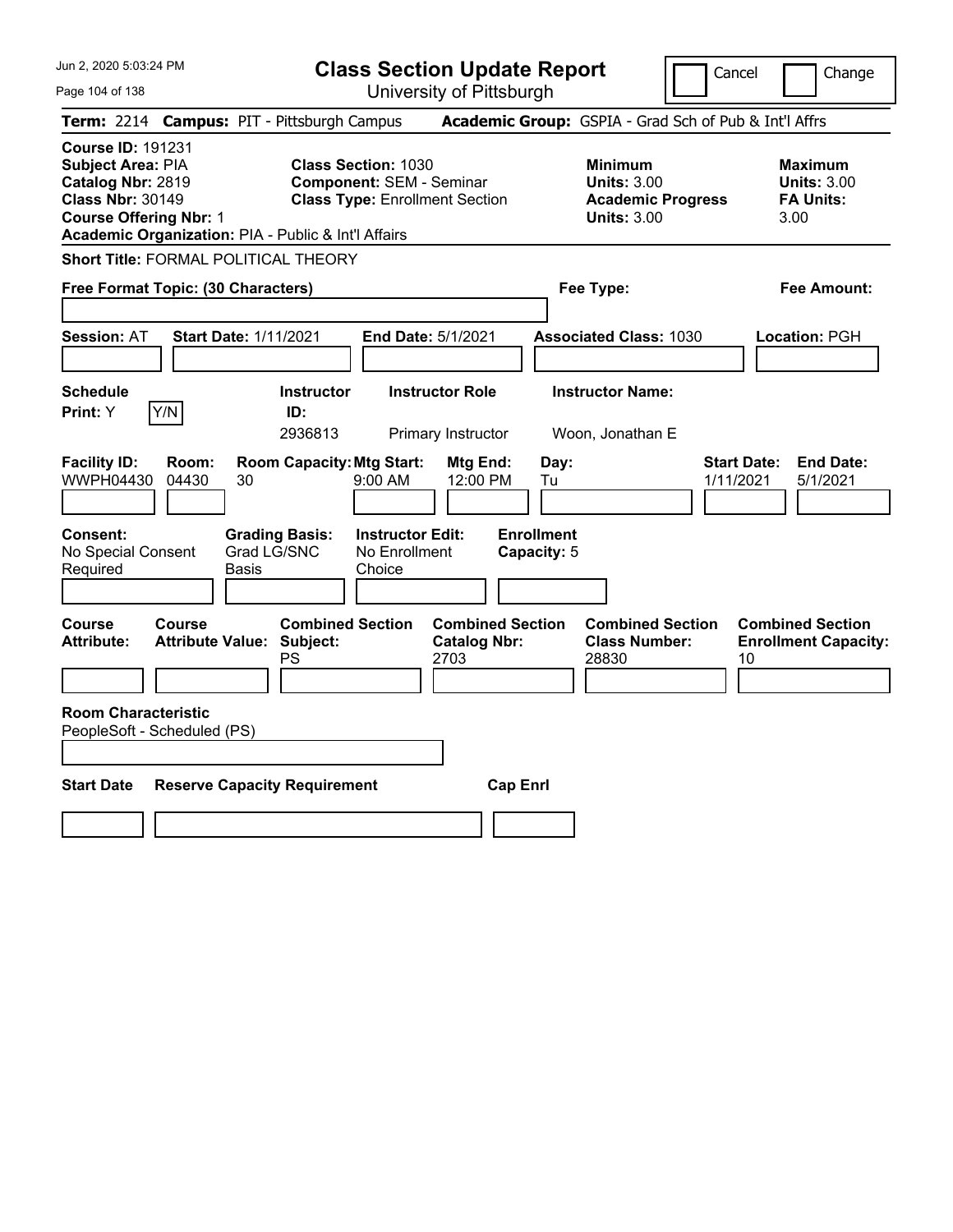# Class Section Update Report

University of Pittsburgh

Cancel | Change

**Term:** 2214 **Campus:** PIT - Pittsburgh Campus **Academic Group:** GSPIA - Grad Sch of Pub & Int'l Affrs

**Course ID:** 191231
**Subject Area:** PIA
**Catalog Nbr:** 2819
**Class Nbr:** 30149
**Course Offering Nbr:** 1
**Academic Organization:** PIA - Public & Int'l Affairs

**Class Section:** 1030
**Component:** SEM - Seminar
**Class Type:** Enrollment Section

**Minimum Units:** 3.00
**Academic Progress Units:** 3.00

**Maximum Units:** 3.00
**FA Units:** 3.00

**Short Title:** FORMAL POLITICAL THEORY

**Free Format Topic: (30 Characters)**

**Fee Type:**

**Fee Amount:**

**Session:** AT **Start Date:** 1/11/2021 **End Date:** 5/1/2021 **Associated Class:** 1030 **Location:** PGH

| Schedule Print | Y/N | Instructor ID | Instructor Role | Instructor Name |
|---|---|---|---|---|
| Y | | 2936813 | Primary Instructor | Woon, Jonathan E |

| Facility ID | Room | Room Capacity | Mtg Start | Mtg End | Day | Start Date | End Date |
|---|---|---|---|---|---|---|---|
| WWPH04430 | 04430 | 30 | 9:00 AM | 12:00 PM | Tu | 1/11/2021 | 5/1/2021 |

| Consent | Grading Basis | Instructor Edit | Enrollment Capacity |
|---|---|---|---|
| No Special Consent Required | Grad LG/SNC Basis | No Enrollment Choice | 5 |

| Course Attribute | Course Attribute Value | Combined Section Subject | Combined Section Catalog Nbr | Combined Section Class Number | Combined Section Enrollment Capacity |
|---|---|---|---|---|---|
| | | PS | 2703 | 28830 | 10 |

**Room Characteristic**
PeopleSoft - Scheduled (PS)

| Start Date | Reserve Capacity Requirement | Cap Enrl |
|---|---|---|
| | | |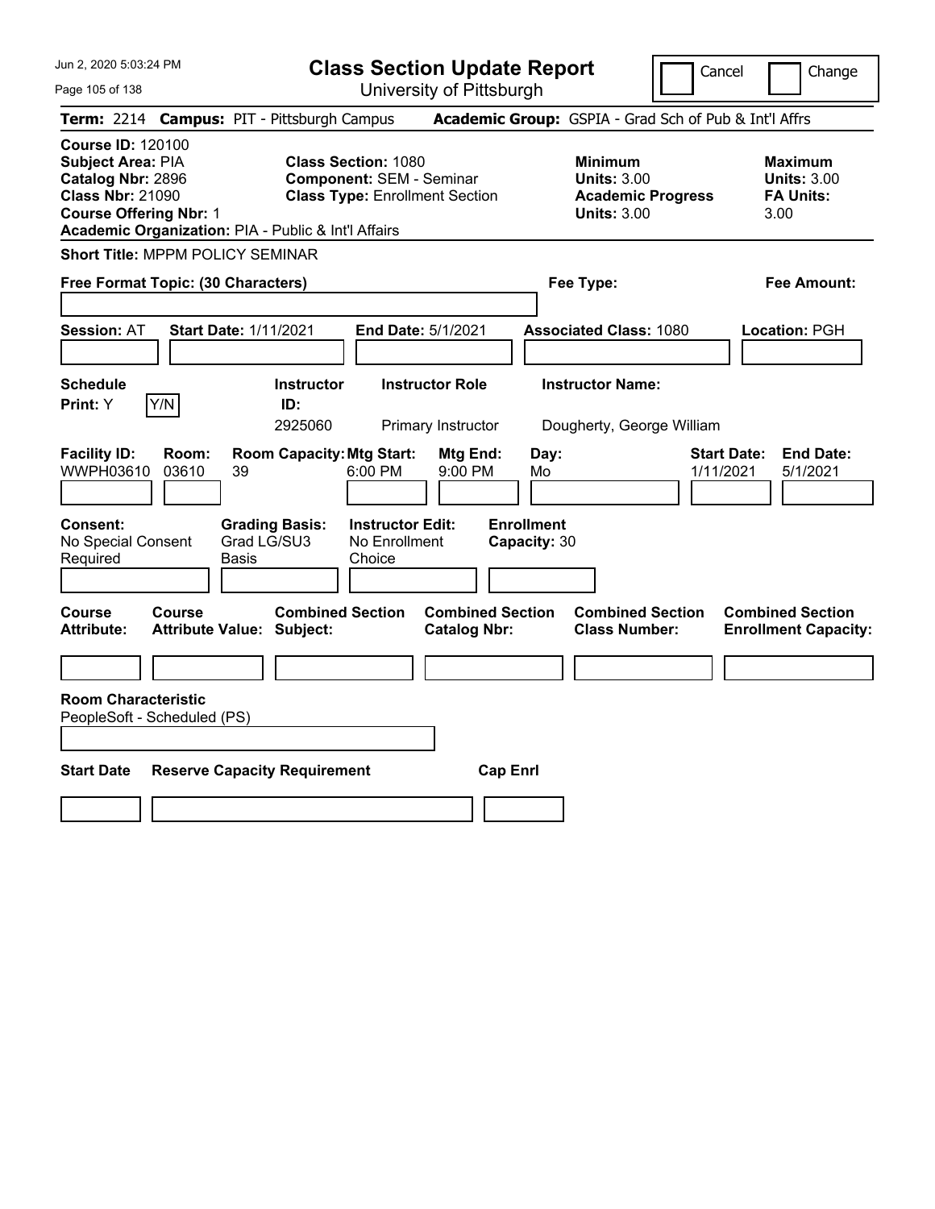# Class Section Update Report

University of Pittsburgh

Cancel Change

**Term:** 2214 **Campus:** PIT - Pittsburgh Campus **Academic Group:** GSPIA - Grad Sch of Pub & Int'l Affrs

**Course ID:** 120100
**Subject Area:** PIA
**Catalog Nbr:** 2896
**Class Nbr:** 21090
**Course Offering Nbr:** 1
**Academic Organization:** PIA - Public & Int'l Affairs

**Class Section:** 1080
**Component:** SEM - Seminar
**Class Type:** Enrollment Section

**Minimum**
**Units:** 3.00
**Academic Progress Units:** 3.00

**Maximum**
**Units:** 3.00
**FA Units:** 3.00

**Short Title:** MPPM POLICY SEMINAR

**Free Format Topic: (30 Characters)** **Fee Type:** **Fee Amount:**

**Session:** AT **Start Date:** 1/11/2021 **End Date:** 5/1/2021 **Associated Class:** 1080 **Location:** PGH

| Schedule Print: | | Instructor ID: | Instructor Role | Instructor Name: |
|---|---|---|---|---|
| Y | Y/N | 2925060 | Primary Instructor | Dougherty, George William |

| Facility ID: | Room: | Room Capacity: | Mtg Start: | Mtg End: | Day: | Start Date: | End Date: |
|---|---|---|---|---|---|---|---|
| WWPH03610 | 03610 | 39 | 6:00 PM | 9:00 PM | Mo | 1/11/2021 | 5/1/2021 |

| Consent: | Grading Basis: | Instructor Edit: | Enrollment Capacity: |
|---|---|---|---|
| No Special Consent Required | Grad LG/SU3 Basis | No Enrollment Choice | 30 |

| Course Attribute: | Course Attribute Value: | Combined Section Subject: | Combined Section Catalog Nbr: | Combined Section Class Number: | Combined Section Enrollment Capacity: |
|---|---|---|---|---|---|
| | | | | | |

**Room Characteristic**
PeopleSoft - Scheduled (PS)

| Start Date | Reserve Capacity Requirement | Cap Enrl |
|---|---|---|
| | | |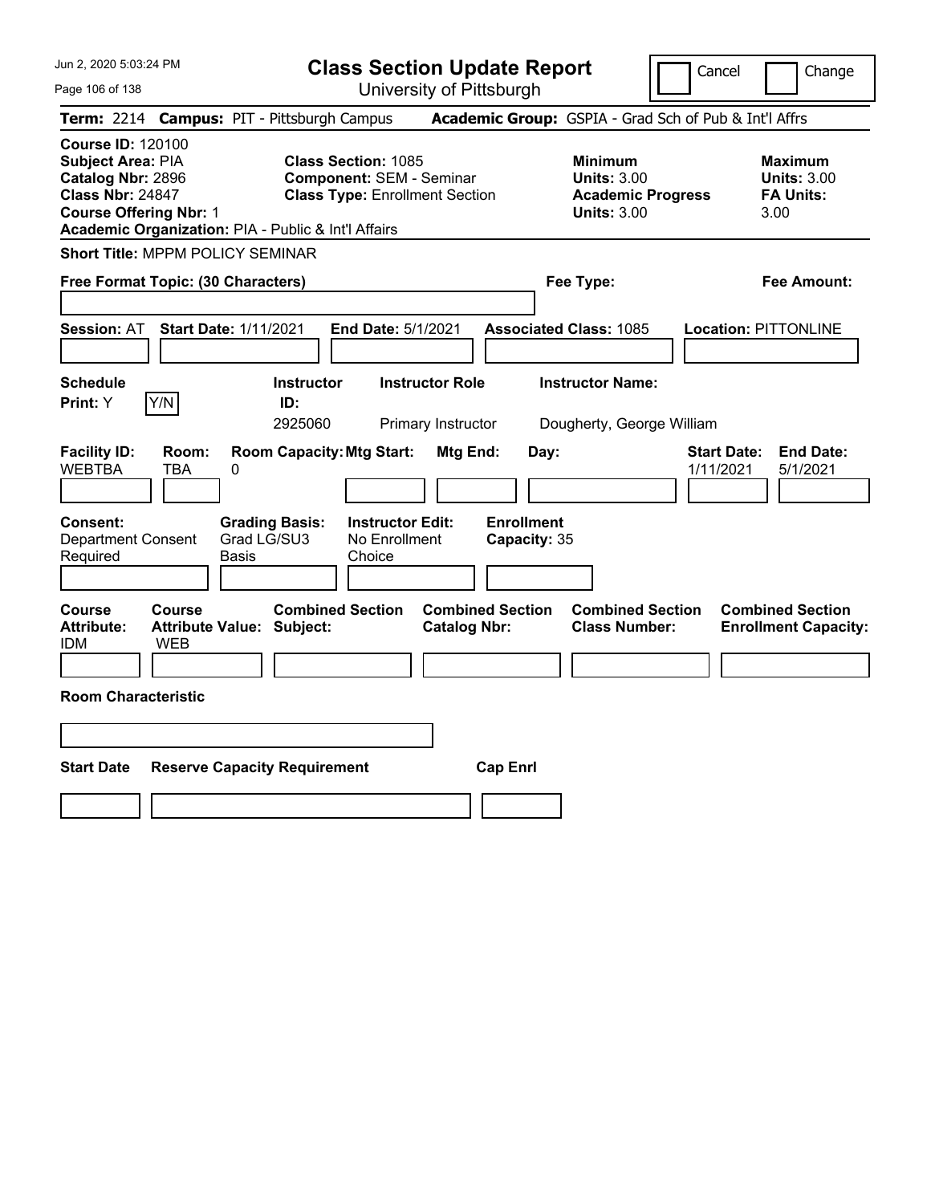# Class Section Update Report

University of Pittsburgh

Cancel | Change

**Term:** 2214 **Campus:** PIT - Pittsburgh Campus **Academic Group:** GSPIA - Grad Sch of Pub & Int'l Affrs

**Course ID:** 120100
**Subject Area:** PIA
**Catalog Nbr:** 2896
**Class Nbr:** 24847
**Course Offering Nbr:** 1
**Academic Organization:** PIA - Public & Int'l Affairs

**Class Section:** 1085
**Component:** SEM - Seminar
**Class Type:** Enrollment Section

**Minimum**
**Units:** 3.00
**Academic Progress**
**Units:** 3.00

**Maximum**
**Units:** 3.00
**FA Units:**
3.00

**Short Title:** MPPM POLICY SEMINAR

**Free Format Topic: (30 Characters)**

**Fee Type:**

**Fee Amount:**

**Session:** AT **Start Date:** 1/11/2021 **End Date:** 5/1/2021 **Associated Class:** 1085 **Location:** PITTONLINE

| Schedule Print: | | Instructor ID: | Instructor Role | Instructor Name: |
|---|---|---|---|---|
| Y | Y/N | 2925060 | Primary Instructor | Dougherty, George William |

| Facility ID: | Room: | Room Capacity: | Mtg Start: | Mtg End: | Day: | Start Date: | End Date: |
|---|---|---|---|---|---|---|---|
| WEBTBA | TBA | 0 | | | | 1/11/2021 | 5/1/2021 |

| Consent: | Grading Basis: | Instructor Edit: | Enrollment Capacity: |
|---|---|---|---|
| Department Consent Required | Grad LG/SU3 Basis | No Enrollment Choice | 35 |

| Course Attribute: | Course Attribute Value: | Combined Section Subject: | Combined Section Catalog Nbr: | Combined Section Class Number: | Combined Section Enrollment Capacity: |
|---|---|---|---|---|---|
| IDM | WEB | | | | |

**Room Characteristic**

| Start Date | Reserve Capacity Requirement | Cap Enrl |
|---|---|---|
| | | |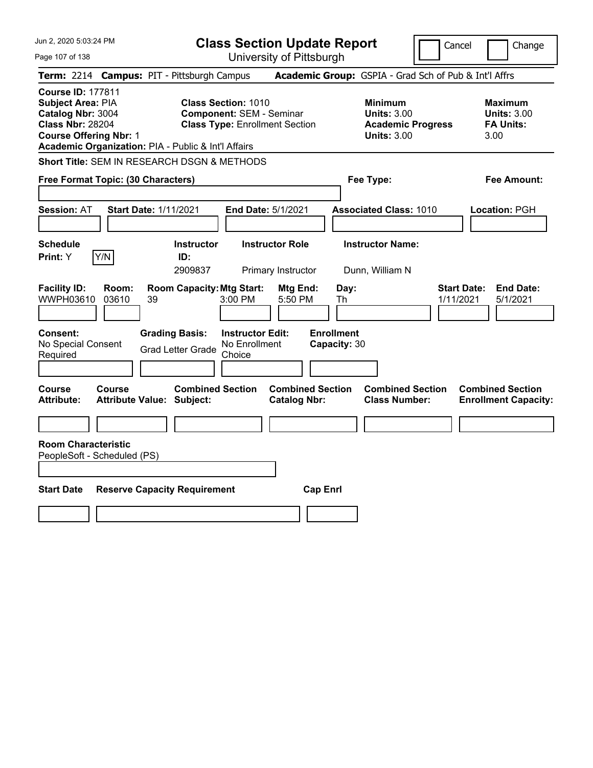# Class Section Update Report

University of Pittsburgh

Cancel | Change

**Term:** 2214 **Campus:** PIT - Pittsburgh Campus **Academic Group:** GSPIA - Grad Sch of Pub & Int'l Affrs

**Course ID:** 177811
**Subject Area:** PIA
**Catalog Nbr:** 3004
**Class Nbr:** 28204
**Course Offering Nbr:** 1
**Academic Organization:** PIA - Public & Int'l Affairs

**Class Section:** 1010
**Component:** SEM - Seminar
**Class Type:** Enrollment Section

**Minimum Units:** 3.00
**Academic Progress Units:** 3.00

**Maximum Units:** 3.00
**FA Units:** 3.00

**Short Title:** SEM IN RESEARCH DSGN & METHODS

**Free Format Topic: (30 Characters)**

**Fee Type:**

**Fee Amount:**

**Session:** AT **Start Date:** 1/11/2021 **End Date:** 5/1/2021 **Associated Class:** 1010 **Location:** PGH

| Schedule Print | Instructor ID | Instructor Role | Instructor Name |
|---|---|---|---|
| Y (Y/N) | 2909837 | Primary Instructor | Dunn, William N |

| Facility ID | Room | Room Capacity | Mtg Start | Mtg End | Day | Start Date | End Date |
|---|---|---|---|---|---|---|---|
| WWPH03610 | 03610 | 39 | 3:00 PM | 5:50 PM | Th | 1/11/2021 | 5/1/2021 |

| Consent | Grading Basis | Instructor Edit | Enrollment Capacity |
|---|---|---|---|
| No Special Consent Required | Grad Letter Grade | No Enrollment Choice | 30 |

| Course Attribute | Course Attribute Value | Combined Section Subject | Combined Section Catalog Nbr | Combined Section Class Number | Combined Section Enrollment Capacity |
|---|---|---|---|---|---|
| | | | | | |

**Room Characteristic**
PeopleSoft - Scheduled (PS)

| Start Date | Reserve Capacity Requirement | Cap Enrl |
|---|---|---|
| | | |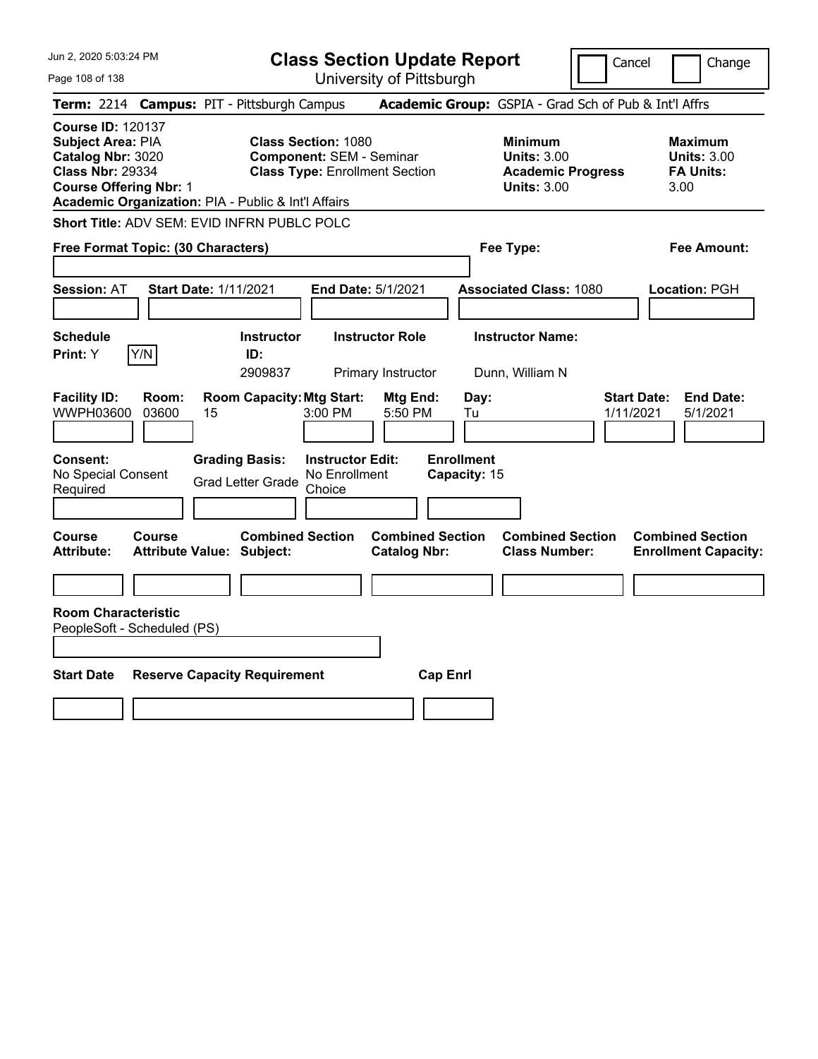# Class Section Update Report

University of Pittsburgh

Cancel ☐ Change ☐

**Term:** 2214 **Campus:** PIT - Pittsburgh Campus **Academic Group:** GSPIA - Grad Sch of Pub & Int'l Affrs

**Course ID:** 120137
**Subject Area:** PIA
**Catalog Nbr:** 3020
**Class Nbr:** 29334
**Course Offering Nbr:** 1
**Academic Organization:** PIA - Public & Int'l Affairs

**Class Section:** 1080
**Component:** SEM - Seminar
**Class Type:** Enrollment Section

**Minimum Units:** 3.00
**Academic Progress Units:** 3.00

**Maximum Units:** 3.00
**FA Units:** 3.00

**Short Title:** ADV SEM: EVID INFRN PUBLC POLC

**Free Format Topic: (30 Characters)**

**Fee Type:**

**Fee Amount:**

**Session:** AT **Start Date:** 1/11/2021 **End Date:** 5/1/2021 **Associated Class:** 1080 **Location:** PGH

| Schedule Print: | Instructor ID: | Instructor Role | Instructor Name: |
|---|---|---|---|
| Y | 2909837 | Primary Instructor | Dunn, William N |

| Facility ID: | Room: | Room Capacity: | Mtg Start: | Mtg End: | Day: | Start Date: | End Date: |
|---|---|---|---|---|---|---|---|
| WWPH03600 | 03600 | 15 | 3:00 PM | 5:50 PM | Tu | 1/11/2021 | 5/1/2021 |

**Consent:** No Special Consent Required
**Grading Basis:** Grad Letter Grade
**Instructor Edit:** No Enrollment Choice
**Enrollment Capacity:** 15

| Course Attribute: | Course Attribute Value: | Combined Section Subject: | Combined Section Catalog Nbr: | Combined Section Class Number: | Combined Section Enrollment Capacity: |
|---|---|---|---|---|---|
| | | | | | |

**Room Characteristic**
PeopleSoft - Scheduled (PS)

| Start Date | Reserve Capacity Requirement | Cap Enrl |
|---|---|---|
| | | |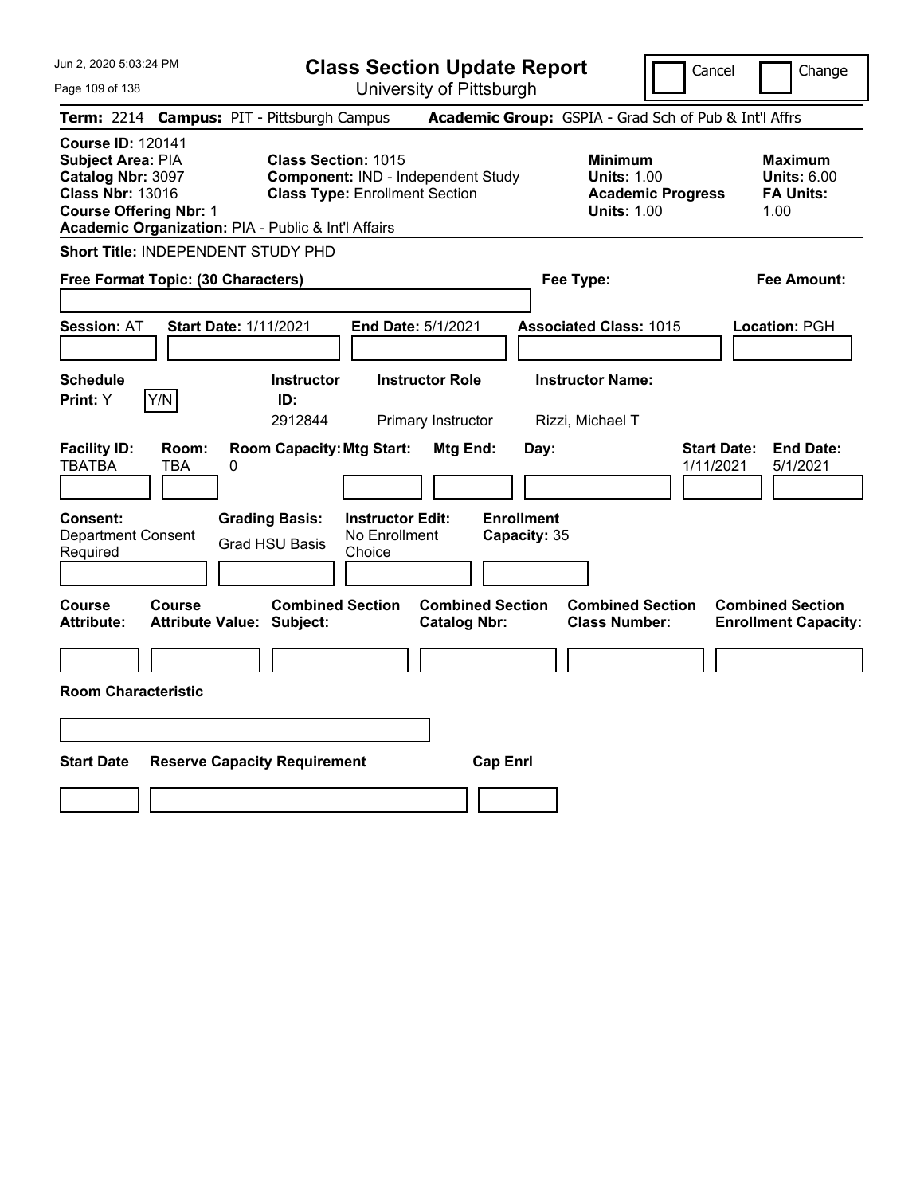Jun 2, 2020 5:03:24 PM

# Class Section Update Report

University of Pittsburgh

Cancel | Change

**Term:** 2214 **Campus:** PIT - Pittsburgh Campus **Academic Group:** GSPIA - Grad Sch of Pub & Int'l Affrs

**Course ID:** 120141
**Subject Area:** PIA
**Catalog Nbr:** 3097
**Class Nbr:** 13016
**Course Offering Nbr:** 1
**Academic Organization:** PIA - Public & Int'l Affairs

**Class Section:** 1015
**Component:** IND - Independent Study
**Class Type:** Enrollment Section

**Minimum Units:** 1.00
**Academic Progress Units:** 1.00

**Maximum Units:** 6.00
**FA Units:** 1.00

**Short Title:** INDEPENDENT STUDY PHD

**Free Format Topic: (30 Characters)**

**Fee Type:**

**Fee Amount:**

**Session:** AT **Start Date:** 1/11/2021 **End Date:** 5/1/2021 **Associated Class:** 1015 **Location:** PGH

| Schedule Print | | Instructor ID | Instructor Role | Instructor Name |
|---|---|---|---|---|
| Y | Y/N | 2912844 | Primary Instructor | Rizzi, Michael T |

| Facility ID | Room | Room Capacity | Mtg Start | Mtg End | Day | Start Date | End Date |
|---|---|---|---|---|---|---|---|
| TBATBA | TBA | 0 | | | | 1/11/2021 | 5/1/2021 |

**Consent:** Department Consent Required
**Grading Basis:** Grad HSU Basis
**Instructor Edit:** No Enrollment Choice
**Enrollment Capacity:** 35

| Course Attribute | Course Attribute Value | Combined Section Subject | Combined Section Catalog Nbr | Combined Section Class Number | Combined Section Enrollment Capacity |
|---|---|---|---|---|---|
| | | | | | |

**Room Characteristic**

| Start Date | Reserve Capacity Requirement | Cap Enrl |
|---|---|---|
| | | |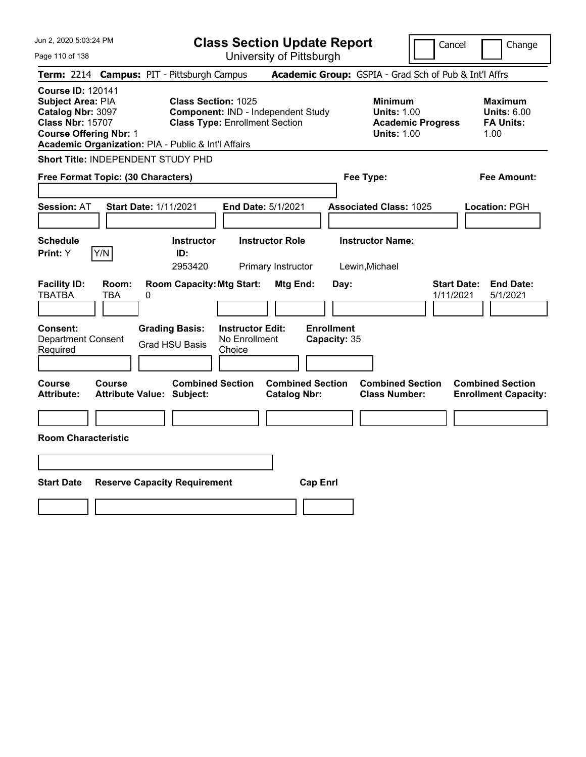# Class Section Update Report

University of Pittsburgh

Cancel | Change

**Term:** 2214 **Campus:** PIT - Pittsburgh Campus **Academic Group:** GSPIA - Grad Sch of Pub & Int'l Affrs

**Course ID:** 120141
**Subject Area:** PIA
**Catalog Nbr:** 3097
**Class Nbr:** 15707
**Course Offering Nbr:** 1
**Academic Organization:** PIA - Public & Int'l Affairs

**Class Section:** 1025
**Component:** IND - Independent Study
**Class Type:** Enrollment Section

**Minimum Units:** 1.00
**Academic Progress Units:** 1.00

**Maximum Units:** 6.00
**FA Units:** 1.00

**Short Title:** INDEPENDENT STUDY PHD

**Free Format Topic: (30 Characters)**

**Fee Type:**

**Fee Amount:**

**Session:** AT **Start Date:** 1/11/2021 **End Date:** 5/1/2021 **Associated Class:** 1025 **Location:** PGH

| Schedule Print: | | Instructor ID: | Instructor Role | Instructor Name: |
|---|---|---|---|---|
| Y | Y/N | 2953420 | Primary Instructor | Lewin,Michael |

| Facility ID: | Room: | Room Capacity: | Mtg Start: | Mtg End: | Day: | Start Date: | End Date: |
|---|---|---|---|---|---|---|---|
| TBATBA | TBA | 0 | | | | 1/11/2021 | 5/1/2021 |

| Consent: | Grading Basis: | Instructor Edit: | Enrollment Capacity: |
|---|---|---|---|
| Department Consent Required | Grad HSU Basis | No Enrollment Choice | 35 |

| Course Attribute: | Course Attribute Value: | Combined Section Subject: | Combined Section Catalog Nbr: | Combined Section Class Number: | Combined Section Enrollment Capacity: |
|---|---|---|---|---|---|
| | | | | | |

**Room Characteristic**

| Start Date | Reserve Capacity Requirement | Cap Enrl |
|---|---|---|
| | | |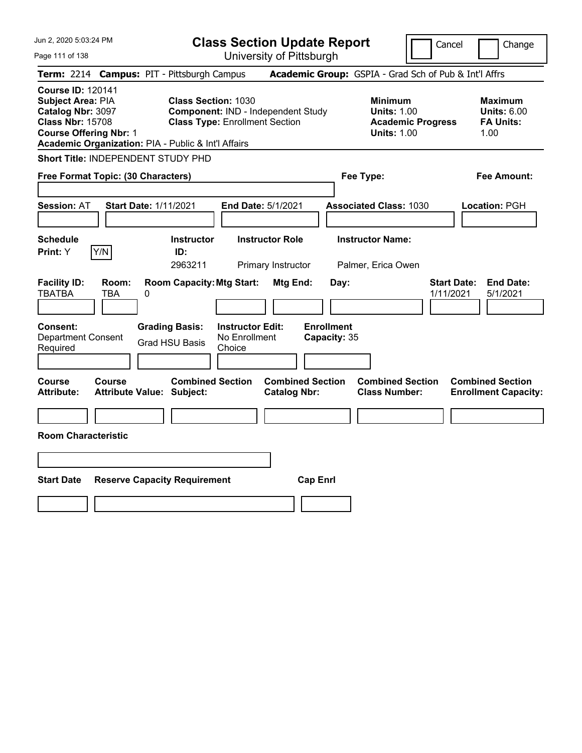# Class Section Update Report

University of Pittsburgh

Cancel | Change

**Term:** 2214 **Campus:** PIT - Pittsburgh Campus **Academic Group:** GSPIA - Grad Sch of Pub & Int'l Affrs

**Course ID:** 120141
**Subject Area:** PIA
**Catalog Nbr:** 3097
**Class Nbr:** 15708
**Course Offering Nbr:** 1
**Academic Organization:** PIA - Public & Int'l Affairs

**Class Section:** 1030
**Component:** IND - Independent Study
**Class Type:** Enrollment Section

**Minimum Units:** 1.00
**Academic Progress Units:** 1.00

**Maximum Units:** 6.00
**FA Units:** 1.00

**Short Title:** INDEPENDENT STUDY PHD

**Free Format Topic: (30 Characters)**

**Fee Type:**

**Fee Amount:**

**Session:** AT **Start Date:** 1/11/2021 **End Date:** 5/1/2021 **Associated Class:** 1030 **Location:** PGH

| Schedule Print | Instructor ID | Instructor Role | Instructor Name |
|---|---|---|---|
| Y | 2963211 | Primary Instructor | Palmer, Erica Owen |

| Facility ID | Room | Room Capacity | Mtg Start | Mtg End | Day | Start Date | End Date |
|---|---|---|---|---|---|---|---|
| TBATBA | TBA | 0 | | | | 1/11/2021 | 5/1/2021 |

**Consent:** Department Consent Required
**Grading Basis:** Grad HSU Basis
**Instructor Edit:** No Enrollment Choice
**Enrollment Capacity:** 35

| Course Attribute | Course Attribute Value | Combined Section Subject | Combined Section Catalog Nbr | Combined Section Class Number | Combined Section Enrollment Capacity |
|---|---|---|---|---|---|
| | | | | | |

**Room Characteristic**

| Start Date | Reserve Capacity Requirement | Cap Enrl |
|---|---|---|
| | | |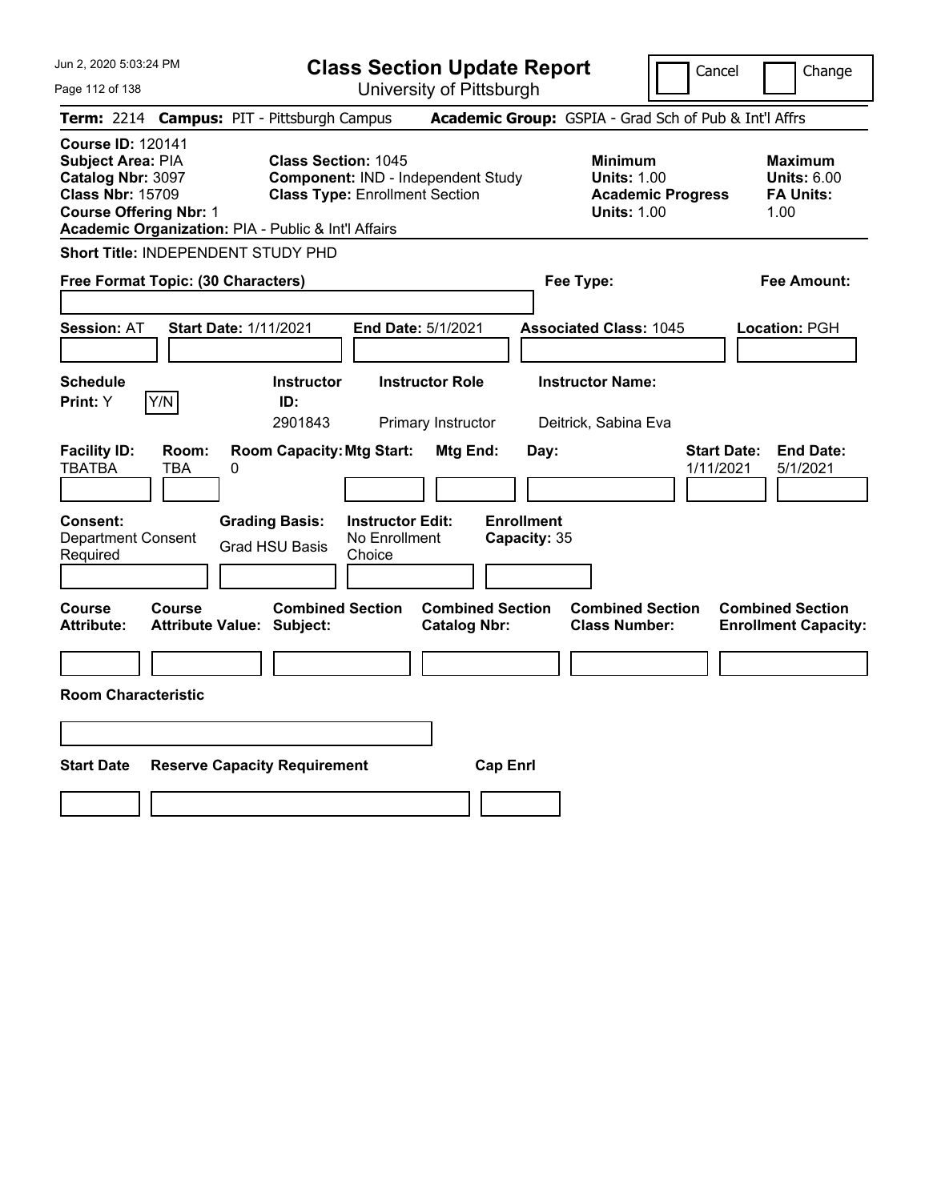# Class Section Update Report

University of Pittsburgh

Cancel | Change

**Term:** 2214 **Campus:** PIT - Pittsburgh Campus **Academic Group:** GSPIA - Grad Sch of Pub & Int'l Affrs

**Course ID:** 120141
**Subject Area:** PIA
**Catalog Nbr:** 3097
**Class Nbr:** 15709
**Course Offering Nbr:** 1
**Academic Organization:** PIA - Public & Int'l Affairs

**Class Section:** 1045
**Component:** IND - Independent Study
**Class Type:** Enrollment Section

**Minimum Units:** 1.00
**Academic Progress Units:** 1.00

**Maximum Units:** 6.00
**FA Units:** 1.00

**Short Title:** INDEPENDENT STUDY PHD

**Free Format Topic: (30 Characters)**

**Fee Type:**

**Fee Amount:**

**Session:** AT **Start Date:** 1/11/2021 **End Date:** 5/1/2021 **Associated Class:** 1045 **Location:** PGH

| Schedule Print: | Y/N | Instructor ID: | Instructor Role | Instructor Name: |
|---|---|---|---|---|
| Y | | 2901843 | Primary Instructor | Deitrick, Sabina Eva |

| Facility ID: | Room: | Room Capacity: | Mtg Start: | Mtg End: | Day: | Start Date: | End Date: |
|---|---|---|---|---|---|---|---|
| TBATBA | TBA | 0 | | | | 1/11/2021 | 5/1/2021 |

| Consent: | Grading Basis: | Instructor Edit: | Enrollment Capacity: |
|---|---|---|---|
| Department Consent Required | Grad HSU Basis | No Enrollment Choice | 35 |

| Course Attribute: | Course Attribute Value: | Combined Section Subject: | Combined Section Catalog Nbr: | Combined Section Class Number: | Combined Section Enrollment Capacity: |
|---|---|---|---|---|---|
| | | | | | |

**Room Characteristic**

| Start Date | Reserve Capacity Requirement | Cap Enrl |
|---|---|---|
| | | |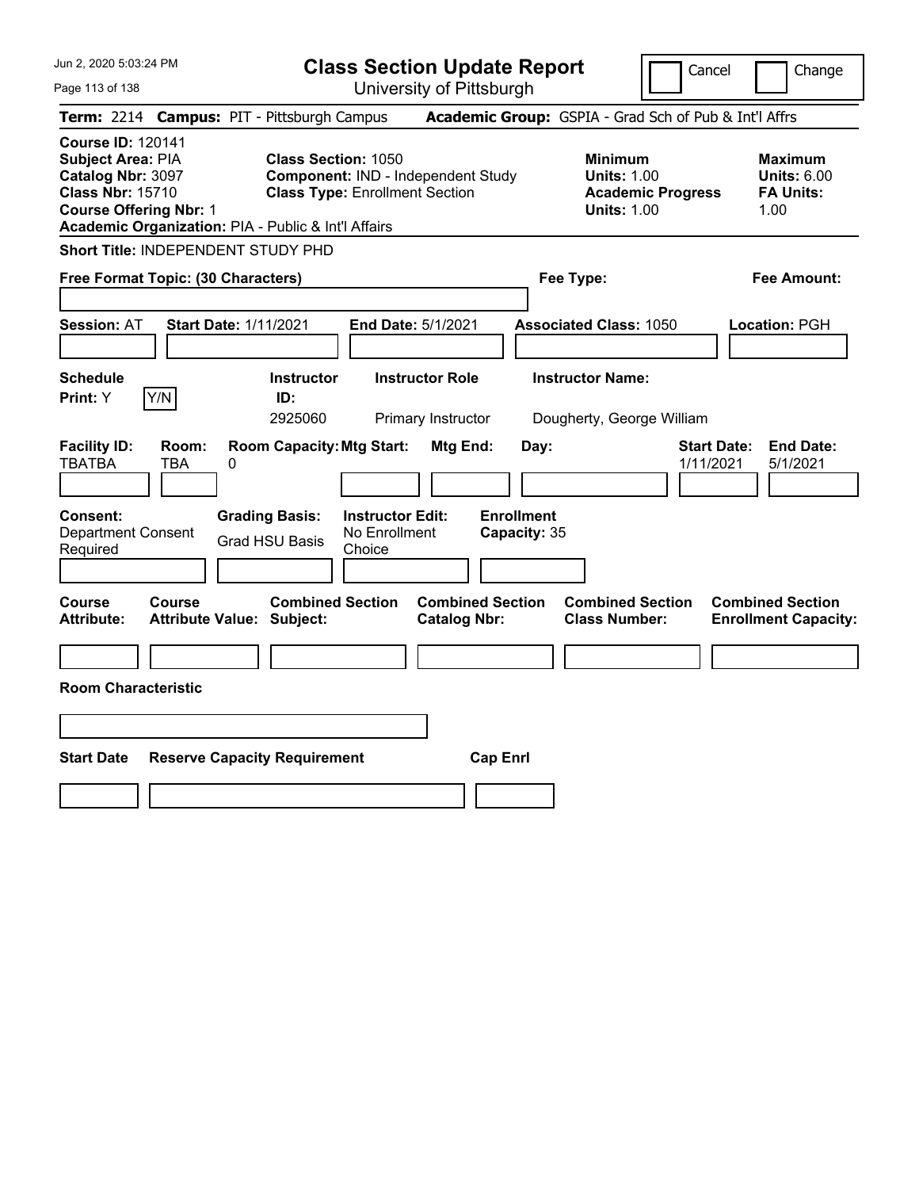# Class Section Update Report

University of Pittsburgh

Cancel | Change

**Term:** 2214 **Campus:** PIT - Pittsburgh Campus **Academic Group:** GSPIA - Grad Sch of Pub & Int'l Affrs

**Course ID:** 120141
**Subject Area:** PIA
**Catalog Nbr:** 3097
**Class Nbr:** 15710
**Course Offering Nbr:** 1
**Academic Organization:** PIA - Public & Int'l Affairs

**Class Section:** 1050
**Component:** IND - Independent Study
**Class Type:** Enrollment Section

**Minimum Units:** 1.00
**Academic Progress Units:** 1.00

**Maximum Units:** 6.00
**FA Units:** 1.00

**Short Title:** INDEPENDENT STUDY PHD

**Free Format Topic: (30 Characters)**

**Fee Type:**

**Fee Amount:**

**Session:** AT **Start Date:** 1/11/2021 **End Date:** 5/1/2021 **Associated Class:** 1050 **Location:** PGH

| Schedule Print: | Instructor ID: | Instructor Role | Instructor Name: |
|---|---|---|---|
| Y (Y/N) | 2925060 | Primary Instructor | Dougherty, George William |

| Facility ID: | Room: | Room Capacity: | Mtg Start: | Mtg End: | Day: | Start Date: | End Date: |
|---|---|---|---|---|---|---|---|
| TBATBA | TBA | 0 | | | | 1/11/2021 | 5/1/2021 |

| Consent: | Grading Basis: | Instructor Edit: | Enrollment Capacity: |
|---|---|---|---|
| Department Consent Required | Grad HSU Basis | No Enrollment Choice | 35 |

| Course Attribute: | Course Attribute Value: | Combined Section Subject: | Combined Section Catalog Nbr: | Combined Section Class Number: | Combined Section Enrollment Capacity: |
|---|---|---|---|---|---|
| | | | | | |

**Room Characteristic**

| Start Date | Reserve Capacity Requirement | Cap Enrl |
|---|---|---|
| | | |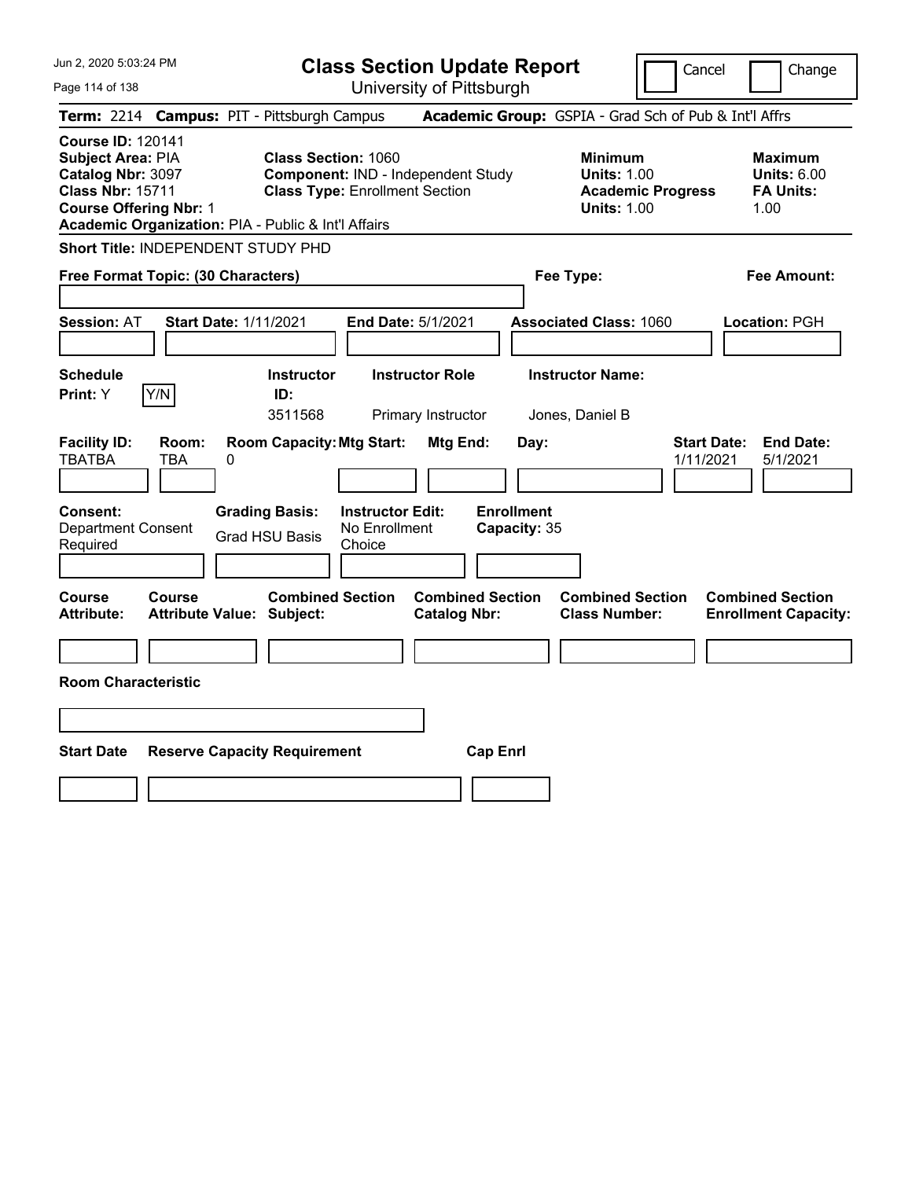# Class Section Update Report

University of Pittsburgh

Cancel | Change

**Term:** 2214 **Campus:** PIT - Pittsburgh Campus **Academic Group:** GSPIA - Grad Sch of Pub & Int'l Affrs

**Course ID:** 120141
**Subject Area:** PIA
**Catalog Nbr:** 3097
**Class Nbr:** 15711
**Course Offering Nbr:** 1
**Academic Organization:** PIA - Public & Int'l Affairs

**Class Section:** 1060
**Component:** IND - Independent Study
**Class Type:** Enrollment Section

**Minimum Units:** 1.00
**Academic Progress Units:** 1.00

**Maximum Units:** 6.00
**FA Units:** 1.00

**Short Title:** INDEPENDENT STUDY PHD

**Free Format Topic: (30 Characters)**

**Fee Type:**

**Fee Amount:**

**Session:** AT **Start Date:** 1/11/2021 **End Date:** 5/1/2021 **Associated Class:** 1060 **Location:** PGH

| Schedule Print: | Y/N | Instructor ID: | Instructor Role | Instructor Name: |
|---|---|---|---|---|
| Y | | 3511568 | Primary Instructor | Jones, Daniel B |

| Facility ID: | Room: | Room Capacity: | Mtg Start: | Mtg End: | Day: | Start Date: | End Date: |
|---|---|---|---|---|---|---|---|
| TBATBA | TBA | 0 | | | | 1/11/2021 | 5/1/2021 |

**Consent:** Department Consent Required

**Grading Basis:** Grad HSU Basis

**Instructor Edit:** No Enrollment Choice

**Enrollment Capacity:** 35

| Course Attribute: | Course Attribute Value: | Combined Section Subject: | Combined Section Catalog Nbr: | Combined Section Class Number: | Combined Section Enrollment Capacity: |
|---|---|---|---|---|---|
| | | | | | |

**Room Characteristic**

| Start Date | Reserve Capacity Requirement | Cap Enrl |
|---|---|---|
| | | |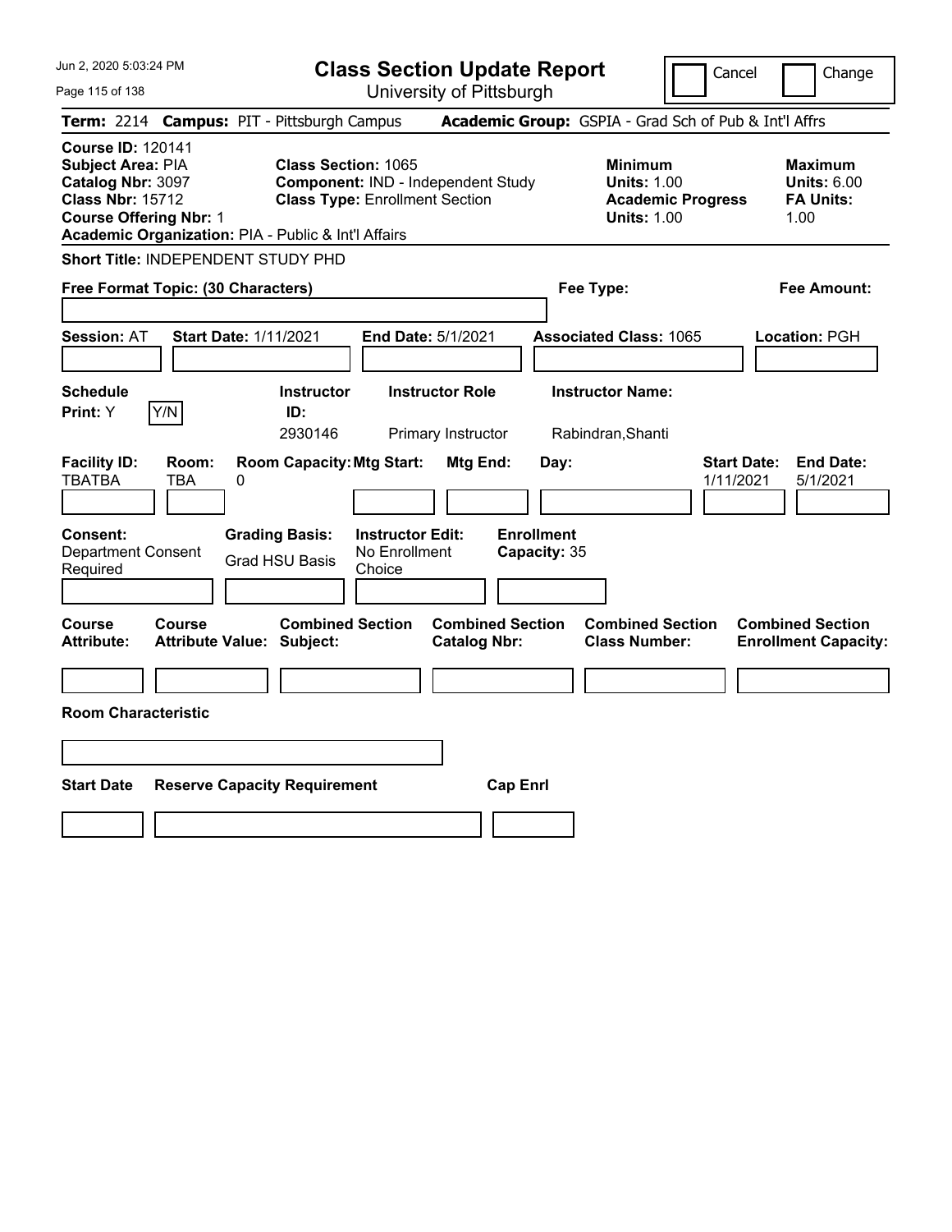# Class Section Update Report

University of Pittsburgh

Jun 2, 2020 5:03:24 PM

Cancel | Change

**Term:** 2214 **Campus:** PIT - Pittsburgh Campus **Academic Group:** GSPIA - Grad Sch of Pub & Int'l Affrs

**Course ID:** 120141
**Subject Area:** PIA
**Catalog Nbr:** 3097
**Class Nbr:** 15712
**Course Offering Nbr:** 1
**Academic Organization:** PIA - Public & Int'l Affairs

**Class Section:** 1065
**Component:** IND - Independent Study
**Class Type:** Enrollment Section

**Minimum Units:** 1.00
**Academic Progress Units:** 1.00

**Maximum Units:** 6.00
**FA Units:** 1.00

**Short Title:** INDEPENDENT STUDY PHD

**Free Format Topic: (30 Characters)**

**Fee Type:**

**Fee Amount:**

**Session:** AT **Start Date:** 1/11/2021 **End Date:** 5/1/2021 **Associated Class:** 1065 **Location:** PGH

| Schedule Print | Instructor ID | Instructor Role | Instructor Name |
|---|---|---|---|
| Y | 2930146 | Primary Instructor | Rabindran,Shanti |

| Facility ID | Room | Room Capacity | Mtg Start | Mtg End | Day | Start Date | End Date |
|---|---|---|---|---|---|---|---|
| TBATBA | TBA | 0 | | | | 1/11/2021 | 5/1/2021 |

**Consent:** Department Consent Required
**Grading Basis:** Grad HSU Basis
**Instructor Edit:** No Enrollment Choice
**Enrollment Capacity:** 35

| Course Attribute | Course Attribute Value | Combined Section Subject | Combined Section Catalog Nbr | Combined Section Class Number | Combined Section Enrollment Capacity |
|---|---|---|---|---|---|
| | | | | | |

**Room Characteristic**

| Start Date | Reserve Capacity Requirement | Cap Enrl |
|---|---|---|
| | | |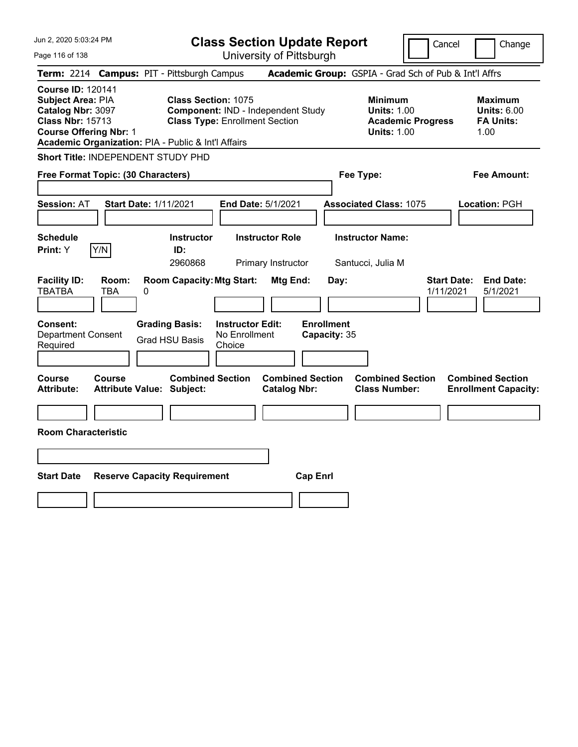# Class Section Update Report

University of Pittsburgh

Cancel | Change

**Term:** 2214 **Campus:** PIT - Pittsburgh Campus **Academic Group:** GSPIA - Grad Sch of Pub & Int'l Affrs

**Course ID:** 120141
**Subject Area:** PIA
**Catalog Nbr:** 3097
**Class Nbr:** 15713
**Course Offering Nbr:** 1
**Academic Organization:** PIA - Public & Int'l Affairs

**Class Section:** 1075
**Component:** IND - Independent Study
**Class Type:** Enrollment Section

**Minimum**
**Units:** 1.00
**Academic Progress Units:** 1.00

**Maximum**
**Units:** 6.00
**FA Units:** 1.00

**Short Title:** INDEPENDENT STUDY PHD

**Free Format Topic: (30 Characters)**

**Fee Type:**

**Fee Amount:**

**Session:** AT **Start Date:** 1/11/2021 **End Date:** 5/1/2021 **Associated Class:** 1075 **Location:** PGH

| Schedule Print: | Instructor ID: | Instructor Role | Instructor Name: |
|---|---|---|---|
| Y (Y/N) | 2960868 | Primary Instructor | Santucci, Julia M |

| Facility ID: | Room: | Room Capacity: | Mtg Start: | Mtg End: | Day: | Start Date: | End Date: |
|---|---|---|---|---|---|---|---|
| TBATBA | TBA | 0 | | | | 1/11/2021 | 5/1/2021 |

| Consent: | Grading Basis: | Instructor Edit: | Enrollment Capacity: |
|---|---|---|---|
| Department Consent Required | Grad HSU Basis | No Enrollment Choice | 35 |

| Course Attribute: | Course Attribute Value: | Combined Section Subject: | Combined Section Catalog Nbr: | Combined Section Class Number: | Combined Section Enrollment Capacity: |
|---|---|---|---|---|---|
| | | | | | |

**Room Characteristic**

| Start Date | Reserve Capacity Requirement | Cap Enrl |
|---|---|---|
| | | |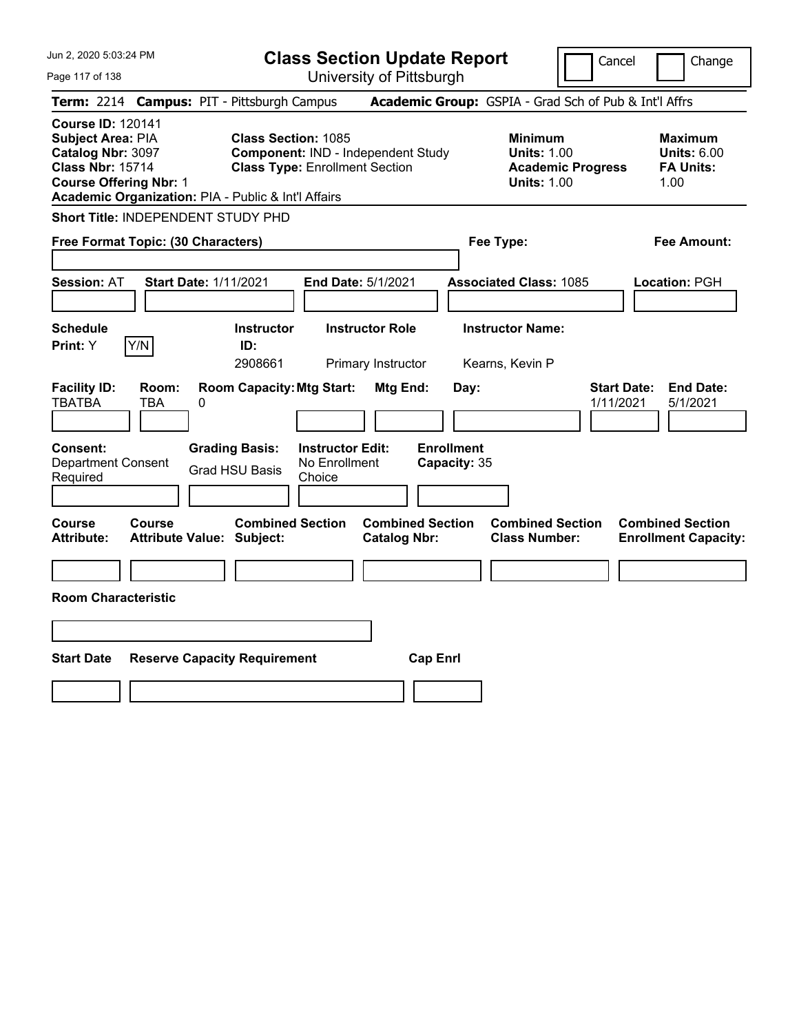# Class Section Update Report

University of Pittsburgh

Cancel | Change

**Term:** 2214 **Campus:** PIT - Pittsburgh Campus **Academic Group:** GSPIA - Grad Sch of Pub & Int'l Affrs

**Course ID:** 120141
**Subject Area:** PIA
**Catalog Nbr:** 3097
**Class Nbr:** 15714
**Course Offering Nbr:** 1
**Academic Organization:** PIA - Public & Int'l Affairs

**Class Section:** 1085
**Component:** IND - Independent Study
**Class Type:** Enrollment Section

**Minimum Units:** 1.00
**Academic Progress Units:** 1.00

**Maximum Units:** 6.00
**FA Units:** 1.00

**Short Title:** INDEPENDENT STUDY PHD

**Free Format Topic: (30 Characters)**

**Fee Type:**

**Fee Amount:**

**Session:** AT **Start Date:** 1/11/2021 **End Date:** 5/1/2021 **Associated Class:** 1085 **Location:** PGH

| Schedule Print: | Instructor ID: | Instructor Role | Instructor Name: |
|---|---|---|---|
| Y | 2908661 | Primary Instructor | Kearns, Kevin P |

| Facility ID: | Room: | Room Capacity: | Mtg Start: | Mtg End: | Day: | Start Date: | End Date: |
|---|---|---|---|---|---|---|---|
| TBATBA | TBA | 0 | | | | 1/11/2021 | 5/1/2021 |

| Consent: | Grading Basis: | Instructor Edit: | Enrollment Capacity: |
|---|---|---|---|
| Department Consent Required | Grad HSU Basis | No Enrollment Choice | 35 |

| Course Attribute: | Course Attribute Value: | Combined Section Subject: | Combined Section Catalog Nbr: | Combined Section Class Number: | Combined Section Enrollment Capacity: |
|---|---|---|---|---|---|
| | | | | | |

**Room Characteristic**

| Start Date | Reserve Capacity Requirement | Cap Enrl |
|---|---|---|
| | | |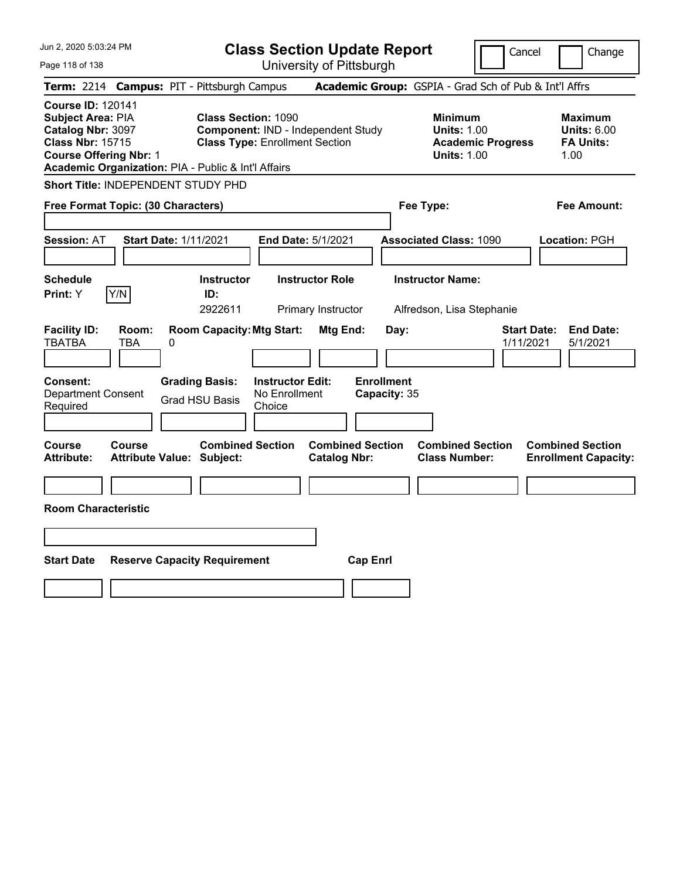# Class Section Update Report

University of Pittsburgh

Cancel | Change

**Term:** 2214 **Campus:** PIT - Pittsburgh Campus **Academic Group:** GSPIA - Grad Sch of Pub & Int'l Affrs

**Course ID:** 120141
**Subject Area:** PIA
**Catalog Nbr:** 3097
**Class Nbr:** 15715
**Course Offering Nbr:** 1
**Academic Organization:** PIA - Public & Int'l Affairs

**Class Section:** 1090
**Component:** IND - Independent Study
**Class Type:** Enrollment Section

**Minimum Units:** 1.00
**Academic Progress Units:** 1.00

**Maximum Units:** 6.00
**FA Units:** 1.00

**Short Title:** INDEPENDENT STUDY PHD

**Free Format Topic: (30 Characters)**

**Fee Type:**

**Fee Amount:**

**Session:** AT **Start Date:** 1/11/2021 **End Date:** 5/1/2021 **Associated Class:** 1090 **Location:** PGH

| Schedule Print: | | Instructor ID: | Instructor Role | Instructor Name: |
|---|---|---|---|---|
| Y | Y/N | 2922611 | Primary Instructor | Alfredson, Lisa Stephanie |

| Facility ID: | Room: | Room Capacity: | Mtg Start: | Mtg End: | Day: | Start Date: | End Date: |
|---|---|---|---|---|---|---|---|
| TBATBA | TBA | 0 | | | | 1/11/2021 | 5/1/2021 |

| Consent: | Grading Basis: | Instructor Edit: | Enrollment Capacity: |
|---|---|---|---|
| Department Consent Required | Grad HSU Basis | No Enrollment Choice | 35 |

| Course Attribute: | Course Attribute Value: | Combined Section Subject: | Combined Section Catalog Nbr: | Combined Section Class Number: | Combined Section Enrollment Capacity: |
|---|---|---|---|---|---|
| | | | | | |

**Room Characteristic**

| Start Date | Reserve Capacity Requirement | Cap Enrl |
|---|---|---|
| | | |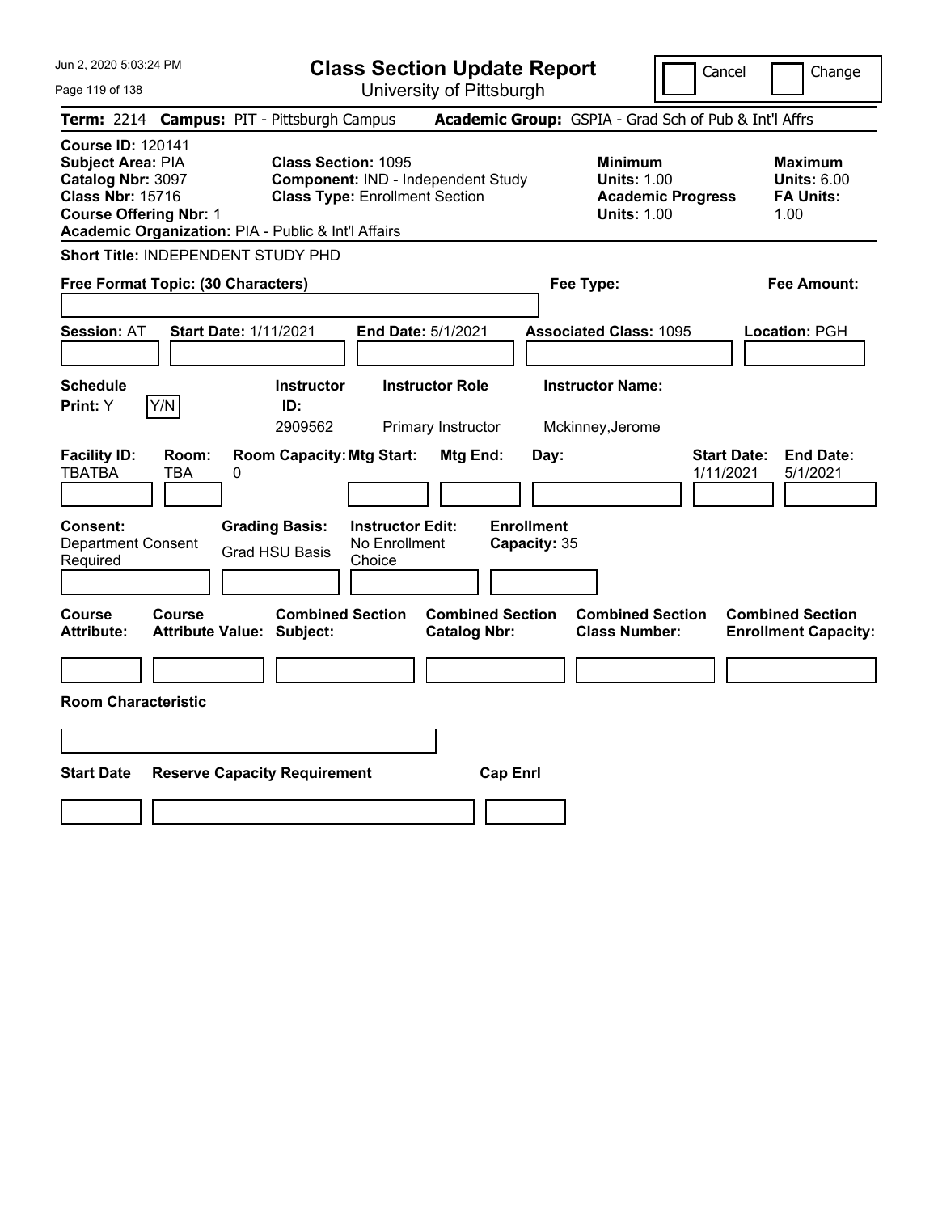# Class Section Update Report

University of Pittsburgh

Cancel | Change

**Term:** 2214 **Campus:** PIT - Pittsburgh Campus **Academic Group:** GSPIA - Grad Sch of Pub & Int'l Affrs

**Course ID:** 120141
**Subject Area:** PIA
**Catalog Nbr:** 3097
**Class Nbr:** 15716
**Course Offering Nbr:** 1
**Academic Organization:** PIA - Public & Int'l Affairs

**Class Section:** 1095
**Component:** IND - Independent Study
**Class Type:** Enrollment Section

**Minimum Units:** 1.00
**Academic Progress Units:** 1.00

**Maximum Units:** 6.00
**FA Units:** 1.00

**Short Title:** INDEPENDENT STUDY PHD

**Free Format Topic: (30 Characters)**

**Fee Type:**

**Fee Amount:**

**Session:** AT **Start Date:** 1/11/2021 **End Date:** 5/1/2021 **Associated Class:** 1095 **Location:** PGH

| Schedule Print: | Instructor ID: | Instructor Role | Instructor Name: |
|---|---|---|---|
| Y | 2909562 | Primary Instructor | Mckinney,Jerome |

| Facility ID: | Room: | Room Capacity: | Mtg Start: | Mtg End: | Day: | Start Date: | End Date: |
|---|---|---|---|---|---|---|---|
| TBATBA | TBA | 0 | | | | 1/11/2021 | 5/1/2021 |

| Consent: | Grading Basis: | Instructor Edit: | Enrollment Capacity: |
|---|---|---|---|
| Department Consent Required | Grad HSU Basis | No Enrollment Choice | 35 |

| Course Attribute: | Course Attribute Value: | Combined Section Subject: | Combined Section Catalog Nbr: | Combined Section Class Number: | Combined Section Enrollment Capacity: |
|---|---|---|---|---|---|
| | | | | | |

**Room Characteristic**

| Start Date | Reserve Capacity Requirement | Cap Enrl |
|---|---|---|
| | | |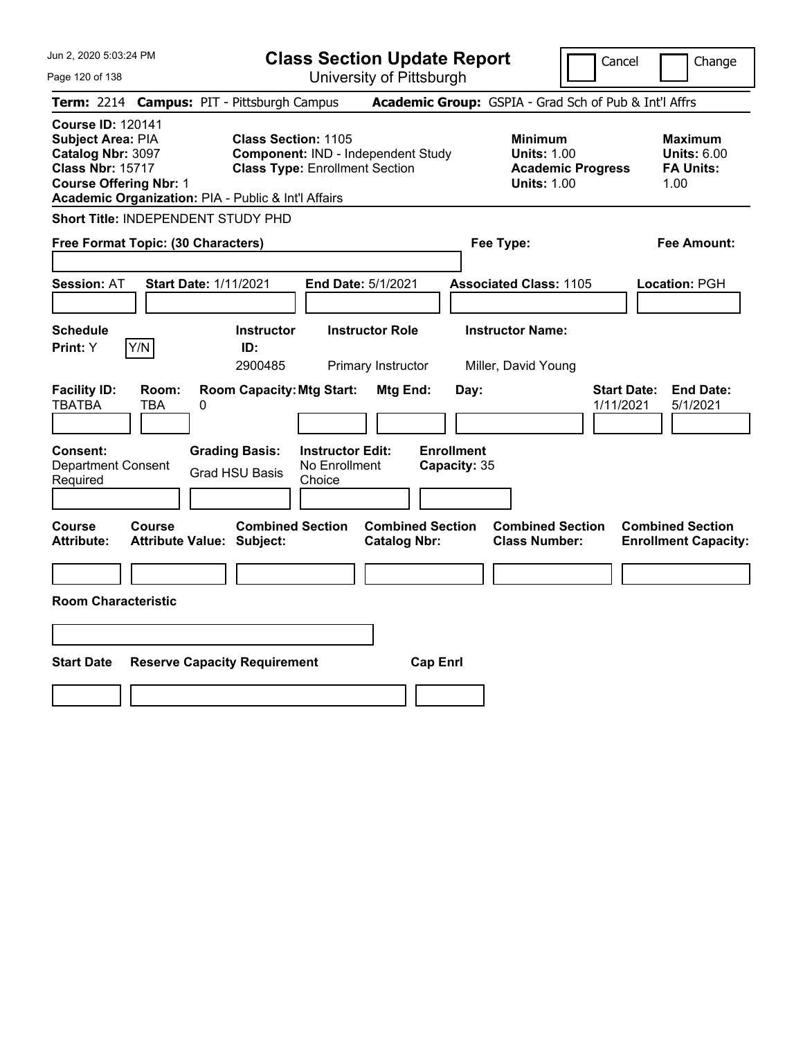# Class Section Update Report

University of Pittsburgh

Cancel Change

**Term:** 2214 **Campus:** PIT - Pittsburgh Campus **Academic Group:** GSPIA - Grad Sch of Pub & Int'l Affrs

**Course ID:** 120141
**Subject Area:** PIA
**Catalog Nbr:** 3097
**Class Nbr:** 15717
**Course Offering Nbr:** 1
**Academic Organization:** PIA - Public & Int'l Affairs

**Class Section:** 1105
**Component:** IND - Independent Study
**Class Type:** Enrollment Section

**Minimum Units:** 1.00
**Academic Progress Units:** 1.00

**Maximum Units:** 6.00
**FA Units:** 1.00

**Short Title:** INDEPENDENT STUDY PHD

**Free Format Topic: (30 Characters)**

**Fee Type:**

**Fee Amount:**

**Session:** AT **Start Date:** 1/11/2021 **End Date:** 5/1/2021 **Associated Class:** 1105 **Location:** PGH

| Schedule Print | Instructor ID | Instructor Role | Instructor Name |
|---|---|---|---|
| Y | 2900485 | Primary Instructor | Miller, David Young |

| Facility ID | Room | Room Capacity | Mtg Start | Mtg End | Day | Start Date | End Date |
|---|---|---|---|---|---|---|---|
| TBATBA | TBA | 0 | | | | 1/11/2021 | 5/1/2021 |

**Consent:** Department Consent Required
**Grading Basis:** Grad HSU Basis
**Instructor Edit:** No Enrollment Choice
**Enrollment Capacity:** 35

| Course Attribute | Course Attribute Value | Combined Section Subject | Combined Section Catalog Nbr | Combined Section Class Number | Combined Section Enrollment Capacity |
|---|---|---|---|---|---|
| | | | | | |

**Room Characteristic**

| Start Date | Reserve Capacity Requirement | Cap Enrl |
|---|---|---|
| | | |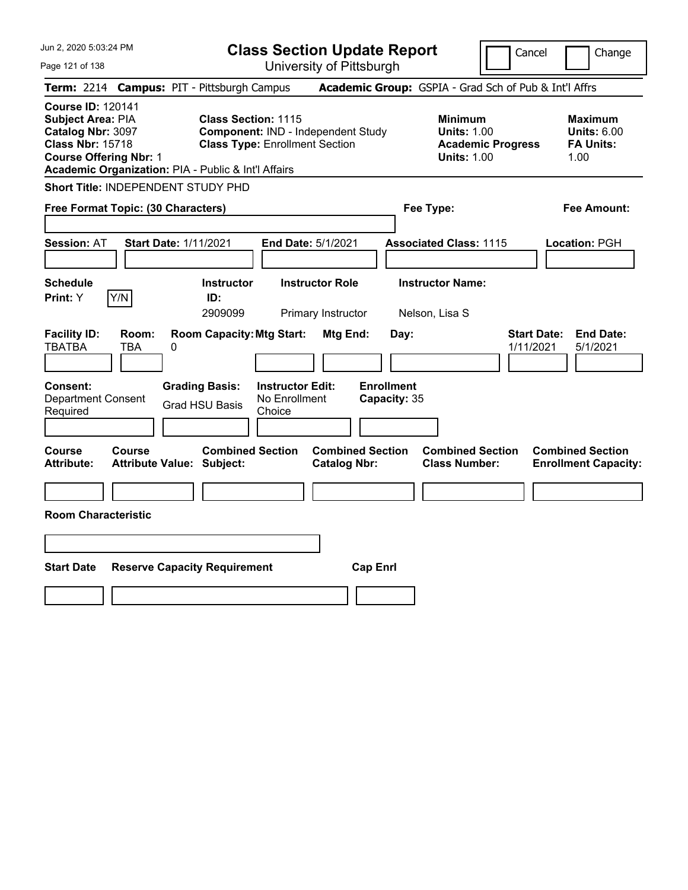# Class Section Update Report

University of Pittsburgh

Cancel | Change

**Term:** 2214 **Campus:** PIT - Pittsburgh Campus **Academic Group:** GSPIA - Grad Sch of Pub & Int'l Affrs

**Course ID:** 120141
**Subject Area:** PIA
**Catalog Nbr:** 3097
**Class Nbr:** 15718
**Course Offering Nbr:** 1
**Academic Organization:** PIA - Public & Int'l Affairs

**Class Section:** 1115
**Component:** IND - Independent Study
**Class Type:** Enrollment Section

**Minimum Units:** 1.00
**Academic Progress Units:** 1.00

**Maximum Units:** 6.00
**FA Units:** 1.00

**Short Title:** INDEPENDENT STUDY PHD

**Free Format Topic: (30 Characters)**

**Fee Type:**

**Fee Amount:**

**Session:** AT **Start Date:** 1/11/2021 **End Date:** 5/1/2021 **Associated Class:** 1115 **Location:** PGH

| Schedule Print | | Instructor ID | Instructor Role | Instructor Name |
|---|---|---|---|---|
| Y | Y/N | 2909099 | Primary Instructor | Nelson, Lisa S |

| Facility ID | Room | Room Capacity | Mtg Start | Mtg End | Day | Start Date | End Date |
|---|---|---|---|---|---|---|---|
| TBATBA | TBA | 0 | | | | 1/11/2021 | 5/1/2021 |

| Consent | Grading Basis | Instructor Edit | Enrollment Capacity |
|---|---|---|---|
| Department Consent Required | Grad HSU Basis | No Enrollment Choice | 35 |

| Course Attribute | Course Attribute Value | Combined Section Subject | Combined Section Catalog Nbr | Combined Section Class Number | Combined Section Enrollment Capacity |
|---|---|---|---|---|---|
| | | | | | |

**Room Characteristic**

| Start Date | Reserve Capacity Requirement | Cap Enrl |
|---|---|---|
| | | |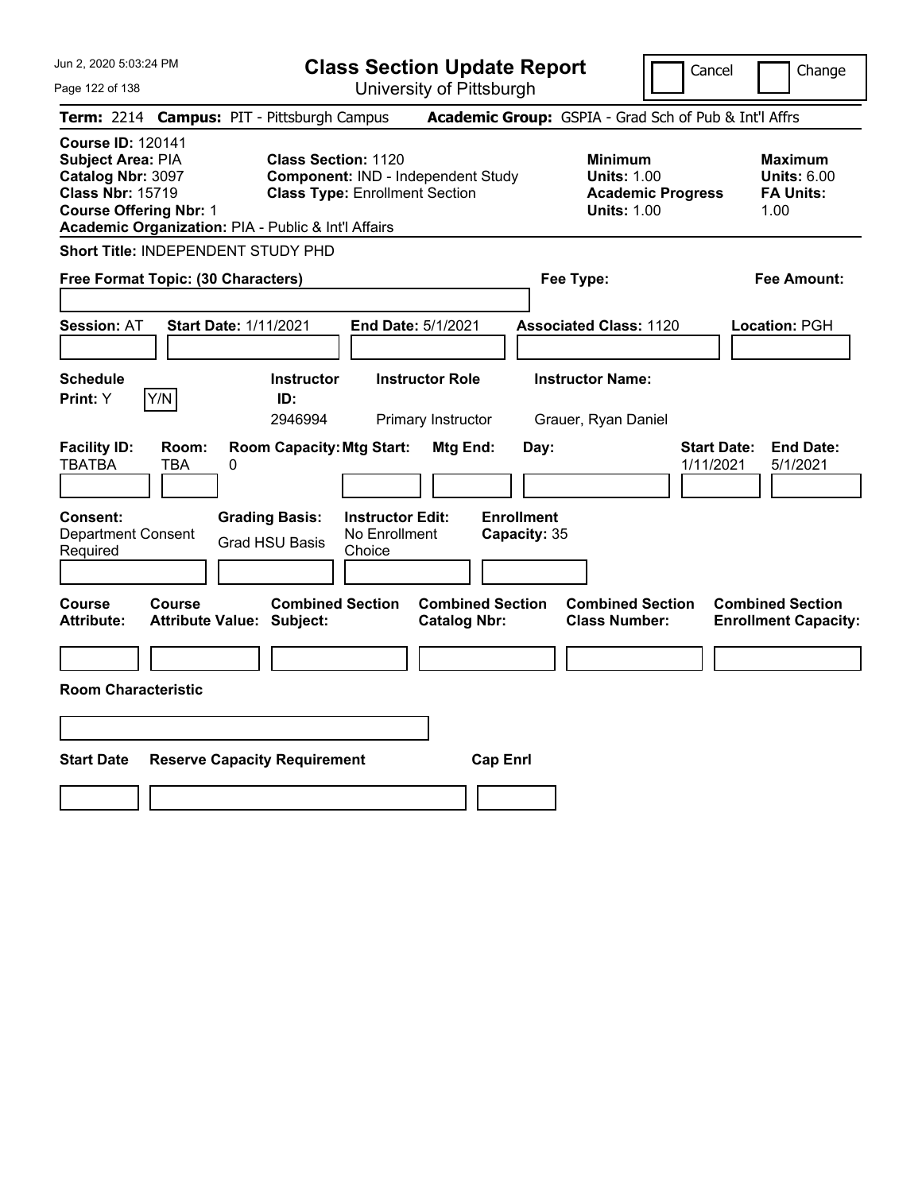# Class Section Update Report

University of Pittsburgh

Cancel | Change

**Term:** 2214 **Campus:** PIT - Pittsburgh Campus **Academic Group:** GSPIA - Grad Sch of Pub & Int'l Affrs

**Course ID:** 120141
**Subject Area:** PIA
**Catalog Nbr:** 3097
**Class Nbr:** 15719
**Course Offering Nbr:** 1
**Academic Organization:** PIA - Public & Int'l Affairs

**Class Section:** 1120
**Component:** IND - Independent Study
**Class Type:** Enrollment Section

**Minimum Units:** 1.00
**Academic Progress Units:** 1.00

**Maximum Units:** 6.00
**FA Units:** 1.00

**Short Title:** INDEPENDENT STUDY PHD

**Free Format Topic: (30 Characters)**

**Fee Type:**

**Fee Amount:**

**Session:** AT **Start Date:** 1/11/2021 **End Date:** 5/1/2021 **Associated Class:** 1120 **Location:** PGH

| Schedule Print: | Instructor ID: | Instructor Role | Instructor Name: |
|---|---|---|---|
| Y | 2946994 | Primary Instructor | Grauer, Ryan Daniel |

| Facility ID: | Room: | Room Capacity: | Mtg Start: | Mtg End: | Day: | Start Date: | End Date: |
|---|---|---|---|---|---|---|---|
| TBATBA | TBA | 0 | | | | 1/11/2021 | 5/1/2021 |

**Consent:** Department Consent Required
**Grading Basis:** Grad HSU Basis
**Instructor Edit:** No Enrollment Choice
**Enrollment Capacity:** 35

| Course Attribute: | Course Attribute Value: | Combined Section Subject: | Combined Section Catalog Nbr: | Combined Section Class Number: | Combined Section Enrollment Capacity: |
|---|---|---|---|---|---|
| | | | | | |

**Room Characteristic**

| Start Date | Reserve Capacity Requirement | Cap Enrl |
|---|---|---|
| | | |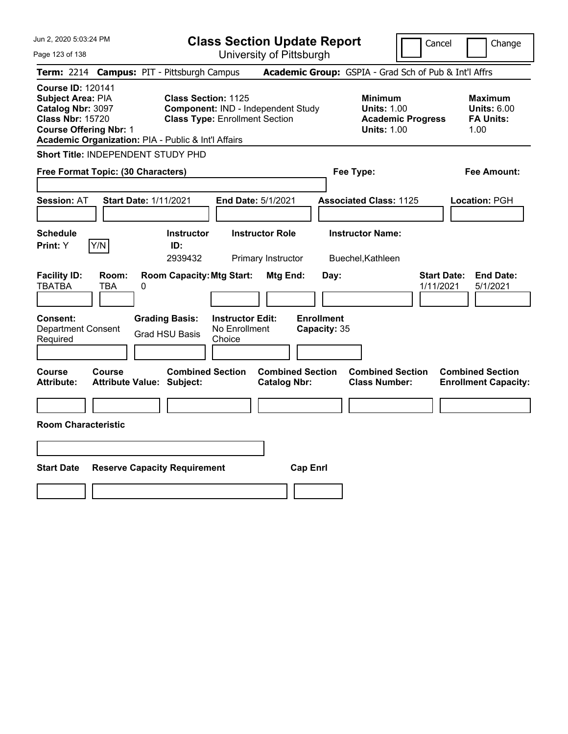# Class Section Update Report

University of Pittsburgh

Cancel | Change

**Term:** 2214 **Campus:** PIT - Pittsburgh Campus **Academic Group:** GSPIA - Grad Sch of Pub & Int'l Affrs

**Course ID:** 120141
**Subject Area:** PIA
**Catalog Nbr:** 3097
**Class Nbr:** 15720
**Course Offering Nbr:** 1
**Academic Organization:** PIA - Public & Int'l Affairs

**Class Section:** 1125
**Component:** IND - Independent Study
**Class Type:** Enrollment Section

**Minimum Units:** 1.00
**Academic Progress Units:** 1.00

**Maximum Units:** 6.00
**FA Units:** 1.00

**Short Title:** INDEPENDENT STUDY PHD

**Free Format Topic: (30 Characters)**

**Fee Type:**

**Fee Amount:**

**Session:** AT **Start Date:** 1/11/2021 **End Date:** 5/1/2021 **Associated Class:** 1125 **Location:** PGH

| Schedule Print | Instructor ID | Instructor Role | Instructor Name |
|---|---|---|---|
| Y | 2939432 | Primary Instructor | Buechel,Kathleen |

| Facility ID | Room | Room Capacity | Mtg Start | Mtg End | Day | Start Date | End Date |
|---|---|---|---|---|---|---|---|
| TBATBA | TBA | 0 | | | | 1/11/2021 | 5/1/2021 |

**Consent:** Department Consent Required
**Grading Basis:** Grad HSU Basis
**Instructor Edit:** No Enrollment Choice
**Enrollment Capacity:** 35

| Course Attribute | Course Attribute Value | Combined Section Subject | Combined Section Catalog Nbr | Combined Section Class Number | Combined Section Enrollment Capacity |
|---|---|---|---|---|---|
| | | | | | |

**Room Characteristic**

| Start Date | Reserve Capacity Requirement | Cap Enrl |
|---|---|---|
| | | |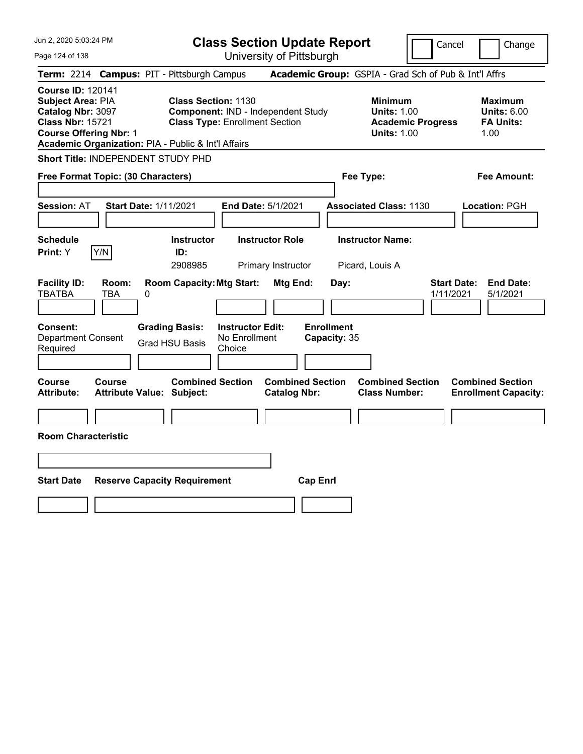# Class Section Update Report

University of Pittsburgh

Cancel | Change

**Term:** 2214 **Campus:** PIT - Pittsburgh Campus **Academic Group:** GSPIA - Grad Sch of Pub & Int'l Affrs

**Course ID:** 120141
**Subject Area:** PIA
**Catalog Nbr:** 3097
**Class Nbr:** 15721
**Course Offering Nbr:** 1
**Academic Organization:** PIA - Public & Int'l Affairs

**Class Section:** 1130
**Component:** IND - Independent Study
**Class Type:** Enrollment Section

**Minimum Units:** 1.00
**Academic Progress Units:** 1.00

**Maximum Units:** 6.00
**FA Units:** 1.00

**Short Title:** INDEPENDENT STUDY PHD

**Free Format Topic: (30 Characters)**

**Fee Type:**

**Fee Amount:**

**Session:** AT **Start Date:** 1/11/2021 **End Date:** 5/1/2021 **Associated Class:** 1130 **Location:** PGH

| Schedule Print | Instructor ID | Instructor Role | Instructor Name |
|---|---|---|---|
| Y | 2908985 | Primary Instructor | Picard, Louis A |

| Facility ID | Room | Room Capacity | Mtg Start | Mtg End | Day | Start Date | End Date |
|---|---|---|---|---|---|---|---|
| TBATBA | TBA | 0 | | | | 1/11/2021 | 5/1/2021 |

**Consent:** Department Consent Required
**Grading Basis:** Grad HSU Basis
**Instructor Edit:** No Enrollment Choice
**Enrollment Capacity:** 35

| Course Attribute | Course Attribute Value | Combined Section Subject | Combined Section Catalog Nbr | Combined Section Class Number | Combined Section Enrollment Capacity |
|---|---|---|---|---|---|
| | | | | | |

**Room Characteristic**

| Start Date | Reserve Capacity Requirement | Cap Enrl |
|---|---|---|
| | | |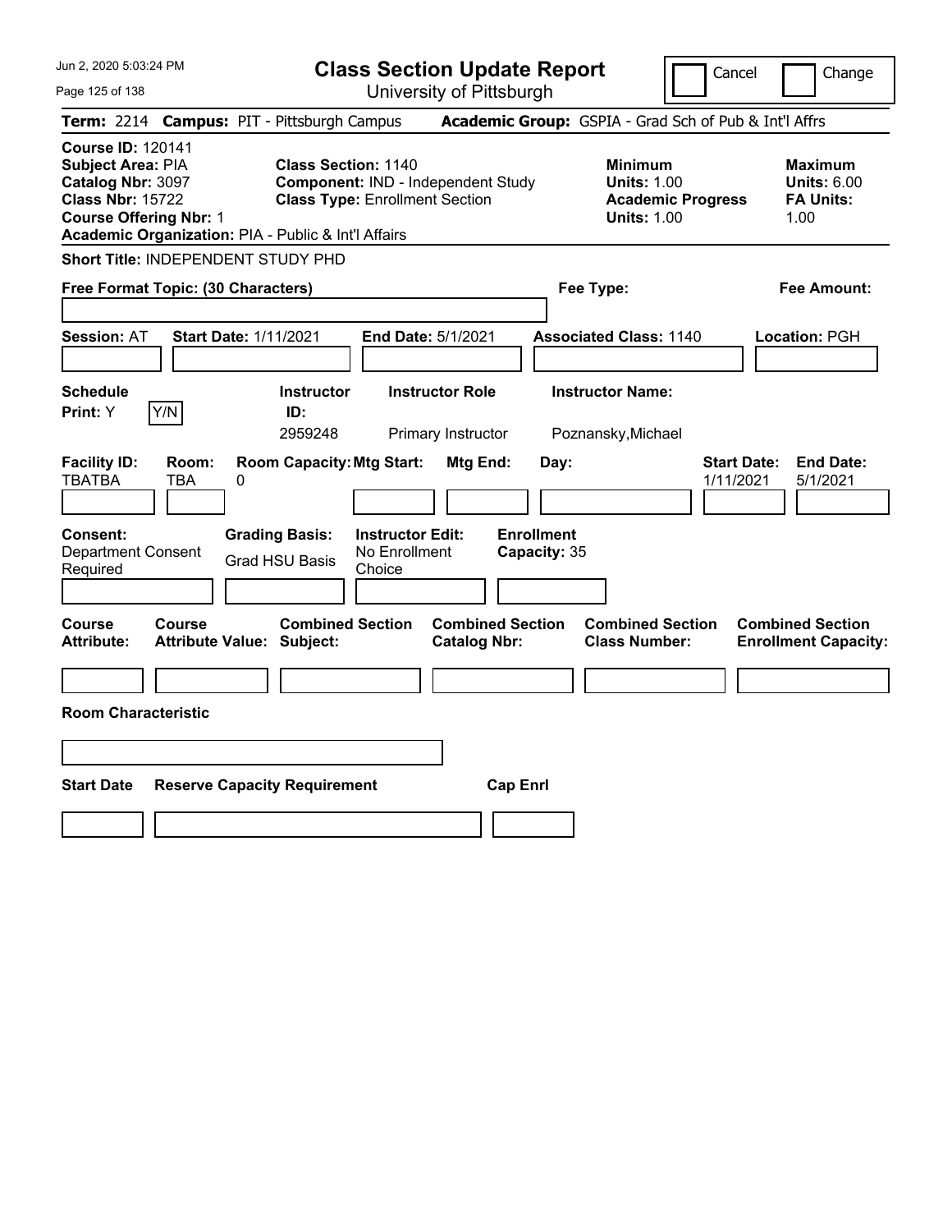# Class Section Update Report

University of Pittsburgh

Cancel | Change

**Term:** 2214 **Campus:** PIT - Pittsburgh Campus **Academic Group:** GSPIA - Grad Sch of Pub & Int'l Affrs

**Course ID:** 120141
**Subject Area:** PIA
**Catalog Nbr:** 3097
**Class Nbr:** 15722
**Course Offering Nbr:** 1
**Academic Organization:** PIA - Public & Int'l Affairs

**Class Section:** 1140
**Component:** IND - Independent Study
**Class Type:** Enrollment Section

**Minimum**
**Units:** 1.00
**Academic Progress Units:** 1.00

**Maximum**
**Units:** 6.00
**FA Units:** 1.00

**Short Title:** INDEPENDENT STUDY PHD

**Free Format Topic: (30 Characters)**

**Fee Type:**

**Fee Amount:**

**Session:** AT **Start Date:** 1/11/2021 **End Date:** 5/1/2021 **Associated Class:** 1140 **Location:** PGH

| Schedule Print: | Instructor ID: | Instructor Role | Instructor Name: |
|---|---|---|---|
| Y | 2959248 | Primary Instructor | Poznansky,Michael |

| Facility ID: | Room: | Room Capacity: | Mtg Start: | Mtg End: | Day: | Start Date: | End Date: |
|---|---|---|---|---|---|---|---|
| TBATBA | TBA | 0 | | | | 1/11/2021 | 5/1/2021 |

| Consent: | Grading Basis: | Instructor Edit: | Enrollment Capacity: |
|---|---|---|---|
| Department Consent Required | Grad HSU Basis | No Enrollment Choice | 35 |

| Course Attribute: | Course Attribute Value: | Combined Section Subject: | Combined Section Catalog Nbr: | Combined Section Class Number: | Combined Section Enrollment Capacity: |
|---|---|---|---|---|---|
| | | | | | |

**Room Characteristic**

| Start Date | Reserve Capacity Requirement | Cap Enrl |
|---|---|---|
| | | |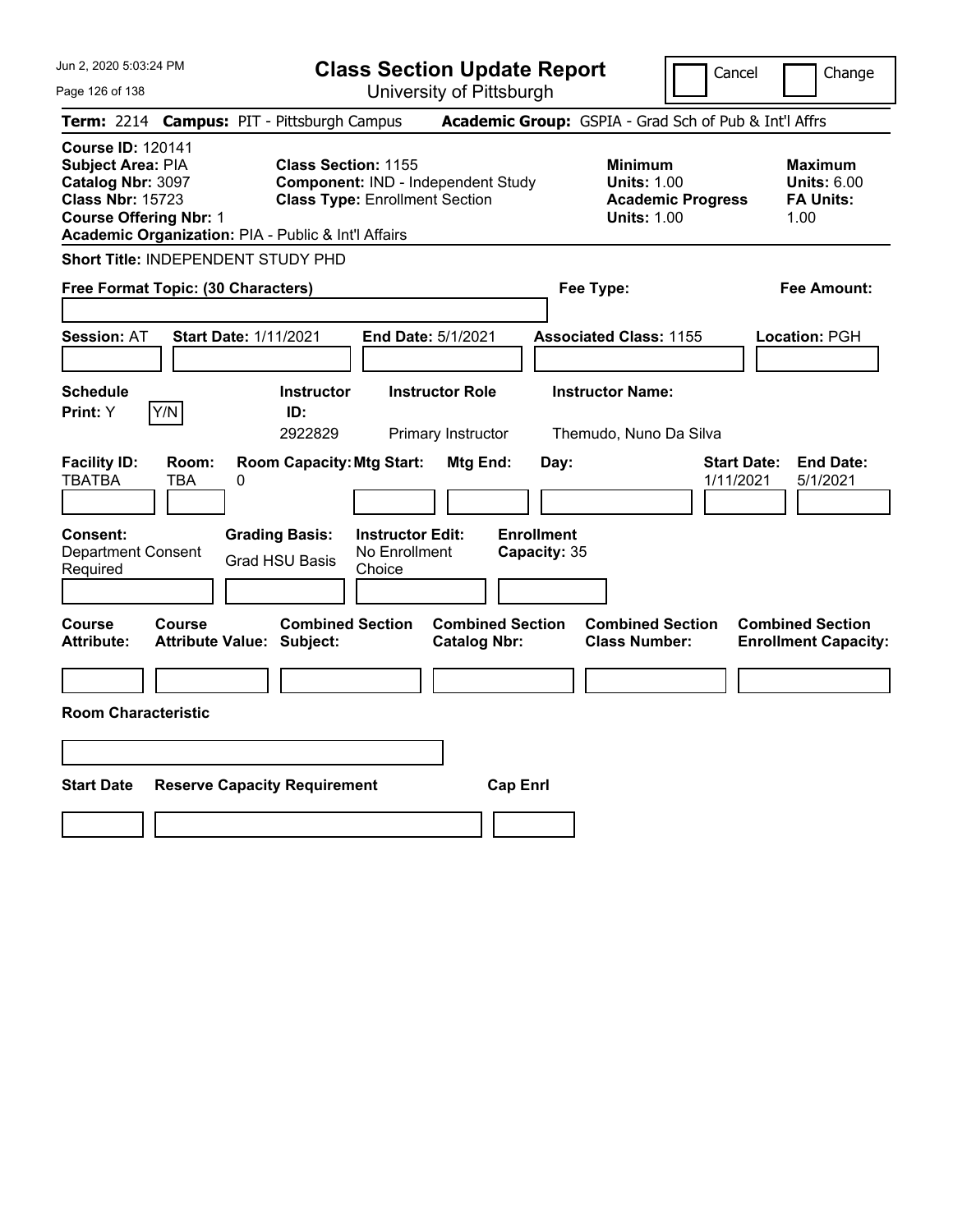# Class Section Update Report

University of Pittsburgh

Cancel | Change

**Term:** 2214 **Campus:** PIT - Pittsburgh Campus **Academic Group:** GSPIA - Grad Sch of Pub & Int'l Affrs

**Course ID:** 120141
**Subject Area:** PIA
**Catalog Nbr:** 3097
**Class Nbr:** 15723
**Course Offering Nbr:** 1
**Academic Organization:** PIA - Public & Int'l Affairs

**Class Section:** 1155
**Component:** IND - Independent Study
**Class Type:** Enrollment Section

**Minimum Units:** 1.00
**Academic Progress Units:** 1.00

**Maximum Units:** 6.00
**FA Units:** 1.00

**Short Title:** INDEPENDENT STUDY PHD

**Free Format Topic: (30 Characters)**

**Fee Type:**

**Fee Amount:**

**Session:** AT **Start Date:** 1/11/2021 **End Date:** 5/1/2021 **Associated Class:** 1155 **Location:** PGH

| Schedule Print | Instructor ID | Instructor Role | Instructor Name |
|---|---|---|---|
| Y (Y/N) | 2922829 | Primary Instructor | Themudo, Nuno Da Silva |

| Facility ID | Room | Room Capacity | Mtg Start | Mtg End | Day | Start Date | End Date |
|---|---|---|---|---|---|---|---|
| TBATBA | TBA | 0 | | | | 1/11/2021 | 5/1/2021 |

**Consent:** Department Consent Required
**Grading Basis:** Grad HSU Basis
**Instructor Edit:** No Enrollment Choice
**Enrollment Capacity:** 35

| Course Attribute | Course Attribute Value | Combined Section Subject | Combined Section Catalog Nbr | Combined Section Class Number | Combined Section Enrollment Capacity |
|---|---|---|---|---|---|
| | | | | | |

**Room Characteristic**

| Start Date | Reserve Capacity Requirement | Cap Enrl |
|---|---|---|
| | | |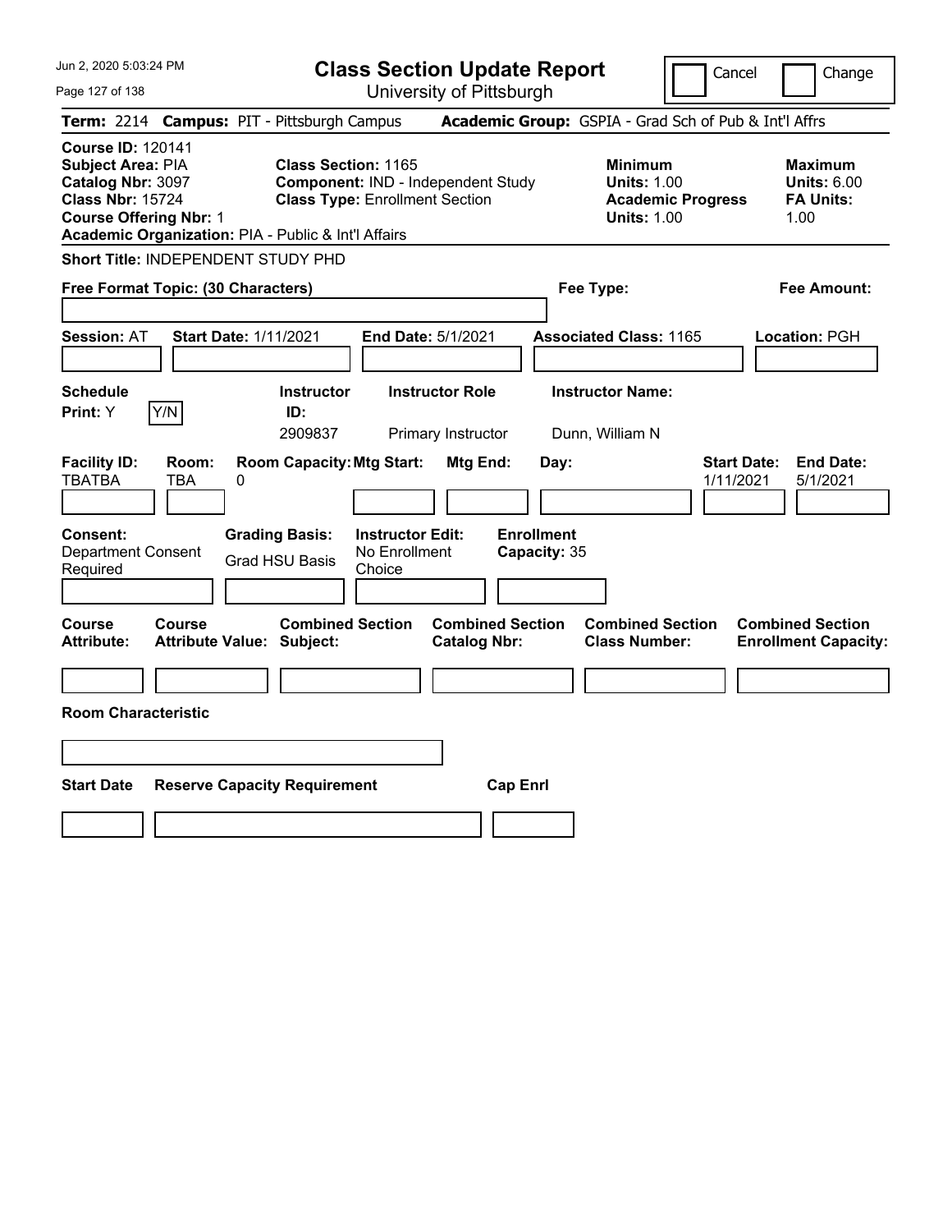# Class Section Update Report

University of Pittsburgh

Cancel | Change

**Term:** 2214 **Campus:** PIT - Pittsburgh Campus **Academic Group:** GSPIA - Grad Sch of Pub & Int'l Affrs

**Course ID:** 120141
**Subject Area:** PIA
**Catalog Nbr:** 3097
**Class Nbr:** 15724
**Course Offering Nbr:** 1
**Academic Organization:** PIA - Public & Int'l Affairs

**Class Section:** 1165
**Component:** IND - Independent Study
**Class Type:** Enrollment Section

**Minimum**
**Units:** 1.00
**Academic Progress Units:** 1.00

**Maximum**
**Units:** 6.00
**FA Units:** 1.00

**Short Title:** INDEPENDENT STUDY PHD

**Free Format Topic: (30 Characters)**

**Fee Type:**

**Fee Amount:**

**Session:** AT **Start Date:** 1/11/2021 **End Date:** 5/1/2021 **Associated Class:** 1165 **Location:** PGH

| Schedule Print: | Instructor ID: | Instructor Role | Instructor Name: |
|---|---|---|---|
| Y [Y/N] | 2909837 | Primary Instructor | Dunn, William N |

| Facility ID: | Room: | Room Capacity: | Mtg Start: | Mtg End: | Day: | Start Date: | End Date: |
|---|---|---|---|---|---|---|---|
| TBATBA | TBA | 0 | | | | 1/11/2021 | 5/1/2021 |

| Consent: | Grading Basis: | Instructor Edit: | Enrollment Capacity: |
|---|---|---|---|
| Department Consent Required | Grad HSU Basis | No Enrollment Choice | 35 |

| Course Attribute: | Course Attribute Value: | Combined Section Subject: | Combined Section Catalog Nbr: | Combined Section Class Number: | Combined Section Enrollment Capacity: |
|---|---|---|---|---|---|
| | | | | | |

**Room Characteristic**

| Start Date | Reserve Capacity Requirement | Cap Enrl |
|---|---|---|
| | | |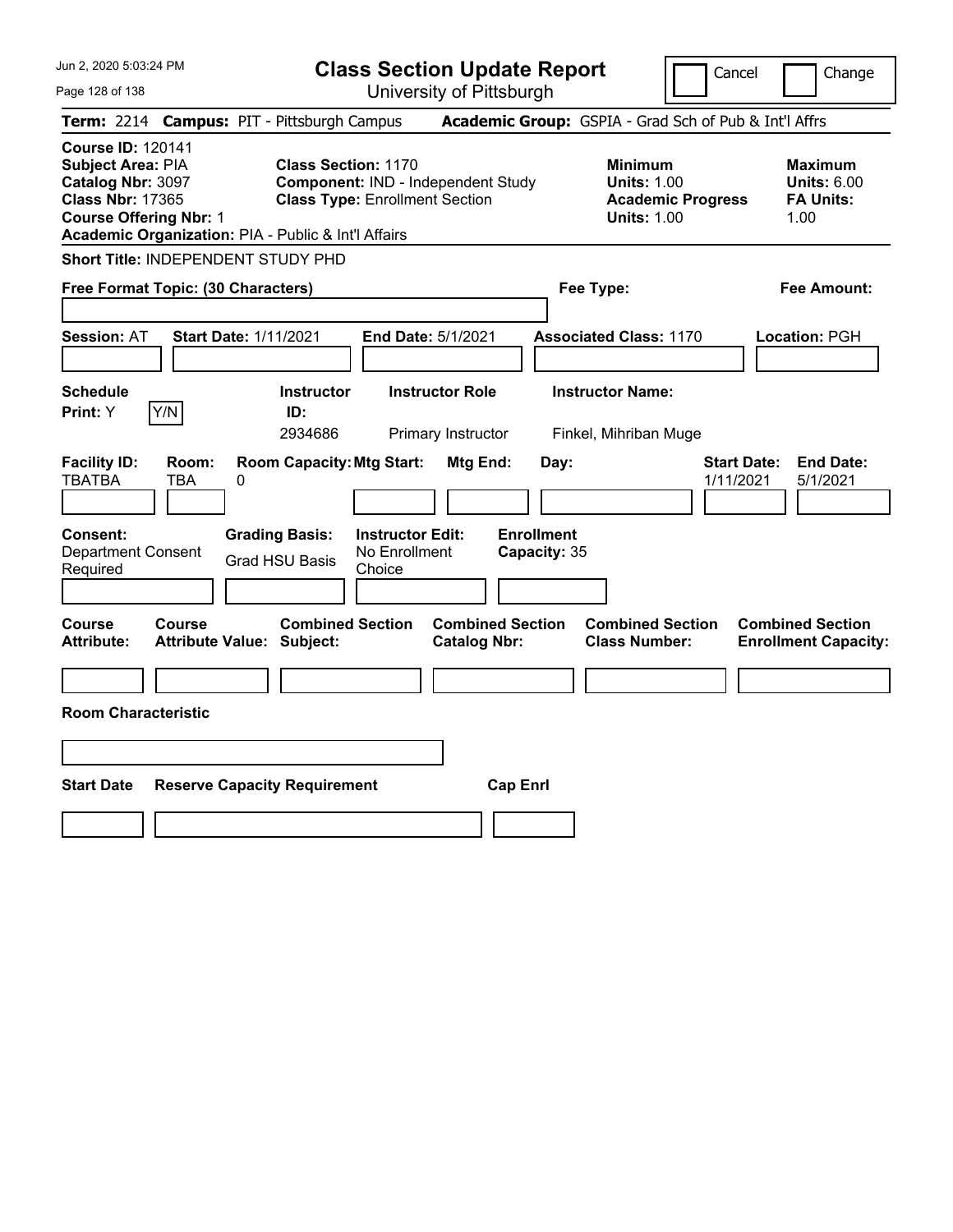# Class Section Update Report

University of Pittsburgh

Cancel | Change

**Term:** 2214 **Campus:** PIT - Pittsburgh Campus **Academic Group:** GSPIA - Grad Sch of Pub & Int'l Affrs

**Course ID:** 120141
**Subject Area:** PIA
**Catalog Nbr:** 3097
**Class Nbr:** 17365
**Course Offering Nbr:** 1
**Academic Organization:** PIA - Public & Int'l Affairs

**Class Section:** 1170
**Component:** IND - Independent Study
**Class Type:** Enrollment Section

**Minimum Units:** 1.00
**Academic Progress Units:** 1.00

**Maximum Units:** 6.00
**FA Units:** 1.00

**Short Title:** INDEPENDENT STUDY PHD

**Free Format Topic: (30 Characters)**

**Fee Type:**

**Fee Amount:**

**Session:** AT **Start Date:** 1/11/2021 **End Date:** 5/1/2021 **Associated Class:** 1170 **Location:** PGH

| Schedule Print: | Instructor ID: | Instructor Role | Instructor Name: |
|---|---|---|---|
| Y | 2934686 | Primary Instructor | Finkel, Mihriban Muge |

| Facility ID: | Room: | Room Capacity: | Mtg Start: | Mtg End: | Day: | Start Date: | End Date: |
|---|---|---|---|---|---|---|---|
| TBATBA | TBA | 0 | | | | 1/11/2021 | 5/1/2021 |

| Consent: | Grading Basis: | Instructor Edit: | Enrollment Capacity: |
|---|---|---|---|
| Department Consent Required | Grad HSU Basis | No Enrollment Choice | 35 |

| Course Attribute: | Course Attribute Value: | Combined Section Subject: | Combined Section Catalog Nbr: | Combined Section Class Number: | Combined Section Enrollment Capacity: |
|---|---|---|---|---|---|
| | | | | | |

**Room Characteristic**

| Start Date | Reserve Capacity Requirement | Cap Enrl |
|---|---|---|
| | | |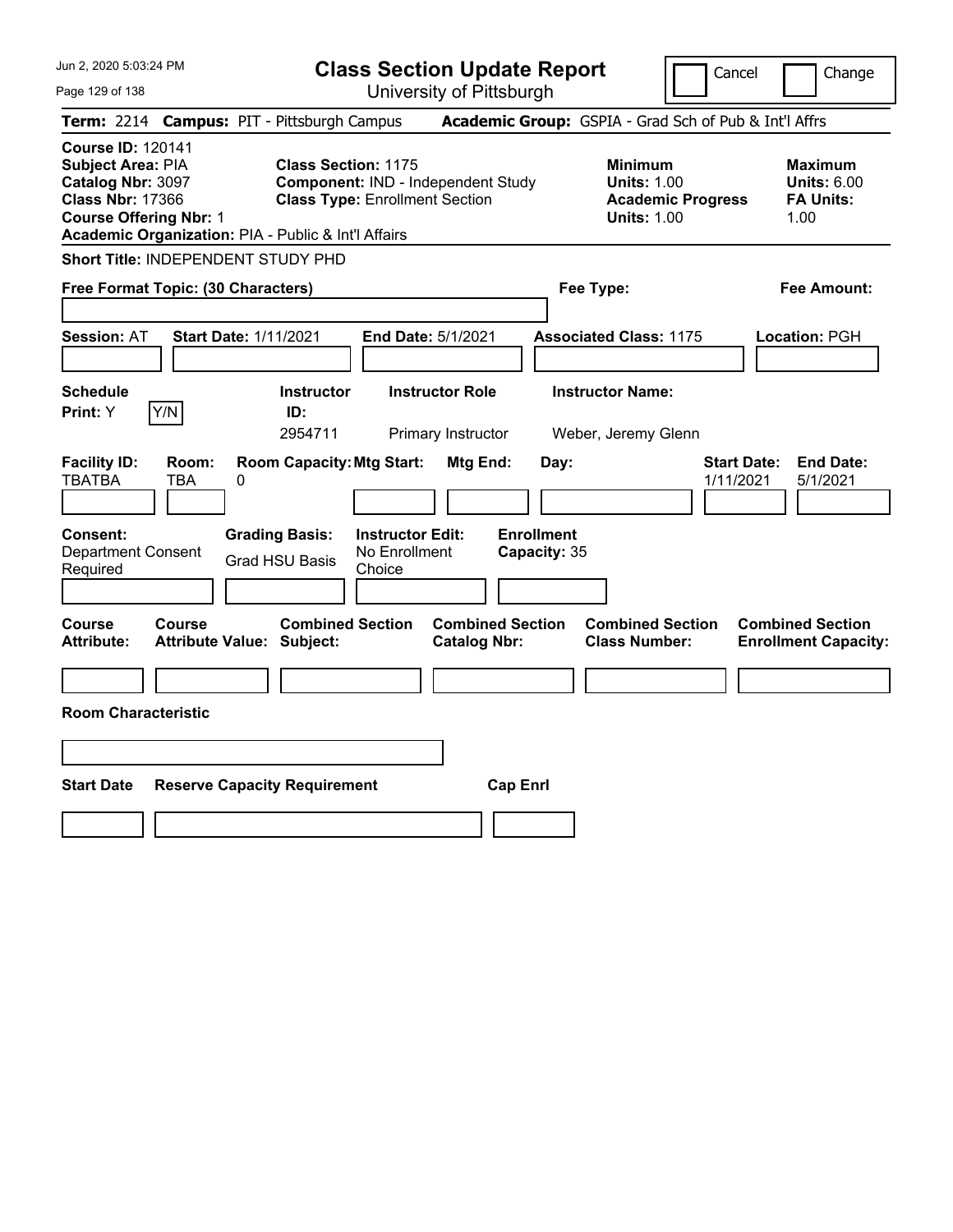# Class Section Update Report

University of Pittsburgh

Cancel | Change

**Term:** 2214 **Campus:** PIT - Pittsburgh Campus **Academic Group:** GSPIA - Grad Sch of Pub & Int'l Affrs

**Course ID:** 120141
**Subject Area:** PIA
**Catalog Nbr:** 3097
**Class Nbr:** 17366
**Course Offering Nbr:** 1
**Academic Organization:** PIA - Public & Int'l Affairs

**Class Section:** 1175
**Component:** IND - Independent Study
**Class Type:** Enrollment Section

**Minimum Units:** 1.00
**Academic Progress Units:** 1.00

**Maximum Units:** 6.00
**FA Units:** 1.00

**Short Title:** INDEPENDENT STUDY PHD

**Free Format Topic: (30 Characters)**

**Fee Type:**

**Fee Amount:**

**Session:** AT **Start Date:** 1/11/2021 **End Date:** 5/1/2021 **Associated Class:** 1175 **Location:** PGH

| Schedule Print: | Instructor ID: | Instructor Role | Instructor Name: |
|---|---|---|---|
| Y | 2954711 | Primary Instructor | Weber, Jeremy Glenn |

| Facility ID: | Room: | Room Capacity: | Mtg Start: | Mtg End: | Day: | Start Date: | End Date: |
|---|---|---|---|---|---|---|---|
| TBATBA | TBA | 0 | | | | 1/11/2021 | 5/1/2021 |

| Consent: | Grading Basis: | Instructor Edit: | Enrollment Capacity: |
|---|---|---|---|
| Department Consent Required | Grad HSU Basis | No Enrollment Choice | 35 |

| Course Attribute: | Course Attribute Value: | Combined Section Subject: | Combined Section Catalog Nbr: | Combined Section Class Number: | Combined Section Enrollment Capacity: |
|---|---|---|---|---|---|
| | | | | | |

**Room Characteristic**

| Start Date | Reserve Capacity Requirement | Cap Enrl |
|---|---|---|
| | | |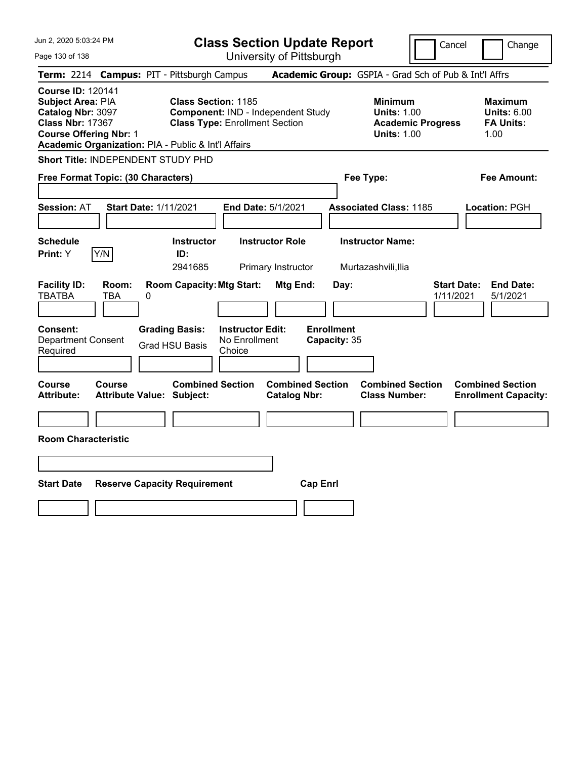# Class Section Update Report

University of Pittsburgh

Cancel | Change

**Term:** 2214 **Campus:** PIT - Pittsburgh Campus **Academic Group:** GSPIA - Grad Sch of Pub & Int'l Affrs

**Course ID:** 120141
**Subject Area:** PIA
**Catalog Nbr:** 3097
**Class Nbr:** 17367
**Course Offering Nbr:** 1
**Academic Organization:** PIA - Public & Int'l Affairs

**Class Section:** 1185
**Component:** IND - Independent Study
**Class Type:** Enrollment Section

**Minimum Units:** 1.00
**Academic Progress Units:** 1.00

**Maximum Units:** 6.00
**FA Units:** 1.00

**Short Title:** INDEPENDENT STUDY PHD

**Free Format Topic: (30 Characters)**

**Fee Type:**

**Fee Amount:**

**Session:** AT **Start Date:** 1/11/2021 **End Date:** 5/1/2021 **Associated Class:** 1185 **Location:** PGH

| Schedule Print: | Instructor ID: | Instructor Role | Instructor Name: |
|---|---|---|---|
| Y (Y/N) | 2941685 | Primary Instructor | Murtazashvili,Ilia |

| Facility ID: | Room: | Room Capacity: | Mtg Start: | Mtg End: | Day: | Start Date: | End Date: |
|---|---|---|---|---|---|---|---|
| TBATBA | TBA | 0 | | | | 1/11/2021 | 5/1/2021 |

| Consent: | Grading Basis: | Instructor Edit: | Enrollment Capacity: |
|---|---|---|---|
| Department Consent Required | Grad HSU Basis | No Enrollment Choice | 35 |

| Course Attribute: | Course Attribute Value: | Combined Section Subject: | Combined Section Catalog Nbr: | Combined Section Class Number: | Combined Section Enrollment Capacity: |
|---|---|---|---|---|---|
| | | | | | |

**Room Characteristic**

| Start Date | Reserve Capacity Requirement | Cap Enrl |
|---|---|---|
| | | |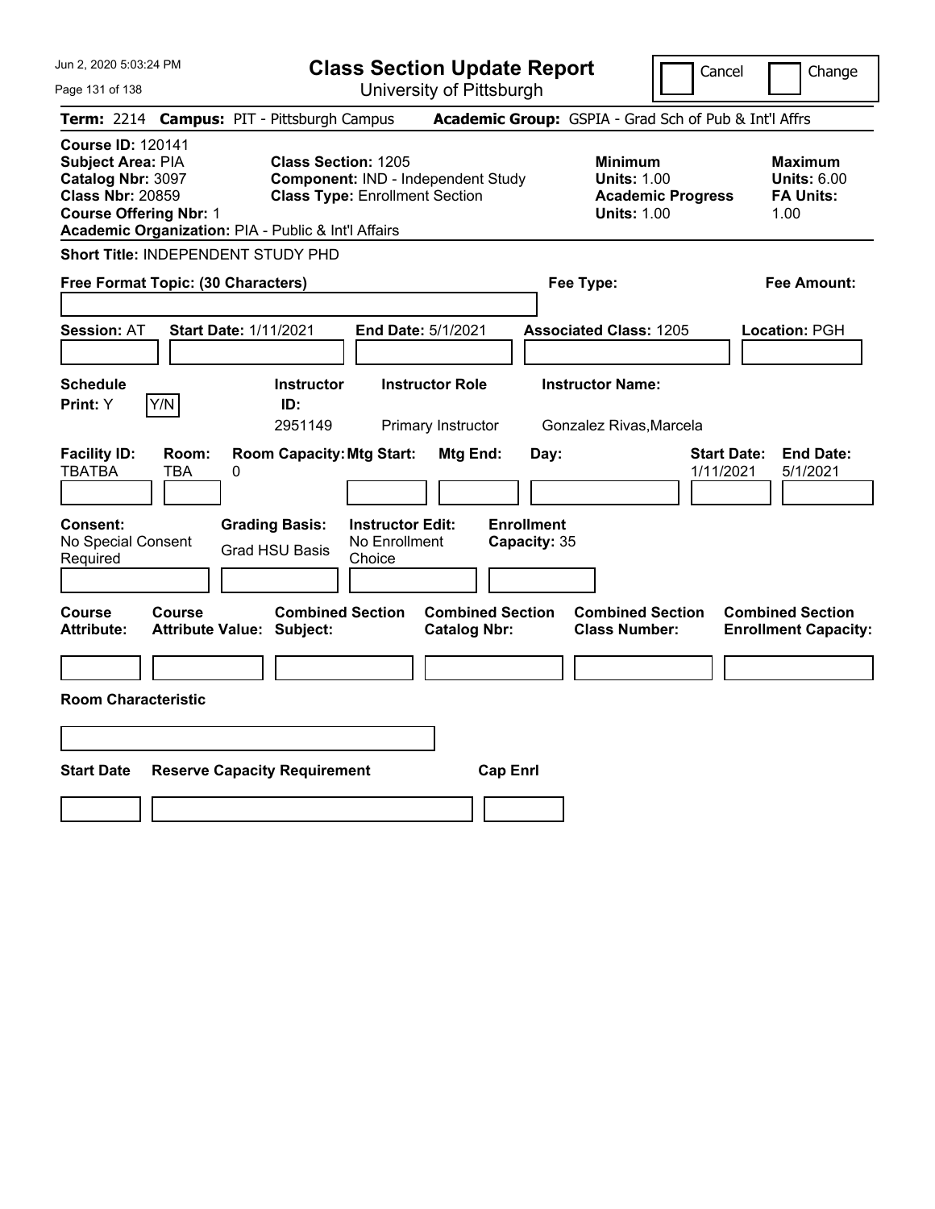# Class Section Update Report

University of Pittsburgh

Jun 2, 2020 5:03:24 PM

Cancel | Change

**Term:** 2214 **Campus:** PIT - Pittsburgh Campus **Academic Group:** GSPIA - Grad Sch of Pub & Int'l Affrs

**Course ID:** 120141
**Subject Area:** PIA
**Catalog Nbr:** 3097
**Class Nbr:** 20859
**Course Offering Nbr:** 1
**Academic Organization:** PIA - Public & Int'l Affairs

**Class Section:** 1205
**Component:** IND - Independent Study
**Class Type:** Enrollment Section

**Minimum Units:** 1.00
**Academic Progress Units:** 1.00

**Maximum Units:** 6.00
**FA Units:** 1.00

**Short Title:** INDEPENDENT STUDY PHD

**Free Format Topic: (30 Characters)**

**Fee Type:**

**Fee Amount:**

**Session:** AT **Start Date:** 1/11/2021 **End Date:** 5/1/2021 **Associated Class:** 1205 **Location:** PGH

| Schedule Print | | Instructor ID | Instructor Role | Instructor Name |
|---|---|---|---|---|
| Y | Y/N | 2951149 | Primary Instructor | Gonzalez Rivas,Marcela |

| Facility ID | Room | Room Capacity | Mtg Start | Mtg End | Day | Start Date | End Date |
|---|---|---|---|---|---|---|---|
| TBATBA | TBA | 0 | | | | 1/11/2021 | 5/1/2021 |

| Consent | Grading Basis | Instructor Edit | Enrollment Capacity |
|---|---|---|---|
| No Special Consent Required | Grad HSU Basis | No Enrollment Choice | 35 |

| Course Attribute | Course Attribute Value | Combined Section Subject | Combined Section Catalog Nbr | Combined Section Class Number | Combined Section Enrollment Capacity |
|---|---|---|---|---|---|
| | | | | | |

**Room Characteristic**

| Start Date | Reserve Capacity Requirement | Cap Enrl |
|---|---|---|
| | | |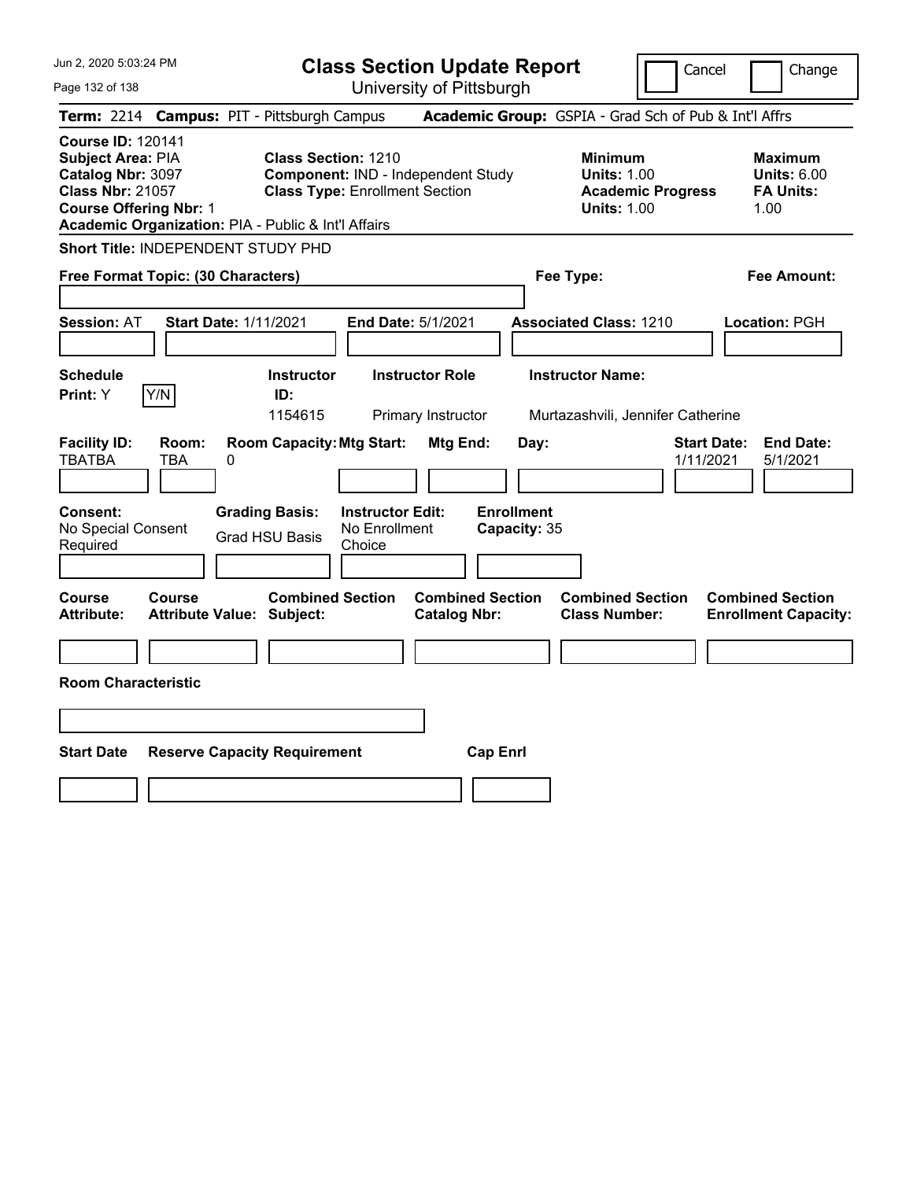# Class Section Update Report

University of Pittsburgh

Jun 2, 2020 5:03:24 PM

Cancel / Change

**Term:** 2214 **Campus:** PIT - Pittsburgh Campus **Academic Group:** GSPIA - Grad Sch of Pub & Int'l Affrs

**Course ID:** 120141
**Subject Area:** PIA
**Catalog Nbr:** 3097
**Class Nbr:** 21057
**Course Offering Nbr:** 1
**Academic Organization:** PIA - Public & Int'l Affairs

**Class Section:** 1210
**Component:** IND - Independent Study
**Class Type:** Enrollment Section

**Minimum Units:** 1.00
**Academic Progress Units:** 1.00

**Maximum Units:** 6.00
**FA Units:** 1.00

**Short Title:** INDEPENDENT STUDY PHD

**Free Format Topic: (30 Characters)**

**Fee Type:**

**Fee Amount:**

**Session:** AT **Start Date:** 1/11/2021 **End Date:** 5/1/2021 **Associated Class:** 1210 **Location:** PGH

| Schedule Print | Instructor ID | Instructor Role | Instructor Name |
|---|---|---|---|
| Y (Y/N) | 1154615 | Primary Instructor | Murtazashvili, Jennifer Catherine |

| Facility ID | Room | Room Capacity | Mtg Start | Mtg End | Day | Start Date | End Date |
|---|---|---|---|---|---|---|---|
| TBATBA | TBA | 0 | | | | 1/11/2021 | 5/1/2021 |

**Consent:** No Special Consent Required
**Grading Basis:** Grad HSU Basis
**Instructor Edit:** No Enrollment Choice
**Enrollment Capacity:** 35

| Course Attribute | Course Attribute Value | Combined Section Subject | Combined Section Catalog Nbr | Combined Section Class Number | Combined Section Enrollment Capacity |
|---|---|---|---|---|---|
| | | | | | |

**Room Characteristic**

| Start Date | Reserve Capacity Requirement | Cap Enrl |
|---|---|---|
| | | |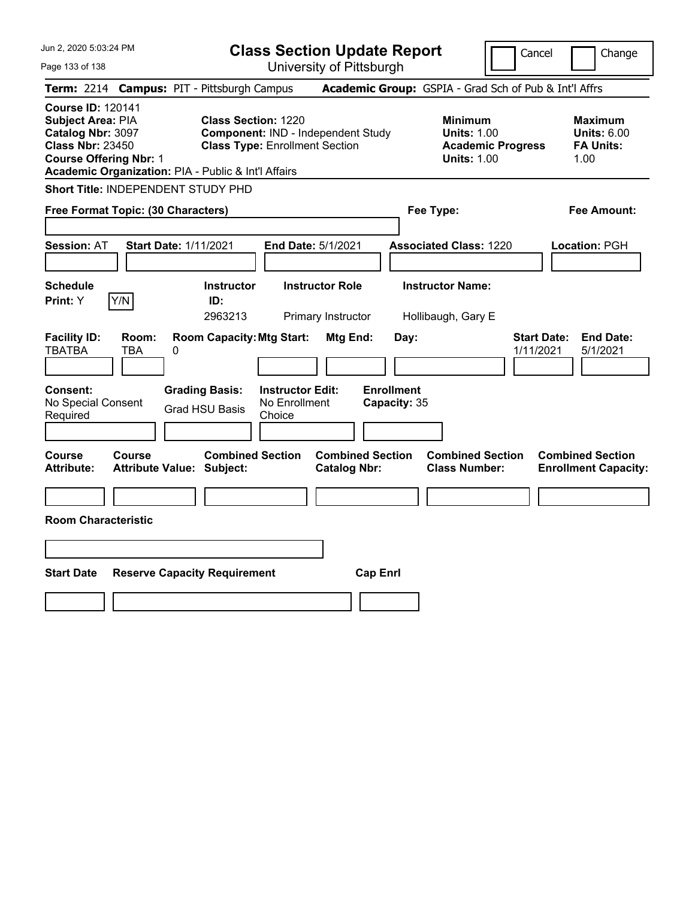# Class Section Update Report

University of Pittsburgh

Cancel | Change

**Term:** 2214 **Campus:** PIT - Pittsburgh Campus **Academic Group:** GSPIA - Grad Sch of Pub & Int'l Affrs

**Course ID:** 120141
**Subject Area:** PIA
**Catalog Nbr:** 3097
**Class Nbr:** 23450
**Course Offering Nbr:** 1
**Academic Organization:** PIA - Public & Int'l Affairs

**Class Section:** 1220
**Component:** IND - Independent Study
**Class Type:** Enrollment Section

**Minimum Units:** 1.00
**Academic Progress Units:** 1.00

**Maximum Units:** 6.00
**FA Units:** 1.00

**Short Title:** INDEPENDENT STUDY PHD

**Free Format Topic: (30 Characters)**

**Fee Type:**

**Fee Amount:**

**Session:** AT **Start Date:** 1/11/2021 **End Date:** 5/1/2021 **Associated Class:** 1220 **Location:** PGH

| Schedule Print | Instructor ID | Instructor Role | Instructor Name |
|---|---|---|---|
| Y | 2963213 | Primary Instructor | Hollibaugh, Gary E |

| Facility ID | Room | Room Capacity | Mtg Start | Mtg End | Day | Start Date | End Date |
|---|---|---|---|---|---|---|---|
| TBATBA | TBA | 0 | | | | 1/11/2021 | 5/1/2021 |

| Consent | Grading Basis | Instructor Edit | Enrollment Capacity |
|---|---|---|---|
| No Special Consent Required | Grad HSU Basis | No Enrollment Choice | 35 |

| Course Attribute | Course Attribute Value | Combined Section Subject | Combined Section Catalog Nbr | Combined Section Class Number | Combined Section Enrollment Capacity |
|---|---|---|---|---|---|
| | | | | | |

**Room Characteristic**

| Start Date | Reserve Capacity Requirement | Cap Enrl |
|---|---|---|
| | | |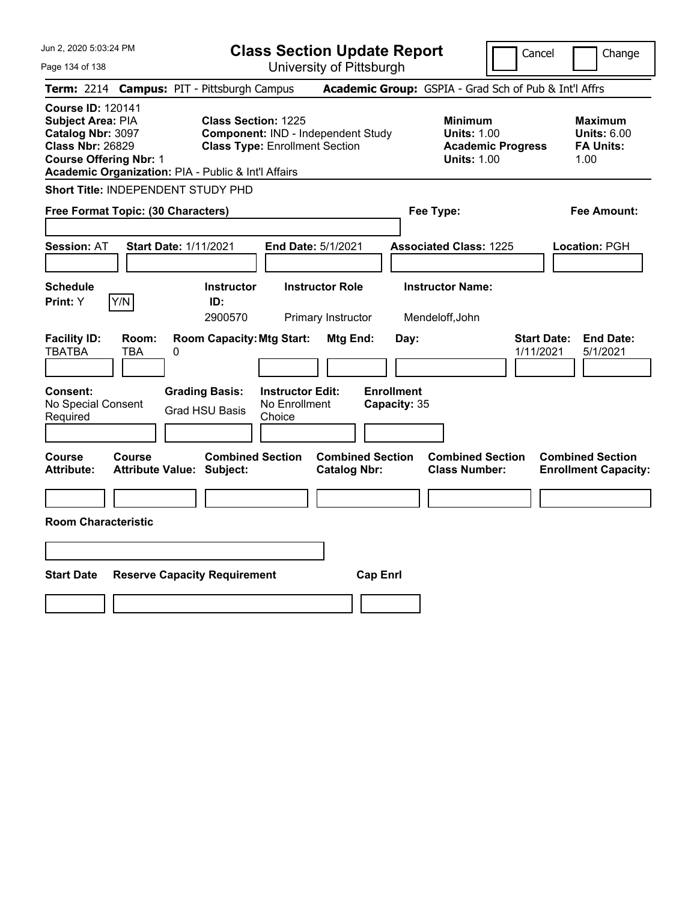# Class Section Update Report

University of Pittsburgh

Cancel | Change

**Term:** 2214 **Campus:** PIT - Pittsburgh Campus **Academic Group:** GSPIA - Grad Sch of Pub & Int'l Affrs

**Course ID:** 120141
**Subject Area:** PIA
**Catalog Nbr:** 3097
**Class Nbr:** 26829
**Course Offering Nbr:** 1
**Academic Organization:** PIA - Public & Int'l Affairs

**Class Section:** 1225
**Component:** IND - Independent Study
**Class Type:** Enrollment Section

**Minimum Units:** 1.00
**Academic Progress Units:** 1.00

**Maximum Units:** 6.00
**FA Units:** 1.00

**Short Title:** INDEPENDENT STUDY PHD

**Free Format Topic: (30 Characters)**

**Fee Type:**

**Fee Amount:**

**Session:** AT **Start Date:** 1/11/2021 **End Date:** 5/1/2021 **Associated Class:** 1225 **Location:** PGH

| Schedule Print: | Instructor ID: | Instructor Role | Instructor Name: |
|---|---|---|---|
| Y [Y/N] | 2900570 | Primary Instructor | Mendeloff,John |

| Facility ID: | Room: | Room Capacity: | Mtg Start: | Mtg End: | Day: | Start Date: | End Date: |
|---|---|---|---|---|---|---|---|
| TBATBA | TBA | 0 | | | | 1/11/2021 | 5/1/2021 |

| Consent: | Grading Basis: | Instructor Edit: | Enrollment Capacity: |
|---|---|---|---|
| No Special Consent Required | Grad HSU Basis | No Enrollment Choice | 35 |

| Course Attribute: | Course Attribute Value: | Combined Section Subject: | Combined Section Catalog Nbr: | Combined Section Class Number: | Combined Section Enrollment Capacity: |
|---|---|---|---|---|---|
| | | | | | |

**Room Characteristic**

| Start Date | Reserve Capacity Requirement | Cap Enrl |
|---|---|---|
| | | |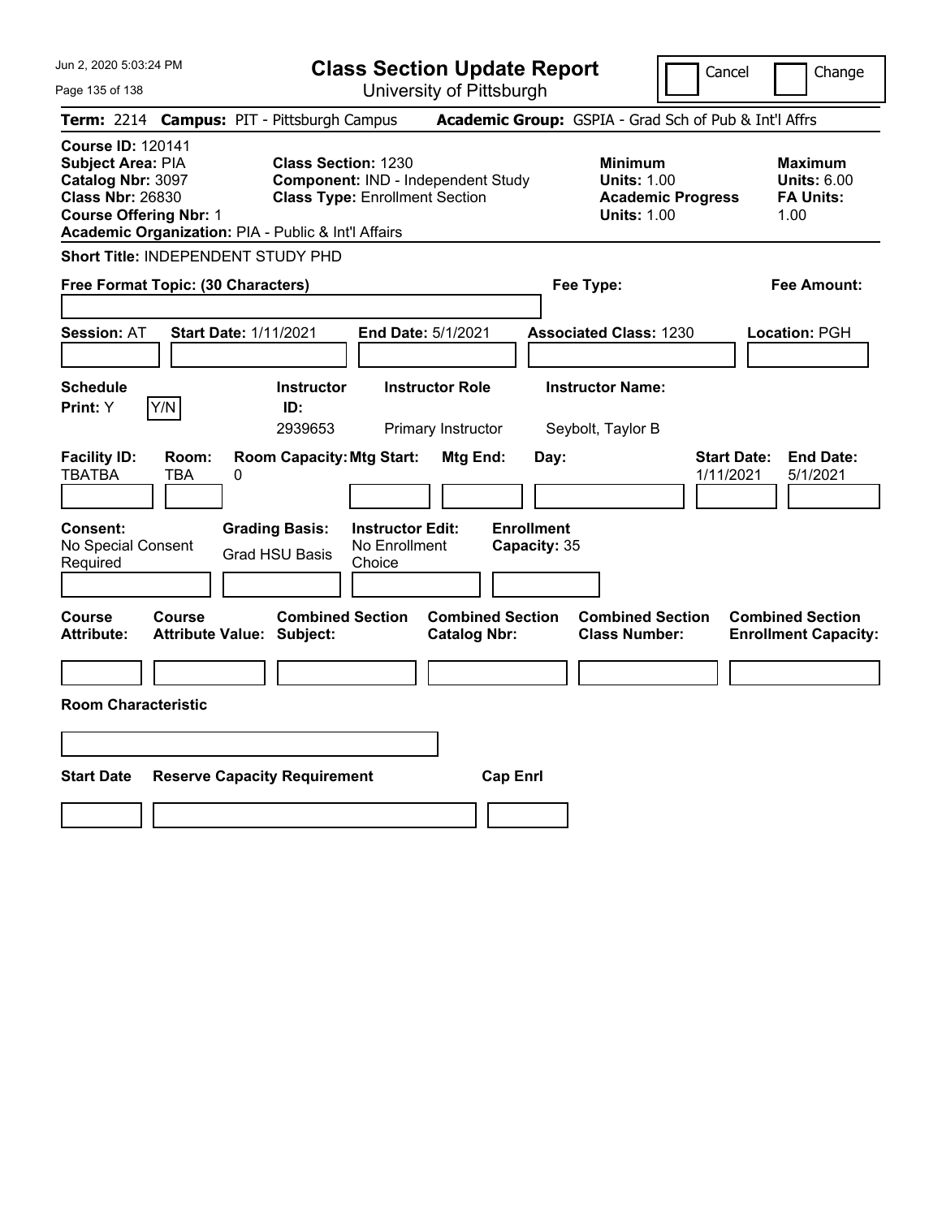# Class Section Update Report

University of Pittsburgh

Cancel | Change

**Term:** 2214 **Campus:** PIT - Pittsburgh Campus **Academic Group:** GSPIA - Grad Sch of Pub & Int'l Affrs

**Course ID:** 120141
**Subject Area:** PIA
**Catalog Nbr:** 3097
**Class Nbr:** 26830
**Course Offering Nbr:** 1
**Academic Organization:** PIA - Public & Int'l Affairs

**Class Section:** 1230
**Component:** IND - Independent Study
**Class Type:** Enrollment Section

**Minimum**
**Units:** 1.00
**Academic Progress Units:** 1.00

**Maximum**
**Units:** 6.00
**FA Units:** 1.00

**Short Title:** INDEPENDENT STUDY PHD

**Free Format Topic: (30 Characters)**

**Fee Type:**

**Fee Amount:**

**Session:** AT **Start Date:** 1/11/2021 **End Date:** 5/1/2021 **Associated Class:** 1230 **Location:** PGH

| Schedule Print | Instructor ID | Instructor Role | Instructor Name |
|---|---|---|---|
| Y (Y/N) | 2939653 | Primary Instructor | Seybolt, Taylor B |

| Facility ID | Room | Room Capacity | Mtg Start | Mtg End | Day | Start Date | End Date |
|---|---|---|---|---|---|---|---|
| TBATBA | TBA | 0 | | | | 1/11/2021 | 5/1/2021 |

| Consent | Grading Basis | Instructor Edit | Enrollment Capacity |
|---|---|---|---|
| No Special Consent Required | Grad HSU Basis | No Enrollment Choice | 35 |

| Course Attribute | Course Attribute Value | Combined Section Subject | Combined Section Catalog Nbr | Combined Section Class Number | Combined Section Enrollment Capacity |
|---|---|---|---|---|---|
| | | | | | |

**Room Characteristic**

| Start Date | Reserve Capacity Requirement | Cap Enrl |
|---|---|---|
| | | |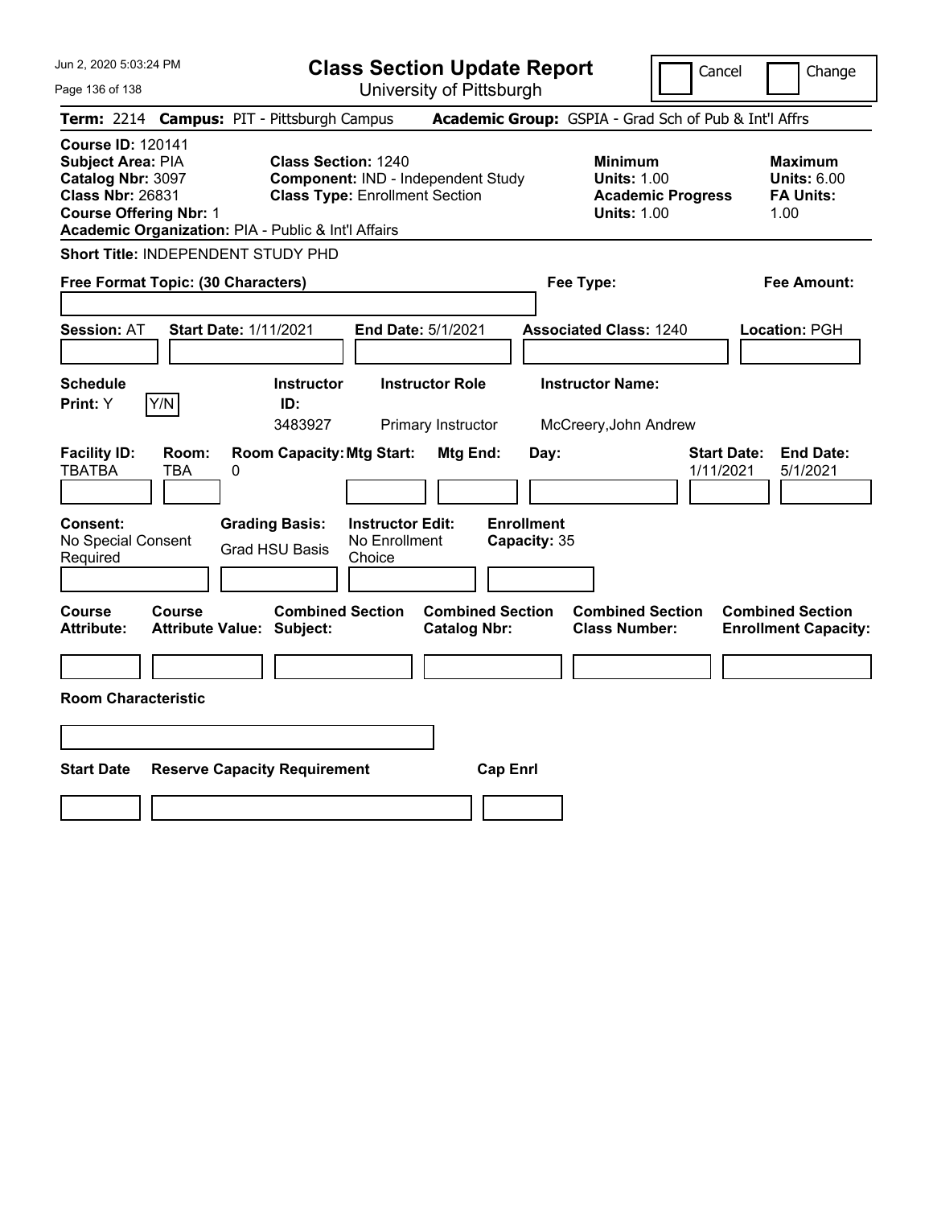# Class Section Update Report

University of Pittsburgh

Cancel | Change

**Term:** 2214 **Campus:** PIT - Pittsburgh Campus **Academic Group:** GSPIA - Grad Sch of Pub & Int'l Affrs

**Course ID:** 120141
**Subject Area:** PIA
**Catalog Nbr:** 3097
**Class Nbr:** 26831
**Course Offering Nbr:** 1
**Academic Organization:** PIA - Public & Int'l Affairs

**Class Section:** 1240
**Component:** IND - Independent Study
**Class Type:** Enrollment Section

**Minimum Units:** 1.00
**Academic Progress Units:** 1.00

**Maximum Units:** 6.00
**FA Units:** 1.00

**Short Title:** INDEPENDENT STUDY PHD

**Free Format Topic: (30 Characters)**

**Fee Type:**

**Fee Amount:**

**Session:** AT **Start Date:** 1/11/2021 **End Date:** 5/1/2021 **Associated Class:** 1240 **Location:** PGH

| Schedule Print | Instructor ID | Instructor Role | Instructor Name |
| --- | --- | --- | --- |
| Y | 3483927 | Primary Instructor | McCreery,John Andrew |

| Facility ID | Room | Room Capacity | Mtg Start | Mtg End | Day | Start Date | End Date |
| --- | --- | --- | --- | --- | --- | --- | --- |
| TBATBA | TBA | 0 | | | | 1/11/2021 | 5/1/2021 |

| Consent | Grading Basis | Instructor Edit | Enrollment Capacity |
| --- | --- | --- | --- |
| No Special Consent Required | Grad HSU Basis | No Enrollment Choice | 35 |

| Course Attribute | Course Attribute Value | Combined Section Subject | Combined Section Catalog Nbr | Combined Section Class Number | Combined Section Enrollment Capacity |
| --- | --- | --- | --- | --- | --- |
| | | | | | |

**Room Characteristic**

| Start Date | Reserve Capacity Requirement | Cap Enrl |
| --- | --- | --- |
| | | |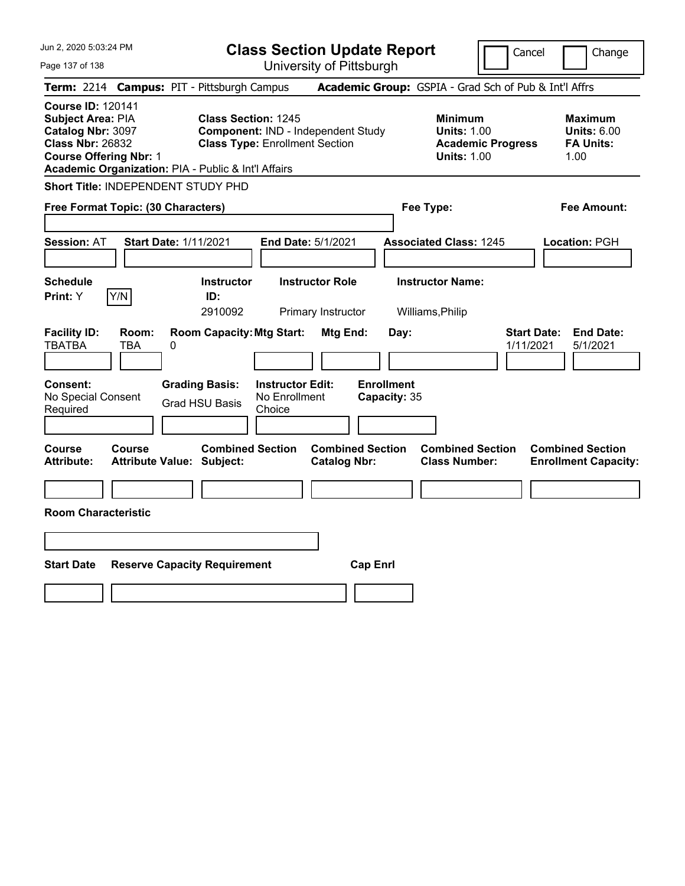# Class Section Update Report

University of Pittsburgh

Cancel ☐ Change ☐

**Term:** 2214 **Campus:** PIT - Pittsburgh Campus **Academic Group:** GSPIA - Grad Sch of Pub & Int'l Affrs

**Course ID:** 120141
**Subject Area:** PIA
**Catalog Nbr:** 3097
**Class Nbr:** 26832
**Course Offering Nbr:** 1
**Academic Organization:** PIA - Public & Int'l Affairs

**Class Section:** 1245
**Component:** IND - Independent Study
**Class Type:** Enrollment Section

**Minimum**
**Units:** 1.00
**Academic Progress Units:** 1.00

**Maximum**
**Units:** 6.00
**FA Units:** 1.00

**Short Title:** INDEPENDENT STUDY PHD

**Free Format Topic: (30 Characters)**

**Fee Type:**

**Fee Amount:**

**Session:** AT **Start Date:** 1/11/2021 **End Date:** 5/1/2021 **Associated Class:** 1245 **Location:** PGH

| Schedule Print: | Y/N | Instructor ID: | Instructor Role | Instructor Name: |
|---|---|---|---|---|
| Y | | 2910092 | Primary Instructor | Williams,Philip |

| Facility ID: | Room: | Room Capacity: | Mtg Start: | Mtg End: | Day: | Start Date: | End Date: |
|---|---|---|---|---|---|---|---|
| TBATBA | TBA | 0 | | | | 1/11/2021 | 5/1/2021 |

| Consent: | Grading Basis: | Instructor Edit: | Enrollment Capacity: |
|---|---|---|---|
| No Special Consent Required | Grad HSU Basis | No Enrollment Choice | 35 |

| Course Attribute: | Course Attribute Value: | Combined Section Subject: | Combined Section Catalog Nbr: | Combined Section Class Number: | Combined Section Enrollment Capacity: |
|---|---|---|---|---|---|
| | | | | | |

**Room Characteristic**

| Start Date | Reserve Capacity Requirement | Cap Enrl |
|---|---|---|
| | | |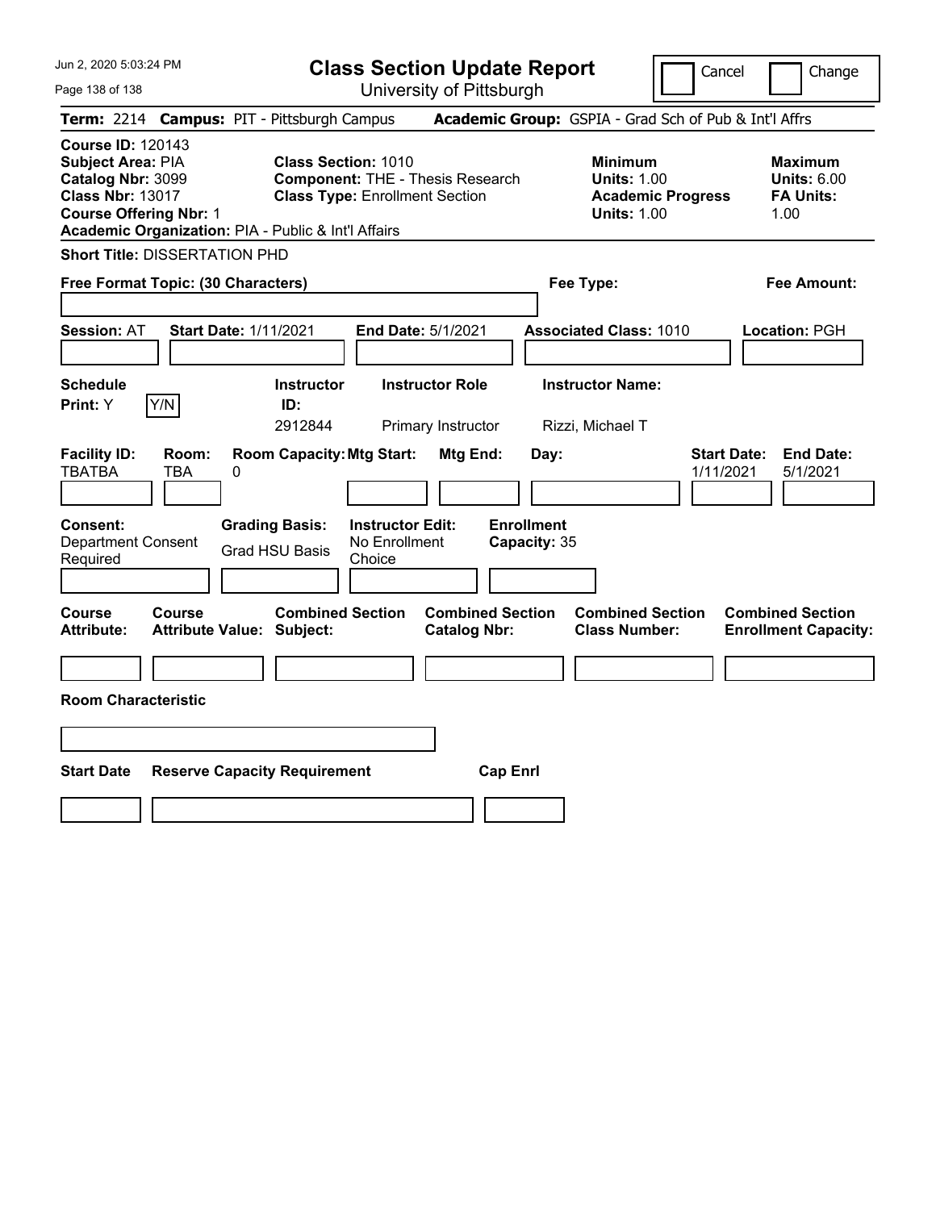# Class Section Update Report

University of Pittsburgh

Cancel | Change

**Term:** 2214 **Campus:** PIT - Pittsburgh Campus **Academic Group:** GSPIA - Grad Sch of Pub & Int'l Affrs

**Course ID:** 120143
**Subject Area:** PIA
**Catalog Nbr:** 3099
**Class Nbr:** 13017
**Course Offering Nbr:** 1
**Academic Organization:** PIA - Public & Int'l Affairs

**Class Section:** 1010
**Component:** THE - Thesis Research
**Class Type:** Enrollment Section

**Minimum Units:** 1.00
**Academic Progress Units:** 1.00

**Maximum Units:** 6.00
**FA Units:** 1.00

**Short Title:** DISSERTATION PHD

**Free Format Topic: (30 Characters)**

**Fee Type:**

**Fee Amount:**

**Session:** AT **Start Date:** 1/11/2021 **End Date:** 5/1/2021 **Associated Class:** 1010 **Location:** PGH

| Schedule Print | | Instructor ID | Instructor Role | Instructor Name |
|---|---|---|---|---|
| Y | Y/N | 2912844 | Primary Instructor | Rizzi, Michael T |

| Facility ID | Room | Room Capacity | Mtg Start | Mtg End | Day | Start Date | End Date |
|---|---|---|---|---|---|---|---|
| TBATBA | TBA | 0 | | | | 1/11/2021 | 5/1/2021 |

**Consent:** Department Consent Required
**Grading Basis:** Grad HSU Basis
**Instructor Edit:** No Enrollment Choice
**Enrollment Capacity:** 35

| Course Attribute | Course Attribute Value | Combined Section Subject | Combined Section Catalog Nbr | Combined Section Class Number | Combined Section Enrollment Capacity |
|---|---|---|---|---|---|
| | | | | | |

**Room Characteristic**

| Start Date | Reserve Capacity Requirement | Cap Enrl |
|---|---|---|
| | | |